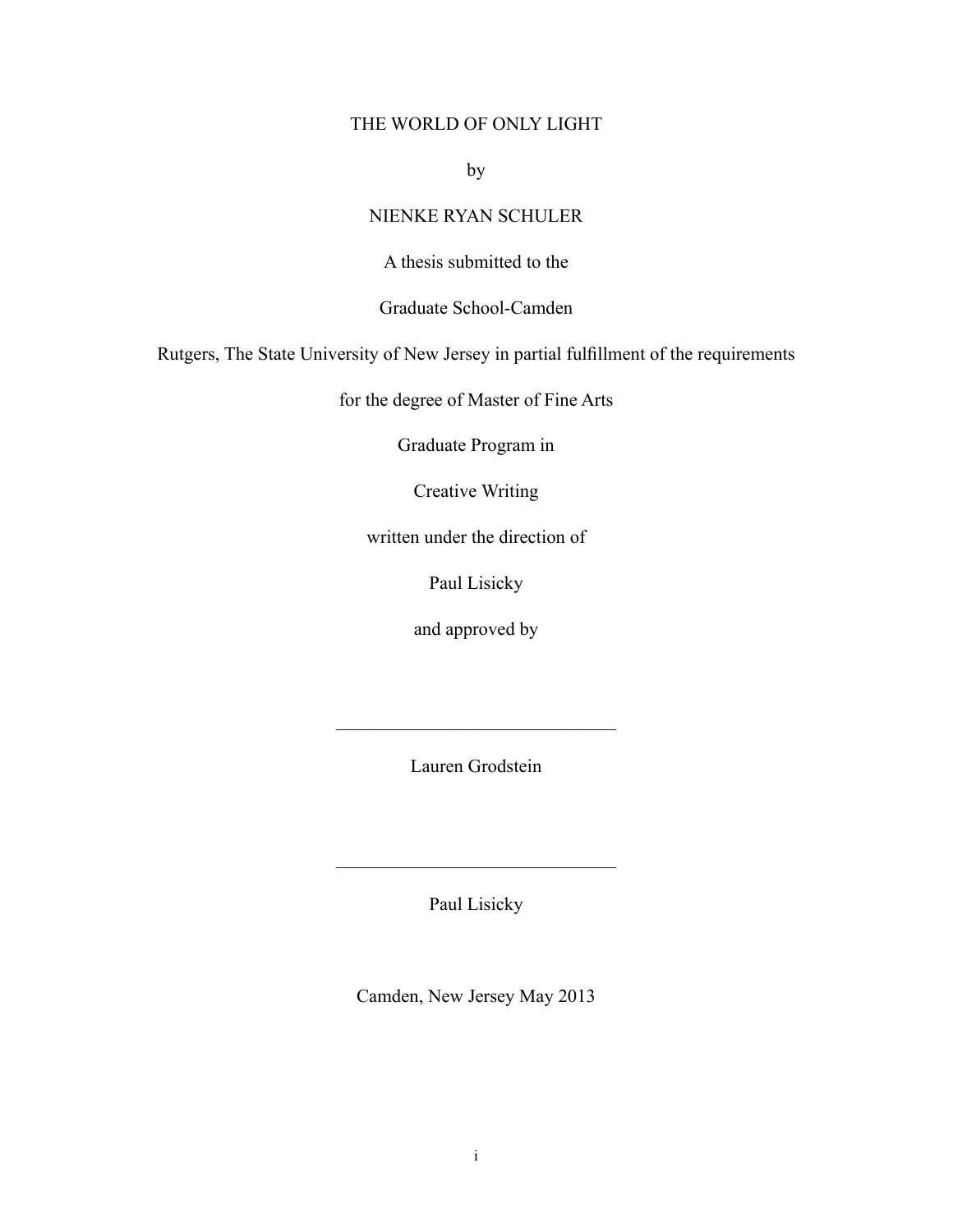# THE WORLD OF ONLY LIGHT

by

NIENKE RYAN SCHULER

A thesis submitted to the

Graduate School-Camden

Rutgers, The State University of New Jersey in partial fulfillment of the requirements

for the degree of Master of Fine Arts

Graduate Program in

Creative Writing

written under the direction of

Paul Lisicky

and approved by

\_\_\_\_\_\_\_\_\_\_\_\_\_\_\_\_\_\_\_\_\_\_\_\_\_\_\_\_\_\_

Lauren Grodstein

\_\_\_\_\_\_\_\_\_\_\_\_\_\_\_\_\_\_\_\_\_\_\_\_\_\_\_\_\_\_

Paul Lisicky

Camden, New Jersey May 2013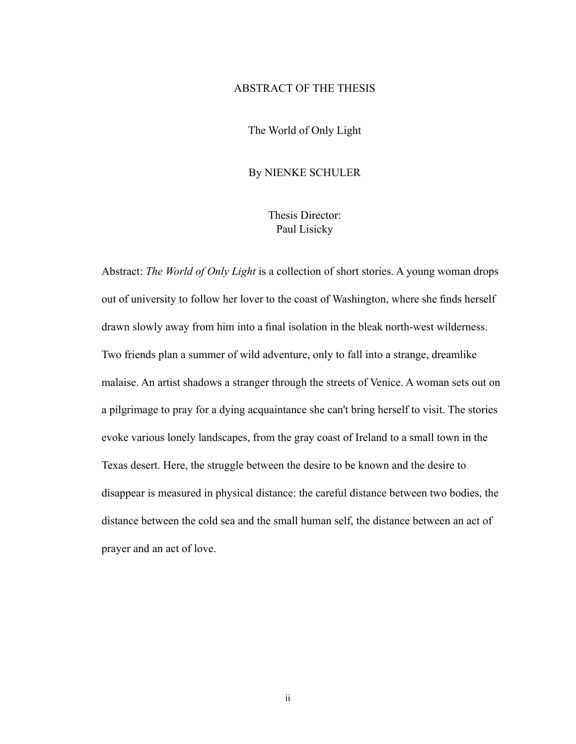# ABSTRACT OF THE THESIS

The World of Only Light

By NIENKE SCHULER

Thesis Director:
Paul Lisicky

Abstract: *The World of Only Light* is a collection of short stories. A young woman drops out of university to follow her lover to the coast of Washington, where she finds herself drawn slowly away from him into a final isolation in the bleak north-west wilderness. Two friends plan a summer of wild adventure, only to fall into a strange, dreamlike malaise. An artist shadows a stranger through the streets of Venice. A woman sets out on a pilgrimage to pray for a dying acquaintance she can't bring herself to visit. The stories evoke various lonely landscapes, from the gray coast of Ireland to a small town in the Texas desert. Here, the struggle between the desire to be known and the desire to disappear is measured in physical distance: the careful distance between two bodies, the distance between the cold sea and the small human self, the distance between an act of prayer and an act of love.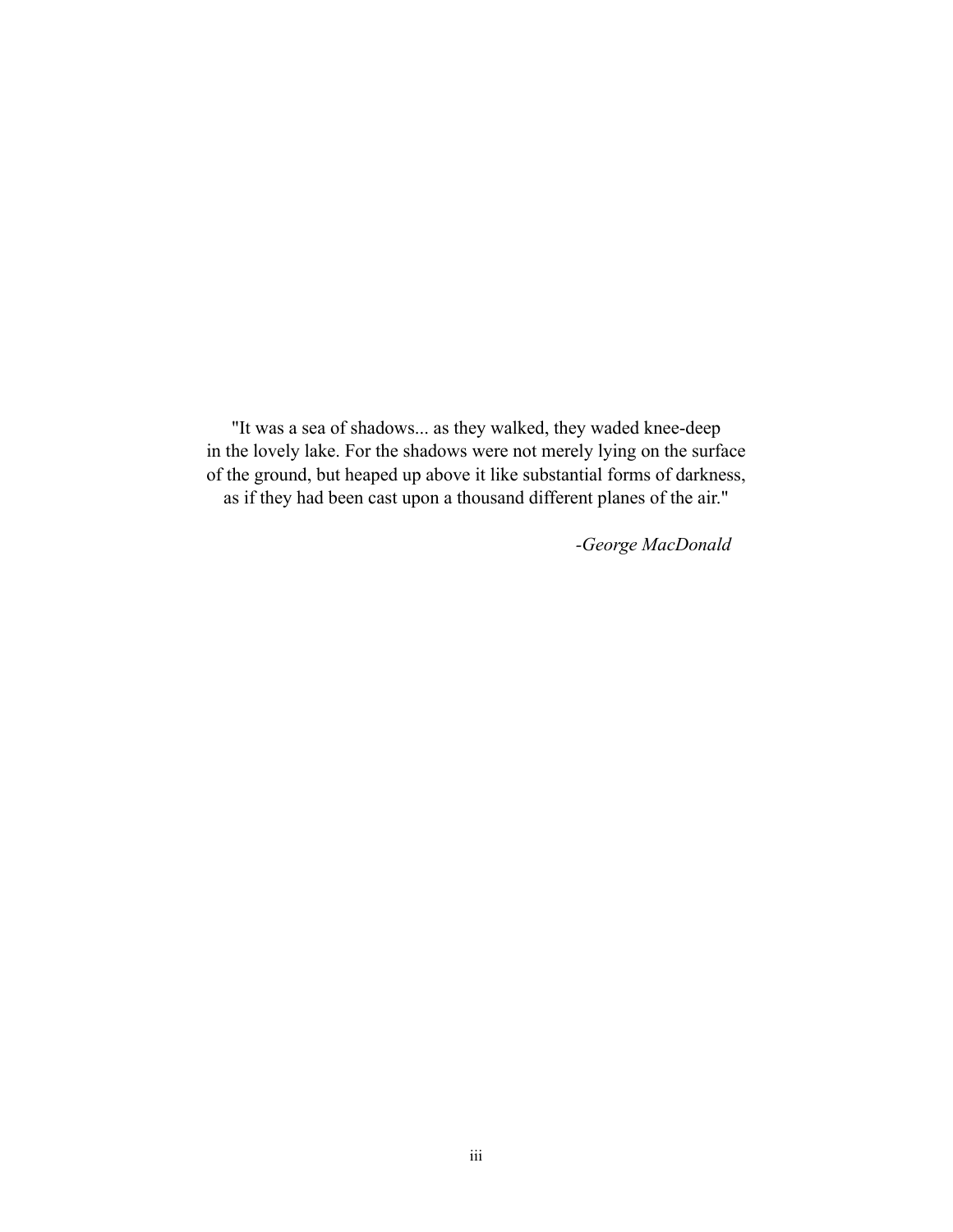"It was a sea of shadows... as they walked, they waded knee-deep in the lovely lake. For the shadows were not merely lying on the surface of the ground, but heaped up above it like substantial forms of darkness, as if they had been cast upon a thousand different planes of the air."

-*George MacDonald*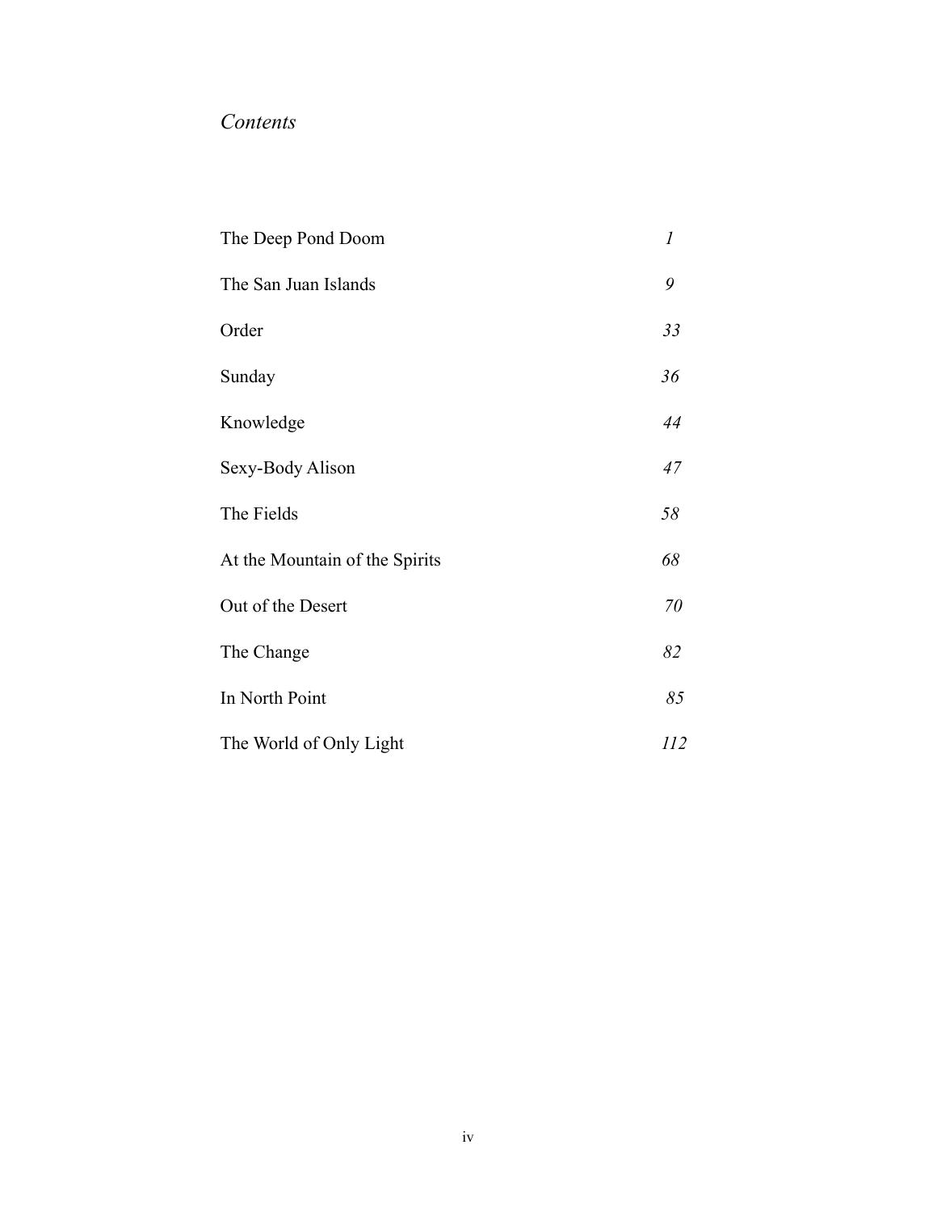# *Contents*

| | |
|---|---|
| The Deep Pond Doom | *1* |
| The San Juan Islands | *9* |
| Order | *33* |
| Sunday | *36* |
| Knowledge | *44* |
| Sexy-Body Alison | *47* |
| The Fields | *58* |
| At the Mountain of the Spirits | *68* |
| Out of the Desert | *70* |
| The Change | *82* |
| In North Point | *85* |
| The World of Only Light | *112* |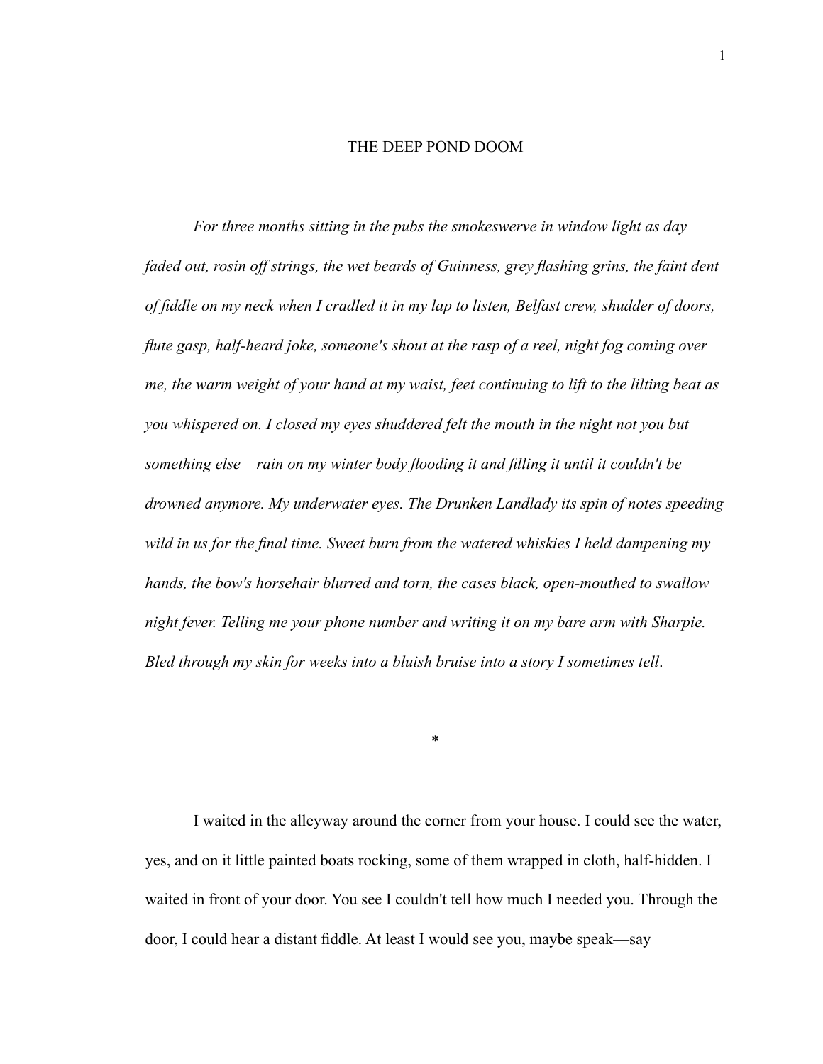# THE DEEP POND DOOM

*For three months sitting in the pubs the smokeswerve in window light as day faded out, rosin off strings, the wet beards of Guinness, grey flashing grins, the faint dent of fiddle on my neck when I cradled it in my lap to listen, Belfast crew, shudder of doors, flute gasp, half-heard joke, someone's shout at the rasp of a reel, night fog coming over me, the warm weight of your hand at my waist, feet continuing to lift to the lilting beat as you whispered on. I closed my eyes shuddered felt the mouth in the night not you but something else—rain on my winter body flooding it and filling it until it couldn't be drowned anymore. My underwater eyes. The Drunken Landlady its spin of notes speeding wild in us for the final time. Sweet burn from the watered whiskies I held dampening my hands, the bow's horsehair blurred and torn, the cases black, open-mouthed to swallow night fever. Telling me your phone number and writing it on my bare arm with Sharpie. Bled through my skin for weeks into a bluish bruise into a story I sometimes tell.*

*

I waited in the alleyway around the corner from your house. I could see the water, yes, and on it little painted boats rocking, some of them wrapped in cloth, half-hidden. I waited in front of your door. You see I couldn't tell how much I needed you. Through the door, I could hear a distant fiddle. At least I would see you, maybe speak—say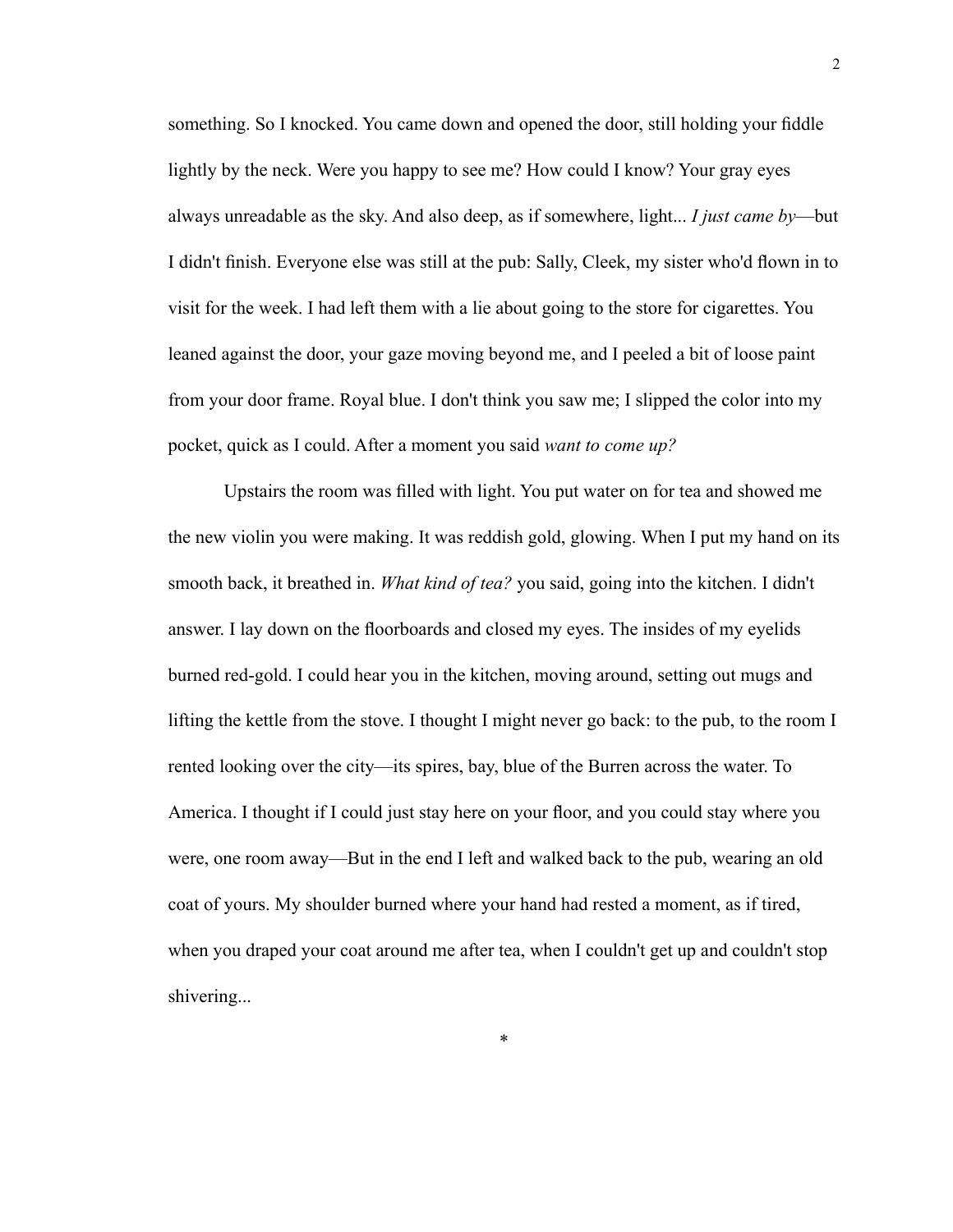something. So I knocked. You came down and opened the door, still holding your fiddle lightly by the neck. Were you happy to see me? How could I know? Your gray eyes always unreadable as the sky. And also deep, as if somewhere, light... *I just came by*—but I didn't finish. Everyone else was still at the pub: Sally, Cleek, my sister who'd flown in to visit for the week. I had left them with a lie about going to the store for cigarettes. You leaned against the door, your gaze moving beyond me, and I peeled a bit of loose paint from your door frame. Royal blue. I don't think you saw me; I slipped the color into my pocket, quick as I could. After a moment you said *want to come up?*

Upstairs the room was filled with light. You put water on for tea and showed me the new violin you were making. It was reddish gold, glowing. When I put my hand on its smooth back, it breathed in. *What kind of tea?* you said, going into the kitchen. I didn't answer. I lay down on the floorboards and closed my eyes. The insides of my eyelids burned red-gold. I could hear you in the kitchen, moving around, setting out mugs and lifting the kettle from the stove. I thought I might never go back: to the pub, to the room I rented looking over the city—its spires, bay, blue of the Burren across the water. To America. I thought if I could just stay here on your floor, and you could stay where you were, one room away—But in the end I left and walked back to the pub, wearing an old coat of yours. My shoulder burned where your hand had rested a moment, as if tired, when you draped your coat around me after tea, when I couldn't get up and couldn't stop shivering...

*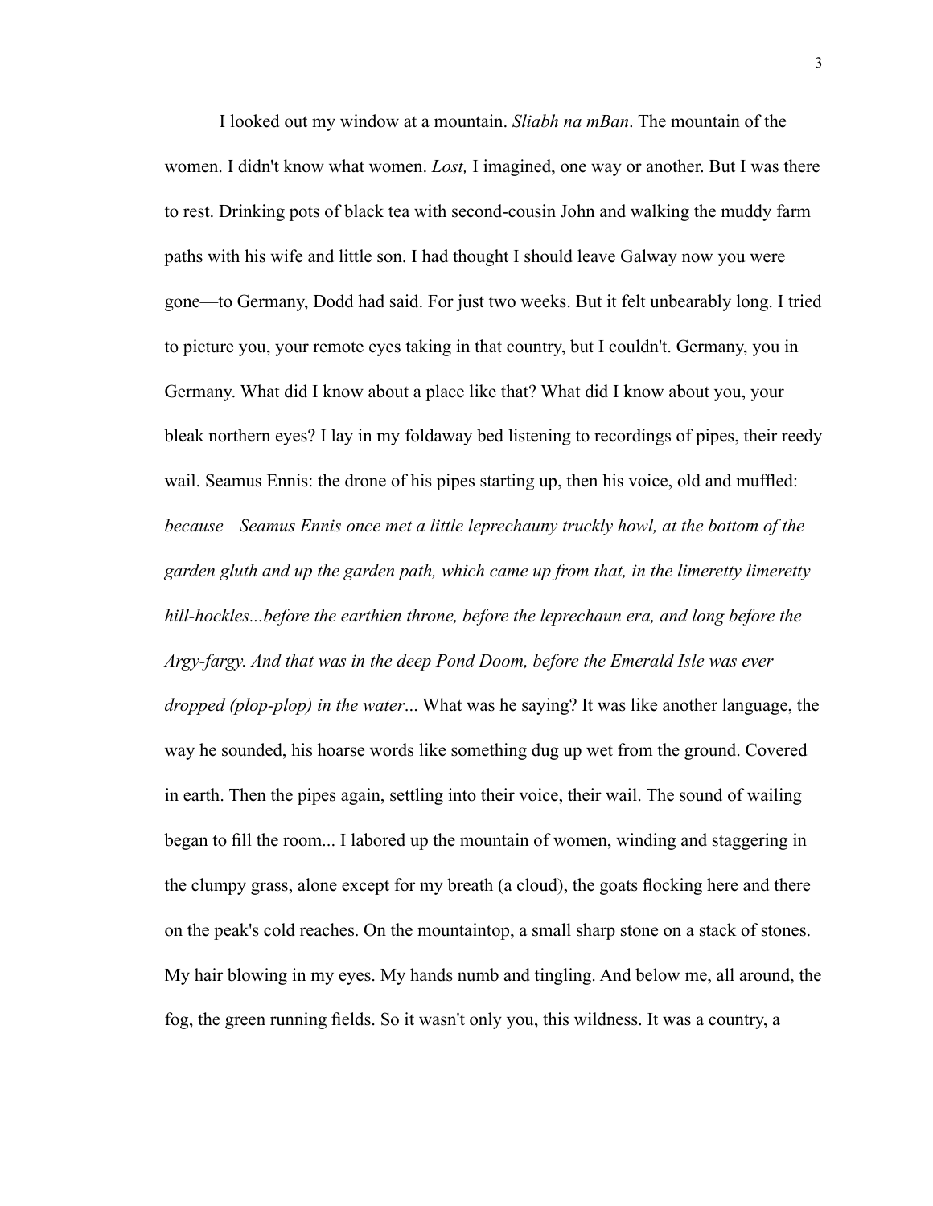I looked out my window at a mountain. *Sliabh na mBan*. The mountain of the women. I didn't know what women. *Lost,* I imagined, one way or another. But I was there to rest. Drinking pots of black tea with second-cousin John and walking the muddy farm paths with his wife and little son. I had thought I should leave Galway now you were gone—to Germany, Dodd had said. For just two weeks. But it felt unbearably long. I tried to picture you, your remote eyes taking in that country, but I couldn't. Germany, you in Germany. What did I know about a place like that? What did I know about you, your bleak northern eyes? I lay in my foldaway bed listening to recordings of pipes, their reedy wail. Seamus Ennis: the drone of his pipes starting up, then his voice, old and muffled: *because—Seamus Ennis once met a little leprechauny truckly howl, at the bottom of the garden gluth and up the garden path, which came up from that, in the limeretty limeretty hill-hockles...before the earthien throne, before the leprechaun era, and long before the Argy-fargy. And that was in the deep Pond Doom, before the Emerald Isle was ever dropped (plop-plop) in the water*... What was he saying? It was like another language, the way he sounded, his hoarse words like something dug up wet from the ground. Covered in earth. Then the pipes again, settling into their voice, their wail. The sound of wailing began to fill the room... I labored up the mountain of women, winding and staggering in the clumpy grass, alone except for my breath (a cloud), the goats flocking here and there on the peak's cold reaches. On the mountaintop, a small sharp stone on a stack of stones. My hair blowing in my eyes. My hands numb and tingling. And below me, all around, the fog, the green running fields. So it wasn't only you, this wildness. It was a country, a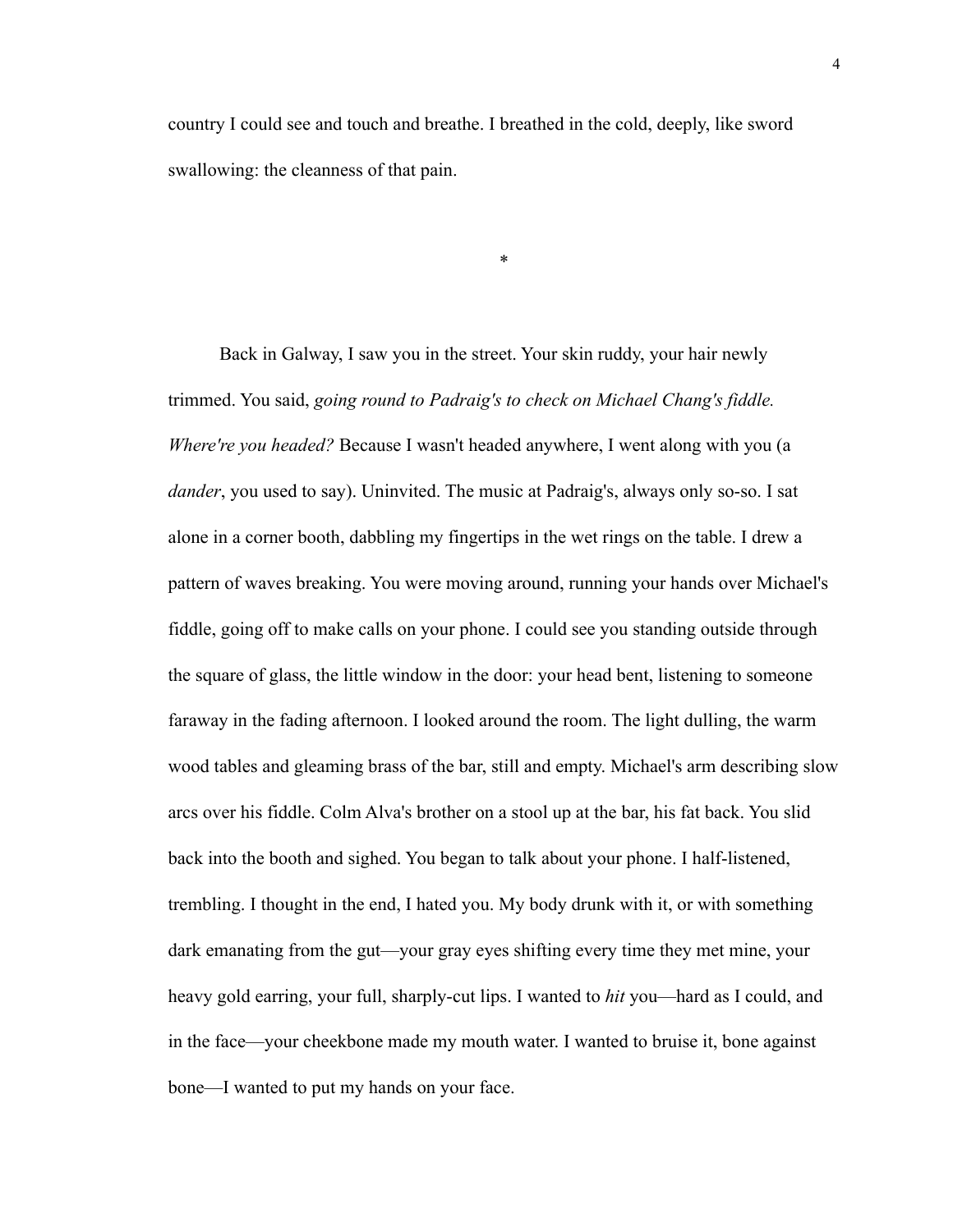country I could see and touch and breathe. I breathed in the cold, deeply, like sword swallowing: the cleanness of that pain.

*

Back in Galway, I saw you in the street. Your skin ruddy, your hair newly trimmed. You said, *going round to Padraig's to check on Michael Chang's fiddle. Where're you headed?* Because I wasn't headed anywhere, I went along with you (a *dander*, you used to say). Uninvited. The music at Padraig's, always only so-so. I sat alone in a corner booth, dabbling my fingertips in the wet rings on the table. I drew a pattern of waves breaking. You were moving around, running your hands over Michael's fiddle, going off to make calls on your phone. I could see you standing outside through the square of glass, the little window in the door: your head bent, listening to someone faraway in the fading afternoon. I looked around the room. The light dulling, the warm wood tables and gleaming brass of the bar, still and empty. Michael's arm describing slow arcs over his fiddle. Colm Alva's brother on a stool up at the bar, his fat back. You slid back into the booth and sighed. You began to talk about your phone. I half-listened, trembling. I thought in the end, I hated you. My body drunk with it, or with something dark emanating from the gut—your gray eyes shifting every time they met mine, your heavy gold earring, your full, sharply-cut lips. I wanted to *hit* you—hard as I could, and in the face—your cheekbone made my mouth water. I wanted to bruise it, bone against bone—I wanted to put my hands on your face.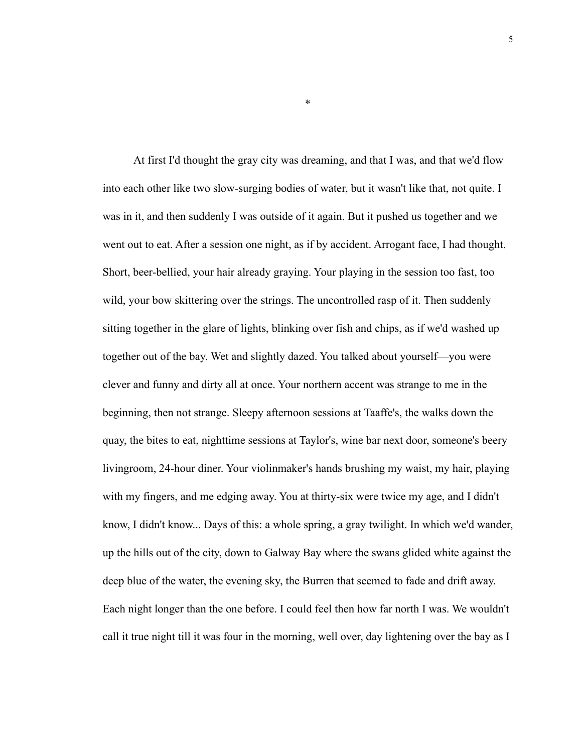*

At first I'd thought the gray city was dreaming, and that I was, and that we'd flow into each other like two slow-surging bodies of water, but it wasn't like that, not quite. I was in it, and then suddenly I was outside of it again. But it pushed us together and we went out to eat. After a session one night, as if by accident. Arrogant face, I had thought. Short, beer-bellied, your hair already graying. Your playing in the session too fast, too wild, your bow skittering over the strings. The uncontrolled rasp of it. Then suddenly sitting together in the glare of lights, blinking over fish and chips, as if we'd washed up together out of the bay. Wet and slightly dazed. You talked about yourself—you were clever and funny and dirty all at once. Your northern accent was strange to me in the beginning, then not strange. Sleepy afternoon sessions at Taaffe's, the walks down the quay, the bites to eat, nighttime sessions at Taylor's, wine bar next door, someone's beery livingroom, 24-hour diner. Your violinmaker's hands brushing my waist, my hair, playing with my fingers, and me edging away. You at thirty-six were twice my age, and I didn't know, I didn't know... Days of this: a whole spring, a gray twilight. In which we'd wander, up the hills out of the city, down to Galway Bay where the swans glided white against the deep blue of the water, the evening sky, the Burren that seemed to fade and drift away. Each night longer than the one before. I could feel then how far north I was. We wouldn't call it true night till it was four in the morning, well over, day lightening over the bay as I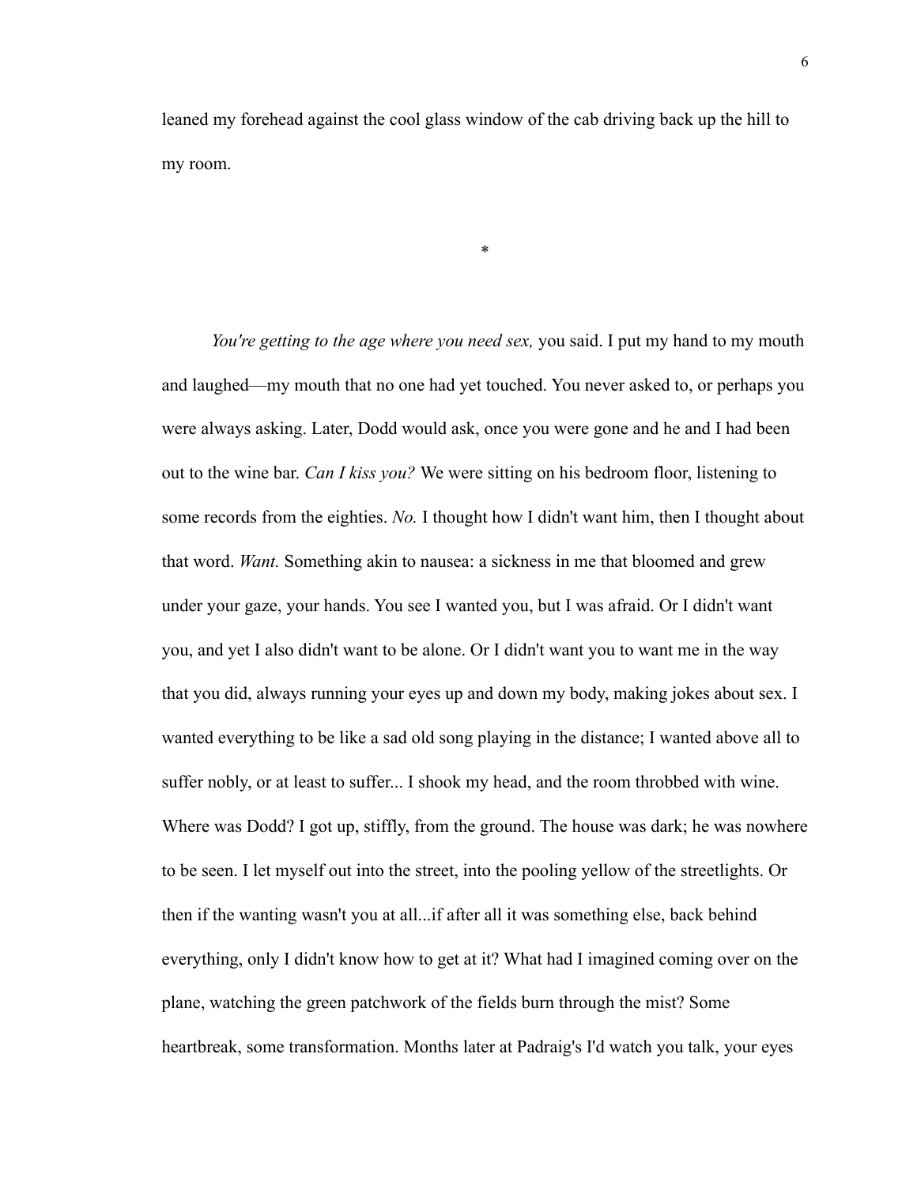leaned my forehead against the cool glass window of the cab driving back up the hill to my room.

*

*You're getting to the age where you need sex,* you said. I put my hand to my mouth and laughed—my mouth that no one had yet touched. You never asked to, or perhaps you were always asking. Later, Dodd would ask, once you were gone and he and I had been out to the wine bar. *Can I kiss you?* We were sitting on his bedroom floor, listening to some records from the eighties. *No.* I thought how I didn't want him, then I thought about that word. *Want.* Something akin to nausea: a sickness in me that bloomed and grew under your gaze, your hands. You see I wanted you, but I was afraid. Or I didn't want you, and yet I also didn't want to be alone. Or I didn't want you to want me in the way that you did, always running your eyes up and down my body, making jokes about sex. I wanted everything to be like a sad old song playing in the distance; I wanted above all to suffer nobly, or at least to suffer... I shook my head, and the room throbbed with wine. Where was Dodd? I got up, stiffly, from the ground. The house was dark; he was nowhere to be seen. I let myself out into the street, into the pooling yellow of the streetlights. Or then if the wanting wasn't you at all...if after all it was something else, back behind everything, only I didn't know how to get at it? What had I imagined coming over on the plane, watching the green patchwork of the fields burn through the mist? Some heartbreak, some transformation. Months later at Padraig's I'd watch you talk, your eyes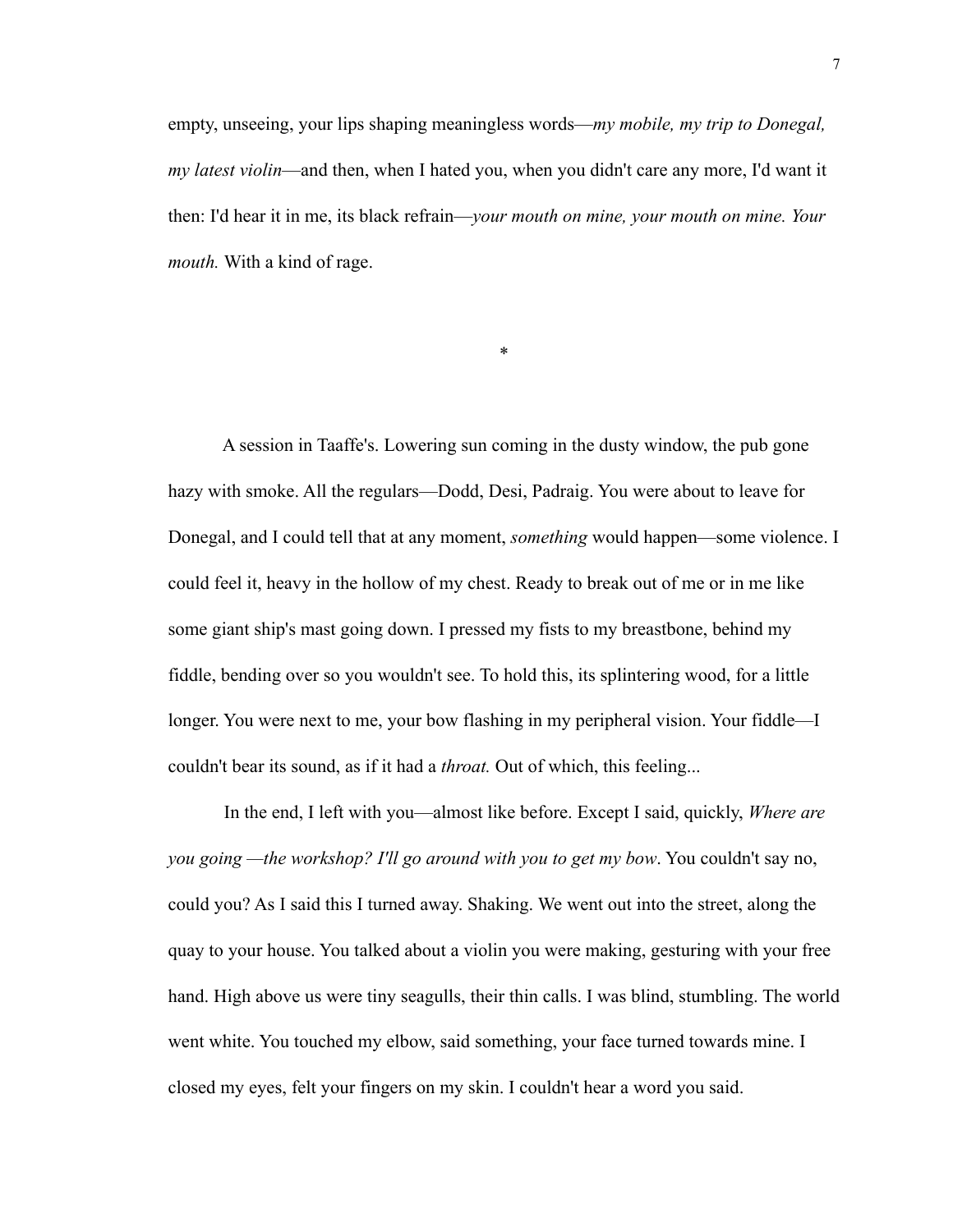empty, unseeing, your lips shaping meaningless words—*my mobile, my trip to Donegal, my latest violin*—and then, when I hated you, when you didn't care any more, I'd want it then: I'd hear it in me, its black refrain—*your mouth on mine, your mouth on mine. Your mouth.* With a kind of rage.

*

A session in Taaffe's. Lowering sun coming in the dusty window, the pub gone hazy with smoke. All the regulars—Dodd, Desi, Padraig. You were about to leave for Donegal, and I could tell that at any moment, *something* would happen—some violence. I could feel it, heavy in the hollow of my chest. Ready to break out of me or in me like some giant ship's mast going down. I pressed my fists to my breastbone, behind my fiddle, bending over so you wouldn't see. To hold this, its splintering wood, for a little longer. You were next to me, your bow flashing in my peripheral vision. Your fiddle—I couldn't bear its sound, as if it had a *throat.* Out of which, this feeling...

In the end, I left with you—almost like before. Except I said, quickly, *Where are you going —the workshop? I'll go around with you to get my bow*. You couldn't say no, could you? As I said this I turned away. Shaking. We went out into the street, along the quay to your house. You talked about a violin you were making, gesturing with your free hand. High above us were tiny seagulls, their thin calls. I was blind, stumbling. The world went white. You touched my elbow, said something, your face turned towards mine. I closed my eyes, felt your fingers on my skin. I couldn't hear a word you said.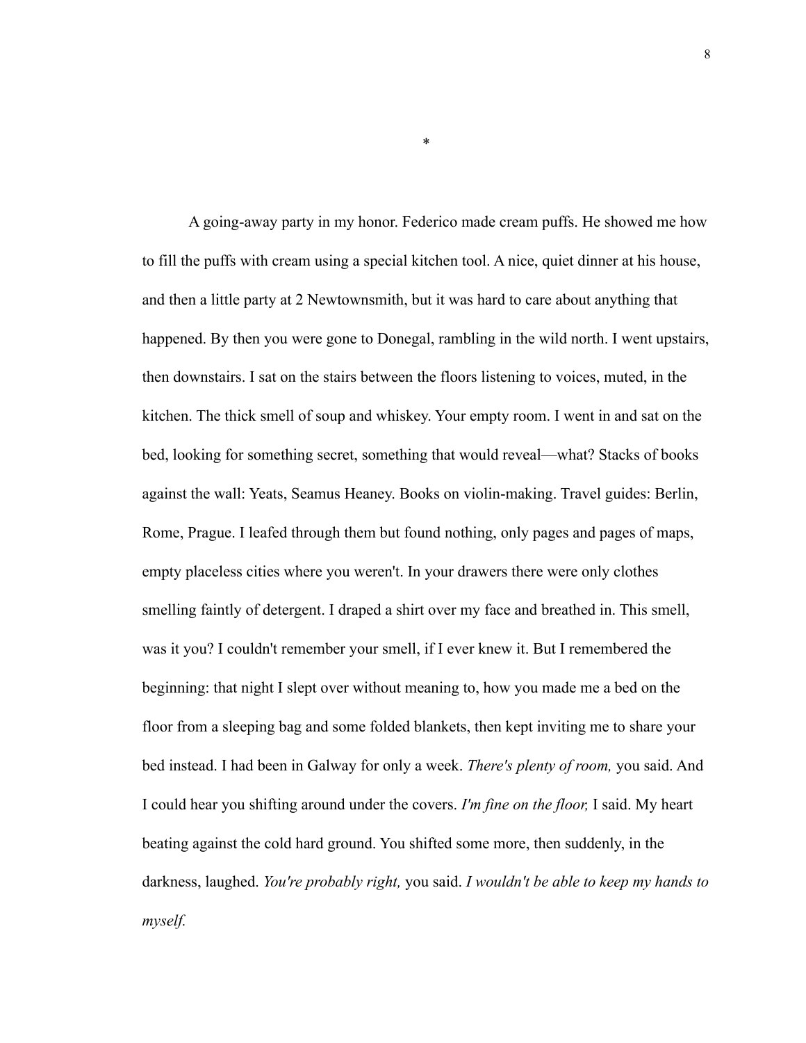*

A going-away party in my honor. Federico made cream puffs. He showed me how to fill the puffs with cream using a special kitchen tool. A nice, quiet dinner at his house, and then a little party at 2 Newtownsmith, but it was hard to care about anything that happened. By then you were gone to Donegal, rambling in the wild north. I went upstairs, then downstairs. I sat on the stairs between the floors listening to voices, muted, in the kitchen. The thick smell of soup and whiskey. Your empty room. I went in and sat on the bed, looking for something secret, something that would reveal—what? Stacks of books against the wall: Yeats, Seamus Heaney. Books on violin-making. Travel guides: Berlin, Rome, Prague. I leafed through them but found nothing, only pages and pages of maps, empty placeless cities where you weren't. In your drawers there were only clothes smelling faintly of detergent. I draped a shirt over my face and breathed in. This smell, was it you? I couldn't remember your smell, if I ever knew it. But I remembered the beginning: that night I slept over without meaning to, how you made me a bed on the floor from a sleeping bag and some folded blankets, then kept inviting me to share your bed instead. I had been in Galway for only a week. *There's plenty of room,* you said. And I could hear you shifting around under the covers. *I'm fine on the floor,* I said. My heart beating against the cold hard ground. You shifted some more, then suddenly, in the darkness, laughed. *You're probably right,* you said. *I wouldn't be able to keep my hands to myself.*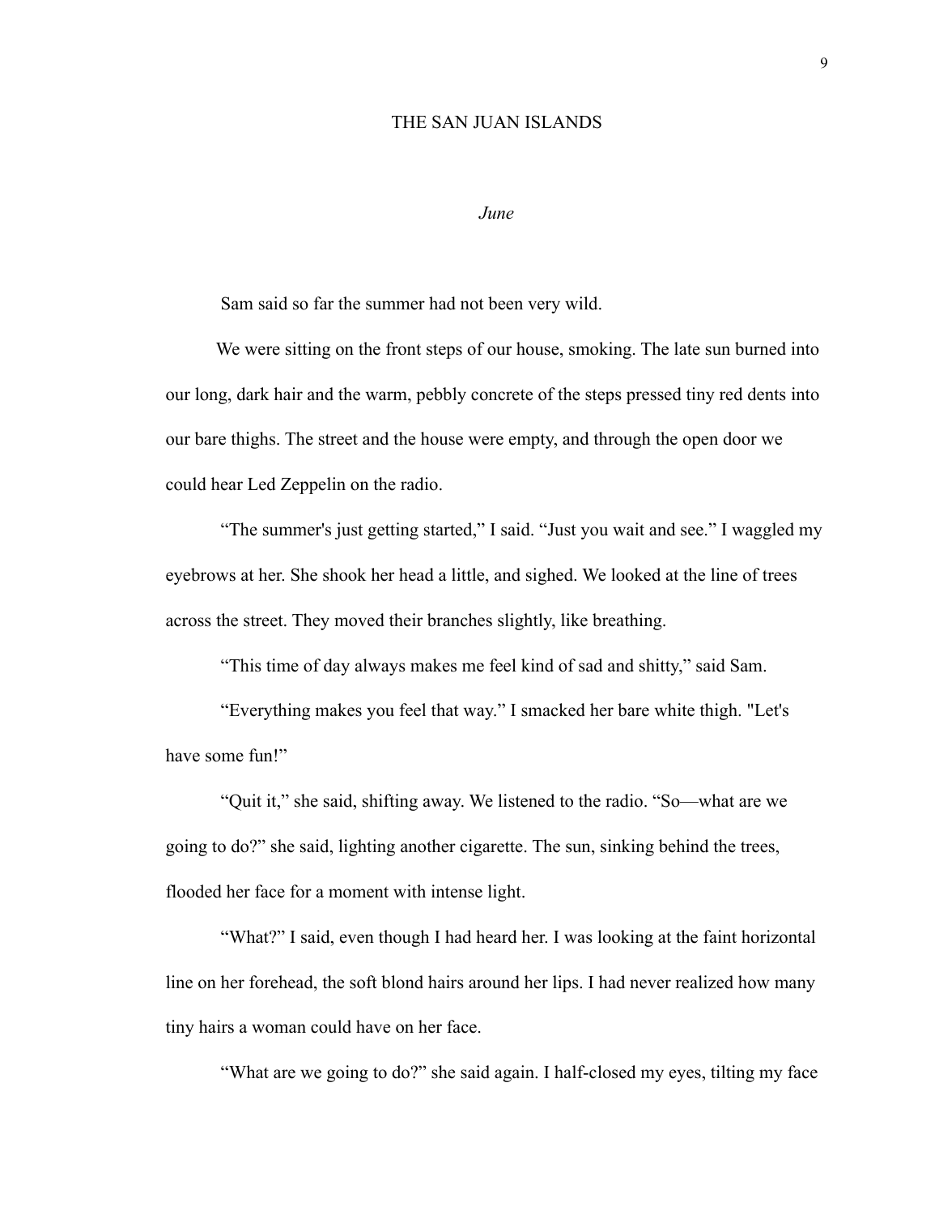# THE SAN JUAN ISLANDS

*June*

Sam said so far the summer had not been very wild.

We were sitting on the front steps of our house, smoking. The late sun burned into our long, dark hair and the warm, pebbly concrete of the steps pressed tiny red dents into our bare thighs. The street and the house were empty, and through the open door we could hear Led Zeppelin on the radio.

"The summer's just getting started," I said. "Just you wait and see." I waggled my eyebrows at her. She shook her head a little, and sighed. We looked at the line of trees across the street. They moved their branches slightly, like breathing.

"This time of day always makes me feel kind of sad and shitty," said Sam.

"Everything makes you feel that way." I smacked her bare white thigh. "Let's have some fun!"

"Quit it," she said, shifting away. We listened to the radio. "So—what are we going to do?" she said, lighting another cigarette. The sun, sinking behind the trees, flooded her face for a moment with intense light.

"What?" I said, even though I had heard her. I was looking at the faint horizontal line on her forehead, the soft blond hairs around her lips. I had never realized how many tiny hairs a woman could have on her face.

"What are we going to do?" she said again. I half-closed my eyes, tilting my face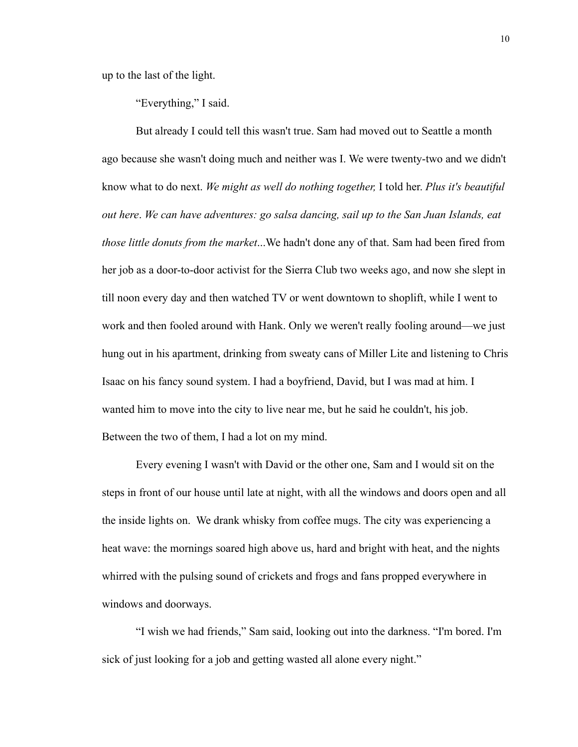up to the last of the light.

"Everything," I said.

But already I could tell this wasn't true. Sam had moved out to Seattle a month ago because she wasn't doing much and neither was I. We were twenty-two and we didn't know what to do next. *We might as well do nothing together,* I told her. *Plus it's beautiful out here*. *We can have adventures: go salsa dancing, sail up to the San Juan Islands, eat those little donuts from the market*...We hadn't done any of that. Sam had been fired from her job as a door-to-door activist for the Sierra Club two weeks ago, and now she slept in till noon every day and then watched TV or went downtown to shoplift, while I went to work and then fooled around with Hank. Only we weren't really fooling around—we just hung out in his apartment, drinking from sweaty cans of Miller Lite and listening to Chris Isaac on his fancy sound system. I had a boyfriend, David, but I was mad at him. I wanted him to move into the city to live near me, but he said he couldn't, his job. Between the two of them, I had a lot on my mind.

Every evening I wasn't with David or the other one, Sam and I would sit on the steps in front of our house until late at night, with all the windows and doors open and all the inside lights on. We drank whisky from coffee mugs. The city was experiencing a heat wave: the mornings soared high above us, hard and bright with heat, and the nights whirred with the pulsing sound of crickets and frogs and fans propped everywhere in windows and doorways.

"I wish we had friends," Sam said, looking out into the darkness. "I'm bored. I'm sick of just looking for a job and getting wasted all alone every night."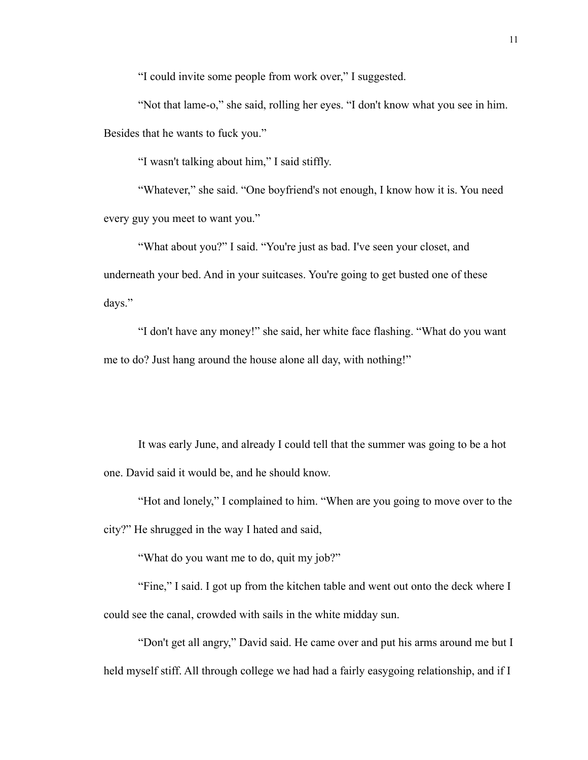"I could invite some people from work over," I suggested.

"Not that lame-o," she said, rolling her eyes. "I don't know what you see in him. Besides that he wants to fuck you."

"I wasn't talking about him," I said stiffly.

"Whatever," she said. "One boyfriend's not enough, I know how it is. You need every guy you meet to want you."

"What about you?" I said. "You're just as bad. I've seen your closet, and underneath your bed. And in your suitcases. You're going to get busted one of these days."

"I don't have any money!" she said, her white face flashing. "What do you want me to do? Just hang around the house alone all day, with nothing!"

It was early June, and already I could tell that the summer was going to be a hot one. David said it would be, and he should know.

"Hot and lonely," I complained to him. "When are you going to move over to the city?" He shrugged in the way I hated and said,

"What do you want me to do, quit my job?"

"Fine," I said. I got up from the kitchen table and went out onto the deck where I could see the canal, crowded with sails in the white midday sun.

"Don't get all angry," David said. He came over and put his arms around me but I held myself stiff. All through college we had had a fairly easygoing relationship, and if I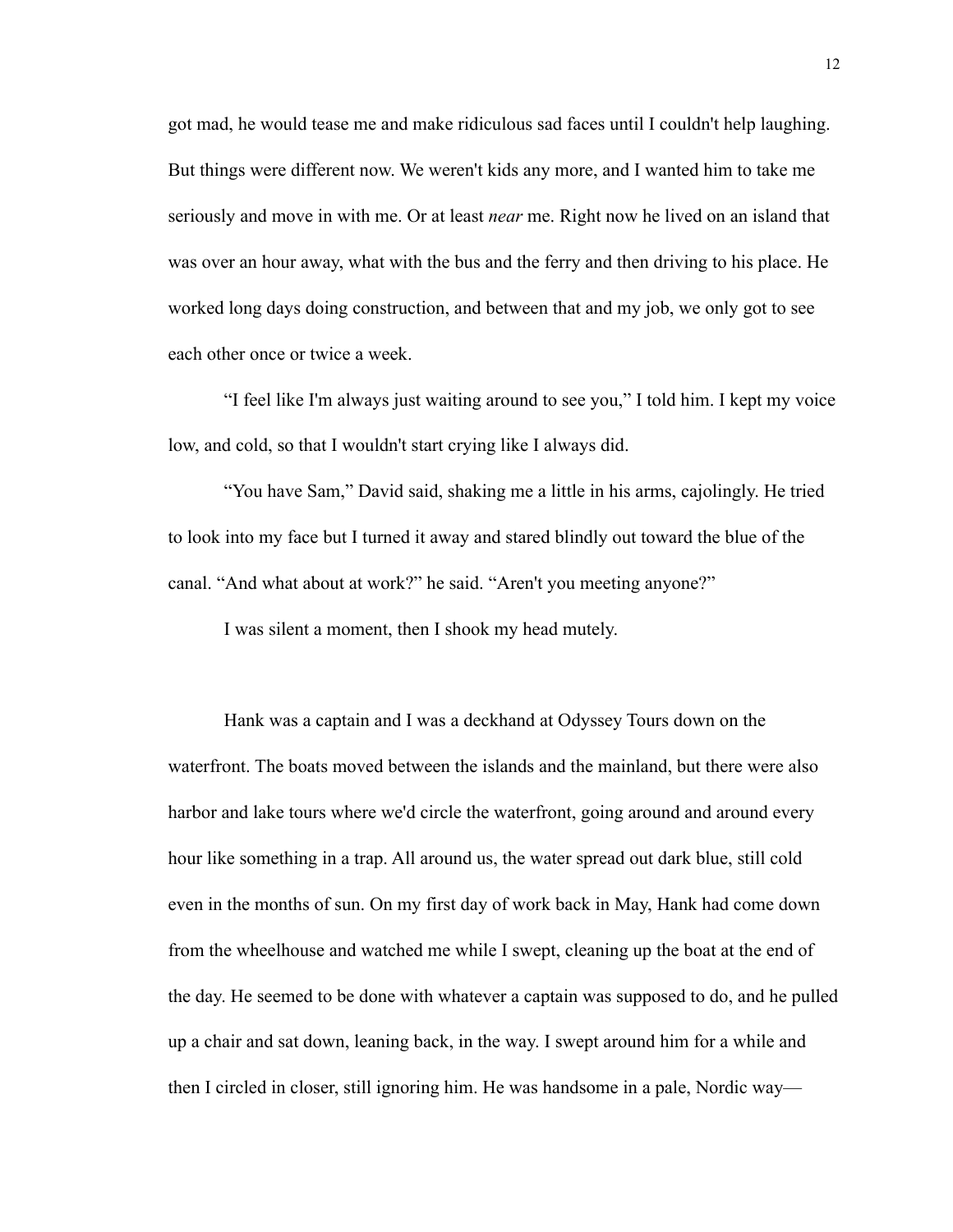got mad, he would tease me and make ridiculous sad faces until I couldn't help laughing. But things were different now. We weren't kids any more, and I wanted him to take me seriously and move in with me. Or at least *near* me. Right now he lived on an island that was over an hour away, what with the bus and the ferry and then driving to his place. He worked long days doing construction, and between that and my job, we only got to see each other once or twice a week.

"I feel like I'm always just waiting around to see you," I told him. I kept my voice low, and cold, so that I wouldn't start crying like I always did.

"You have Sam," David said, shaking me a little in his arms, cajolingly. He tried to look into my face but I turned it away and stared blindly out toward the blue of the canal. "And what about at work?" he said. "Aren't you meeting anyone?"

I was silent a moment, then I shook my head mutely.

Hank was a captain and I was a deckhand at Odyssey Tours down on the waterfront. The boats moved between the islands and the mainland, but there were also harbor and lake tours where we'd circle the waterfront, going around and around every hour like something in a trap. All around us, the water spread out dark blue, still cold even in the months of sun. On my first day of work back in May, Hank had come down from the wheelhouse and watched me while I swept, cleaning up the boat at the end of the day. He seemed to be done with whatever a captain was supposed to do, and he pulled up a chair and sat down, leaning back, in the way. I swept around him for a while and then I circled in closer, still ignoring him. He was handsome in a pale, Nordic way—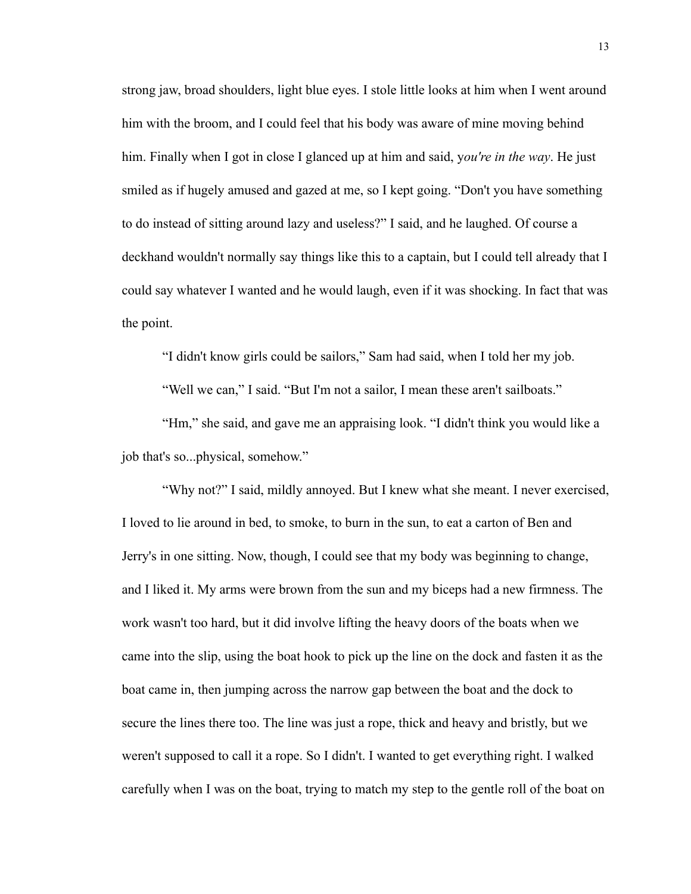strong jaw, broad shoulders, light blue eyes. I stole little looks at him when I went around him with the broom, and I could feel that his body was aware of mine moving behind him. Finally when I got in close I glanced up at him and said, y*ou're in the way*. He just smiled as if hugely amused and gazed at me, so I kept going. "Don't you have something to do instead of sitting around lazy and useless?" I said, and he laughed. Of course a deckhand wouldn't normally say things like this to a captain, but I could tell already that I could say whatever I wanted and he would laugh, even if it was shocking. In fact that was the point.

"I didn't know girls could be sailors," Sam had said, when I told her my job.

"Well we can," I said. "But I'm not a sailor, I mean these aren't sailboats."

"Hm," she said, and gave me an appraising look. "I didn't think you would like a job that's so...physical, somehow."

"Why not?" I said, mildly annoyed. But I knew what she meant. I never exercised, I loved to lie around in bed, to smoke, to burn in the sun, to eat a carton of Ben and Jerry's in one sitting. Now, though, I could see that my body was beginning to change, and I liked it. My arms were brown from the sun and my biceps had a new firmness. The work wasn't too hard, but it did involve lifting the heavy doors of the boats when we came into the slip, using the boat hook to pick up the line on the dock and fasten it as the boat came in, then jumping across the narrow gap between the boat and the dock to secure the lines there too. The line was just a rope, thick and heavy and bristly, but we weren't supposed to call it a rope. So I didn't. I wanted to get everything right. I walked carefully when I was on the boat, trying to match my step to the gentle roll of the boat on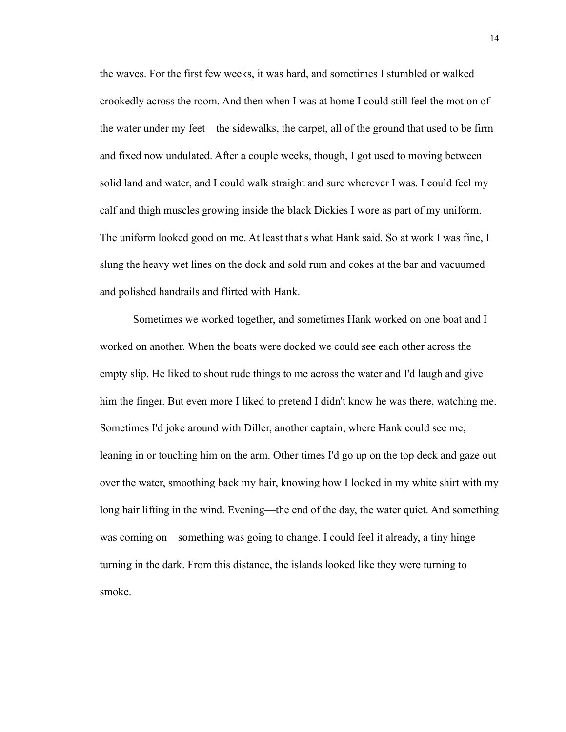the waves. For the first few weeks, it was hard, and sometimes I stumbled or walked crookedly across the room. And then when I was at home I could still feel the motion of the water under my feet—the sidewalks, the carpet, all of the ground that used to be firm and fixed now undulated. After a couple weeks, though, I got used to moving between solid land and water, and I could walk straight and sure wherever I was. I could feel my calf and thigh muscles growing inside the black Dickies I wore as part of my uniform. The uniform looked good on me. At least that's what Hank said. So at work I was fine, I slung the heavy wet lines on the dock and sold rum and cokes at the bar and vacuumed and polished handrails and flirted with Hank.

Sometimes we worked together, and sometimes Hank worked on one boat and I worked on another. When the boats were docked we could see each other across the empty slip. He liked to shout rude things to me across the water and I'd laugh and give him the finger. But even more I liked to pretend I didn't know he was there, watching me. Sometimes I'd joke around with Diller, another captain, where Hank could see me, leaning in or touching him on the arm. Other times I'd go up on the top deck and gaze out over the water, smoothing back my hair, knowing how I looked in my white shirt with my long hair lifting in the wind. Evening—the end of the day, the water quiet. And something was coming on—something was going to change. I could feel it already, a tiny hinge turning in the dark. From this distance, the islands looked like they were turning to smoke.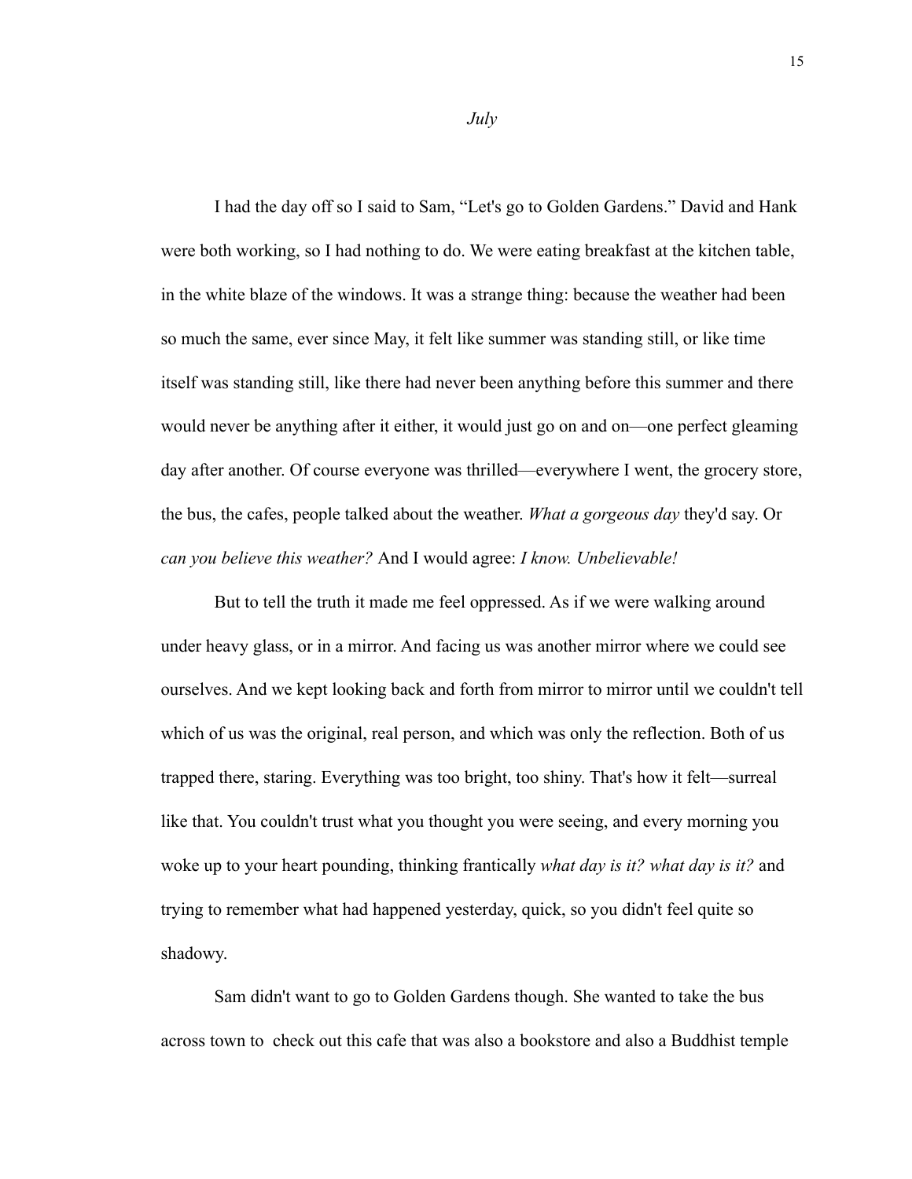*July*

I had the day off so I said to Sam, "Let's go to Golden Gardens." David and Hank were both working, so I had nothing to do. We were eating breakfast at the kitchen table, in the white blaze of the windows. It was a strange thing: because the weather had been so much the same, ever since May, it felt like summer was standing still, or like time itself was standing still, like there had never been anything before this summer and there would never be anything after it either, it would just go on and on—one perfect gleaming day after another. Of course everyone was thrilled—everywhere I went, the grocery store, the bus, the cafes, people talked about the weather. *What a gorgeous day* they'd say. Or *can you believe this weather?* And I would agree: *I know. Unbelievable!*

But to tell the truth it made me feel oppressed. As if we were walking around under heavy glass, or in a mirror. And facing us was another mirror where we could see ourselves. And we kept looking back and forth from mirror to mirror until we couldn't tell which of us was the original, real person, and which was only the reflection. Both of us trapped there, staring. Everything was too bright, too shiny. That's how it felt—surreal like that. You couldn't trust what you thought you were seeing, and every morning you woke up to your heart pounding, thinking frantically *what day is it? what day is it?* and trying to remember what had happened yesterday, quick, so you didn't feel quite so shadowy.

Sam didn't want to go to Golden Gardens though. She wanted to take the bus across town to check out this cafe that was also a bookstore and also a Buddhist temple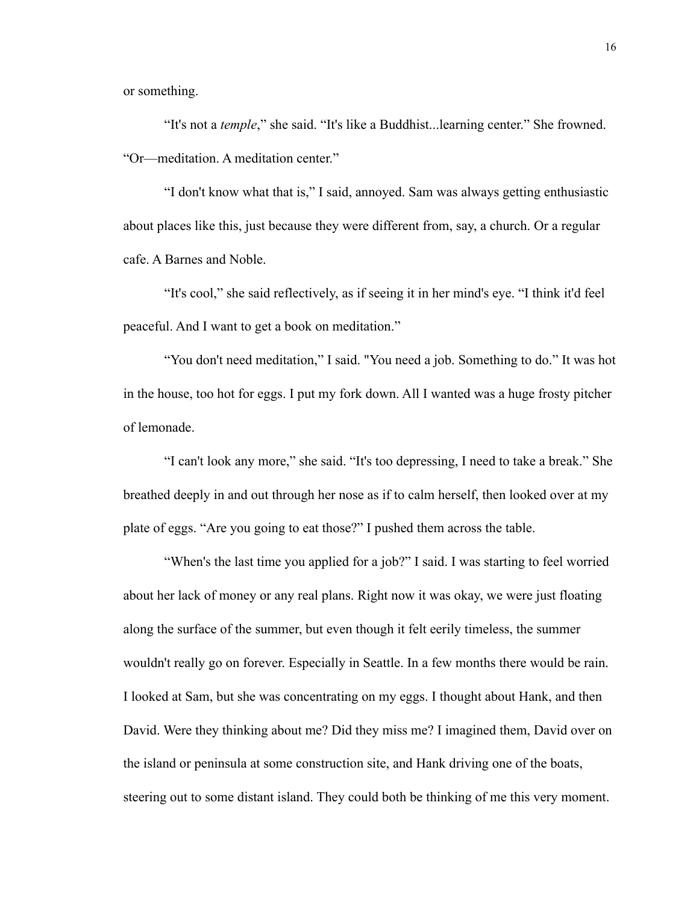or something.

“It's not a *temple*,” she said. “It's like a Buddhist...learning center.” She frowned. “Or—meditation. A meditation center.”

“I don't know what that is,” I said, annoyed. Sam was always getting enthusiastic about places like this, just because they were different from, say, a church. Or a regular cafe. A Barnes and Noble.

“It's cool,” she said reflectively, as if seeing it in her mind's eye. “I think it'd feel peaceful. And I want to get a book on meditation.”

“You don't need meditation,” I said. "You need a job. Something to do.” It was hot in the house, too hot for eggs. I put my fork down. All I wanted was a huge frosty pitcher of lemonade.

“I can't look any more,” she said. “It's too depressing, I need to take a break.” She breathed deeply in and out through her nose as if to calm herself, then looked over at my plate of eggs. “Are you going to eat those?” I pushed them across the table.

“When's the last time you applied for a job?” I said. I was starting to feel worried about her lack of money or any real plans. Right now it was okay, we were just floating along the surface of the summer, but even though it felt eerily timeless, the summer wouldn't really go on forever. Especially in Seattle. In a few months there would be rain. I looked at Sam, but she was concentrating on my eggs. I thought about Hank, and then David. Were they thinking about me? Did they miss me? I imagined them, David over on the island or peninsula at some construction site, and Hank driving one of the boats, steering out to some distant island. They could both be thinking of me this very moment.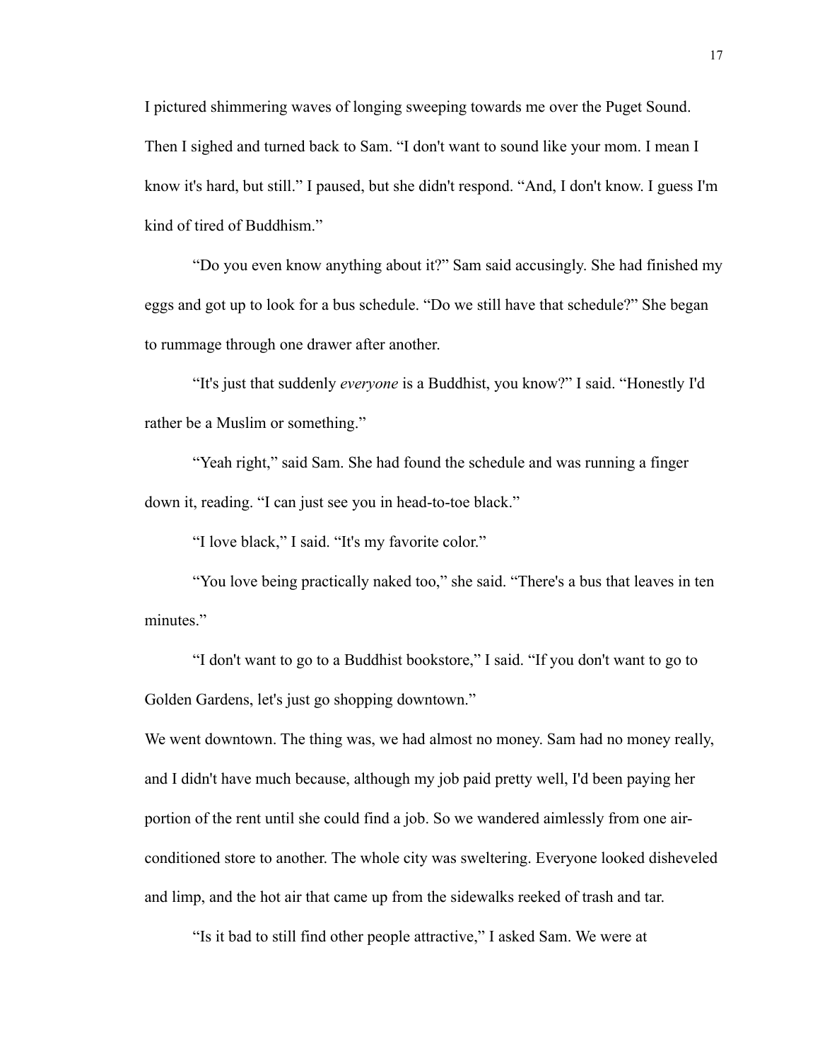I pictured shimmering waves of longing sweeping towards me over the Puget Sound. Then I sighed and turned back to Sam. “I don't want to sound like your mom. I mean I know it's hard, but still.” I paused, but she didn't respond. “And, I don't know. I guess I'm kind of tired of Buddhism.”

“Do you even know anything about it?” Sam said accusingly. She had finished my eggs and got up to look for a bus schedule. “Do we still have that schedule?” She began to rummage through one drawer after another.

“It's just that suddenly *everyone* is a Buddhist, you know?” I said. “Honestly I'd rather be a Muslim or something.”

“Yeah right,” said Sam. She had found the schedule and was running a finger down it, reading. “I can just see you in head-to-toe black.”

“I love black,” I said. “It's my favorite color.”

“You love being practically naked too,” she said. “There's a bus that leaves in ten minutes.”

“I don't want to go to a Buddhist bookstore,” I said. “If you don't want to go to Golden Gardens, let's just go shopping downtown.”

We went downtown. The thing was, we had almost no money. Sam had no money really, and I didn't have much because, although my job paid pretty well, I'd been paying her portion of the rent until she could find a job. So we wandered aimlessly from one air-conditioned store to another. The whole city was sweltering. Everyone looked disheveled and limp, and the hot air that came up from the sidewalks reeked of trash and tar.

“Is it bad to still find other people attractive,” I asked Sam. We were at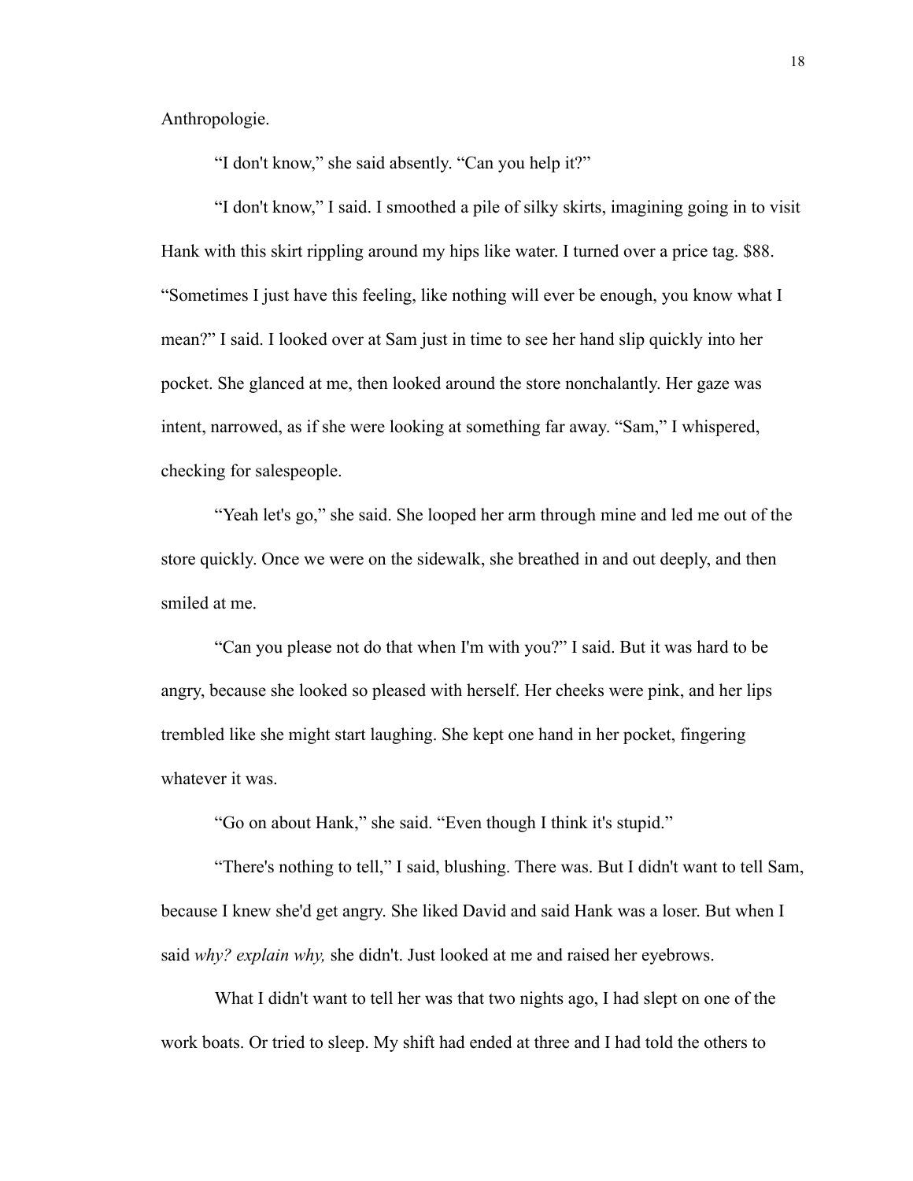Anthropologie.

"I don't know," she said absently. "Can you help it?"

"I don't know," I said. I smoothed a pile of silky skirts, imagining going in to visit Hank with this skirt rippling around my hips like water. I turned over a price tag. $88. "Sometimes I just have this feeling, like nothing will ever be enough, you know what I mean?" I said. I looked over at Sam just in time to see her hand slip quickly into her pocket. She glanced at me, then looked around the store nonchalantly. Her gaze was intent, narrowed, as if she were looking at something far away. "Sam," I whispered, checking for salespeople.

"Yeah let's go," she said. She looped her arm through mine and led me out of the store quickly. Once we were on the sidewalk, she breathed in and out deeply, and then smiled at me.

"Can you please not do that when I'm with you?" I said. But it was hard to be angry, because she looked so pleased with herself. Her cheeks were pink, and her lips trembled like she might start laughing. She kept one hand in her pocket, fingering whatever it was.

"Go on about Hank," she said. "Even though I think it's stupid."

"There's nothing to tell," I said, blushing. There was. But I didn't want to tell Sam, because I knew she'd get angry. She liked David and said Hank was a loser. But when I said *why? explain why,* she didn't. Just looked at me and raised her eyebrows.

What I didn't want to tell her was that two nights ago, I had slept on one of the work boats. Or tried to sleep. My shift had ended at three and I had told the others to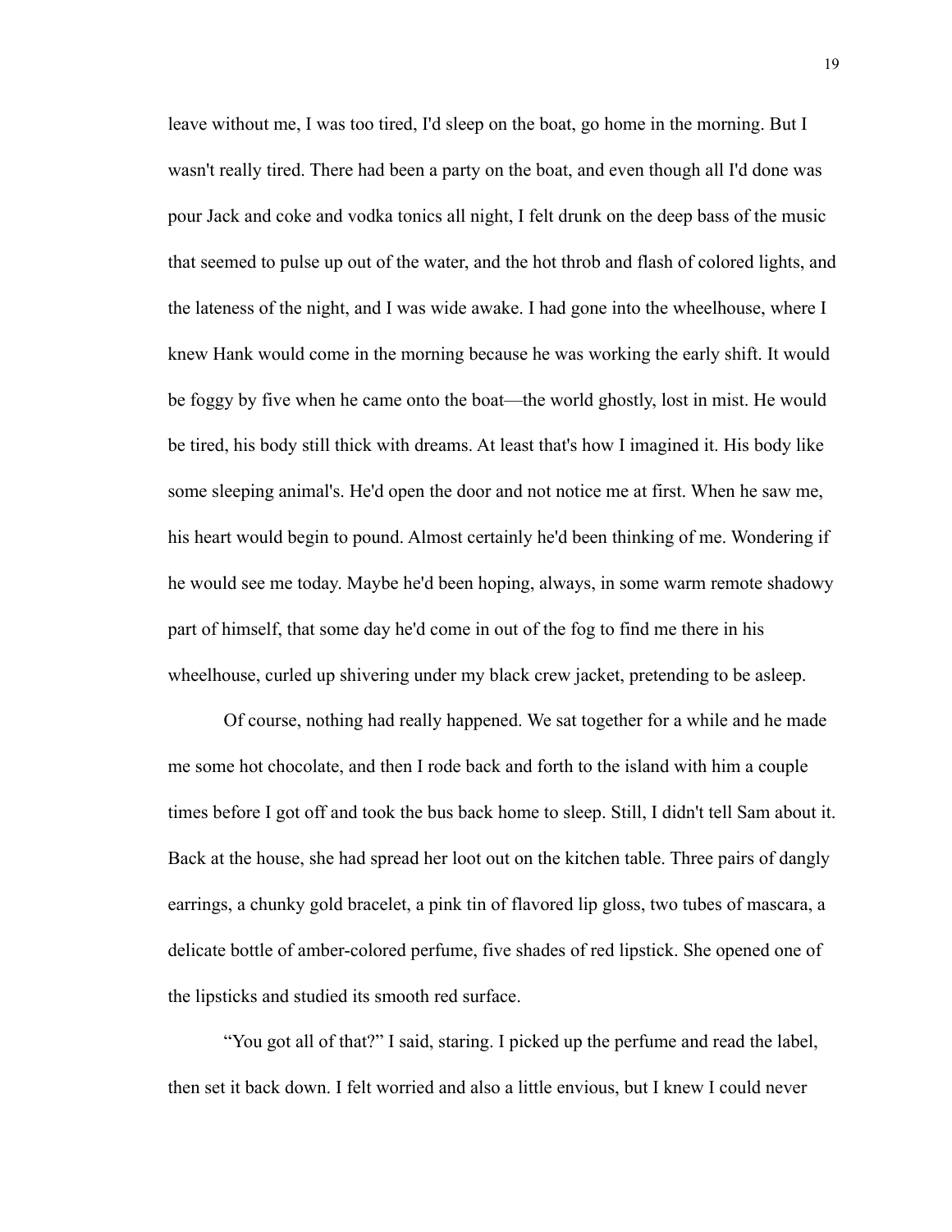leave without me, I was too tired, I'd sleep on the boat, go home in the morning. But I wasn't really tired. There had been a party on the boat, and even though all I'd done was pour Jack and coke and vodka tonics all night, I felt drunk on the deep bass of the music that seemed to pulse up out of the water, and the hot throb and flash of colored lights, and the lateness of the night, and I was wide awake. I had gone into the wheelhouse, where I knew Hank would come in the morning because he was working the early shift. It would be foggy by five when he came onto the boat—the world ghostly, lost in mist. He would be tired, his body still thick with dreams. At least that's how I imagined it. His body like some sleeping animal's. He'd open the door and not notice me at first. When he saw me, his heart would begin to pound. Almost certainly he'd been thinking of me. Wondering if he would see me today. Maybe he'd been hoping, always, in some warm remote shadowy part of himself, that some day he'd come in out of the fog to find me there in his wheelhouse, curled up shivering under my black crew jacket, pretending to be asleep.

Of course, nothing had really happened. We sat together for a while and he made me some hot chocolate, and then I rode back and forth to the island with him a couple times before I got off and took the bus back home to sleep. Still, I didn't tell Sam about it. Back at the house, she had spread her loot out on the kitchen table. Three pairs of dangly earrings, a chunky gold bracelet, a pink tin of flavored lip gloss, two tubes of mascara, a delicate bottle of amber-colored perfume, five shades of red lipstick. She opened one of the lipsticks and studied its smooth red surface.

"You got all of that?" I said, staring. I picked up the perfume and read the label, then set it back down. I felt worried and also a little envious, but I knew I could never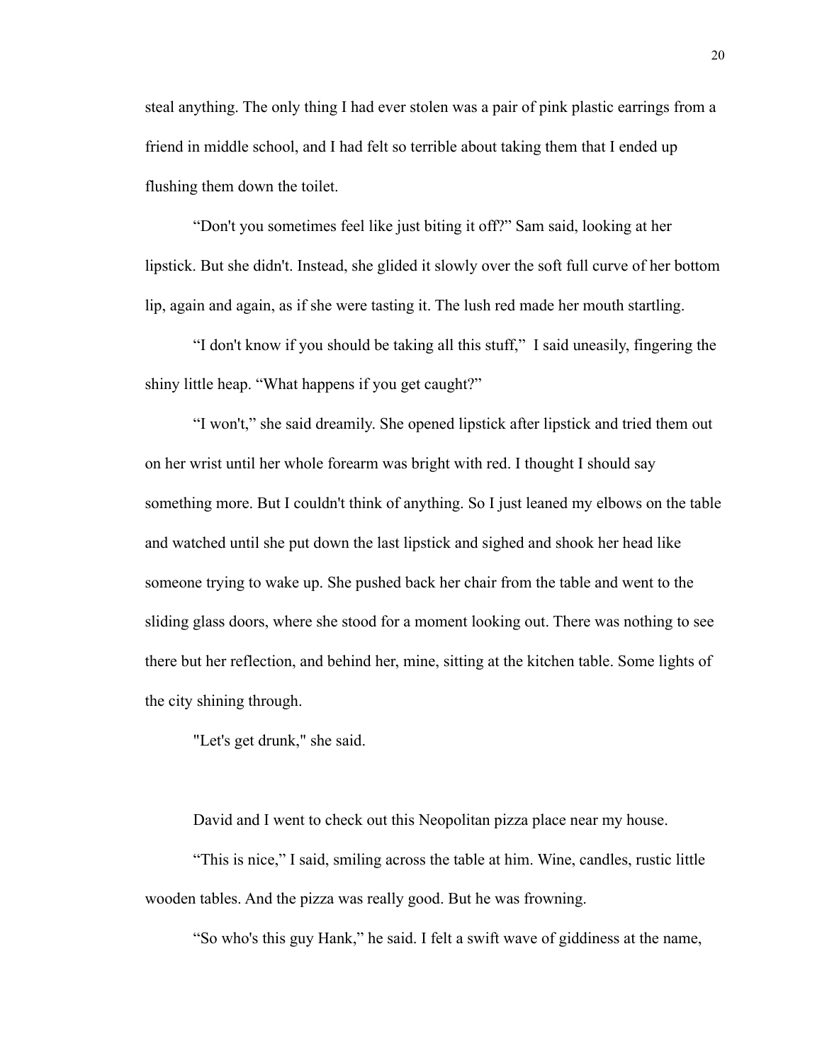steal anything. The only thing I had ever stolen was a pair of pink plastic earrings from a friend in middle school, and I had felt so terrible about taking them that I ended up flushing them down the toilet.

“Don't you sometimes feel like just biting it off?” Sam said, looking at her lipstick. But she didn't. Instead, she glided it slowly over the soft full curve of her bottom lip, again and again, as if she were tasting it. The lush red made her mouth startling.

“I don't know if you should be taking all this stuff,” I said uneasily, fingering the shiny little heap. “What happens if you get caught?”

“I won't,” she said dreamily. She opened lipstick after lipstick and tried them out on her wrist until her whole forearm was bright with red. I thought I should say something more. But I couldn't think of anything. So I just leaned my elbows on the table and watched until she put down the last lipstick and sighed and shook her head like someone trying to wake up. She pushed back her chair from the table and went to the sliding glass doors, where she stood for a moment looking out. There was nothing to see there but her reflection, and behind her, mine, sitting at the kitchen table. Some lights of the city shining through.

"Let's get drunk," she said.

David and I went to check out this Neopolitan pizza place near my house.

“This is nice,” I said, smiling across the table at him. Wine, candles, rustic little wooden tables. And the pizza was really good. But he was frowning.

“So who's this guy Hank,” he said. I felt a swift wave of giddiness at the name,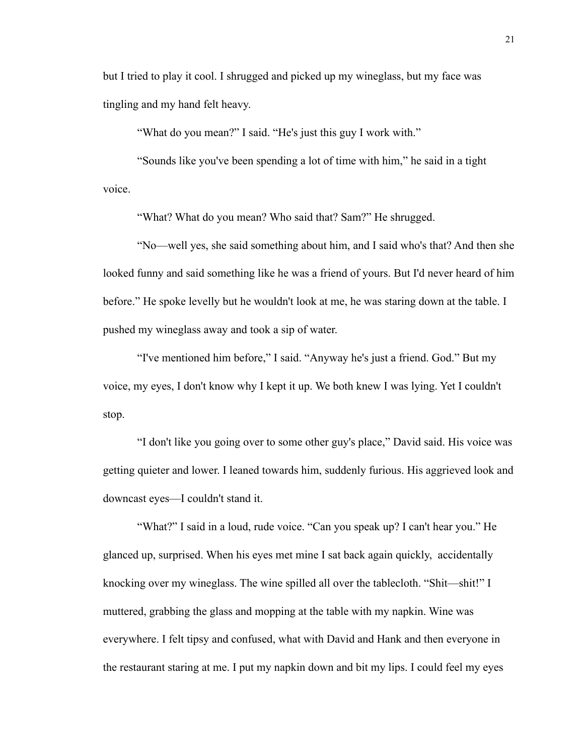but I tried to play it cool. I shrugged and picked up my wineglass, but my face was tingling and my hand felt heavy.

"What do you mean?" I said. "He's just this guy I work with."

"Sounds like you've been spending a lot of time with him," he said in a tight voice.

"What? What do you mean? Who said that? Sam?" He shrugged.

"No—well yes, she said something about him, and I said who's that? And then she looked funny and said something like he was a friend of yours. But I'd never heard of him before." He spoke levelly but he wouldn't look at me, he was staring down at the table. I pushed my wineglass away and took a sip of water.

"I've mentioned him before," I said. "Anyway he's just a friend. God." But my voice, my eyes, I don't know why I kept it up. We both knew I was lying. Yet I couldn't stop.

"I don't like you going over to some other guy's place," David said. His voice was getting quieter and lower. I leaned towards him, suddenly furious. His aggrieved look and downcast eyes—I couldn't stand it.

"What?" I said in a loud, rude voice. "Can you speak up? I can't hear you." He glanced up, surprised. When his eyes met mine I sat back again quickly, accidentally knocking over my wineglass. The wine spilled all over the tablecloth. "Shit—shit!" I muttered, grabbing the glass and mopping at the table with my napkin. Wine was everywhere. I felt tipsy and confused, what with David and Hank and then everyone in the restaurant staring at me. I put my napkin down and bit my lips. I could feel my eyes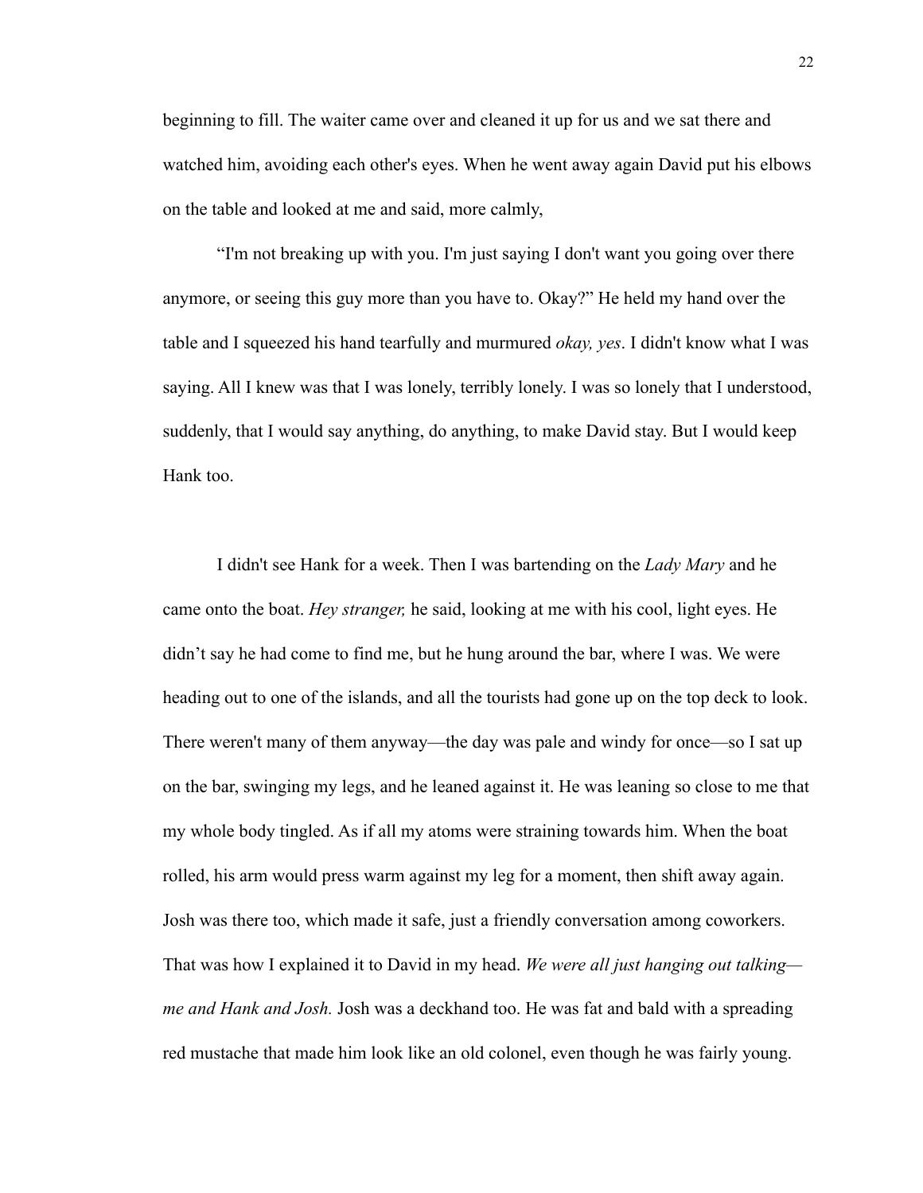beginning to fill. The waiter came over and cleaned it up for us and we sat there and watched him, avoiding each other's eyes. When he went away again David put his elbows on the table and looked at me and said, more calmly,

"I'm not breaking up with you. I'm just saying I don't want you going over there anymore, or seeing this guy more than you have to. Okay?" He held my hand over the table and I squeezed his hand tearfully and murmured *okay, yes*. I didn't know what I was saying. All I knew was that I was lonely, terribly lonely. I was so lonely that I understood, suddenly, that I would say anything, do anything, to make David stay. But I would keep Hank too.

I didn't see Hank for a week. Then I was bartending on the *Lady Mary* and he came onto the boat. *Hey stranger,* he said, looking at me with his cool, light eyes. He didn't say he had come to find me, but he hung around the bar, where I was. We were heading out to one of the islands, and all the tourists had gone up on the top deck to look. There weren't many of them anyway—the day was pale and windy for once—so I sat up on the bar, swinging my legs, and he leaned against it. He was leaning so close to me that my whole body tingled. As if all my atoms were straining towards him. When the boat rolled, his arm would press warm against my leg for a moment, then shift away again. Josh was there too, which made it safe, just a friendly conversation among coworkers. That was how I explained it to David in my head. *We were all just hanging out talking—me and Hank and Josh.* Josh was a deckhand too. He was fat and bald with a spreading red mustache that made him look like an old colonel, even though he was fairly young.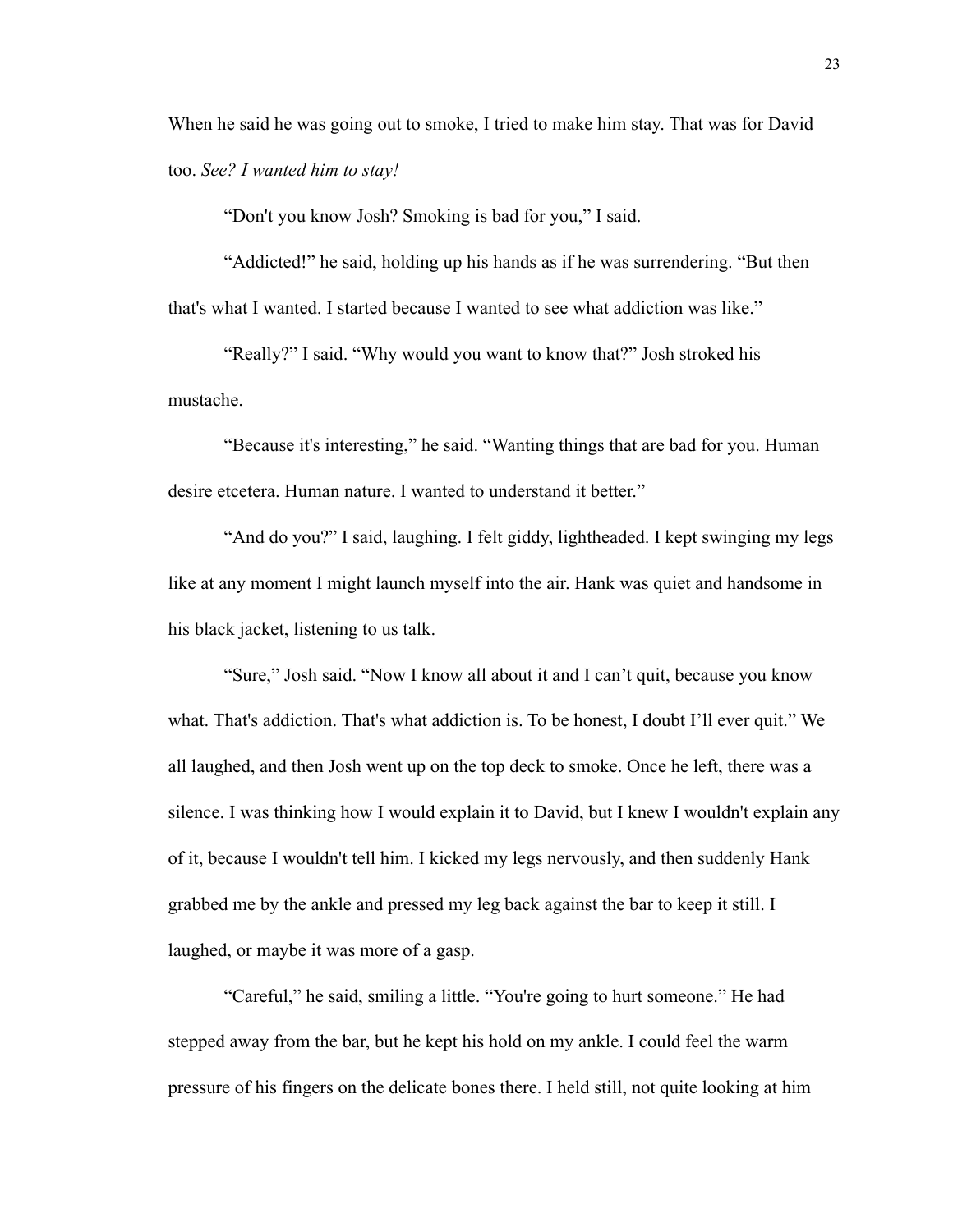When he said he was going out to smoke, I tried to make him stay. That was for David too. *See? I wanted him to stay!*

"Don't you know Josh? Smoking is bad for you," I said.

"Addicted!" he said, holding up his hands as if he was surrendering. "But then that's what I wanted. I started because I wanted to see what addiction was like."

"Really?" I said. "Why would you want to know that?" Josh stroked his mustache.

"Because it's interesting," he said. "Wanting things that are bad for you. Human desire etcetera. Human nature. I wanted to understand it better."

"And do you?" I said, laughing. I felt giddy, lightheaded. I kept swinging my legs like at any moment I might launch myself into the air. Hank was quiet and handsome in his black jacket, listening to us talk.

"Sure," Josh said. "Now I know all about it and I can't quit, because you know what. That's addiction. That's what addiction is. To be honest, I doubt I'll ever quit." We all laughed, and then Josh went up on the top deck to smoke. Once he left, there was a silence. I was thinking how I would explain it to David, but I knew I wouldn't explain any of it, because I wouldn't tell him. I kicked my legs nervously, and then suddenly Hank grabbed me by the ankle and pressed my leg back against the bar to keep it still. I laughed, or maybe it was more of a gasp.

"Careful," he said, smiling a little. "You're going to hurt someone." He had stepped away from the bar, but he kept his hold on my ankle. I could feel the warm pressure of his fingers on the delicate bones there. I held still, not quite looking at him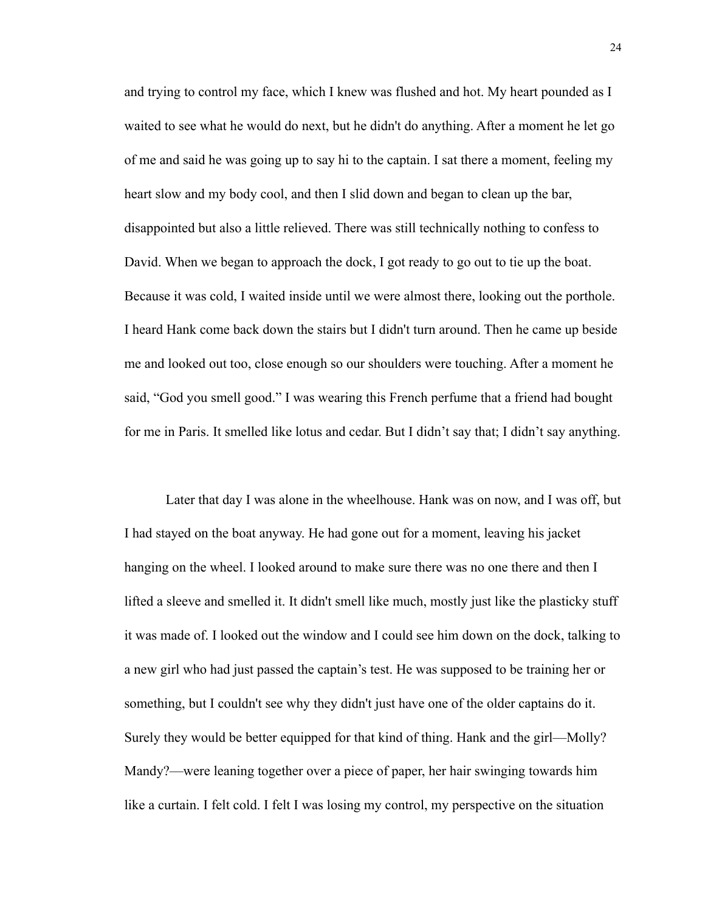and trying to control my face, which I knew was flushed and hot. My heart pounded as I waited to see what he would do next, but he didn't do anything. After a moment he let go of me and said he was going up to say hi to the captain. I sat there a moment, feeling my heart slow and my body cool, and then I slid down and began to clean up the bar, disappointed but also a little relieved. There was still technically nothing to confess to David. When we began to approach the dock, I got ready to go out to tie up the boat. Because it was cold, I waited inside until we were almost there, looking out the porthole. I heard Hank come back down the stairs but I didn't turn around. Then he came up beside me and looked out too, close enough so our shoulders were touching. After a moment he said, "God you smell good." I was wearing this French perfume that a friend had bought for me in Paris. It smelled like lotus and cedar. But I didn't say that; I didn't say anything.

Later that day I was alone in the wheelhouse. Hank was on now, and I was off, but I had stayed on the boat anyway. He had gone out for a moment, leaving his jacket hanging on the wheel. I looked around to make sure there was no one there and then I lifted a sleeve and smelled it. It didn't smell like much, mostly just like the plasticky stuff it was made of. I looked out the window and I could see him down on the dock, talking to a new girl who had just passed the captain's test. He was supposed to be training her or something, but I couldn't see why they didn't just have one of the older captains do it. Surely they would be better equipped for that kind of thing. Hank and the girl—Molly? Mandy?—were leaning together over a piece of paper, her hair swinging towards him like a curtain. I felt cold. I felt I was losing my control, my perspective on the situation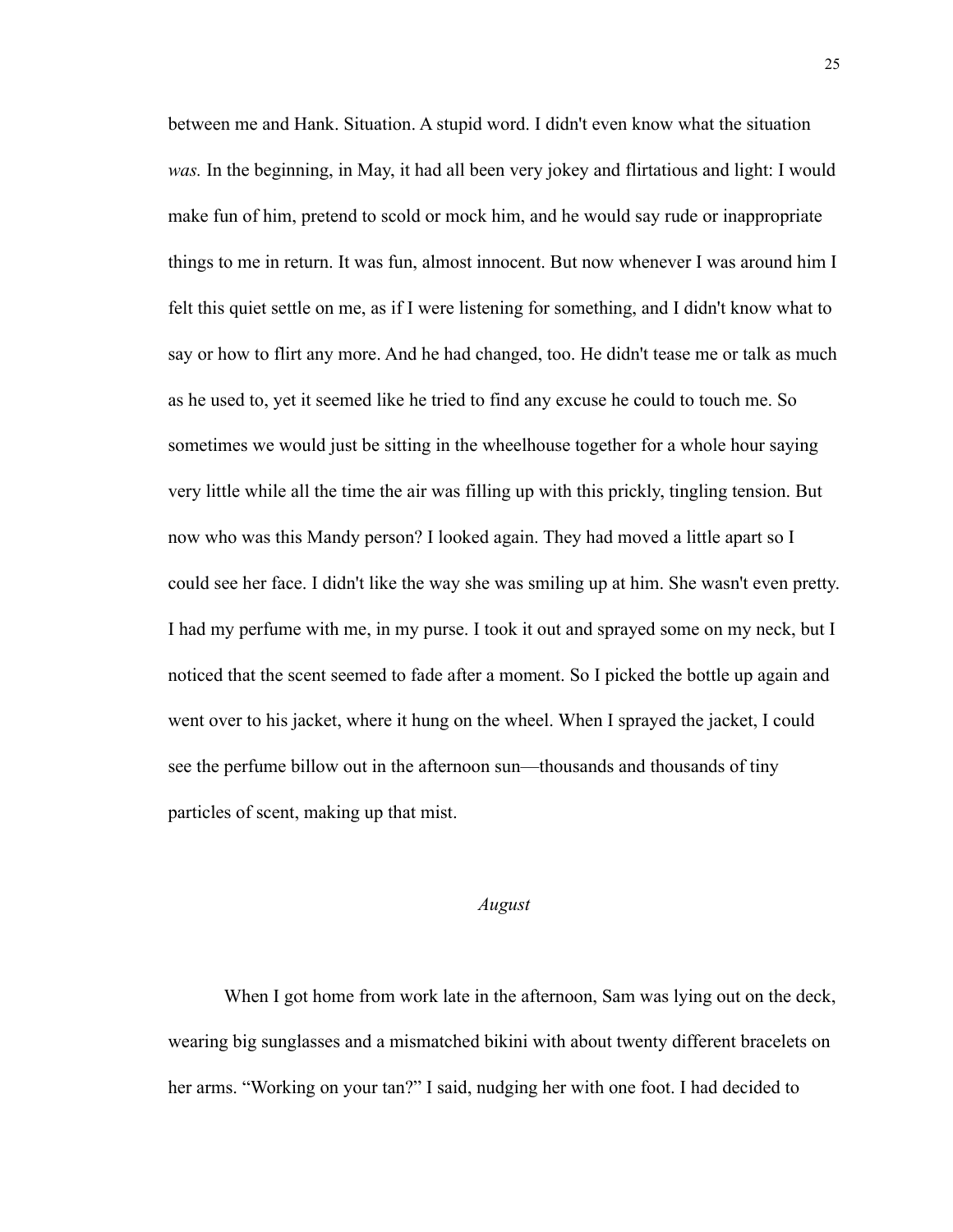between me and Hank. Situation. A stupid word. I didn't even know what the situation *was.* In the beginning, in May, it had all been very jokey and flirtatious and light: I would make fun of him, pretend to scold or mock him, and he would say rude or inappropriate things to me in return. It was fun, almost innocent. But now whenever I was around him I felt this quiet settle on me, as if I were listening for something, and I didn't know what to say or how to flirt any more. And he had changed, too. He didn't tease me or talk as much as he used to, yet it seemed like he tried to find any excuse he could to touch me. So sometimes we would just be sitting in the wheelhouse together for a whole hour saying very little while all the time the air was filling up with this prickly, tingling tension. But now who was this Mandy person? I looked again. They had moved a little apart so I could see her face. I didn't like the way she was smiling up at him. She wasn't even pretty. I had my perfume with me, in my purse. I took it out and sprayed some on my neck, but I noticed that the scent seemed to fade after a moment. So I picked the bottle up again and went over to his jacket, where it hung on the wheel. When I sprayed the jacket, I could see the perfume billow out in the afternoon sun—thousands and thousands of tiny particles of scent, making up that mist.

*August*

When I got home from work late in the afternoon, Sam was lying out on the deck, wearing big sunglasses and a mismatched bikini with about twenty different bracelets on her arms. "Working on your tan?" I said, nudging her with one foot. I had decided to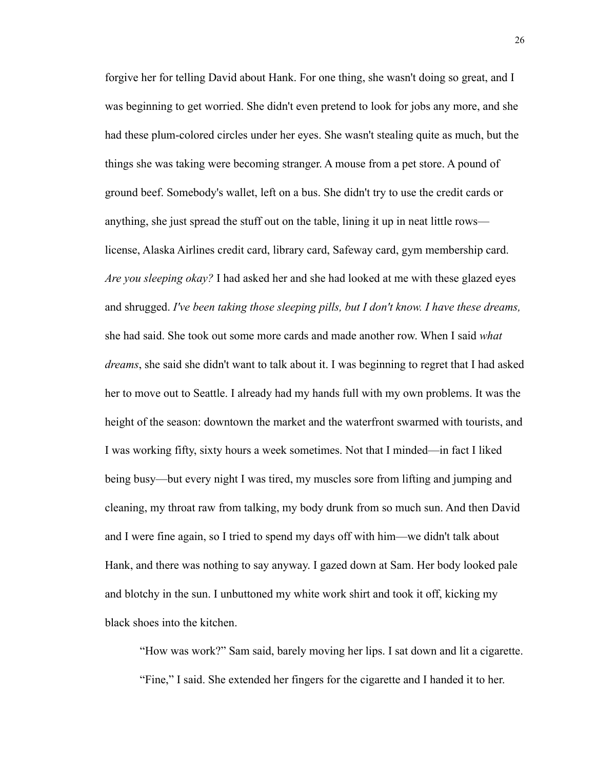forgive her for telling David about Hank. For one thing, she wasn't doing so great, and I was beginning to get worried. She didn't even pretend to look for jobs any more, and she had these plum-colored circles under her eyes. She wasn't stealing quite as much, but the things she was taking were becoming stranger. A mouse from a pet store. A pound of ground beef. Somebody's wallet, left on a bus. She didn't try to use the credit cards or anything, she just spread the stuff out on the table, lining it up in neat little rows—license, Alaska Airlines credit card, library card, Safeway card, gym membership card. *Are you sleeping okay?* I had asked her and she had looked at me with these glazed eyes and shrugged. *I've been taking those sleeping pills, but I don't know. I have these dreams,* she had said. She took out some more cards and made another row. When I said *what dreams*, she said she didn't want to talk about it. I was beginning to regret that I had asked her to move out to Seattle. I already had my hands full with my own problems. It was the height of the season: downtown the market and the waterfront swarmed with tourists, and I was working fifty, sixty hours a week sometimes. Not that I minded—in fact I liked being busy—but every night I was tired, my muscles sore from lifting and jumping and cleaning, my throat raw from talking, my body drunk from so much sun. And then David and I were fine again, so I tried to spend my days off with him—we didn't talk about Hank, and there was nothing to say anyway. I gazed down at Sam. Her body looked pale and blotchy in the sun. I unbuttoned my white work shirt and took it off, kicking my black shoes into the kitchen.

"How was work?" Sam said, barely moving her lips. I sat down and lit a cigarette.

"Fine," I said. She extended her fingers for the cigarette and I handed it to her.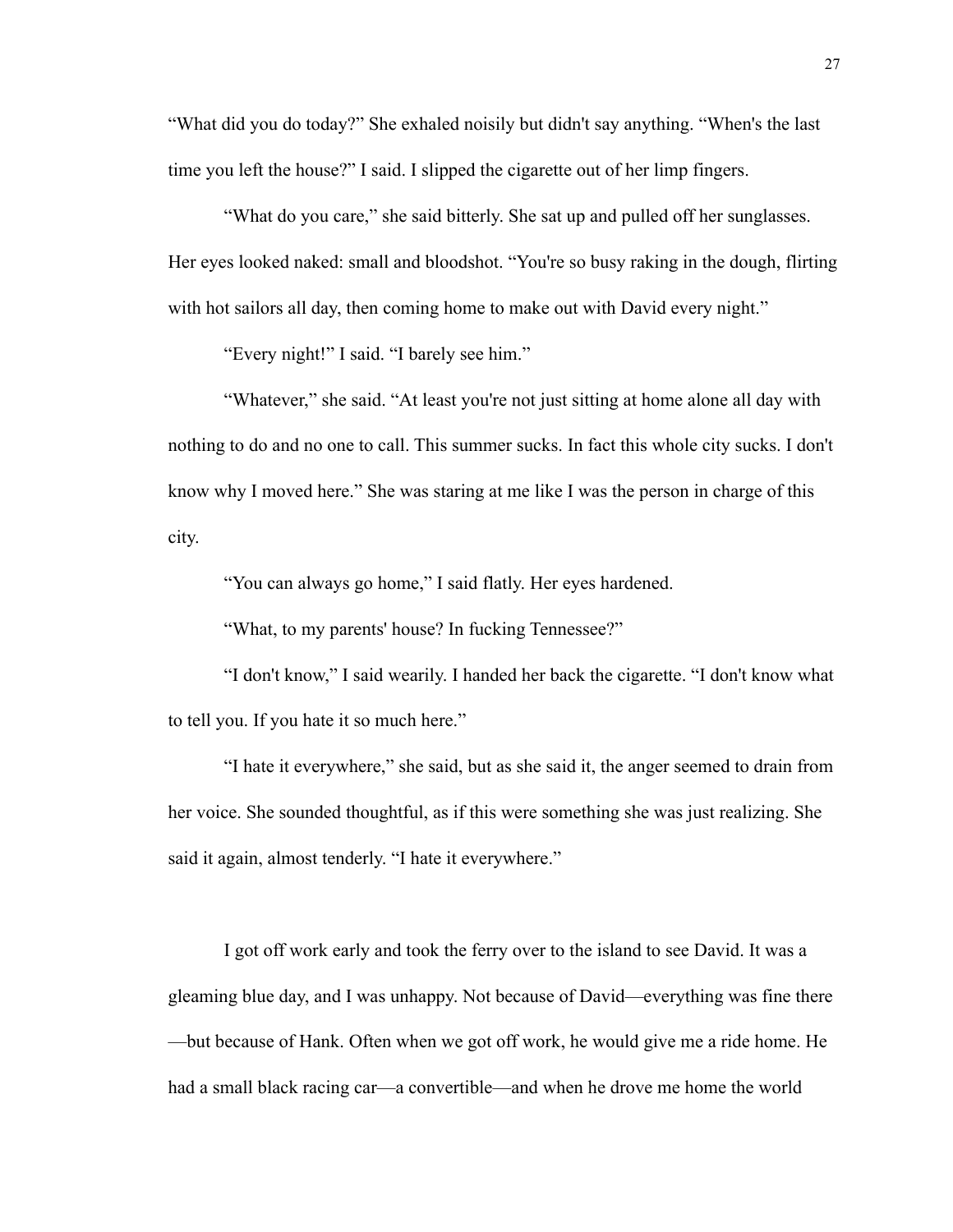"What did you do today?" She exhaled noisily but didn't say anything. "When's the last time you left the house?" I said. I slipped the cigarette out of her limp fingers.

"What do you care," she said bitterly. She sat up and pulled off her sunglasses. Her eyes looked naked: small and bloodshot. "You're so busy raking in the dough, flirting with hot sailors all day, then coming home to make out with David every night."

"Every night!" I said. "I barely see him."

"Whatever," she said. "At least you're not just sitting at home alone all day with nothing to do and no one to call. This summer sucks. In fact this whole city sucks. I don't know why I moved here." She was staring at me like I was the person in charge of this city.

"You can always go home," I said flatly. Her eyes hardened.

"What, to my parents' house? In fucking Tennessee?"

"I don't know," I said wearily. I handed her back the cigarette. "I don't know what to tell you. If you hate it so much here."

"I hate it everywhere," she said, but as she said it, the anger seemed to drain from her voice. She sounded thoughtful, as if this were something she was just realizing. She said it again, almost tenderly. "I hate it everywhere."

I got off work early and took the ferry over to the island to see David. It was a gleaming blue day, and I was unhappy. Not because of David—everything was fine there—but because of Hank. Often when we got off work, he would give me a ride home. He had a small black racing car—a convertible—and when he drove me home the world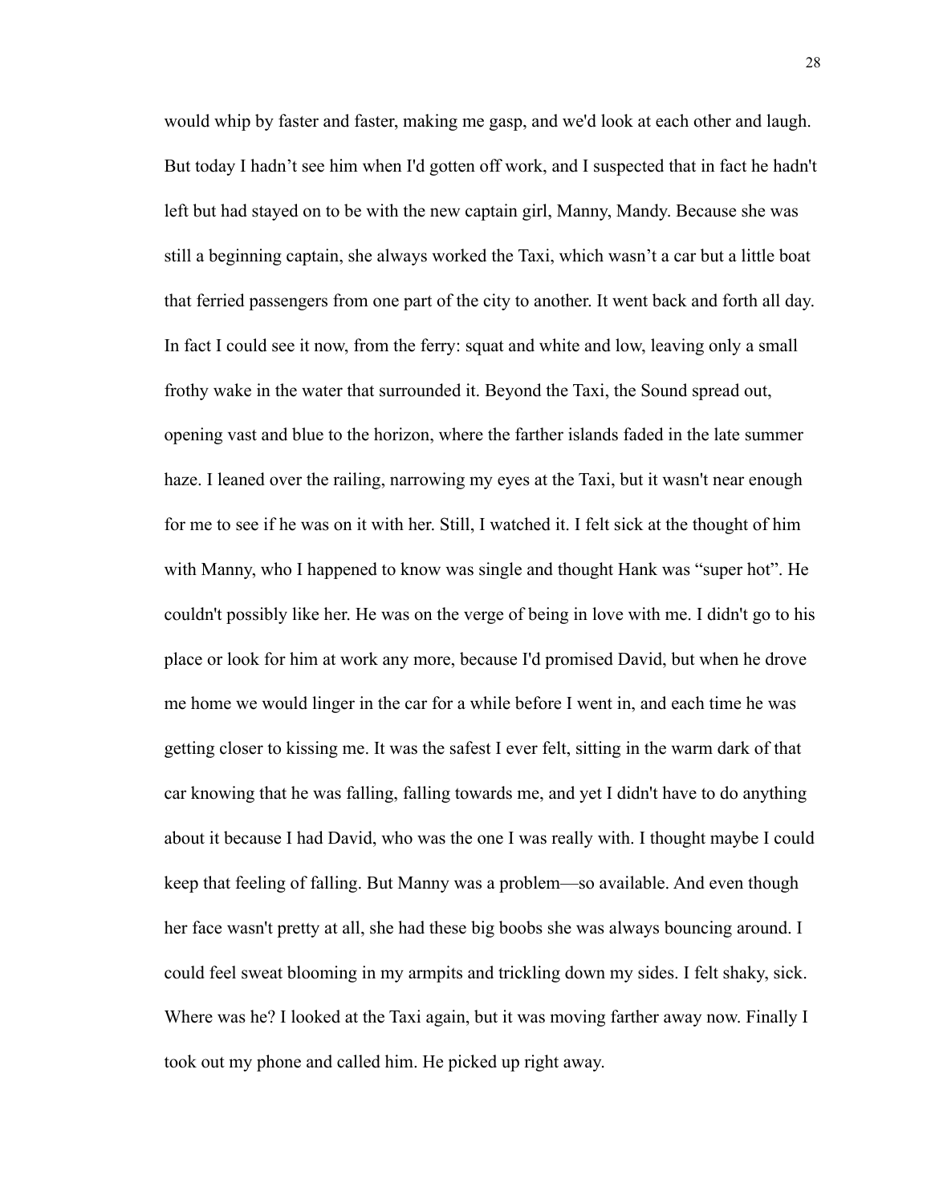would whip by faster and faster, making me gasp, and we'd look at each other and laugh. But today I hadn't see him when I'd gotten off work, and I suspected that in fact he hadn't left but had stayed on to be with the new captain girl, Manny, Mandy. Because she was still a beginning captain, she always worked the Taxi, which wasn't a car but a little boat that ferried passengers from one part of the city to another. It went back and forth all day. In fact I could see it now, from the ferry: squat and white and low, leaving only a small frothy wake in the water that surrounded it. Beyond the Taxi, the Sound spread out, opening vast and blue to the horizon, where the farther islands faded in the late summer haze. I leaned over the railing, narrowing my eyes at the Taxi, but it wasn't near enough for me to see if he was on it with her. Still, I watched it. I felt sick at the thought of him with Manny, who I happened to know was single and thought Hank was "super hot". He couldn't possibly like her. He was on the verge of being in love with me. I didn't go to his place or look for him at work any more, because I'd promised David, but when he drove me home we would linger in the car for a while before I went in, and each time he was getting closer to kissing me. It was the safest I ever felt, sitting in the warm dark of that car knowing that he was falling, falling towards me, and yet I didn't have to do anything about it because I had David, who was the one I was really with. I thought maybe I could keep that feeling of falling. But Manny was a problem—so available. And even though her face wasn't pretty at all, she had these big boobs she was always bouncing around. I could feel sweat blooming in my armpits and trickling down my sides. I felt shaky, sick. Where was he? I looked at the Taxi again, but it was moving farther away now. Finally I took out my phone and called him. He picked up right away.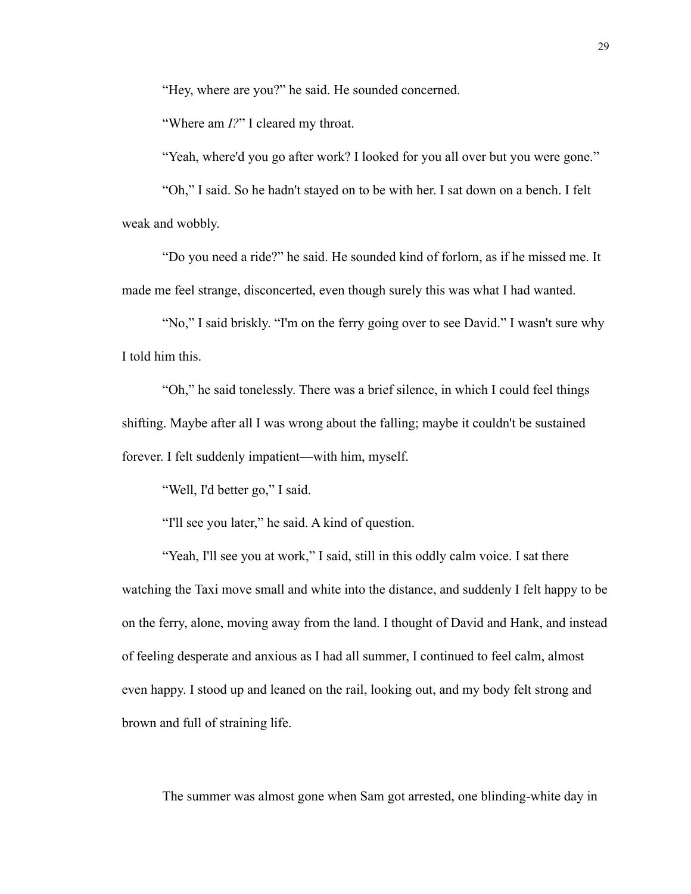"Hey, where are you?" he said. He sounded concerned.

"Where am *I?*" I cleared my throat.

"Yeah, where'd you go after work? I looked for you all over but you were gone."

"Oh," I said. So he hadn't stayed on to be with her. I sat down on a bench. I felt weak and wobbly.

"Do you need a ride?" he said. He sounded kind of forlorn, as if he missed me. It made me feel strange, disconcerted, even though surely this was what I had wanted.

"No," I said briskly. "I'm on the ferry going over to see David." I wasn't sure why I told him this.

"Oh," he said tonelessly. There was a brief silence, in which I could feel things shifting. Maybe after all I was wrong about the falling; maybe it couldn't be sustained forever. I felt suddenly impatient—with him, myself.

"Well, I'd better go," I said.

"I'll see you later," he said. A kind of question.

"Yeah, I'll see you at work," I said, still in this oddly calm voice. I sat there watching the Taxi move small and white into the distance, and suddenly I felt happy to be on the ferry, alone, moving away from the land. I thought of David and Hank, and instead of feeling desperate and anxious as I had all summer, I continued to feel calm, almost even happy. I stood up and leaned on the rail, looking out, and my body felt strong and brown and full of straining life.

The summer was almost gone when Sam got arrested, one blinding-white day in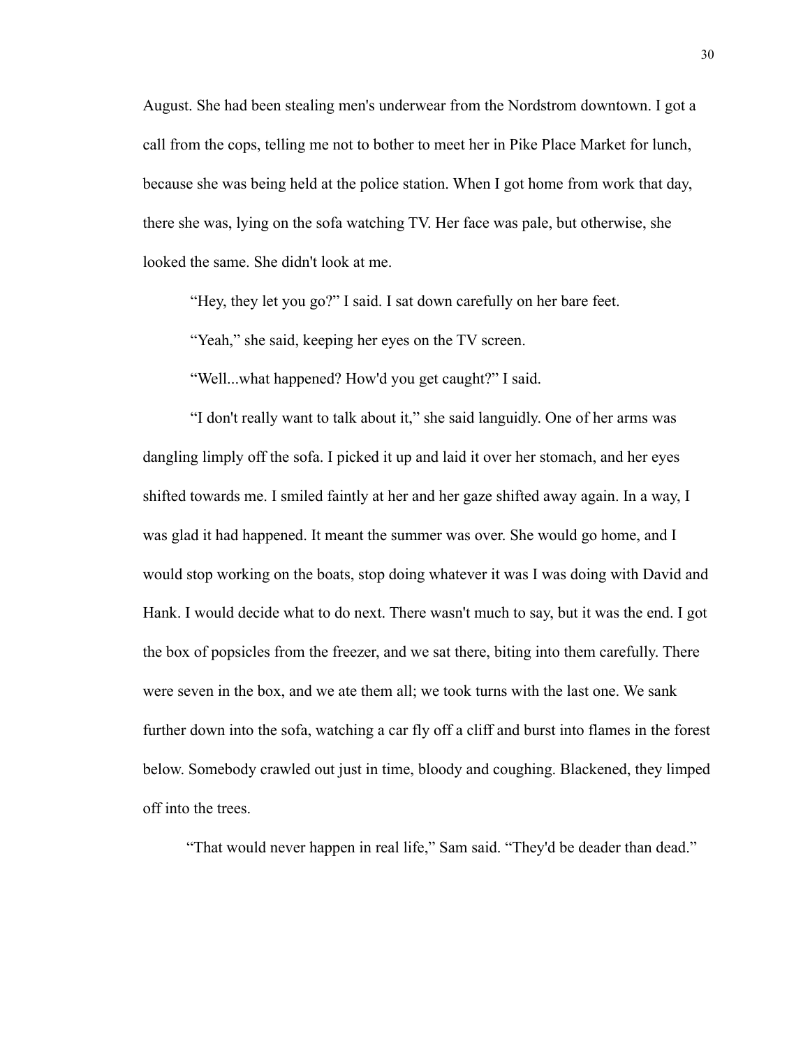August. She had been stealing men's underwear from the Nordstrom downtown. I got a call from the cops, telling me not to bother to meet her in Pike Place Market for lunch, because she was being held at the police station. When I got home from work that day, there she was, lying on the sofa watching TV. Her face was pale, but otherwise, she looked the same. She didn't look at me.

"Hey, they let you go?" I said. I sat down carefully on her bare feet.

"Yeah," she said, keeping her eyes on the TV screen.

"Well...what happened? How'd you get caught?" I said.

"I don't really want to talk about it," she said languidly. One of her arms was dangling limply off the sofa. I picked it up and laid it over her stomach, and her eyes shifted towards me. I smiled faintly at her and her gaze shifted away again. In a way, I was glad it had happened. It meant the summer was over. She would go home, and I would stop working on the boats, stop doing whatever it was I was doing with David and Hank. I would decide what to do next. There wasn't much to say, but it was the end. I got the box of popsicles from the freezer, and we sat there, biting into them carefully. There were seven in the box, and we ate them all; we took turns with the last one. We sank further down into the sofa, watching a car fly off a cliff and burst into flames in the forest below. Somebody crawled out just in time, bloody and coughing. Blackened, they limped off into the trees.

"That would never happen in real life," Sam said. "They'd be deader than dead."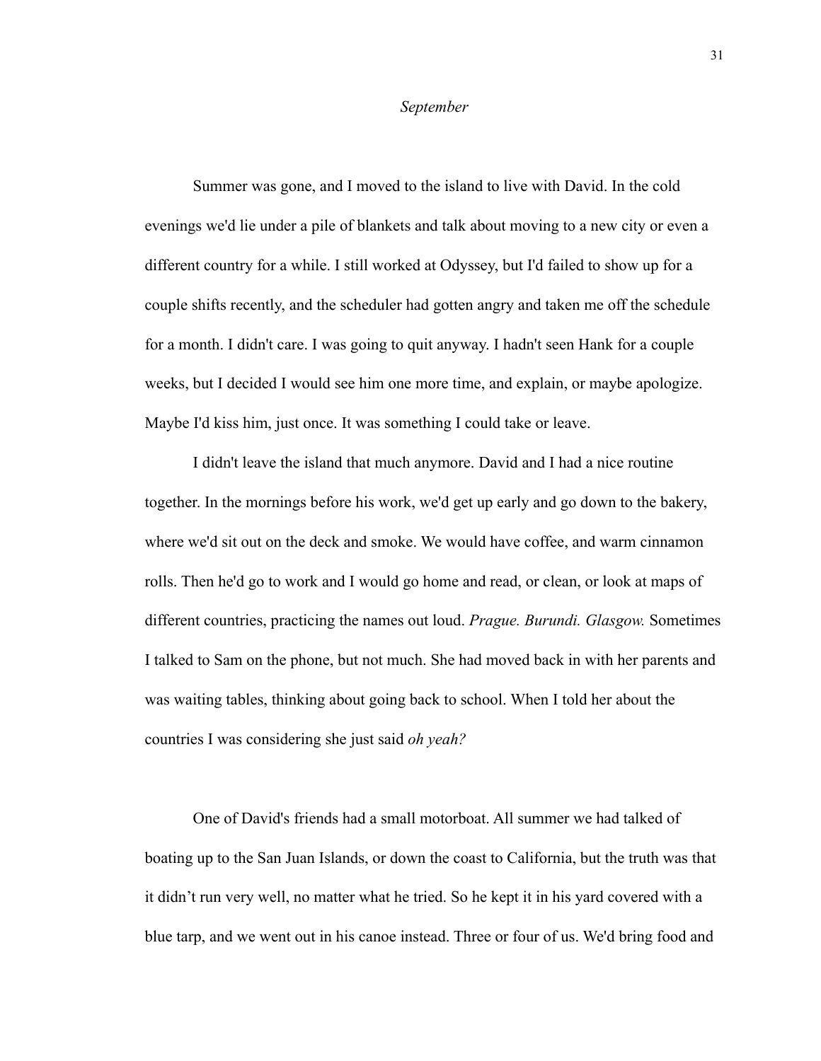*September*

Summer was gone, and I moved to the island to live with David. In the cold evenings we'd lie under a pile of blankets and talk about moving to a new city or even a different country for a while. I still worked at Odyssey, but I'd failed to show up for a couple shifts recently, and the scheduler had gotten angry and taken me off the schedule for a month. I didn't care. I was going to quit anyway. I hadn't seen Hank for a couple weeks, but I decided I would see him one more time, and explain, or maybe apologize. Maybe I'd kiss him, just once. It was something I could take or leave.

I didn't leave the island that much anymore. David and I had a nice routine together. In the mornings before his work, we'd get up early and go down to the bakery, where we'd sit out on the deck and smoke. We would have coffee, and warm cinnamon rolls. Then he'd go to work and I would go home and read, or clean, or look at maps of different countries, practicing the names out loud. *Prague. Burundi. Glasgow.* Sometimes I talked to Sam on the phone, but not much. She had moved back in with her parents and was waiting tables, thinking about going back to school. When I told her about the countries I was considering she just said *oh yeah?*

One of David's friends had a small motorboat. All summer we had talked of boating up to the San Juan Islands, or down the coast to California, but the truth was that it didn't run very well, no matter what he tried. So he kept it in his yard covered with a blue tarp, and we went out in his canoe instead. Three or four of us. We'd bring food and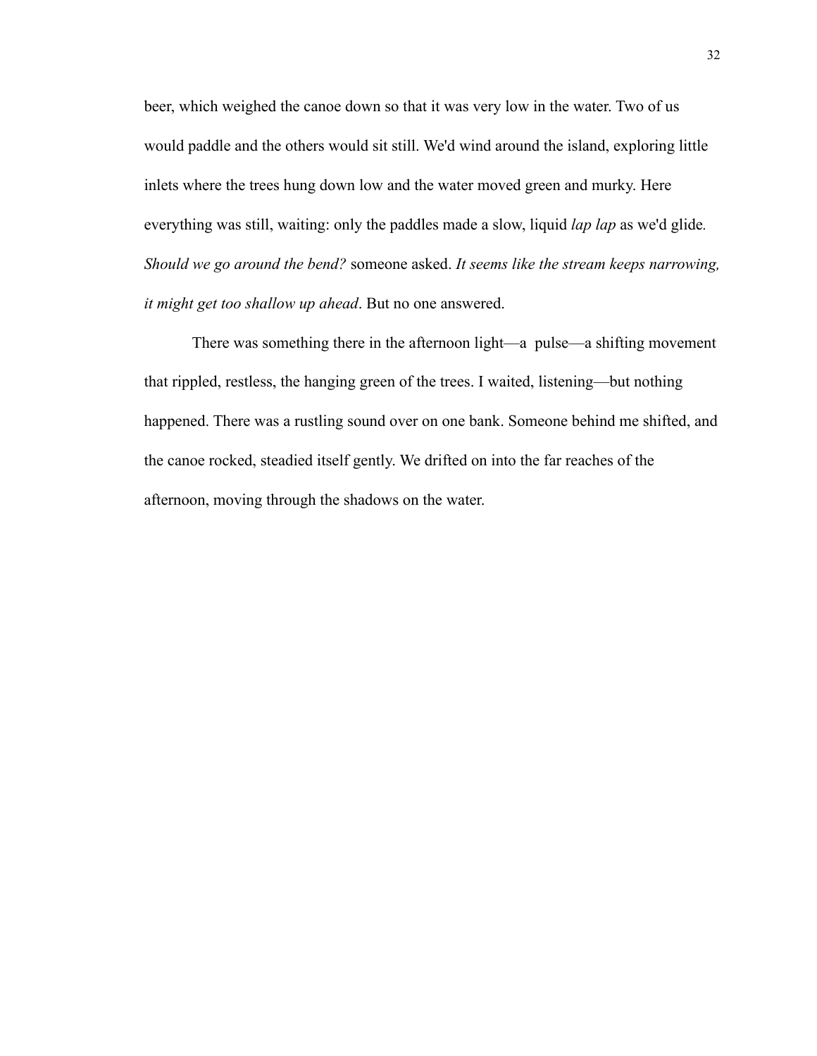beer, which weighed the canoe down so that it was very low in the water. Two of us would paddle and the others would sit still. We'd wind around the island, exploring little inlets where the trees hung down low and the water moved green and murky. Here everything was still, waiting: only the paddles made a slow, liquid *lap lap* as we'd glide. *Should we go around the bend?* someone asked. *It seems like the stream keeps narrowing, it might get too shallow up ahead*. But no one answered.

There was something there in the afternoon light—a pulse—a shifting movement that rippled, restless, the hanging green of the trees. I waited, listening—but nothing happened. There was a rustling sound over on one bank. Someone behind me shifted, and the canoe rocked, steadied itself gently. We drifted on into the far reaches of the afternoon, moving through the shadows on the water.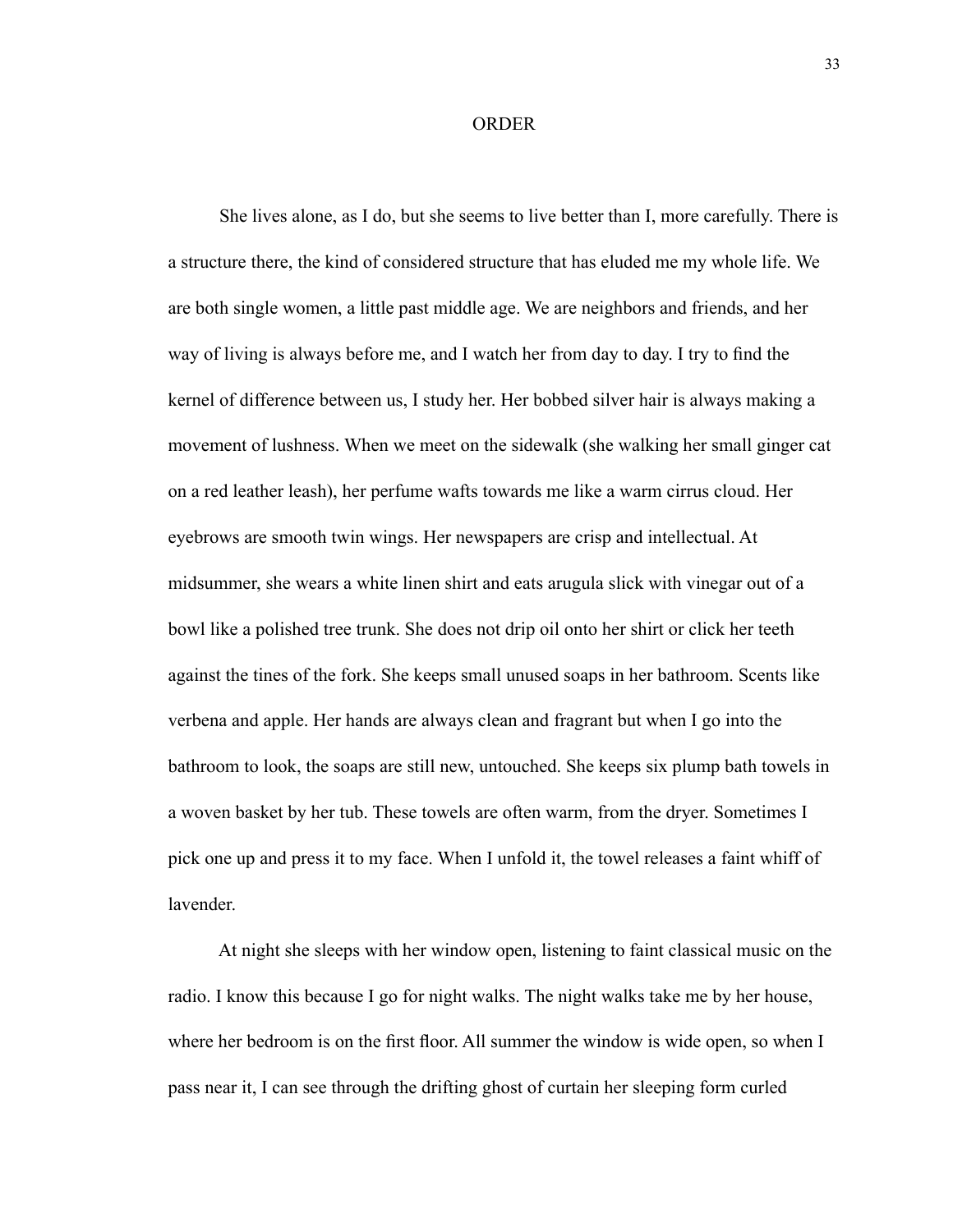# ORDER

She lives alone, as I do, but she seems to live better than I, more carefully. There is a structure there, the kind of considered structure that has eluded me my whole life. We are both single women, a little past middle age. We are neighbors and friends, and her way of living is always before me, and I watch her from day to day. I try to find the kernel of difference between us, I study her. Her bobbed silver hair is always making a movement of lushness. When we meet on the sidewalk (she walking her small ginger cat on a red leather leash), her perfume wafts towards me like a warm cirrus cloud. Her eyebrows are smooth twin wings. Her newspapers are crisp and intellectual. At midsummer, she wears a white linen shirt and eats arugula slick with vinegar out of a bowl like a polished tree trunk. She does not drip oil onto her shirt or click her teeth against the tines of the fork. She keeps small unused soaps in her bathroom. Scents like verbena and apple. Her hands are always clean and fragrant but when I go into the bathroom to look, the soaps are still new, untouched. She keeps six plump bath towels in a woven basket by her tub. These towels are often warm, from the dryer. Sometimes I pick one up and press it to my face. When I unfold it, the towel releases a faint whiff of lavender.

At night she sleeps with her window open, listening to faint classical music on the radio. I know this because I go for night walks. The night walks take me by her house, where her bedroom is on the first floor. All summer the window is wide open, so when I pass near it, I can see through the drifting ghost of curtain her sleeping form curled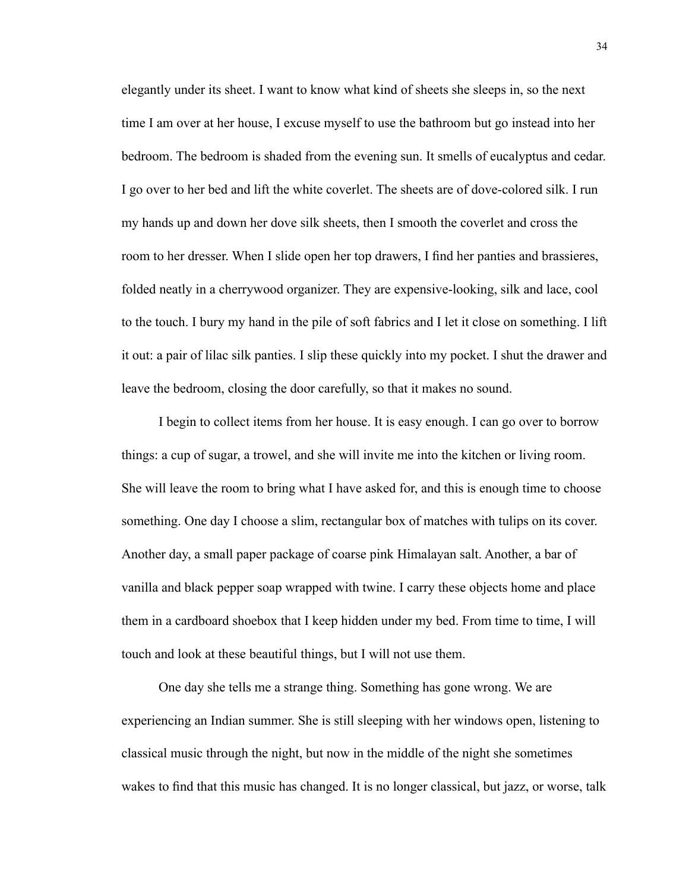elegantly under its sheet. I want to know what kind of sheets she sleeps in, so the next time I am over at her house, I excuse myself to use the bathroom but go instead into her bedroom. The bedroom is shaded from the evening sun. It smells of eucalyptus and cedar. I go over to her bed and lift the white coverlet. The sheets are of dove-colored silk. I run my hands up and down her dove silk sheets, then I smooth the coverlet and cross the room to her dresser. When I slide open her top drawers, I find her panties and brassieres, folded neatly in a cherrywood organizer. They are expensive-looking, silk and lace, cool to the touch. I bury my hand in the pile of soft fabrics and I let it close on something. I lift it out: a pair of lilac silk panties. I slip these quickly into my pocket. I shut the drawer and leave the bedroom, closing the door carefully, so that it makes no sound.

I begin to collect items from her house. It is easy enough. I can go over to borrow things: a cup of sugar, a trowel, and she will invite me into the kitchen or living room. She will leave the room to bring what I have asked for, and this is enough time to choose something. One day I choose a slim, rectangular box of matches with tulips on its cover. Another day, a small paper package of coarse pink Himalayan salt. Another, a bar of vanilla and black pepper soap wrapped with twine. I carry these objects home and place them in a cardboard shoebox that I keep hidden under my bed. From time to time, I will touch and look at these beautiful things, but I will not use them.

One day she tells me a strange thing. Something has gone wrong. We are experiencing an Indian summer. She is still sleeping with her windows open, listening to classical music through the night, but now in the middle of the night she sometimes wakes to find that this music has changed. It is no longer classical, but jazz, or worse, talk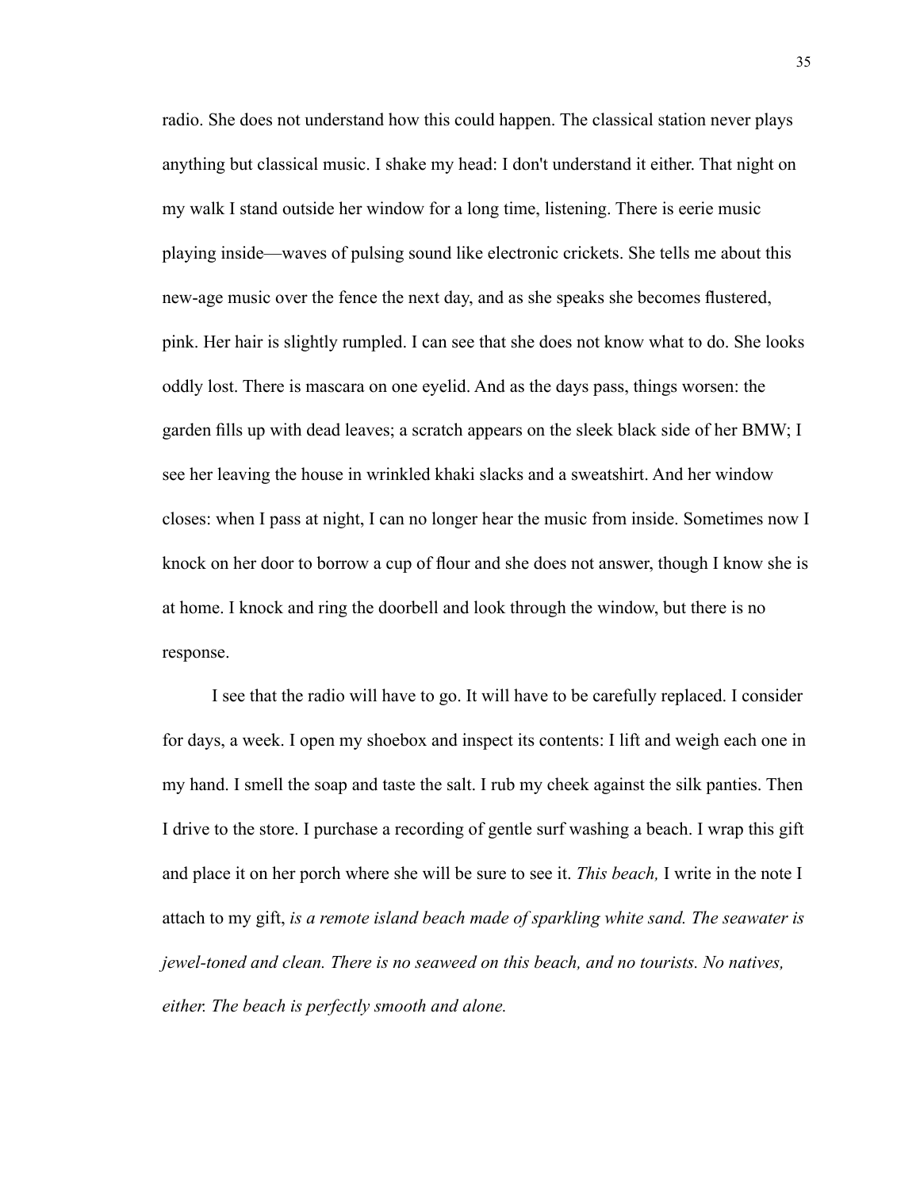radio. She does not understand how this could happen. The classical station never plays anything but classical music. I shake my head: I don't understand it either. That night on my walk I stand outside her window for a long time, listening. There is eerie music playing inside—waves of pulsing sound like electronic crickets. She tells me about this new-age music over the fence the next day, and as she speaks she becomes flustered, pink. Her hair is slightly rumpled. I can see that she does not know what to do. She looks oddly lost. There is mascara on one eyelid. And as the days pass, things worsen: the garden fills up with dead leaves; a scratch appears on the sleek black side of her BMW; I see her leaving the house in wrinkled khaki slacks and a sweatshirt. And her window closes: when I pass at night, I can no longer hear the music from inside. Sometimes now I knock on her door to borrow a cup of flour and she does not answer, though I know she is at home. I knock and ring the doorbell and look through the window, but there is no response.

I see that the radio will have to go. It will have to be carefully replaced. I consider for days, a week. I open my shoebox and inspect its contents: I lift and weigh each one in my hand. I smell the soap and taste the salt. I rub my cheek against the silk panties. Then I drive to the store. I purchase a recording of gentle surf washing a beach. I wrap this gift and place it on her porch where she will be sure to see it. *This beach,* I write in the note I attach to my gift, *is a remote island beach made of sparkling white sand. The seawater is jewel-toned and clean. There is no seaweed on this beach, and no tourists. No natives, either. The beach is perfectly smooth and alone.*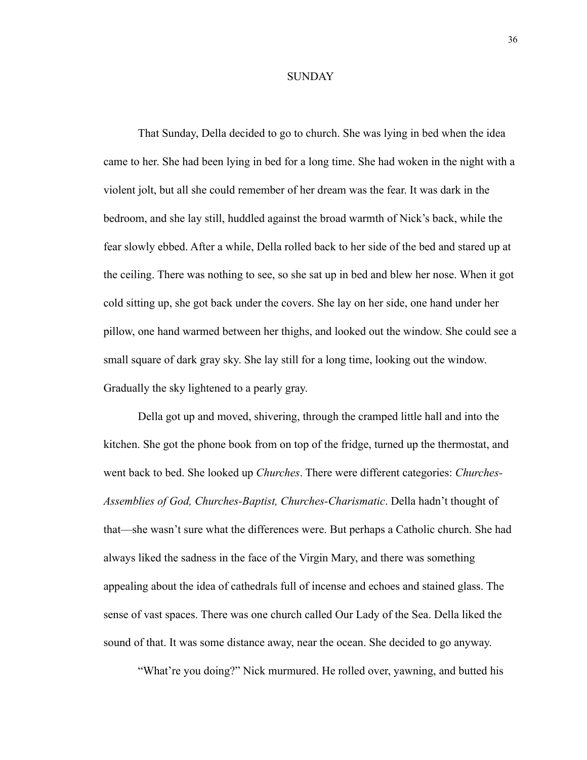# SUNDAY

That Sunday, Della decided to go to church. She was lying in bed when the idea came to her. She had been lying in bed for a long time. She had woken in the night with a violent jolt, but all she could remember of her dream was the fear. It was dark in the bedroom, and she lay still, huddled against the broad warmth of Nick's back, while the fear slowly ebbed. After a while, Della rolled back to her side of the bed and stared up at the ceiling. There was nothing to see, so she sat up in bed and blew her nose. When it got cold sitting up, she got back under the covers. She lay on her side, one hand under her pillow, one hand warmed between her thighs, and looked out the window. She could see a small square of dark gray sky. She lay still for a long time, looking out the window. Gradually the sky lightened to a pearly gray.

Della got up and moved, shivering, through the cramped little hall and into the kitchen. She got the phone book from on top of the fridge, turned up the thermostat, and went back to bed. She looked up *Churches*. There were different categories: *Churches-Assemblies of God, Churches-Baptist, Churches-Charismatic*. Della hadn't thought of that—she wasn't sure what the differences were. But perhaps a Catholic church. She had always liked the sadness in the face of the Virgin Mary, and there was something appealing about the idea of cathedrals full of incense and echoes and stained glass. The sense of vast spaces. There was one church called Our Lady of the Sea. Della liked the sound of that. It was some distance away, near the ocean. She decided to go anyway.

"What're you doing?" Nick murmured. He rolled over, yawning, and butted his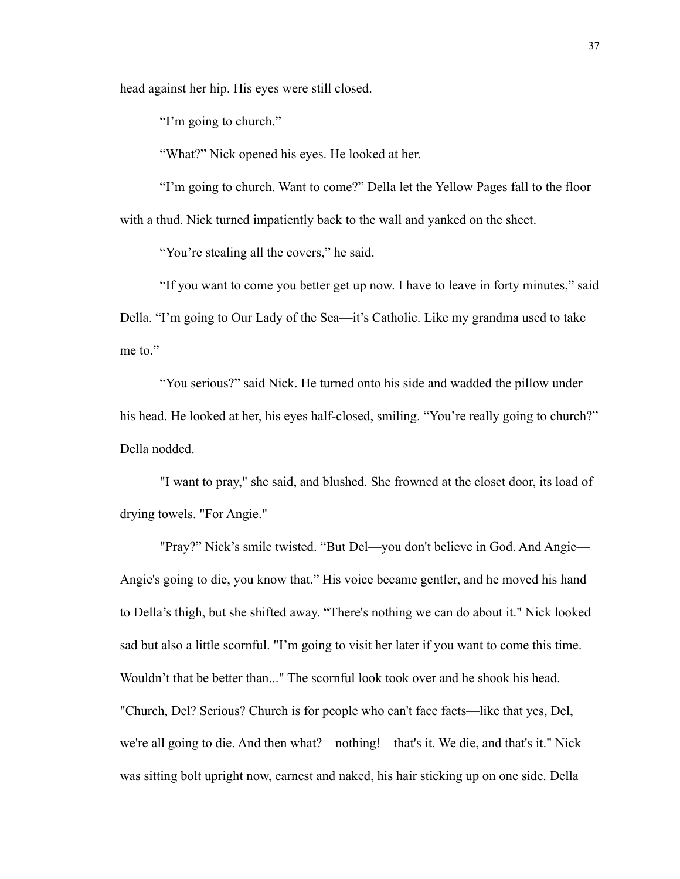head against her hip. His eyes were still closed.

“I’m going to church.”

“What?” Nick opened his eyes. He looked at her.

“I’m going to church. Want to come?” Della let the Yellow Pages fall to the floor with a thud. Nick turned impatiently back to the wall and yanked on the sheet.

“You’re stealing all the covers,” he said.

“If you want to come you better get up now. I have to leave in forty minutes,” said Della. “I’m going to Our Lady of the Sea—it’s Catholic. Like my grandma used to take me to.”

“You serious?” said Nick. He turned onto his side and wadded the pillow under his head. He looked at her, his eyes half-closed, smiling. “You’re really going to church?” Della nodded.

"I want to pray," she said, and blushed. She frowned at the closet door, its load of drying towels. "For Angie."

"Pray?” Nick’s smile twisted. “But Del—you don't believe in God. And Angie—Angie's going to die, you know that.” His voice became gentler, and he moved his hand to Della’s thigh, but she shifted away. “There's nothing we can do about it." Nick looked sad but also a little scornful. "I’m going to visit her later if you want to come this time. Wouldn’t that be better than..." The scornful look took over and he shook his head. "Church, Del? Serious? Church is for people who can't face facts—like that yes, Del, we're all going to die. And then what?—nothing!—that's it. We die, and that's it." Nick was sitting bolt upright now, earnest and naked, his hair sticking up on one side. Della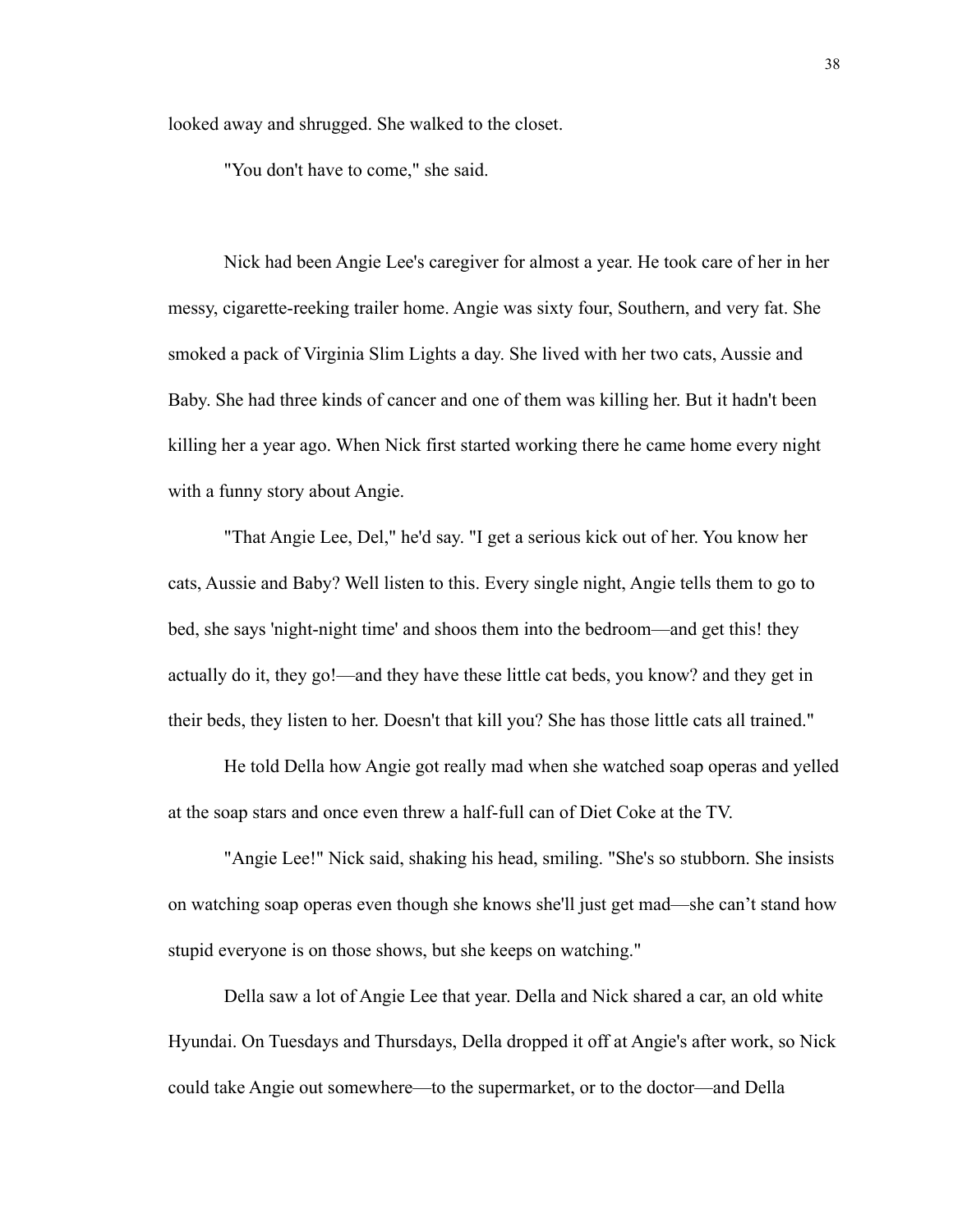looked away and shrugged. She walked to the closet.

"You don't have to come," she said.

Nick had been Angie Lee's caregiver for almost a year. He took care of her in her messy, cigarette-reeking trailer home. Angie was sixty four, Southern, and very fat. She smoked a pack of Virginia Slim Lights a day. She lived with her two cats, Aussie and Baby. She had three kinds of cancer and one of them was killing her. But it hadn't been killing her a year ago. When Nick first started working there he came home every night with a funny story about Angie.

"That Angie Lee, Del," he'd say. "I get a serious kick out of her. You know her cats, Aussie and Baby? Well listen to this. Every single night, Angie tells them to go to bed, she says 'night-night time' and shoos them into the bedroom—and get this! they actually do it, they go!—and they have these little cat beds, you know? and they get in their beds, they listen to her. Doesn't that kill you? She has those little cats all trained."

He told Della how Angie got really mad when she watched soap operas and yelled at the soap stars and once even threw a half-full can of Diet Coke at the TV.

"Angie Lee!" Nick said, shaking his head, smiling. "She's so stubborn. She insists on watching soap operas even though she knows she'll just get mad—she can't stand how stupid everyone is on those shows, but she keeps on watching."

Della saw a lot of Angie Lee that year. Della and Nick shared a car, an old white Hyundai. On Tuesdays and Thursdays, Della dropped it off at Angie's after work, so Nick could take Angie out somewhere—to the supermarket, or to the doctor—and Della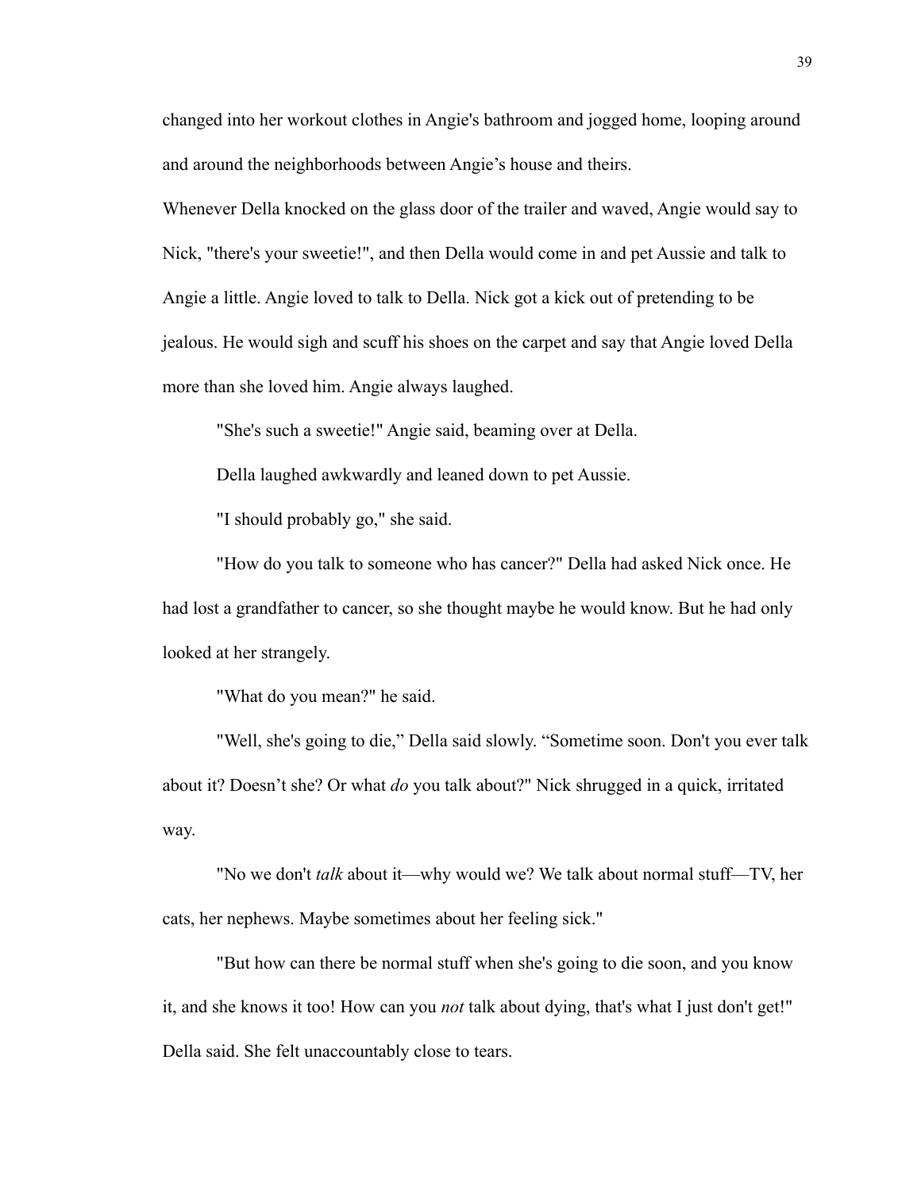changed into her workout clothes in Angie's bathroom and jogged home, looping around and around the neighborhoods between Angie’s house and theirs.

Whenever Della knocked on the glass door of the trailer and waved, Angie would say to Nick, "there's your sweetie!", and then Della would come in and pet Aussie and talk to Angie a little. Angie loved to talk to Della. Nick got a kick out of pretending to be jealous. He would sigh and scuff his shoes on the carpet and say that Angie loved Della more than she loved him. Angie always laughed.

"She's such a sweetie!" Angie said, beaming over at Della.

Della laughed awkwardly and leaned down to pet Aussie.

"I should probably go," she said.

"How do you talk to someone who has cancer?" Della had asked Nick once. He had lost a grandfather to cancer, so she thought maybe he would know. But he had only looked at her strangely.

"What do you mean?" he said.

"Well, she's going to die,” Della said slowly. “Sometime soon. Don't you ever talk about it? Doesn’t she? Or what *do* you talk about?" Nick shrugged in a quick, irritated way.

"No we don't *talk* about it—why would we? We talk about normal stuff—TV, her cats, her nephews. Maybe sometimes about her feeling sick."

"But how can there be normal stuff when she's going to die soon, and you know it, and she knows it too! How can you *not* talk about dying, that's what I just don't get!" Della said. She felt unaccountably close to tears.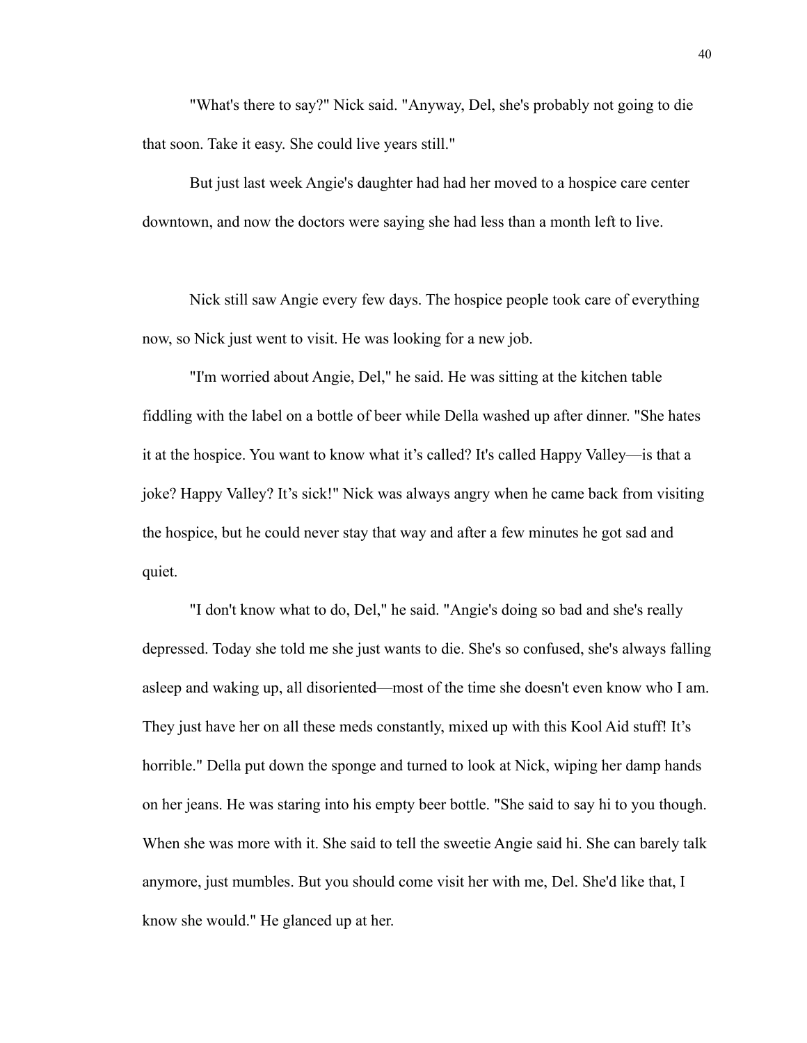"What's there to say?" Nick said. "Anyway, Del, she's probably not going to die that soon. Take it easy. She could live years still."

But just last week Angie's daughter had had her moved to a hospice care center downtown, and now the doctors were saying she had less than a month left to live.

Nick still saw Angie every few days. The hospice people took care of everything now, so Nick just went to visit. He was looking for a new job.

"I'm worried about Angie, Del," he said. He was sitting at the kitchen table fiddling with the label on a bottle of beer while Della washed up after dinner. "She hates it at the hospice. You want to know what it's called? It's called Happy Valley—is that a joke? Happy Valley? It's sick!" Nick was always angry when he came back from visiting the hospice, but he could never stay that way and after a few minutes he got sad and quiet.

"I don't know what to do, Del," he said. "Angie's doing so bad and she's really depressed. Today she told me she just wants to die. She's so confused, she's always falling asleep and waking up, all disoriented—most of the time she doesn't even know who I am. They just have her on all these meds constantly, mixed up with this Kool Aid stuff! It's horrible." Della put down the sponge and turned to look at Nick, wiping her damp hands on her jeans. He was staring into his empty beer bottle. "She said to say hi to you though. When she was more with it. She said to tell the sweetie Angie said hi. She can barely talk anymore, just mumbles. But you should come visit her with me, Del. She'd like that, I know she would." He glanced up at her.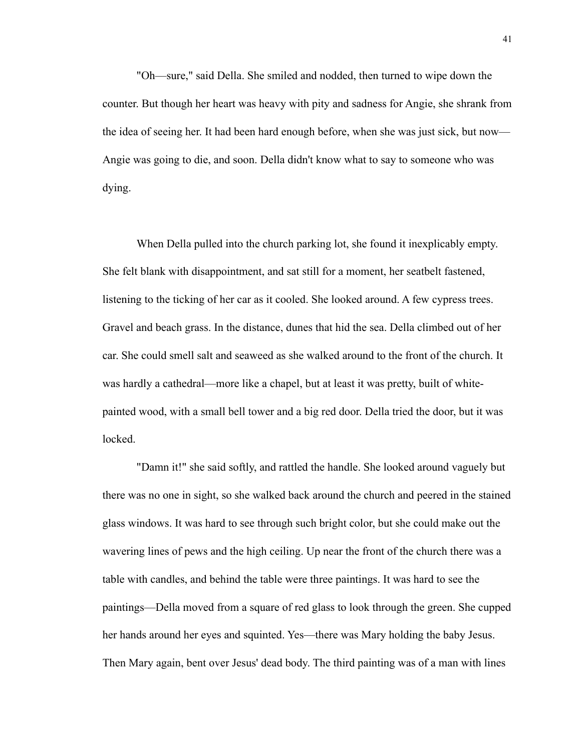"Oh—sure," said Della. She smiled and nodded, then turned to wipe down the counter. But though her heart was heavy with pity and sadness for Angie, she shrank from the idea of seeing her. It had been hard enough before, when she was just sick, but now—Angie was going to die, and soon. Della didn't know what to say to someone who was dying.

When Della pulled into the church parking lot, she found it inexplicably empty. She felt blank with disappointment, and sat still for a moment, her seatbelt fastened, listening to the ticking of her car as it cooled. She looked around. A few cypress trees. Gravel and beach grass. In the distance, dunes that hid the sea. Della climbed out of her car. She could smell salt and seaweed as she walked around to the front of the church. It was hardly a cathedral—more like a chapel, but at least it was pretty, built of white-painted wood, with a small bell tower and a big red door. Della tried the door, but it was locked.

"Damn it!" she said softly, and rattled the handle. She looked around vaguely but there was no one in sight, so she walked back around the church and peered in the stained glass windows. It was hard to see through such bright color, but she could make out the wavering lines of pews and the high ceiling. Up near the front of the church there was a table with candles, and behind the table were three paintings. It was hard to see the paintings—Della moved from a square of red glass to look through the green. She cupped her hands around her eyes and squinted. Yes—there was Mary holding the baby Jesus. Then Mary again, bent over Jesus' dead body. The third painting was of a man with lines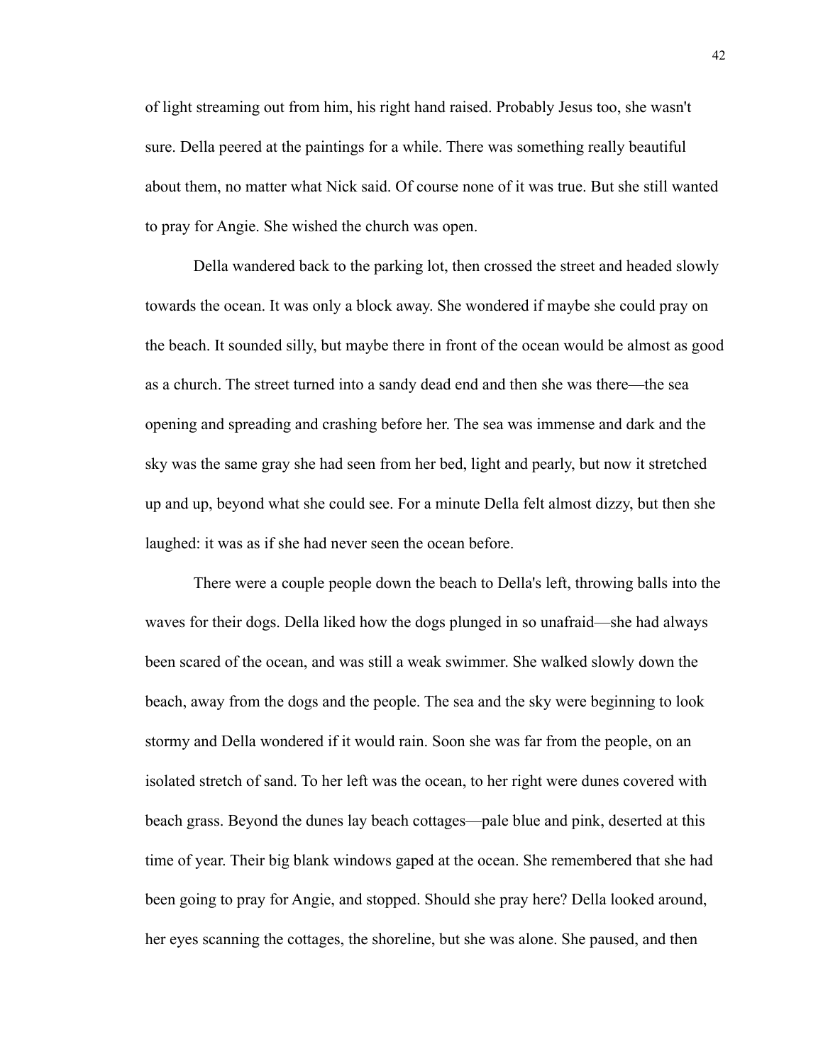of light streaming out from him, his right hand raised. Probably Jesus too, she wasn't sure. Della peered at the paintings for a while. There was something really beautiful about them, no matter what Nick said. Of course none of it was true. But she still wanted to pray for Angie. She wished the church was open.

Della wandered back to the parking lot, then crossed the street and headed slowly towards the ocean. It was only a block away. She wondered if maybe she could pray on the beach. It sounded silly, but maybe there in front of the ocean would be almost as good as a church. The street turned into a sandy dead end and then she was there—the sea opening and spreading and crashing before her. The sea was immense and dark and the sky was the same gray she had seen from her bed, light and pearly, but now it stretched up and up, beyond what she could see. For a minute Della felt almost dizzy, but then she laughed: it was as if she had never seen the ocean before.

There were a couple people down the beach to Della's left, throwing balls into the waves for their dogs. Della liked how the dogs plunged in so unafraid—she had always been scared of the ocean, and was still a weak swimmer. She walked slowly down the beach, away from the dogs and the people. The sea and the sky were beginning to look stormy and Della wondered if it would rain. Soon she was far from the people, on an isolated stretch of sand. To her left was the ocean, to her right were dunes covered with beach grass. Beyond the dunes lay beach cottages—pale blue and pink, deserted at this time of year. Their big blank windows gaped at the ocean. She remembered that she had been going to pray for Angie, and stopped. Should she pray here? Della looked around, her eyes scanning the cottages, the shoreline, but she was alone. She paused, and then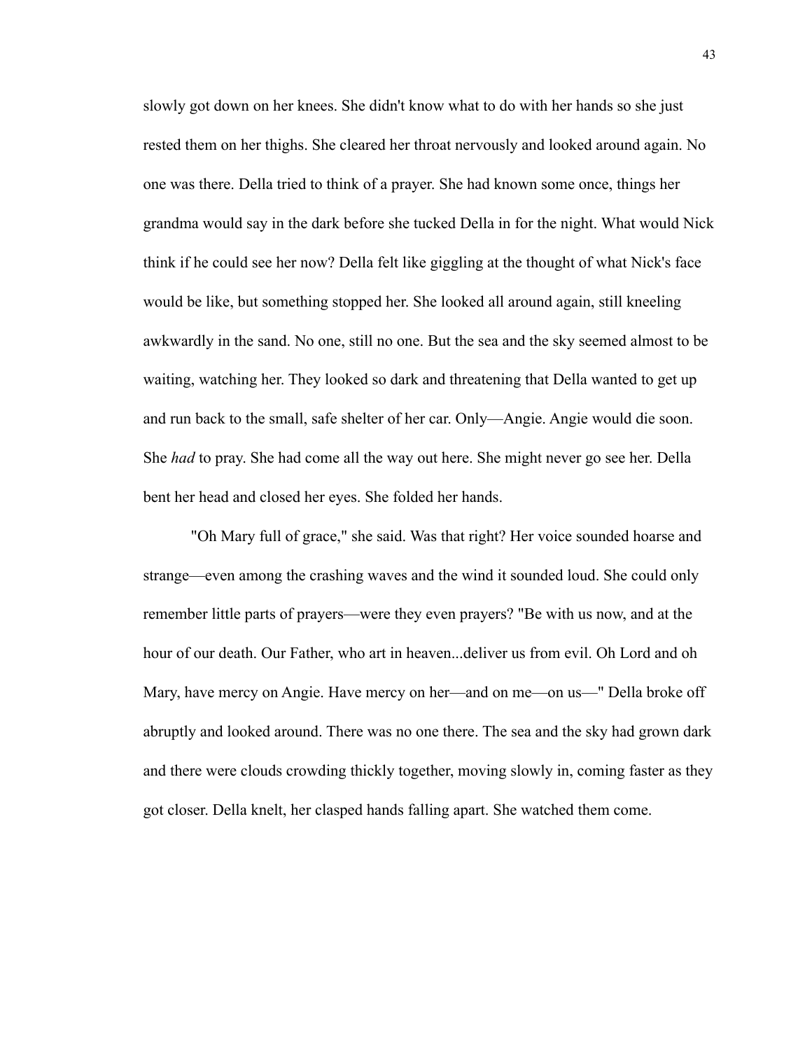slowly got down on her knees. She didn't know what to do with her hands so she just rested them on her thighs. She cleared her throat nervously and looked around again. No one was there. Della tried to think of a prayer. She had known some once, things her grandma would say in the dark before she tucked Della in for the night. What would Nick think if he could see her now? Della felt like giggling at the thought of what Nick's face would be like, but something stopped her. She looked all around again, still kneeling awkwardly in the sand. No one, still no one. But the sea and the sky seemed almost to be waiting, watching her. They looked so dark and threatening that Della wanted to get up and run back to the small, safe shelter of her car. Only—Angie. Angie would die soon. She *had* to pray. She had come all the way out here. She might never go see her. Della bent her head and closed her eyes. She folded her hands.

"Oh Mary full of grace," she said. Was that right? Her voice sounded hoarse and strange—even among the crashing waves and the wind it sounded loud. She could only remember little parts of prayers—were they even prayers? "Be with us now, and at the hour of our death. Our Father, who art in heaven...deliver us from evil. Oh Lord and oh Mary, have mercy on Angie. Have mercy on her—and on me—on us—" Della broke off abruptly and looked around. There was no one there. The sea and the sky had grown dark and there were clouds crowding thickly together, moving slowly in, coming faster as they got closer. Della knelt, her clasped hands falling apart. She watched them come.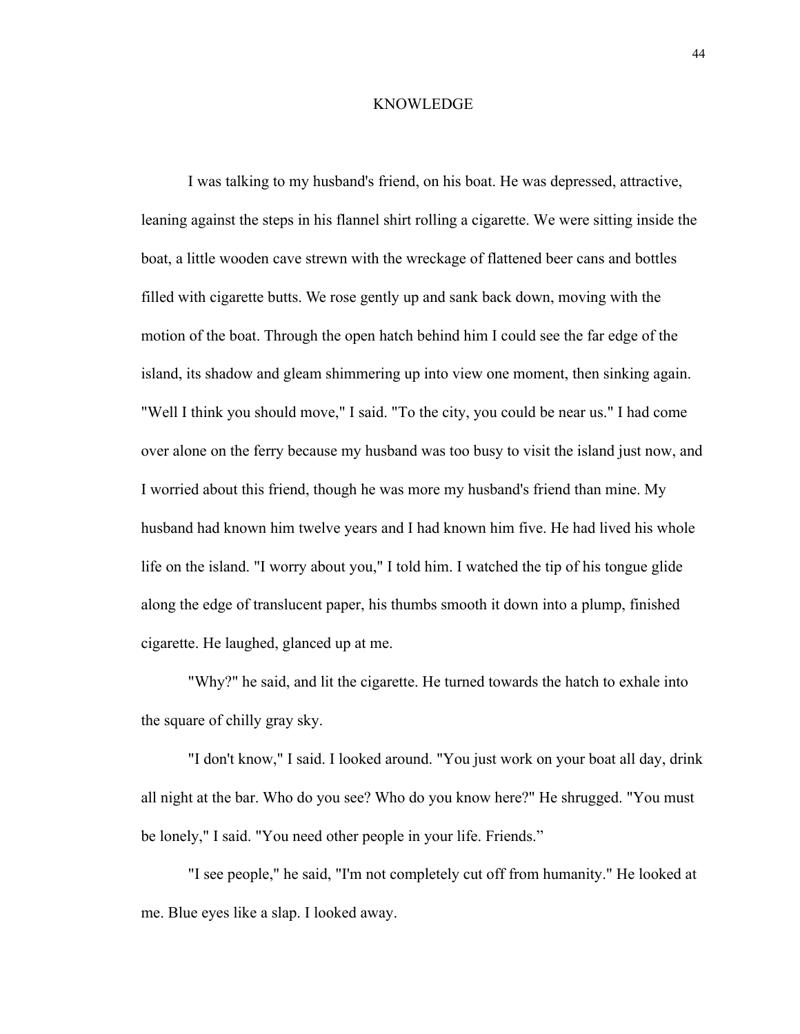# KNOWLEDGE

I was talking to my husband's friend, on his boat. He was depressed, attractive, leaning against the steps in his flannel shirt rolling a cigarette. We were sitting inside the boat, a little wooden cave strewn with the wreckage of flattened beer cans and bottles filled with cigarette butts. We rose gently up and sank back down, moving with the motion of the boat. Through the open hatch behind him I could see the far edge of the island, its shadow and gleam shimmering up into view one moment, then sinking again. "Well I think you should move," I said. "To the city, you could be near us." I had come over alone on the ferry because my husband was too busy to visit the island just now, and I worried about this friend, though he was more my husband's friend than mine. My husband had known him twelve years and I had known him five. He had lived his whole life on the island. "I worry about you," I told him. I watched the tip of his tongue glide along the edge of translucent paper, his thumbs smooth it down into a plump, finished cigarette. He laughed, glanced up at me.

"Why?" he said, and lit the cigarette. He turned towards the hatch to exhale into the square of chilly gray sky.

"I don't know," I said. I looked around. "You just work on your boat all day, drink all night at the bar. Who do you see? Who do you know here?" He shrugged. "You must be lonely," I said. "You need other people in your life. Friends."

"I see people," he said, "I'm not completely cut off from humanity." He looked at me. Blue eyes like a slap. I looked away.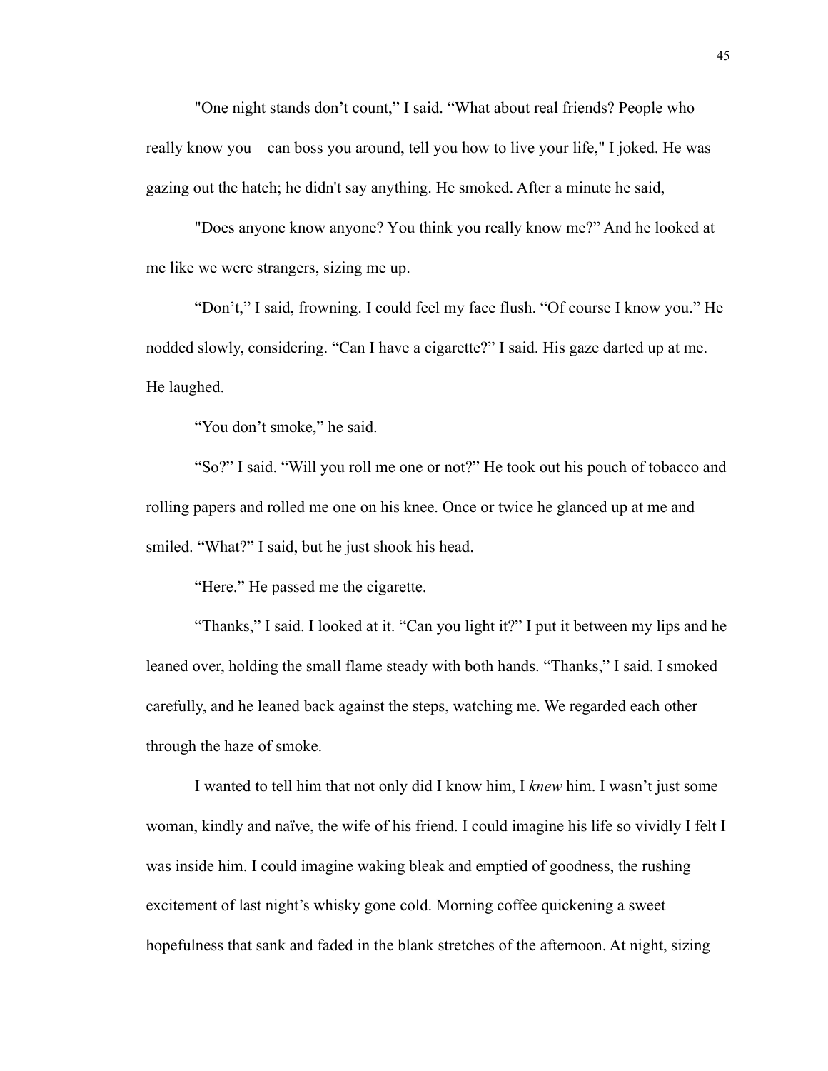"One night stands don't count," I said. "What about real friends? People who really know you—can boss you around, tell you how to live your life," I joked. He was gazing out the hatch; he didn't say anything. He smoked. After a minute he said,

"Does anyone know anyone? You think you really know me?" And he looked at me like we were strangers, sizing me up.

"Don't," I said, frowning. I could feel my face flush. "Of course I know you." He nodded slowly, considering. "Can I have a cigarette?" I said. His gaze darted up at me. He laughed.

"You don't smoke," he said.

"So?" I said. "Will you roll me one or not?" He took out his pouch of tobacco and rolling papers and rolled me one on his knee. Once or twice he glanced up at me and smiled. "What?" I said, but he just shook his head.

"Here." He passed me the cigarette.

"Thanks," I said. I looked at it. "Can you light it?" I put it between my lips and he leaned over, holding the small flame steady with both hands. "Thanks," I said. I smoked carefully, and he leaned back against the steps, watching me. We regarded each other through the haze of smoke.

I wanted to tell him that not only did I know him, I *knew* him. I wasn't just some woman, kindly and naïve, the wife of his friend. I could imagine his life so vividly I felt I was inside him. I could imagine waking bleak and emptied of goodness, the rushing excitement of last night's whisky gone cold. Morning coffee quickening a sweet hopefulness that sank and faded in the blank stretches of the afternoon. At night, sizing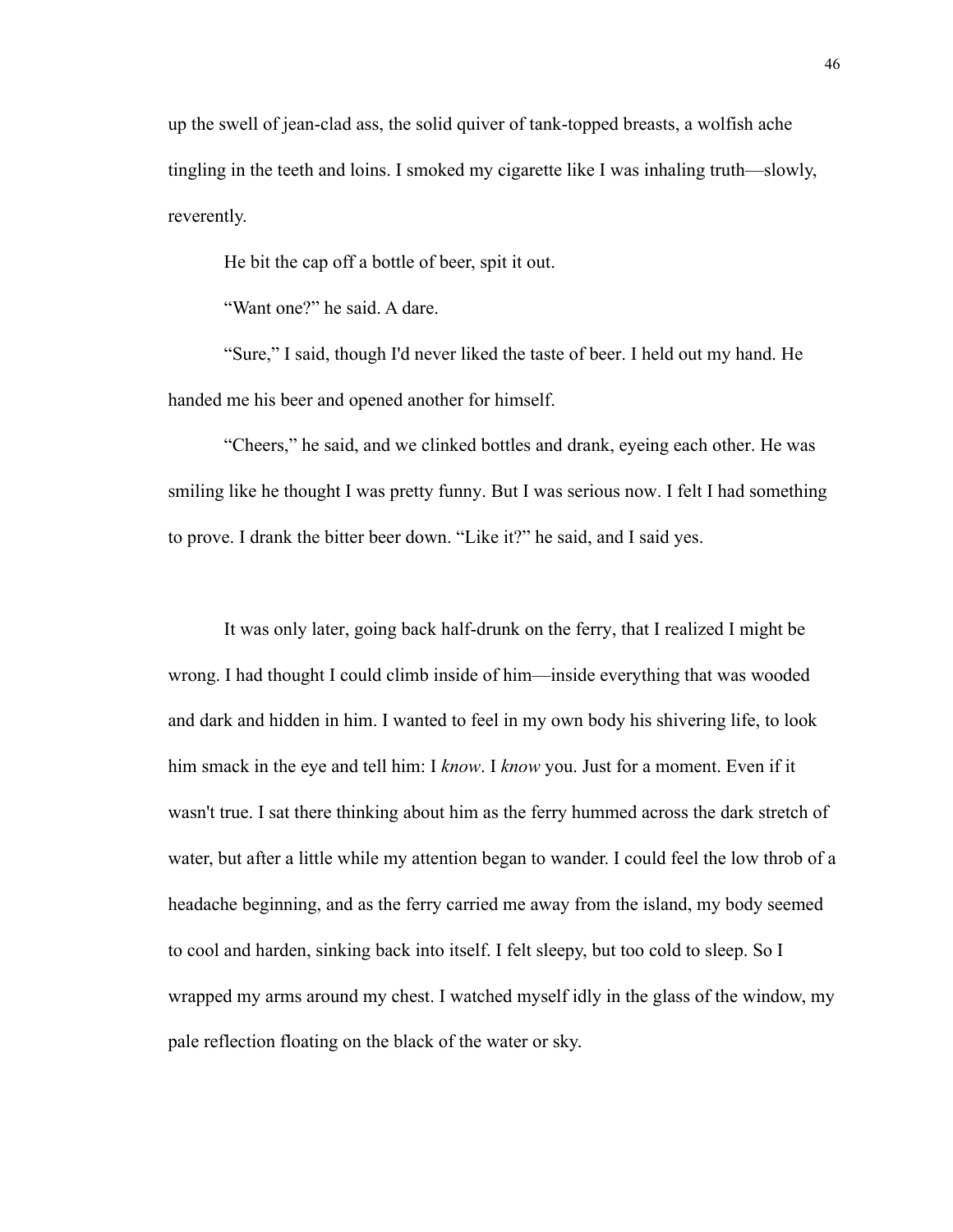up the swell of jean-clad ass, the solid quiver of tank-topped breasts, a wolfish ache tingling in the teeth and loins. I smoked my cigarette like I was inhaling truth—slowly, reverently.

He bit the cap off a bottle of beer, spit it out.

"Want one?" he said. A dare.

"Sure," I said, though I'd never liked the taste of beer. I held out my hand. He handed me his beer and opened another for himself.

"Cheers," he said, and we clinked bottles and drank, eyeing each other. He was smiling like he thought I was pretty funny. But I was serious now. I felt I had something to prove. I drank the bitter beer down. "Like it?" he said, and I said yes.

It was only later, going back half-drunk on the ferry, that I realized I might be wrong. I had thought I could climb inside of him—inside everything that was wooded and dark and hidden in him. I wanted to feel in my own body his shivering life, to look him smack in the eye and tell him: I *know*. I *know* you. Just for a moment. Even if it wasn't true. I sat there thinking about him as the ferry hummed across the dark stretch of water, but after a little while my attention began to wander. I could feel the low throb of a headache beginning, and as the ferry carried me away from the island, my body seemed to cool and harden, sinking back into itself. I felt sleepy, but too cold to sleep. So I wrapped my arms around my chest. I watched myself idly in the glass of the window, my pale reflection floating on the black of the water or sky.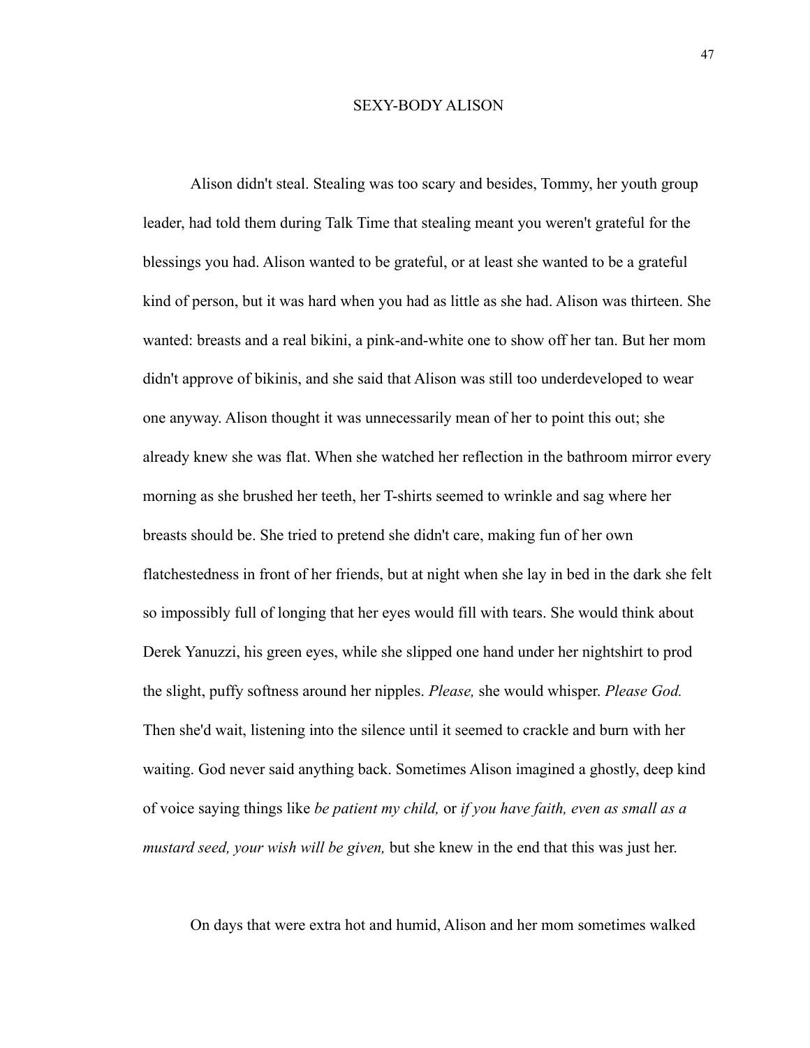## SEXY-BODY ALISON

Alison didn't steal. Stealing was too scary and besides, Tommy, her youth group leader, had told them during Talk Time that stealing meant you weren't grateful for the blessings you had. Alison wanted to be grateful, or at least she wanted to be a grateful kind of person, but it was hard when you had as little as she had. Alison was thirteen. She wanted: breasts and a real bikini, a pink-and-white one to show off her tan. But her mom didn't approve of bikinis, and she said that Alison was still too underdeveloped to wear one anyway. Alison thought it was unnecessarily mean of her to point this out; she already knew she was flat. When she watched her reflection in the bathroom mirror every morning as she brushed her teeth, her T-shirts seemed to wrinkle and sag where her breasts should be. She tried to pretend she didn't care, making fun of her own flatchestedness in front of her friends, but at night when she lay in bed in the dark she felt so impossibly full of longing that her eyes would fill with tears. She would think about Derek Yanuzzi, his green eyes, while she slipped one hand under her nightshirt to prod the slight, puffy softness around her nipples. *Please,* she would whisper. *Please God.* Then she'd wait, listening into the silence until it seemed to crackle and burn with her waiting. God never said anything back. Sometimes Alison imagined a ghostly, deep kind of voice saying things like *be patient my child,* or *if you have faith, even as small as a mustard seed, your wish will be given,* but she knew in the end that this was just her.

On days that were extra hot and humid, Alison and her mom sometimes walked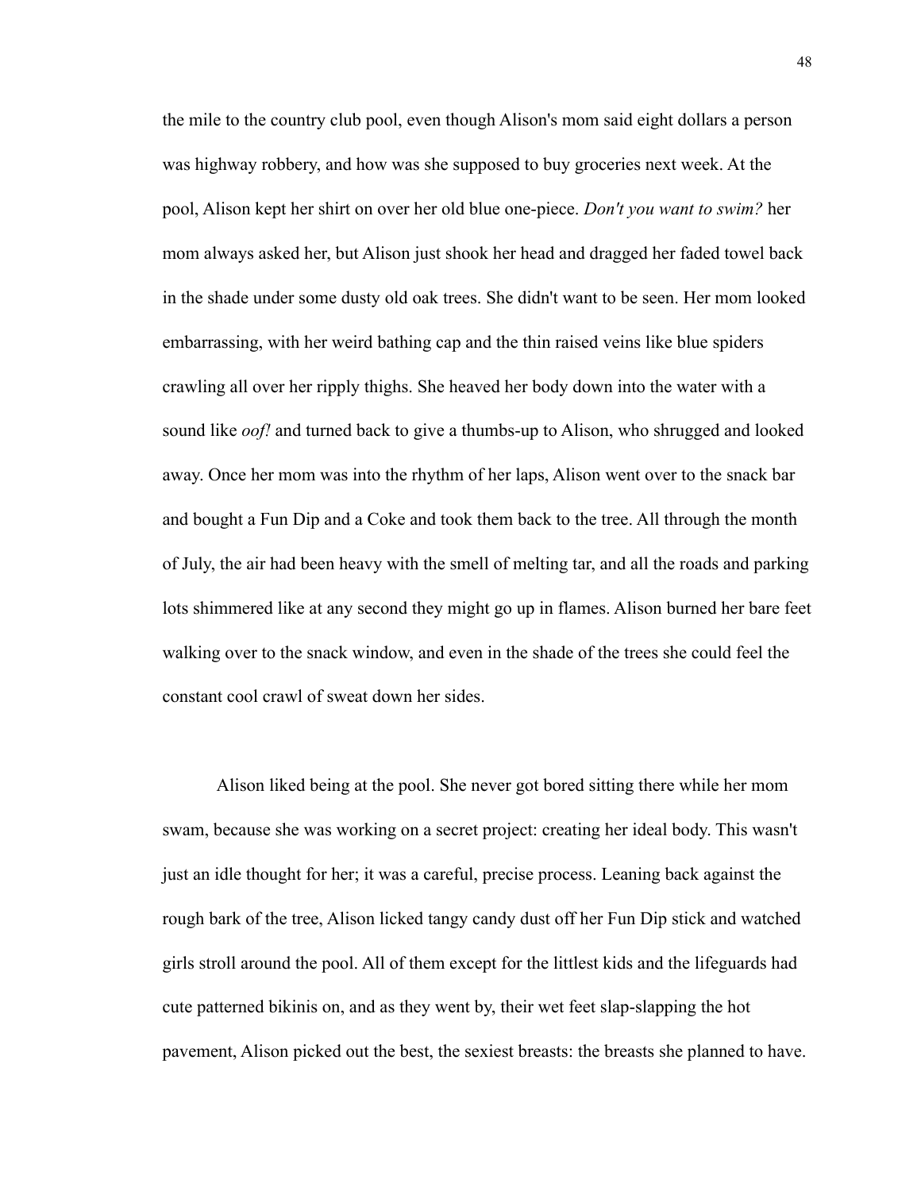the mile to the country club pool, even though Alison's mom said eight dollars a person was highway robbery, and how was she supposed to buy groceries next week. At the pool, Alison kept her shirt on over her old blue one-piece. *Don't you want to swim?* her mom always asked her, but Alison just shook her head and dragged her faded towel back in the shade under some dusty old oak trees. She didn't want to be seen. Her mom looked embarrassing, with her weird bathing cap and the thin raised veins like blue spiders crawling all over her ripply thighs. She heaved her body down into the water with a sound like *oof!* and turned back to give a thumbs-up to Alison, who shrugged and looked away. Once her mom was into the rhythm of her laps, Alison went over to the snack bar and bought a Fun Dip and a Coke and took them back to the tree. All through the month of July, the air had been heavy with the smell of melting tar, and all the roads and parking lots shimmered like at any second they might go up in flames. Alison burned her bare feet walking over to the snack window, and even in the shade of the trees she could feel the constant cool crawl of sweat down her sides.

Alison liked being at the pool. She never got bored sitting there while her mom swam, because she was working on a secret project: creating her ideal body. This wasn't just an idle thought for her; it was a careful, precise process. Leaning back against the rough bark of the tree, Alison licked tangy candy dust off her Fun Dip stick and watched girls stroll around the pool. All of them except for the littlest kids and the lifeguards had cute patterned bikinis on, and as they went by, their wet feet slap-slapping the hot pavement, Alison picked out the best, the sexiest breasts: the breasts she planned to have.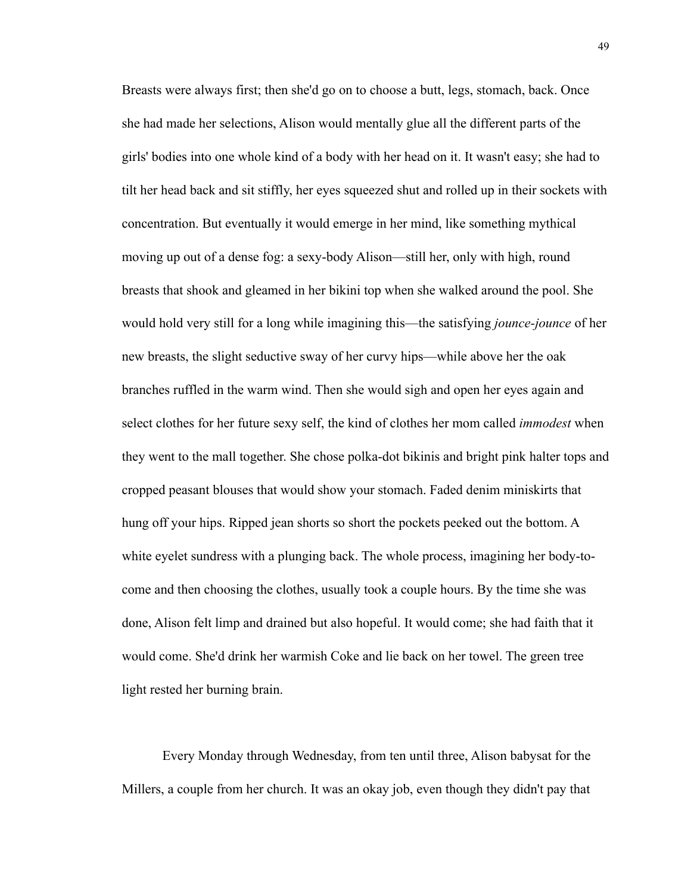Breasts were always first; then she'd go on to choose a butt, legs, stomach, back. Once she had made her selections, Alison would mentally glue all the different parts of the girls' bodies into one whole kind of a body with her head on it. It wasn't easy; she had to tilt her head back and sit stiffly, her eyes squeezed shut and rolled up in their sockets with concentration. But eventually it would emerge in her mind, like something mythical moving up out of a dense fog: a sexy-body Alison—still her, only with high, round breasts that shook and gleamed in her bikini top when she walked around the pool. She would hold very still for a long while imagining this—the satisfying *jounce-jounce* of her new breasts, the slight seductive sway of her curvy hips—while above her the oak branches ruffled in the warm wind. Then she would sigh and open her eyes again and select clothes for her future sexy self, the kind of clothes her mom called *immodest* when they went to the mall together. She chose polka-dot bikinis and bright pink halter tops and cropped peasant blouses that would show your stomach. Faded denim miniskirts that hung off your hips. Ripped jean shorts so short the pockets peeked out the bottom. A white eyelet sundress with a plunging back. The whole process, imagining her body-to-come and then choosing the clothes, usually took a couple hours. By the time she was done, Alison felt limp and drained but also hopeful. It would come; she had faith that it would come. She'd drink her warmish Coke and lie back on her towel. The green tree light rested her burning brain.

Every Monday through Wednesday, from ten until three, Alison babysat for the Millers, a couple from her church. It was an okay job, even though they didn't pay that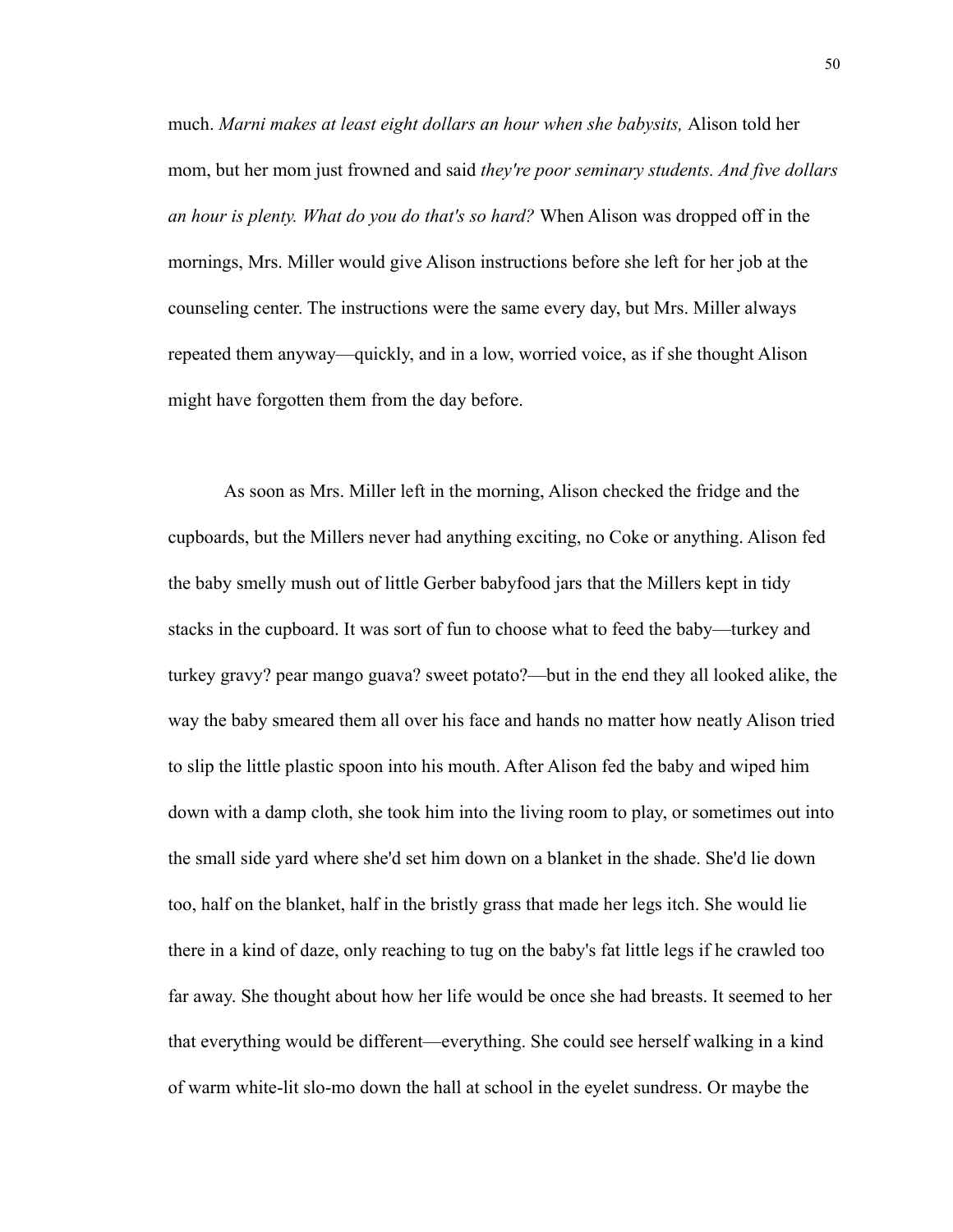much. *Marni makes at least eight dollars an hour when she babysits,* Alison told her mom, but her mom just frowned and said *they're poor seminary students. And five dollars an hour is plenty. What do you do that's so hard?* When Alison was dropped off in the mornings, Mrs. Miller would give Alison instructions before she left for her job at the counseling center. The instructions were the same every day, but Mrs. Miller always repeated them anyway—quickly, and in a low, worried voice, as if she thought Alison might have forgotten them from the day before.

As soon as Mrs. Miller left in the morning, Alison checked the fridge and the cupboards, but the Millers never had anything exciting, no Coke or anything. Alison fed the baby smelly mush out of little Gerber babyfood jars that the Millers kept in tidy stacks in the cupboard. It was sort of fun to choose what to feed the baby—turkey and turkey gravy? pear mango guava? sweet potato?—but in the end they all looked alike, the way the baby smeared them all over his face and hands no matter how neatly Alison tried to slip the little plastic spoon into his mouth. After Alison fed the baby and wiped him down with a damp cloth, she took him into the living room to play, or sometimes out into the small side yard where she'd set him down on a blanket in the shade. She'd lie down too, half on the blanket, half in the bristly grass that made her legs itch. She would lie there in a kind of daze, only reaching to tug on the baby's fat little legs if he crawled too far away. She thought about how her life would be once she had breasts. It seemed to her that everything would be different—everything. She could see herself walking in a kind of warm white-lit slo-mo down the hall at school in the eyelet sundress. Or maybe the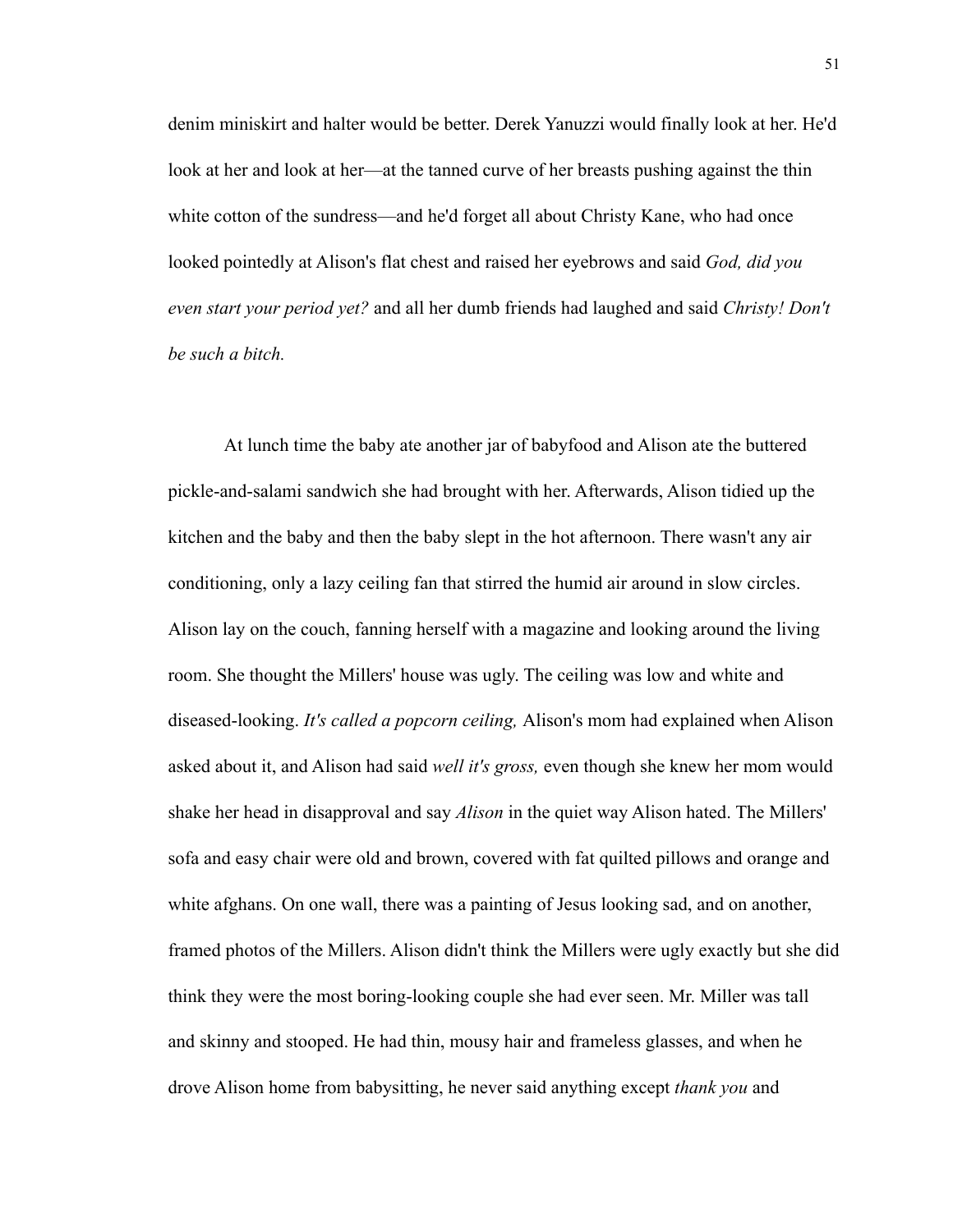denim miniskirt and halter would be better. Derek Yanuzzi would finally look at her. He'd look at her and look at her—at the tanned curve of her breasts pushing against the thin white cotton of the sundress—and he'd forget all about Christy Kane, who had once looked pointedly at Alison's flat chest and raised her eyebrows and said *God, did you even start your period yet?* and all her dumb friends had laughed and said *Christy! Don't be such a bitch.*

At lunch time the baby ate another jar of babyfood and Alison ate the buttered pickle-and-salami sandwich she had brought with her. Afterwards, Alison tidied up the kitchen and the baby and then the baby slept in the hot afternoon. There wasn't any air conditioning, only a lazy ceiling fan that stirred the humid air around in slow circles. Alison lay on the couch, fanning herself with a magazine and looking around the living room. She thought the Millers' house was ugly. The ceiling was low and white and diseased-looking. *It's called a popcorn ceiling,* Alison's mom had explained when Alison asked about it, and Alison had said *well it's gross,* even though she knew her mom would shake her head in disapproval and say *Alison* in the quiet way Alison hated. The Millers' sofa and easy chair were old and brown, covered with fat quilted pillows and orange and white afghans. On one wall, there was a painting of Jesus looking sad, and on another, framed photos of the Millers. Alison didn't think the Millers were ugly exactly but she did think they were the most boring-looking couple she had ever seen. Mr. Miller was tall and skinny and stooped. He had thin, mousy hair and frameless glasses, and when he drove Alison home from babysitting, he never said anything except *thank you* and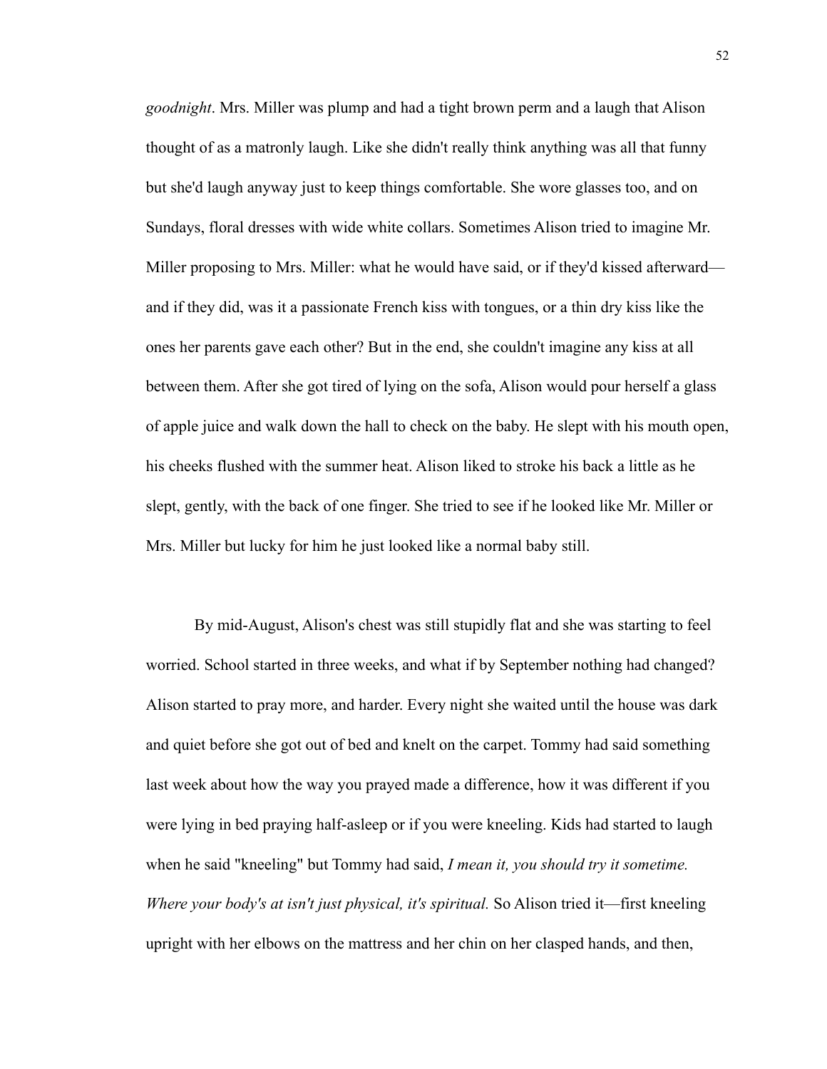*goodnight*. Mrs. Miller was plump and had a tight brown perm and a laugh that Alison thought of as a matronly laugh. Like she didn't really think anything was all that funny but she'd laugh anyway just to keep things comfortable. She wore glasses too, and on Sundays, floral dresses with wide white collars. Sometimes Alison tried to imagine Mr. Miller proposing to Mrs. Miller: what he would have said, or if they'd kissed afterward—and if they did, was it a passionate French kiss with tongues, or a thin dry kiss like the ones her parents gave each other? But in the end, she couldn't imagine any kiss at all between them. After she got tired of lying on the sofa, Alison would pour herself a glass of apple juice and walk down the hall to check on the baby. He slept with his mouth open, his cheeks flushed with the summer heat. Alison liked to stroke his back a little as he slept, gently, with the back of one finger. She tried to see if he looked like Mr. Miller or Mrs. Miller but lucky for him he just looked like a normal baby still.

By mid-August, Alison's chest was still stupidly flat and she was starting to feel worried. School started in three weeks, and what if by September nothing had changed? Alison started to pray more, and harder. Every night she waited until the house was dark and quiet before she got out of bed and knelt on the carpet. Tommy had said something last week about how the way you prayed made a difference, how it was different if you were lying in bed praying half-asleep or if you were kneeling. Kids had started to laugh when he said "kneeling" but Tommy had said, *I mean it, you should try it sometime. Where your body's at isn't just physical, it's spiritual.* So Alison tried it—first kneeling upright with her elbows on the mattress and her chin on her clasped hands, and then,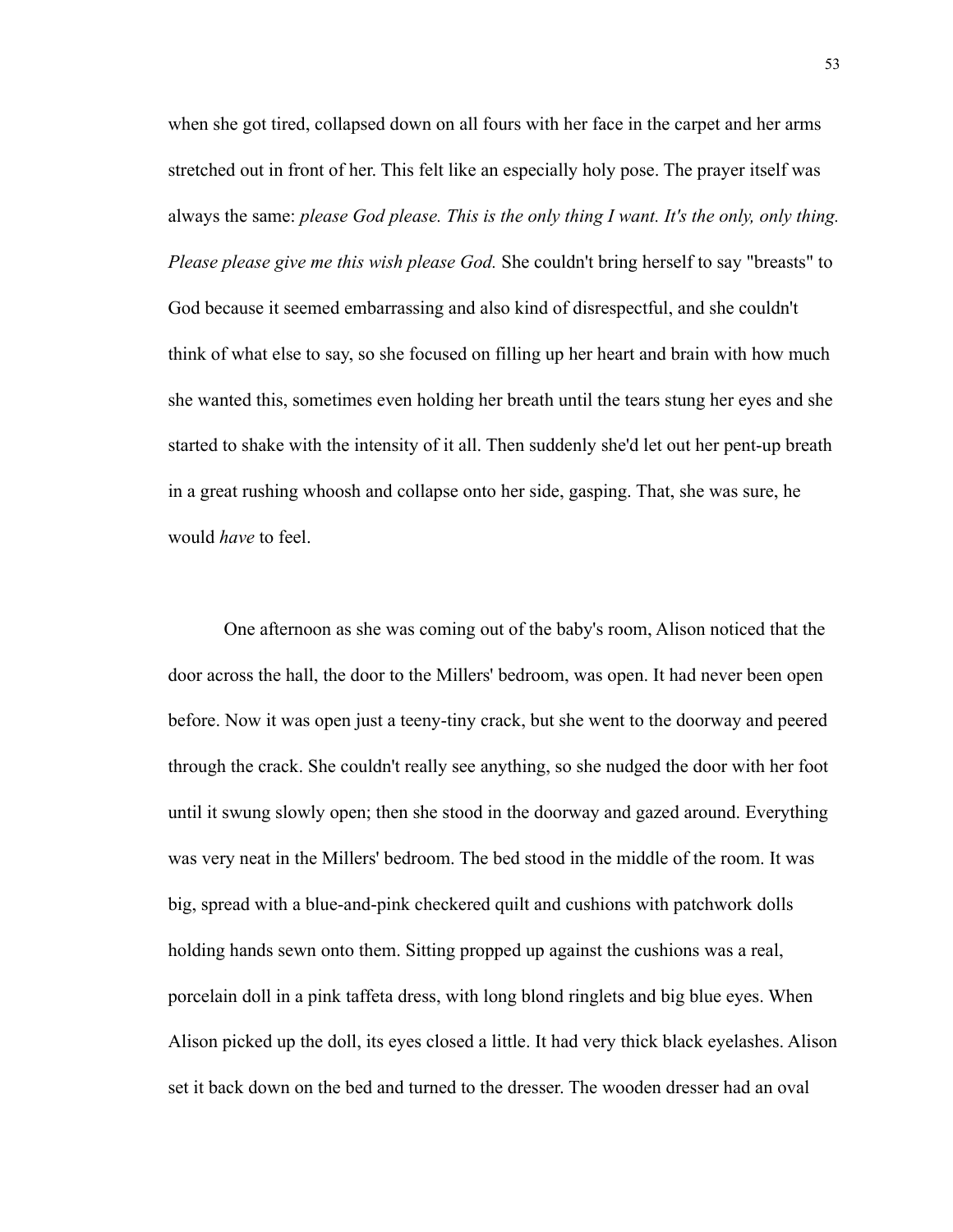when she got tired, collapsed down on all fours with her face in the carpet and her arms stretched out in front of her. This felt like an especially holy pose. The prayer itself was always the same: *please God please. This is the only thing I want. It's the only, only thing. Please please give me this wish please God.* She couldn't bring herself to say "breasts" to God because it seemed embarrassing and also kind of disrespectful, and she couldn't think of what else to say, so she focused on filling up her heart and brain with how much she wanted this, sometimes even holding her breath until the tears stung her eyes and she started to shake with the intensity of it all. Then suddenly she'd let out her pent-up breath in a great rushing whoosh and collapse onto her side, gasping. That, she was sure, he would *have* to feel.

One afternoon as she was coming out of the baby's room, Alison noticed that the door across the hall, the door to the Millers' bedroom, was open. It had never been open before. Now it was open just a teeny-tiny crack, but she went to the doorway and peered through the crack. She couldn't really see anything, so she nudged the door with her foot until it swung slowly open; then she stood in the doorway and gazed around. Everything was very neat in the Millers' bedroom. The bed stood in the middle of the room. It was big, spread with a blue-and-pink checkered quilt and cushions with patchwork dolls holding hands sewn onto them. Sitting propped up against the cushions was a real, porcelain doll in a pink taffeta dress, with long blond ringlets and big blue eyes. When Alison picked up the doll, its eyes closed a little. It had very thick black eyelashes. Alison set it back down on the bed and turned to the dresser. The wooden dresser had an oval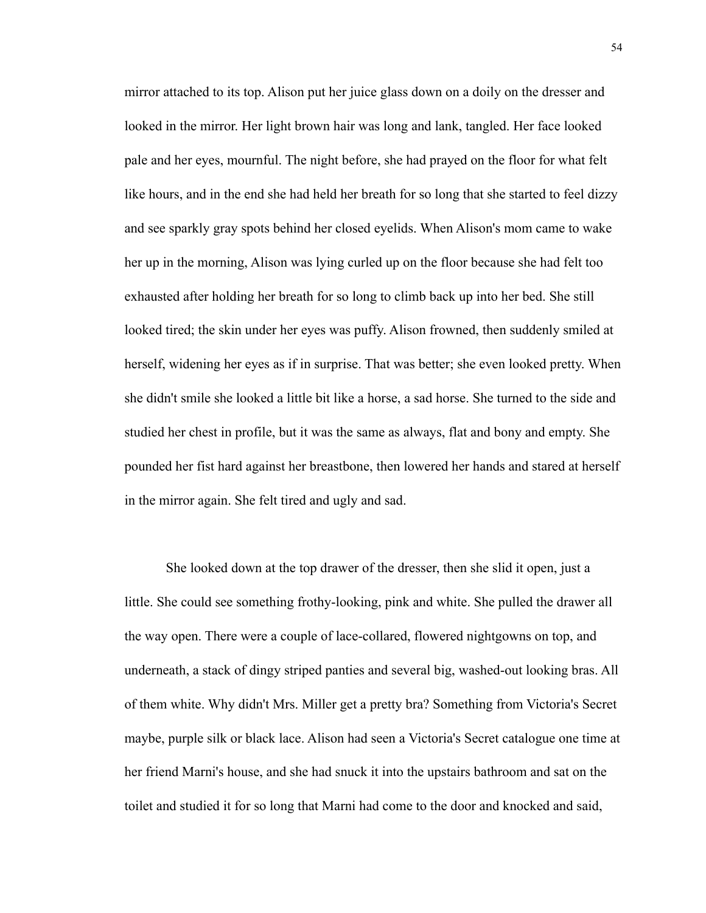mirror attached to its top. Alison put her juice glass down on a doily on the dresser and looked in the mirror. Her light brown hair was long and lank, tangled. Her face looked pale and her eyes, mournful. The night before, she had prayed on the floor for what felt like hours, and in the end she had held her breath for so long that she started to feel dizzy and see sparkly gray spots behind her closed eyelids. When Alison's mom came to wake her up in the morning, Alison was lying curled up on the floor because she had felt too exhausted after holding her breath for so long to climb back up into her bed. She still looked tired; the skin under her eyes was puffy. Alison frowned, then suddenly smiled at herself, widening her eyes as if in surprise. That was better; she even looked pretty. When she didn't smile she looked a little bit like a horse, a sad horse. She turned to the side and studied her chest in profile, but it was the same as always, flat and bony and empty. She pounded her fist hard against her breastbone, then lowered her hands and stared at herself in the mirror again. She felt tired and ugly and sad.

She looked down at the top drawer of the dresser, then she slid it open, just a little. She could see something frothy-looking, pink and white. She pulled the drawer all the way open. There were a couple of lace-collared, flowered nightgowns on top, and underneath, a stack of dingy striped panties and several big, washed-out looking bras. All of them white. Why didn't Mrs. Miller get a pretty bra? Something from Victoria's Secret maybe, purple silk or black lace. Alison had seen a Victoria's Secret catalogue one time at her friend Marni's house, and she had snuck it into the upstairs bathroom and sat on the toilet and studied it for so long that Marni had come to the door and knocked and said,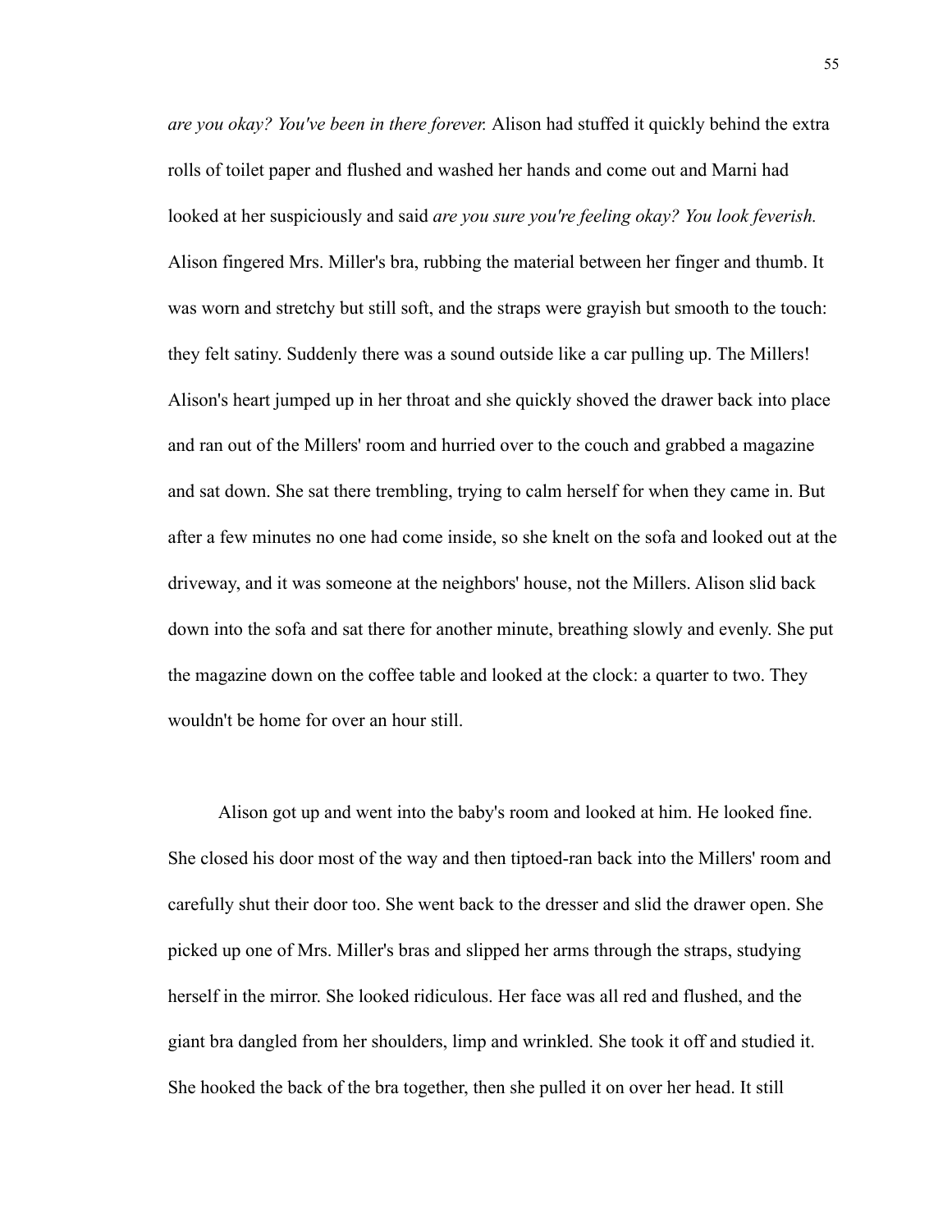*are you okay? You've been in there forever.* Alison had stuffed it quickly behind the extra rolls of toilet paper and flushed and washed her hands and come out and Marni had looked at her suspiciously and said *are you sure you're feeling okay? You look feverish.* Alison fingered Mrs. Miller's bra, rubbing the material between her finger and thumb. It was worn and stretchy but still soft, and the straps were grayish but smooth to the touch: they felt satiny. Suddenly there was a sound outside like a car pulling up. The Millers! Alison's heart jumped up in her throat and she quickly shoved the drawer back into place and ran out of the Millers' room and hurried over to the couch and grabbed a magazine and sat down. She sat there trembling, trying to calm herself for when they came in. But after a few minutes no one had come inside, so she knelt on the sofa and looked out at the driveway, and it was someone at the neighbors' house, not the Millers. Alison slid back down into the sofa and sat there for another minute, breathing slowly and evenly. She put the magazine down on the coffee table and looked at the clock: a quarter to two. They wouldn't be home for over an hour still.

Alison got up and went into the baby's room and looked at him. He looked fine. She closed his door most of the way and then tiptoed-ran back into the Millers' room and carefully shut their door too. She went back to the dresser and slid the drawer open. She picked up one of Mrs. Miller's bras and slipped her arms through the straps, studying herself in the mirror. She looked ridiculous. Her face was all red and flushed, and the giant bra dangled from her shoulders, limp and wrinkled. She took it off and studied it. She hooked the back of the bra together, then she pulled it on over her head. It still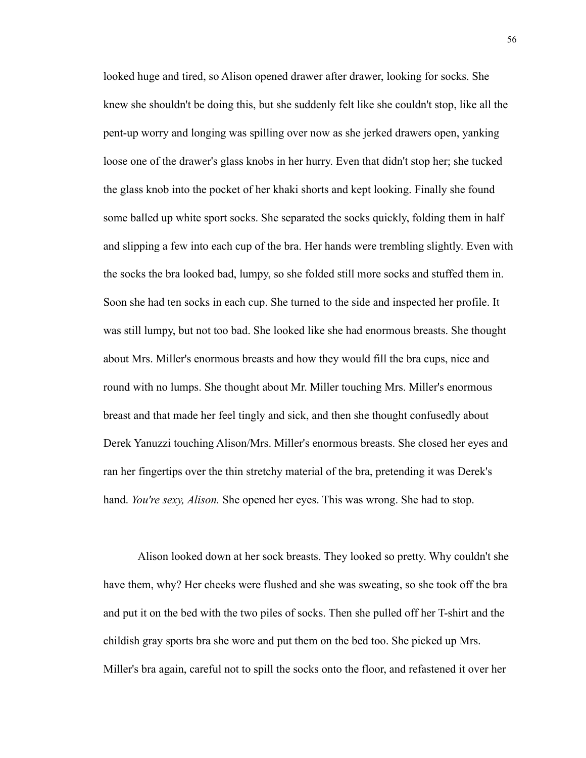looked huge and tired, so Alison opened drawer after drawer, looking for socks. She knew she shouldn't be doing this, but she suddenly felt like she couldn't stop, like all the pent-up worry and longing was spilling over now as she jerked drawers open, yanking loose one of the drawer's glass knobs in her hurry. Even that didn't stop her; she tucked the glass knob into the pocket of her khaki shorts and kept looking. Finally she found some balled up white sport socks. She separated the socks quickly, folding them in half and slipping a few into each cup of the bra. Her hands were trembling slightly. Even with the socks the bra looked bad, lumpy, so she folded still more socks and stuffed them in. Soon she had ten socks in each cup. She turned to the side and inspected her profile. It was still lumpy, but not too bad. She looked like she had enormous breasts. She thought about Mrs. Miller's enormous breasts and how they would fill the bra cups, nice and round with no lumps. She thought about Mr. Miller touching Mrs. Miller's enormous breast and that made her feel tingly and sick, and then she thought confusedly about Derek Yanuzzi touching Alison/Mrs. Miller's enormous breasts. She closed her eyes and ran her fingertips over the thin stretchy material of the bra, pretending it was Derek's hand. *You're sexy, Alison.* She opened her eyes. This was wrong. She had to stop.

Alison looked down at her sock breasts. They looked so pretty. Why couldn't she have them, why? Her cheeks were flushed and she was sweating, so she took off the bra and put it on the bed with the two piles of socks. Then she pulled off her T-shirt and the childish gray sports bra she wore and put them on the bed too. She picked up Mrs. Miller's bra again, careful not to spill the socks onto the floor, and refastened it over her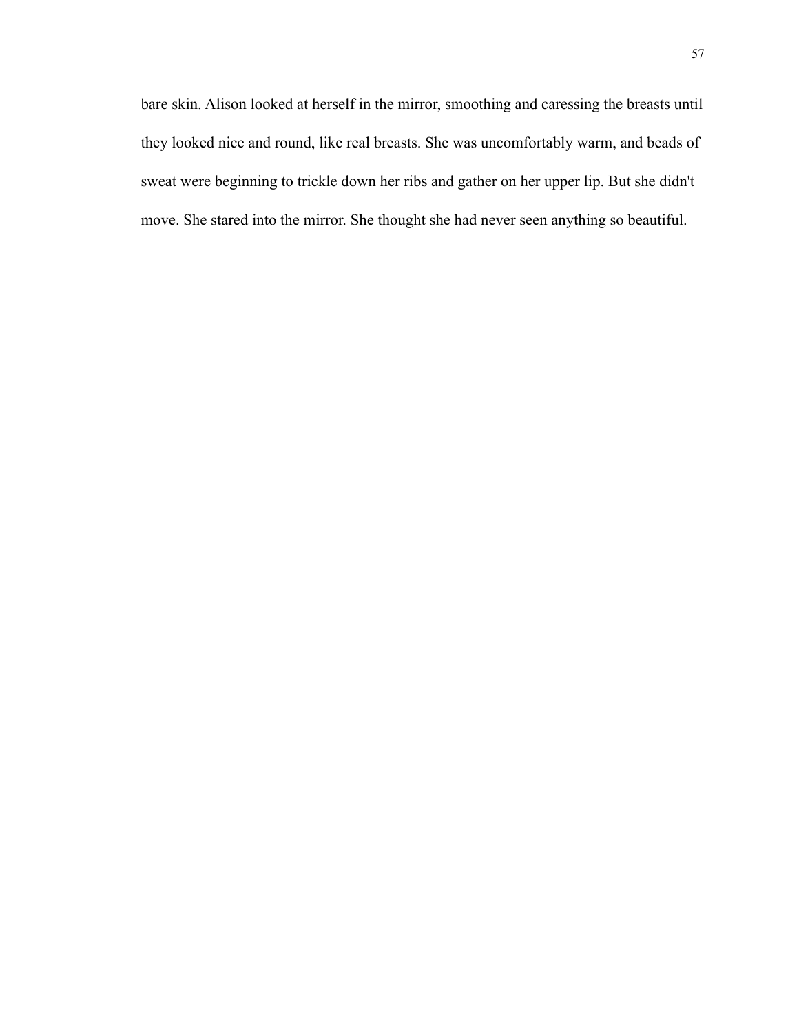bare skin. Alison looked at herself in the mirror, smoothing and caressing the breasts until they looked nice and round, like real breasts. She was uncomfortably warm, and beads of sweat were beginning to trickle down her ribs and gather on her upper lip. But she didn't move. She stared into the mirror. She thought she had never seen anything so beautiful.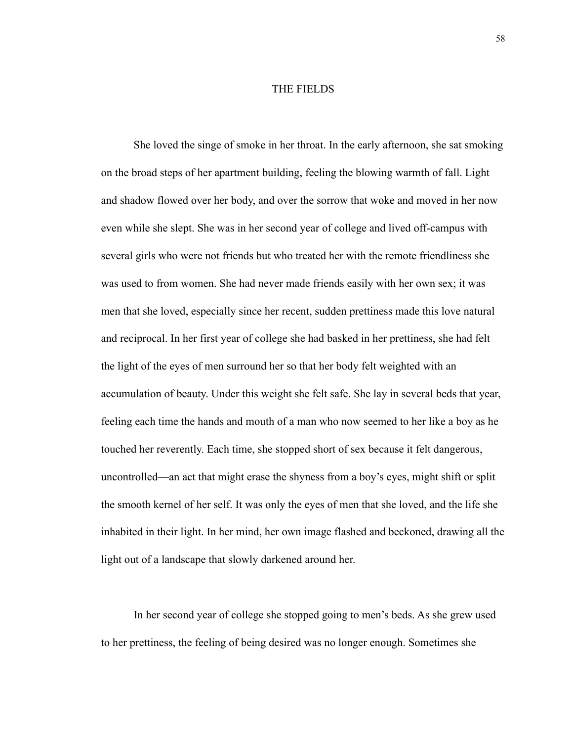# THE FIELDS

She loved the singe of smoke in her throat. In the early afternoon, she sat smoking on the broad steps of her apartment building, feeling the blowing warmth of fall. Light and shadow flowed over her body, and over the sorrow that woke and moved in her now even while she slept. She was in her second year of college and lived off-campus with several girls who were not friends but who treated her with the remote friendliness she was used to from women. She had never made friends easily with her own sex; it was men that she loved, especially since her recent, sudden prettiness made this love natural and reciprocal. In her first year of college she had basked in her prettiness, she had felt the light of the eyes of men surround her so that her body felt weighted with an accumulation of beauty. Under this weight she felt safe. She lay in several beds that year, feeling each time the hands and mouth of a man who now seemed to her like a boy as he touched her reverently. Each time, she stopped short of sex because it felt dangerous, uncontrolled—an act that might erase the shyness from a boy's eyes, might shift or split the smooth kernel of her self. It was only the eyes of men that she loved, and the life she inhabited in their light. In her mind, her own image flashed and beckoned, drawing all the light out of a landscape that slowly darkened around her.

In her second year of college she stopped going to men's beds. As she grew used to her prettiness, the feeling of being desired was no longer enough. Sometimes she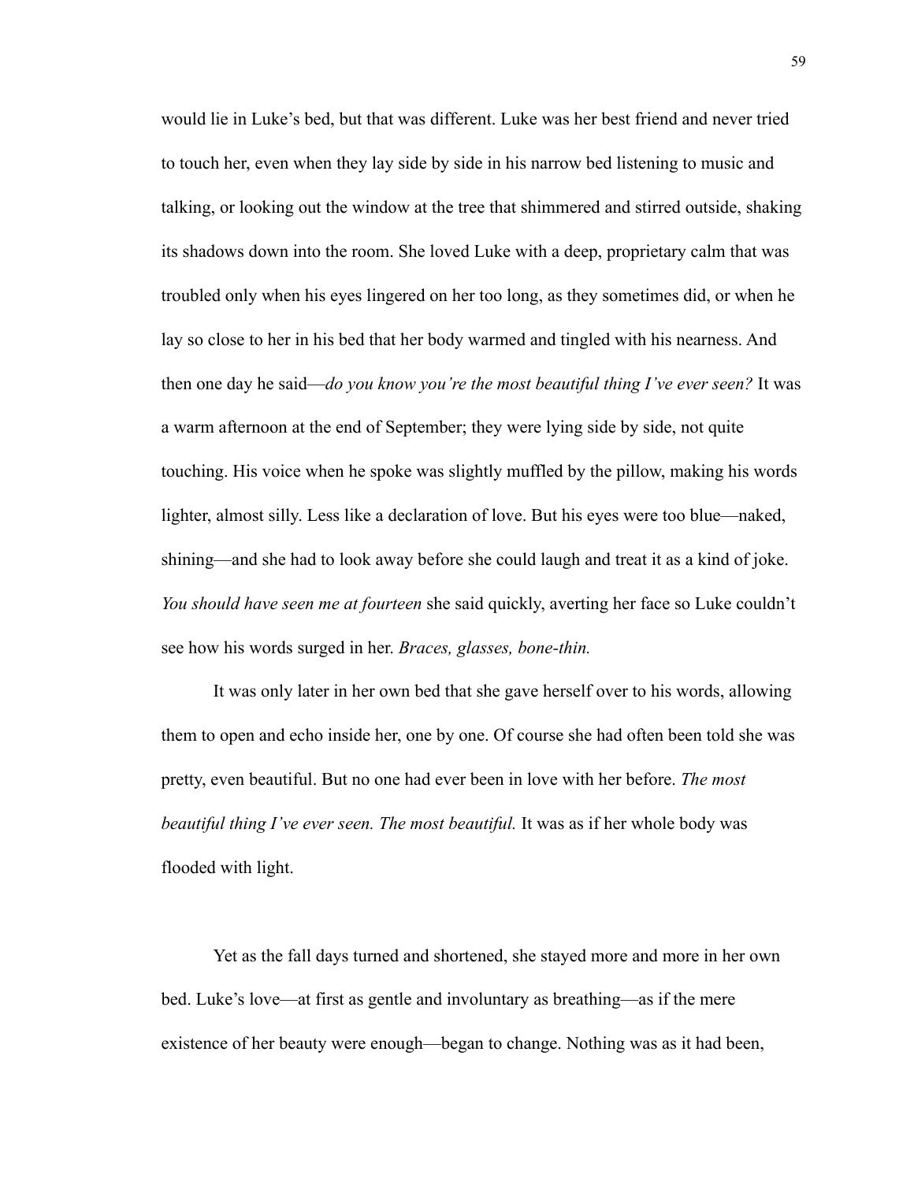would lie in Luke's bed, but that was different. Luke was her best friend and never tried to touch her, even when they lay side by side in his narrow bed listening to music and talking, or looking out the window at the tree that shimmered and stirred outside, shaking its shadows down into the room. She loved Luke with a deep, proprietary calm that was troubled only when his eyes lingered on her too long, as they sometimes did, or when he lay so close to her in his bed that her body warmed and tingled with his nearness. And then one day he said—*do you know you're the most beautiful thing I've ever seen?* It was a warm afternoon at the end of September; they were lying side by side, not quite touching. His voice when he spoke was slightly muffled by the pillow, making his words lighter, almost silly. Less like a declaration of love. But his eyes were too blue—naked, shining—and she had to look away before she could laugh and treat it as a kind of joke. *You should have seen me at fourteen* she said quickly, averting her face so Luke couldn't see how his words surged in her. *Braces, glasses, bone-thin.*

It was only later in her own bed that she gave herself over to his words, allowing them to open and echo inside her, one by one. Of course she had often been told she was pretty, even beautiful. But no one had ever been in love with her before. *The most beautiful thing I've ever seen. The most beautiful.* It was as if her whole body was flooded with light.

Yet as the fall days turned and shortened, she stayed more and more in her own bed. Luke's love—at first as gentle and involuntary as breathing—as if the mere existence of her beauty were enough—began to change. Nothing was as it had been,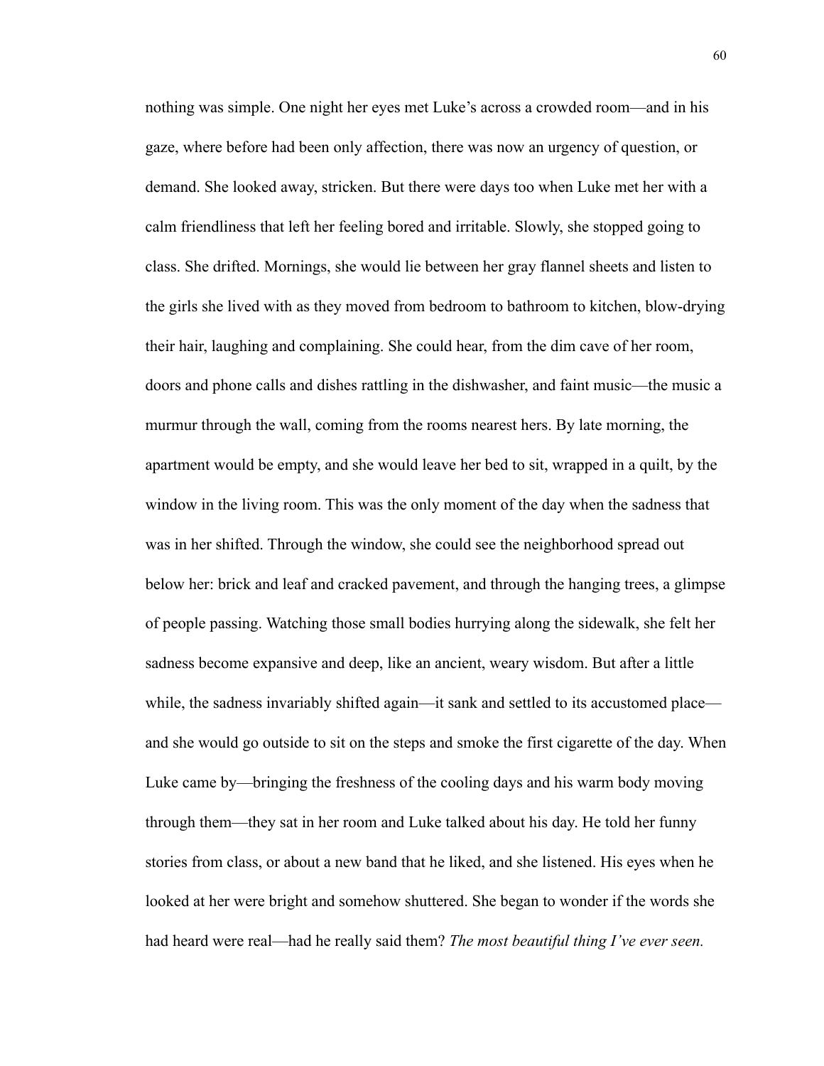nothing was simple. One night her eyes met Luke's across a crowded room—and in his gaze, where before had been only affection, there was now an urgency of question, or demand. She looked away, stricken. But there were days too when Luke met her with a calm friendliness that left her feeling bored and irritable. Slowly, she stopped going to class. She drifted. Mornings, she would lie between her gray flannel sheets and listen to the girls she lived with as they moved from bedroom to bathroom to kitchen, blow-drying their hair, laughing and complaining. She could hear, from the dim cave of her room, doors and phone calls and dishes rattling in the dishwasher, and faint music—the music a murmur through the wall, coming from the rooms nearest hers. By late morning, the apartment would be empty, and she would leave her bed to sit, wrapped in a quilt, by the window in the living room. This was the only moment of the day when the sadness that was in her shifted. Through the window, she could see the neighborhood spread out below her: brick and leaf and cracked pavement, and through the hanging trees, a glimpse of people passing. Watching those small bodies hurrying along the sidewalk, she felt her sadness become expansive and deep, like an ancient, weary wisdom. But after a little while, the sadness invariably shifted again—it sank and settled to its accustomed place—and she would go outside to sit on the steps and smoke the first cigarette of the day. When Luke came by—bringing the freshness of the cooling days and his warm body moving through them—they sat in her room and Luke talked about his day. He told her funny stories from class, or about a new band that he liked, and she listened. His eyes when he looked at her were bright and somehow shuttered. She began to wonder if the words she had heard were real—had he really said them? *The most beautiful thing I've ever seen.*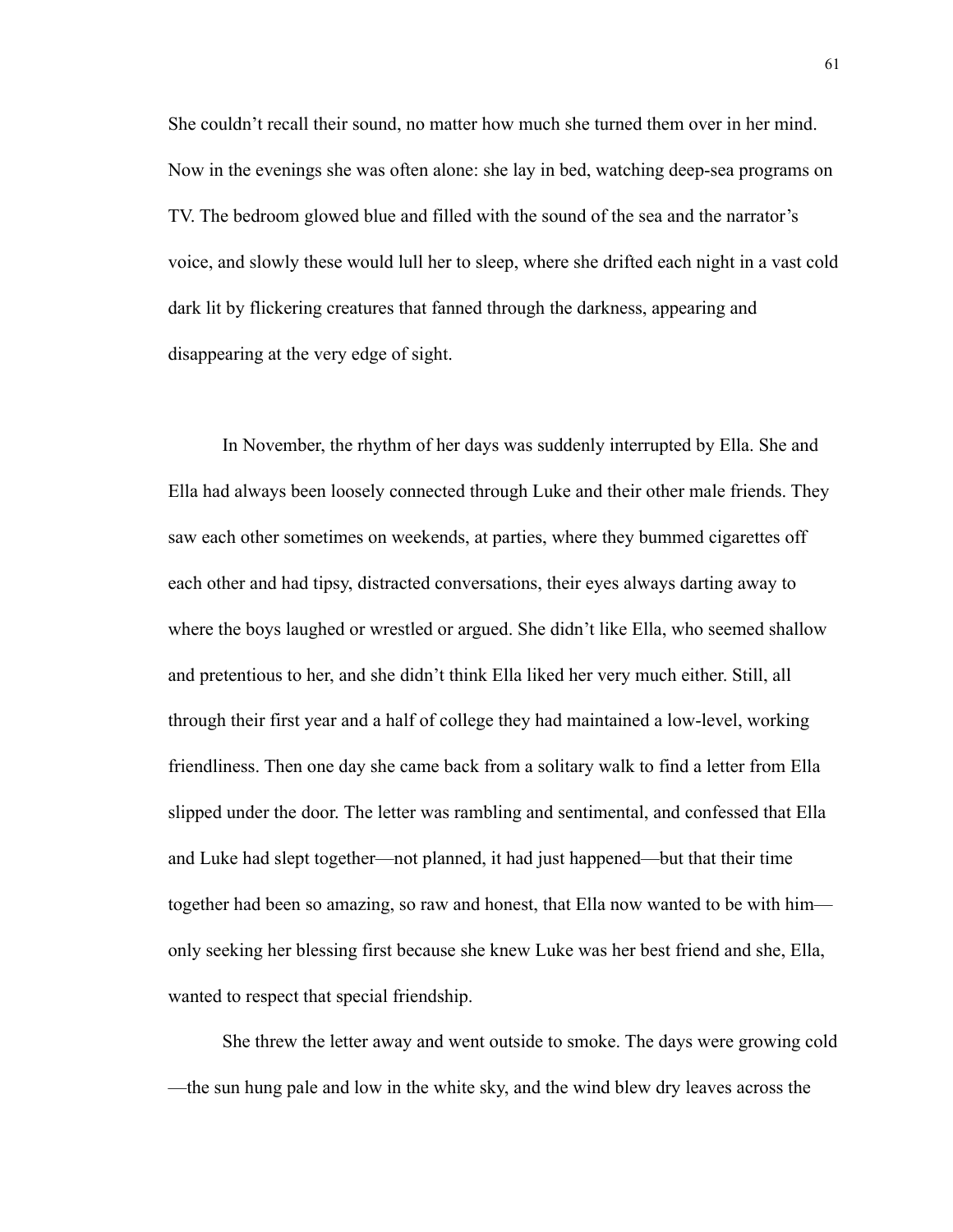She couldn't recall their sound, no matter how much she turned them over in her mind. Now in the evenings she was often alone: she lay in bed, watching deep-sea programs on TV. The bedroom glowed blue and filled with the sound of the sea and the narrator's voice, and slowly these would lull her to sleep, where she drifted each night in a vast cold dark lit by flickering creatures that fanned through the darkness, appearing and disappearing at the very edge of sight.

In November, the rhythm of her days was suddenly interrupted by Ella. She and Ella had always been loosely connected through Luke and their other male friends. They saw each other sometimes on weekends, at parties, where they bummed cigarettes off each other and had tipsy, distracted conversations, their eyes always darting away to where the boys laughed or wrestled or argued. She didn't like Ella, who seemed shallow and pretentious to her, and she didn't think Ella liked her very much either. Still, all through their first year and a half of college they had maintained a low-level, working friendliness. Then one day she came back from a solitary walk to find a letter from Ella slipped under the door. The letter was rambling and sentimental, and confessed that Ella and Luke had slept together—not planned, it had just happened—but that their time together had been so amazing, so raw and honest, that Ella now wanted to be with him—only seeking her blessing first because she knew Luke was her best friend and she, Ella, wanted to respect that special friendship.

She threw the letter away and went outside to smoke. The days were growing cold—the sun hung pale and low in the white sky, and the wind blew dry leaves across the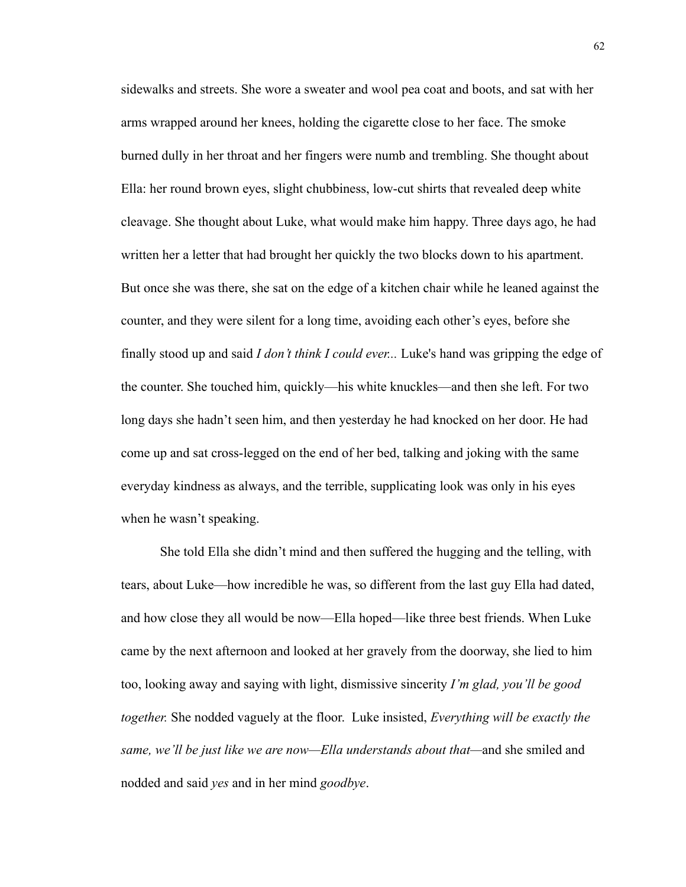sidewalks and streets. She wore a sweater and wool pea coat and boots, and sat with her arms wrapped around her knees, holding the cigarette close to her face. The smoke burned dully in her throat and her fingers were numb and trembling. She thought about Ella: her round brown eyes, slight chubbiness, low-cut shirts that revealed deep white cleavage. She thought about Luke, what would make him happy. Three days ago, he had written her a letter that had brought her quickly the two blocks down to his apartment. But once she was there, she sat on the edge of a kitchen chair while he leaned against the counter, and they were silent for a long time, avoiding each other's eyes, before she finally stood up and said *I don't think I could ever...* Luke's hand was gripping the edge of the counter. She touched him, quickly—his white knuckles—and then she left. For two long days she hadn't seen him, and then yesterday he had knocked on her door. He had come up and sat cross-legged on the end of her bed, talking and joking with the same everyday kindness as always, and the terrible, supplicating look was only in his eyes when he wasn't speaking.

She told Ella she didn't mind and then suffered the hugging and the telling, with tears, about Luke—how incredible he was, so different from the last guy Ella had dated, and how close they all would be now—Ella hoped—like three best friends. When Luke came by the next afternoon and looked at her gravely from the doorway, she lied to him too, looking away and saying with light, dismissive sincerity *I'm glad, you'll be good together.* She nodded vaguely at the floor. Luke insisted, *Everything will be exactly the same, we'll be just like we are now—Ella understands about that*—and she smiled and nodded and said *yes* and in her mind *goodbye*.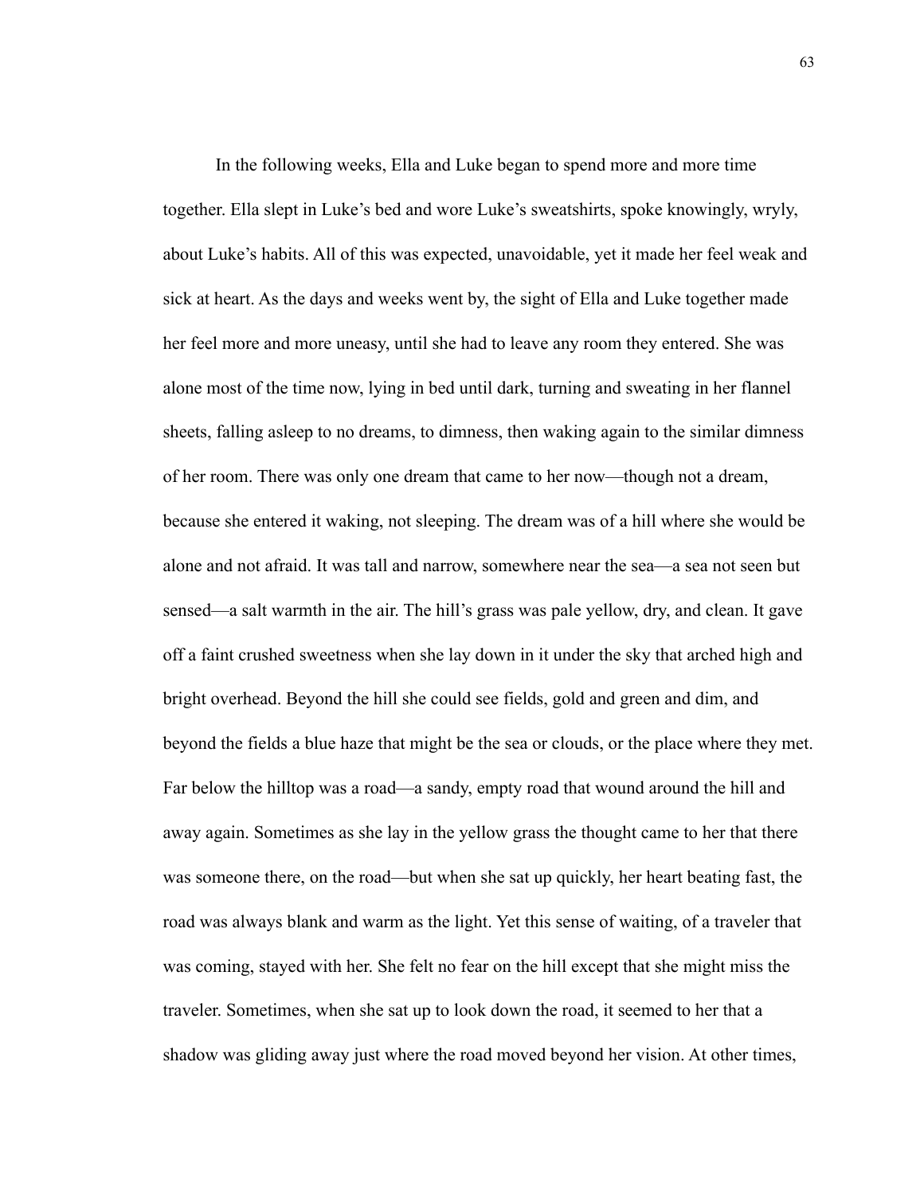In the following weeks, Ella and Luke began to spend more and more time together. Ella slept in Luke's bed and wore Luke's sweatshirts, spoke knowingly, wryly, about Luke's habits. All of this was expected, unavoidable, yet it made her feel weak and sick at heart. As the days and weeks went by, the sight of Ella and Luke together made her feel more and more uneasy, until she had to leave any room they entered. She was alone most of the time now, lying in bed until dark, turning and sweating in her flannel sheets, falling asleep to no dreams, to dimness, then waking again to the similar dimness of her room. There was only one dream that came to her now—though not a dream, because she entered it waking, not sleeping. The dream was of a hill where she would be alone and not afraid. It was tall and narrow, somewhere near the sea—a sea not seen but sensed—a salt warmth in the air. The hill's grass was pale yellow, dry, and clean. It gave off a faint crushed sweetness when she lay down in it under the sky that arched high and bright overhead. Beyond the hill she could see fields, gold and green and dim, and beyond the fields a blue haze that might be the sea or clouds, or the place where they met. Far below the hilltop was a road—a sandy, empty road that wound around the hill and away again. Sometimes as she lay in the yellow grass the thought came to her that there was someone there, on the road—but when she sat up quickly, her heart beating fast, the road was always blank and warm as the light. Yet this sense of waiting, of a traveler that was coming, stayed with her. She felt no fear on the hill except that she might miss the traveler. Sometimes, when she sat up to look down the road, it seemed to her that a shadow was gliding away just where the road moved beyond her vision. At other times,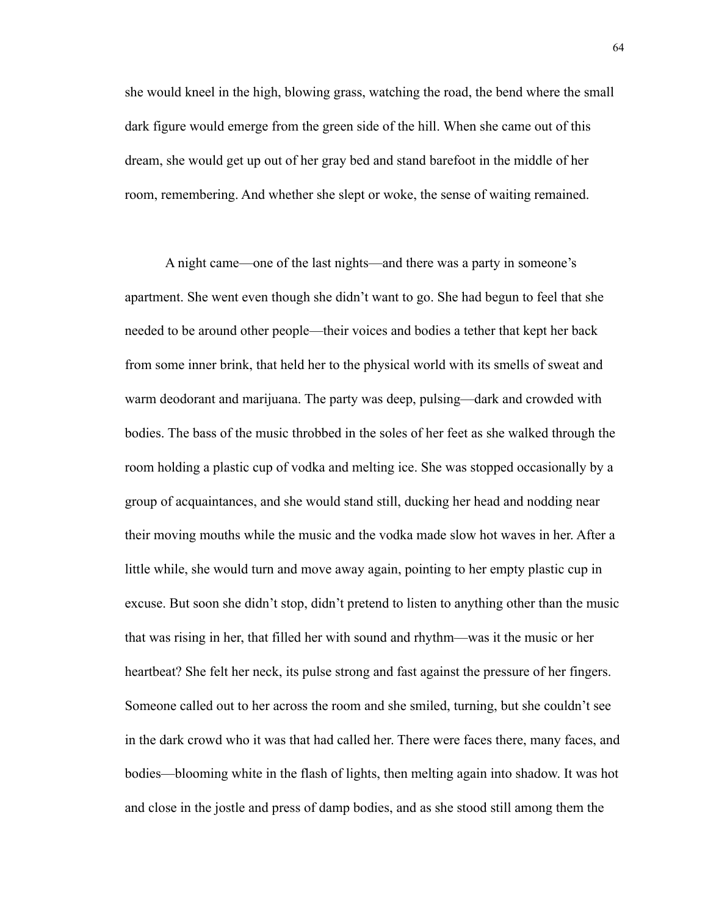she would kneel in the high, blowing grass, watching the road, the bend where the small dark figure would emerge from the green side of the hill. When she came out of this dream, she would get up out of her gray bed and stand barefoot in the middle of her room, remembering. And whether she slept or woke, the sense of waiting remained.

A night came—one of the last nights—and there was a party in someone's apartment. She went even though she didn't want to go. She had begun to feel that she needed to be around other people—their voices and bodies a tether that kept her back from some inner brink, that held her to the physical world with its smells of sweat and warm deodorant and marijuana. The party was deep, pulsing—dark and crowded with bodies. The bass of the music throbbed in the soles of her feet as she walked through the room holding a plastic cup of vodka and melting ice. She was stopped occasionally by a group of acquaintances, and she would stand still, ducking her head and nodding near their moving mouths while the music and the vodka made slow hot waves in her. After a little while, she would turn and move away again, pointing to her empty plastic cup in excuse. But soon she didn't stop, didn't pretend to listen to anything other than the music that was rising in her, that filled her with sound and rhythm—was it the music or her heartbeat? She felt her neck, its pulse strong and fast against the pressure of her fingers. Someone called out to her across the room and she smiled, turning, but she couldn't see in the dark crowd who it was that had called her. There were faces there, many faces, and bodies—blooming white in the flash of lights, then melting again into shadow. It was hot and close in the jostle and press of damp bodies, and as she stood still among them the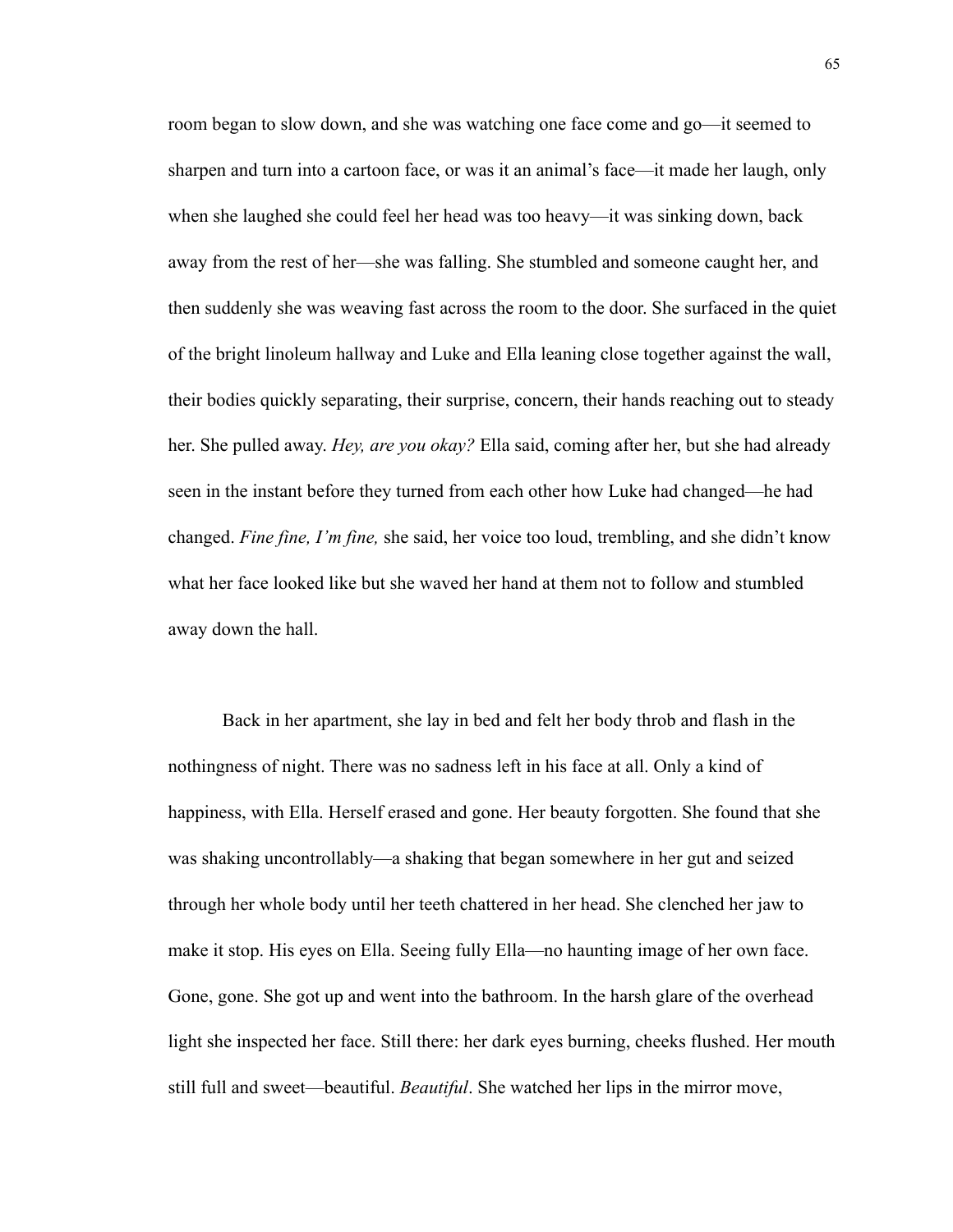room began to slow down, and she was watching one face come and go—it seemed to sharpen and turn into a cartoon face, or was it an animal's face—it made her laugh, only when she laughed she could feel her head was too heavy—it was sinking down, back away from the rest of her—she was falling. She stumbled and someone caught her, and then suddenly she was weaving fast across the room to the door. She surfaced in the quiet of the bright linoleum hallway and Luke and Ella leaning close together against the wall, their bodies quickly separating, their surprise, concern, their hands reaching out to steady her. She pulled away. *Hey, are you okay?* Ella said, coming after her, but she had already seen in the instant before they turned from each other how Luke had changed—he had changed. *Fine fine, I'm fine,* she said, her voice too loud, trembling, and she didn't know what her face looked like but she waved her hand at them not to follow and stumbled away down the hall.

Back in her apartment, she lay in bed and felt her body throb and flash in the nothingness of night. There was no sadness left in his face at all. Only a kind of happiness, with Ella. Herself erased and gone. Her beauty forgotten. She found that she was shaking uncontrollably—a shaking that began somewhere in her gut and seized through her whole body until her teeth chattered in her head. She clenched her jaw to make it stop. His eyes on Ella. Seeing fully Ella—no haunting image of her own face. Gone, gone. She got up and went into the bathroom. In the harsh glare of the overhead light she inspected her face. Still there: her dark eyes burning, cheeks flushed. Her mouth still full and sweet—beautiful. *Beautiful*. She watched her lips in the mirror move,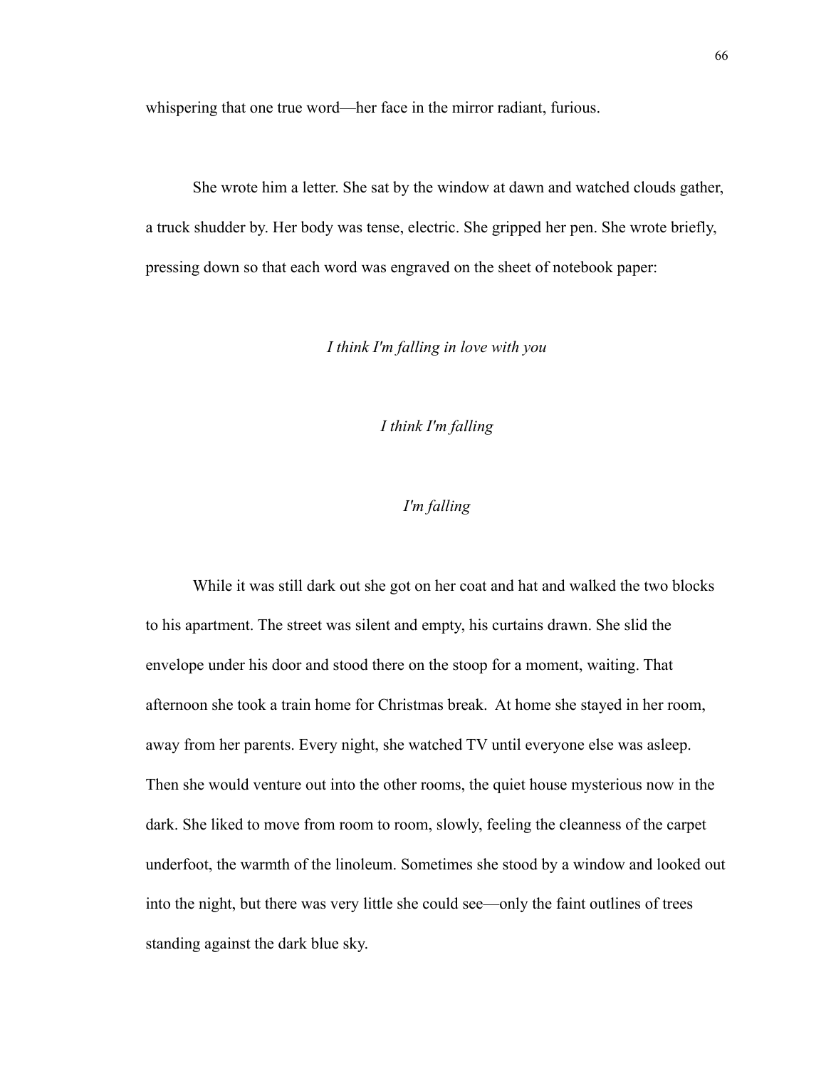whispering that one true word—her face in the mirror radiant, furious.

She wrote him a letter. She sat by the window at dawn and watched clouds gather, a truck shudder by. Her body was tense, electric. She gripped her pen. She wrote briefly, pressing down so that each word was engraved on the sheet of notebook paper:

*I think I'm falling in love with you*

*I think I'm falling*

*I'm falling*

While it was still dark out she got on her coat and hat and walked the two blocks to his apartment. The street was silent and empty, his curtains drawn. She slid the envelope under his door and stood there on the stoop for a moment, waiting. That afternoon she took a train home for Christmas break.  At home she stayed in her room, away from her parents. Every night, she watched TV until everyone else was asleep. Then she would venture out into the other rooms, the quiet house mysterious now in the dark. She liked to move from room to room, slowly, feeling the cleanness of the carpet underfoot, the warmth of the linoleum. Sometimes she stood by a window and looked out into the night, but there was very little she could see—only the faint outlines of trees standing against the dark blue sky.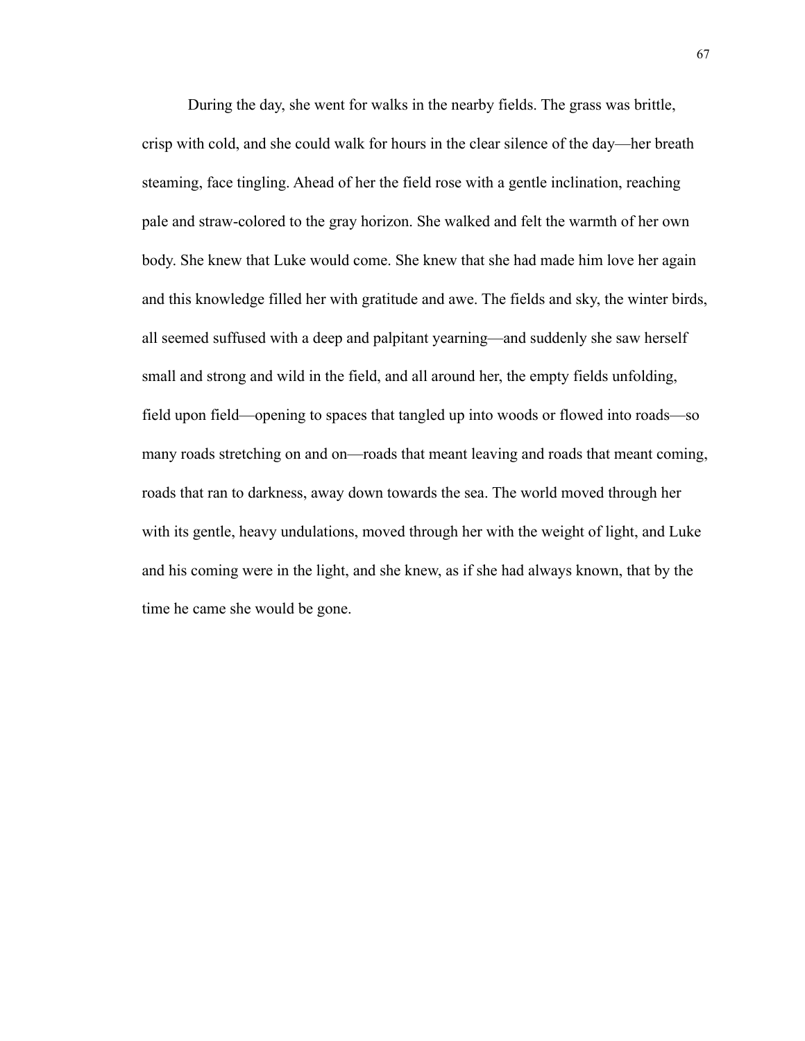During the day, she went for walks in the nearby fields. The grass was brittle, crisp with cold, and she could walk for hours in the clear silence of the day—her breath steaming, face tingling. Ahead of her the field rose with a gentle inclination, reaching pale and straw-colored to the gray horizon. She walked and felt the warmth of her own body. She knew that Luke would come. She knew that she had made him love her again and this knowledge filled her with gratitude and awe. The fields and sky, the winter birds, all seemed suffused with a deep and palpitant yearning—and suddenly she saw herself small and strong and wild in the field, and all around her, the empty fields unfolding, field upon field—opening to spaces that tangled up into woods or flowed into roads—so many roads stretching on and on—roads that meant leaving and roads that meant coming, roads that ran to darkness, away down towards the sea. The world moved through her with its gentle, heavy undulations, moved through her with the weight of light, and Luke and his coming were in the light, and she knew, as if she had always known, that by the time he came she would be gone.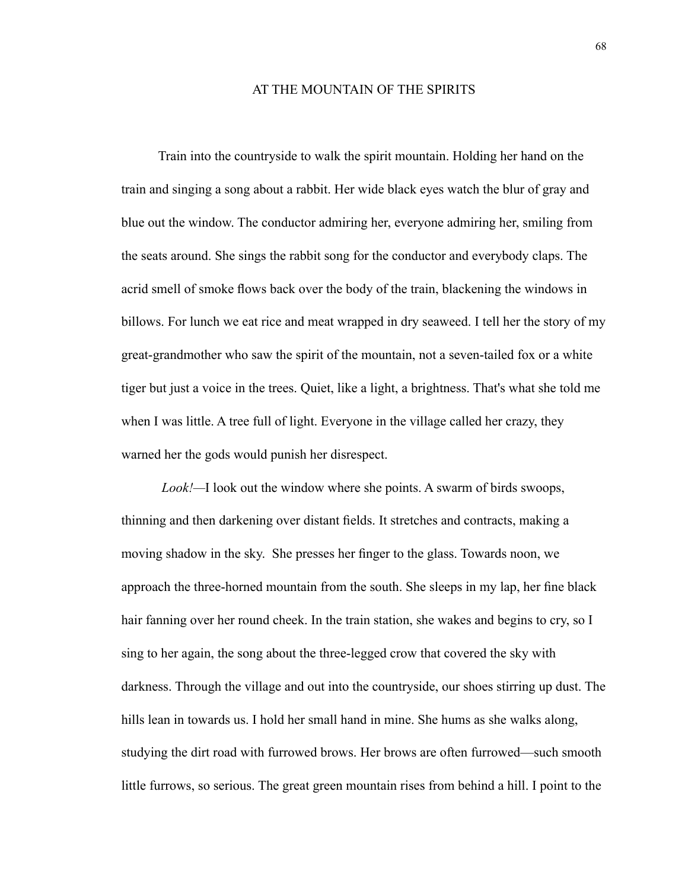# AT THE MOUNTAIN OF THE SPIRITS

Train into the countryside to walk the spirit mountain. Holding her hand on the train and singing a song about a rabbit. Her wide black eyes watch the blur of gray and blue out the window. The conductor admiring her, everyone admiring her, smiling from the seats around. She sings the rabbit song for the conductor and everybody claps. The acrid smell of smoke flows back over the body of the train, blackening the windows in billows. For lunch we eat rice and meat wrapped in dry seaweed. I tell her the story of my great-grandmother who saw the spirit of the mountain, not a seven-tailed fox or a white tiger but just a voice in the trees. Quiet, like a light, a brightness. That's what she told me when I was little. A tree full of light. Everyone in the village called her crazy, they warned her the gods would punish her disrespect.

*Look!*—I look out the window where she points. A swarm of birds swoops, thinning and then darkening over distant fields. It stretches and contracts, making a moving shadow in the sky. She presses her finger to the glass. Towards noon, we approach the three-horned mountain from the south. She sleeps in my lap, her fine black hair fanning over her round cheek. In the train station, she wakes and begins to cry, so I sing to her again, the song about the three-legged crow that covered the sky with darkness. Through the village and out into the countryside, our shoes stirring up dust. The hills lean in towards us. I hold her small hand in mine. She hums as she walks along, studying the dirt road with furrowed brows. Her brows are often furrowed—such smooth little furrows, so serious. The great green mountain rises from behind a hill. I point to the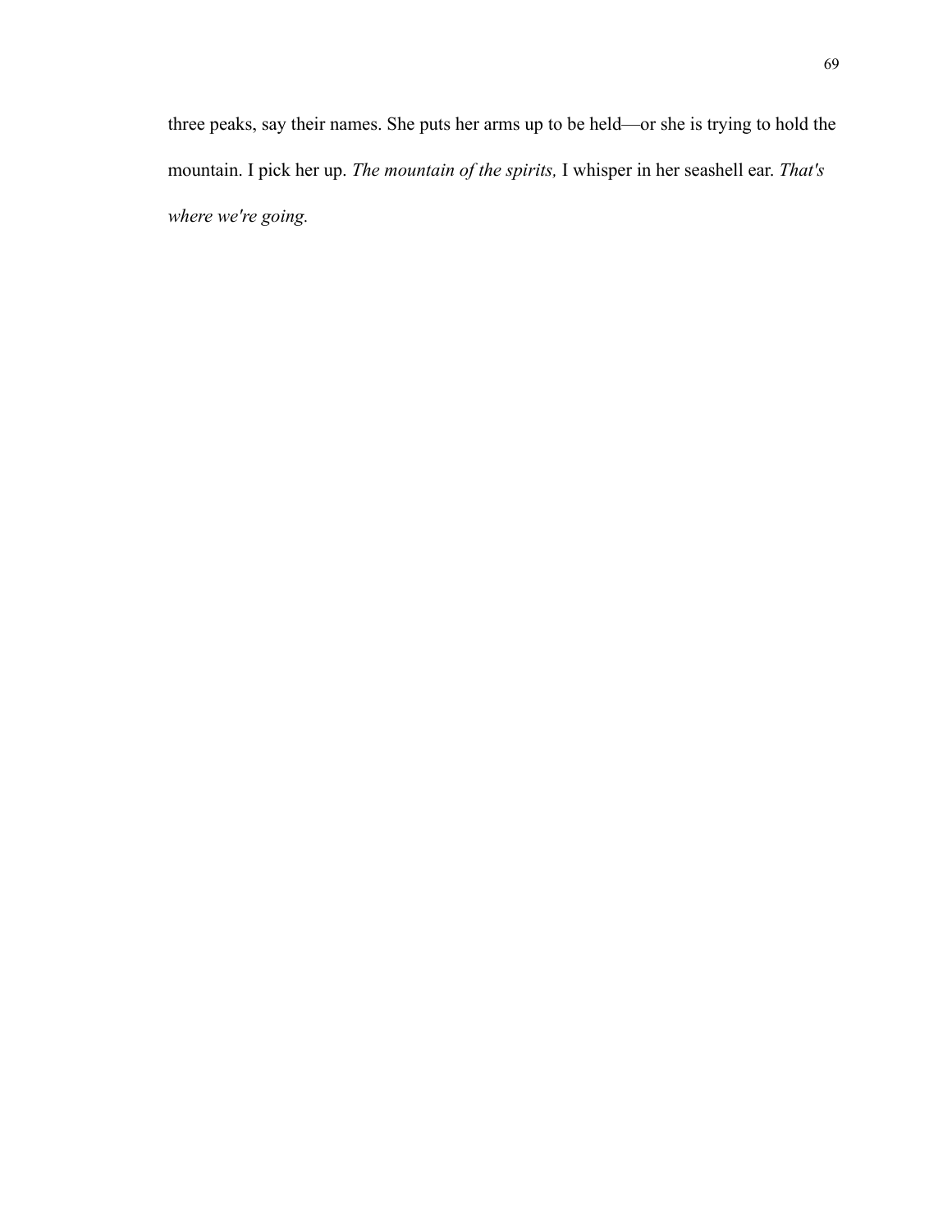three peaks, say their names. She puts her arms up to be held—or she is trying to hold the mountain. I pick her up. *The mountain of the spirits,* I whisper in her seashell ear. *That's where we're going.*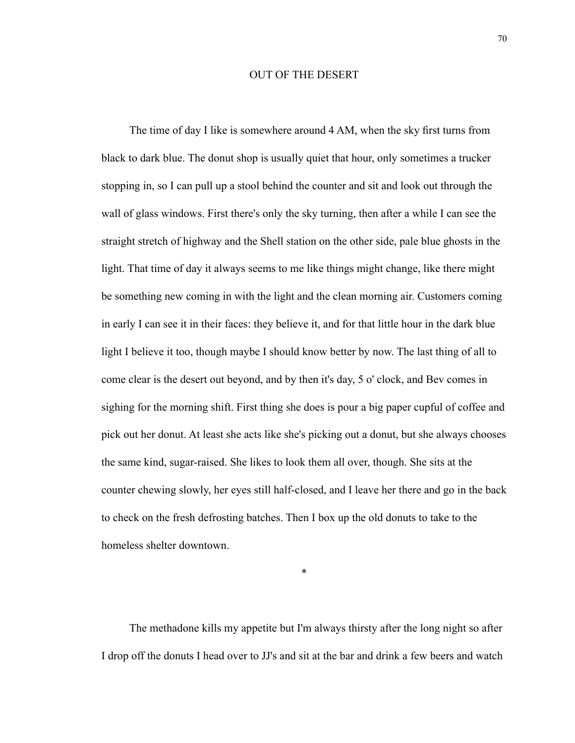# OUT OF THE DESERT

The time of day I like is somewhere around 4 AM, when the sky first turns from black to dark blue. The donut shop is usually quiet that hour, only sometimes a trucker stopping in, so I can pull up a stool behind the counter and sit and look out through the wall of glass windows. First there's only the sky turning, then after a while I can see the straight stretch of highway and the Shell station on the other side, pale blue ghosts in the light. That time of day it always seems to me like things might change, like there might be something new coming in with the light and the clean morning air. Customers coming in early I can see it in their faces: they believe it, and for that little hour in the dark blue light I believe it too, though maybe I should know better by now. The last thing of all to come clear is the desert out beyond, and by then it's day, 5 o' clock, and Bev comes in sighing for the morning shift. First thing she does is pour a big paper cupful of coffee and pick out her donut. At least she acts like she's picking out a donut, but she always chooses the same kind, sugar-raised. She likes to look them all over, though. She sits at the counter chewing slowly, her eyes still half-closed, and I leave her there and go in the back to check on the fresh defrosting batches. Then I box up the old donuts to take to the homeless shelter downtown.

*

The methadone kills my appetite but I'm always thirsty after the long night so after I drop off the donuts I head over to JJ's and sit at the bar and drink a few beers and watch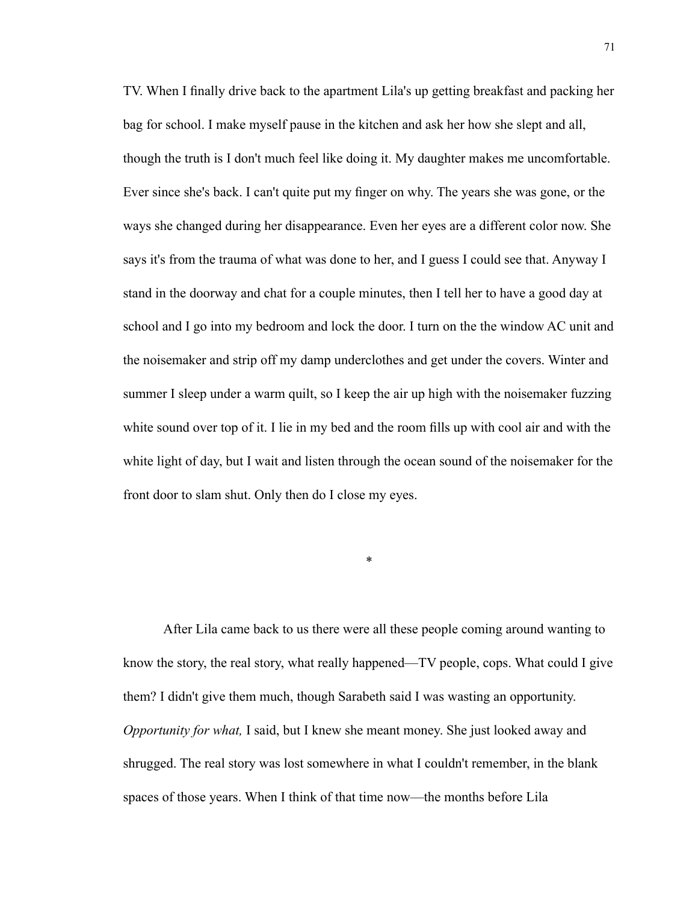TV. When I finally drive back to the apartment Lila's up getting breakfast and packing her bag for school. I make myself pause in the kitchen and ask her how she slept and all, though the truth is I don't much feel like doing it. My daughter makes me uncomfortable. Ever since she's back. I can't quite put my finger on why. The years she was gone, or the ways she changed during her disappearance. Even her eyes are a different color now. She says it's from the trauma of what was done to her, and I guess I could see that. Anyway I stand in the doorway and chat for a couple minutes, then I tell her to have a good day at school and I go into my bedroom and lock the door. I turn on the the window AC unit and the noisemaker and strip off my damp underclothes and get under the covers. Winter and summer I sleep under a warm quilt, so I keep the air up high with the noisemaker fuzzing white sound over top of it. I lie in my bed and the room fills up with cool air and with the white light of day, but I wait and listen through the ocean sound of the noisemaker for the front door to slam shut. Only then do I close my eyes.

*

After Lila came back to us there were all these people coming around wanting to know the story, the real story, what really happened—TV people, cops. What could I give them? I didn't give them much, though Sarabeth said I was wasting an opportunity. *Opportunity for what,* I said, but I knew she meant money. She just looked away and shrugged. The real story was lost somewhere in what I couldn't remember, in the blank spaces of those years. When I think of that time now—the months before Lila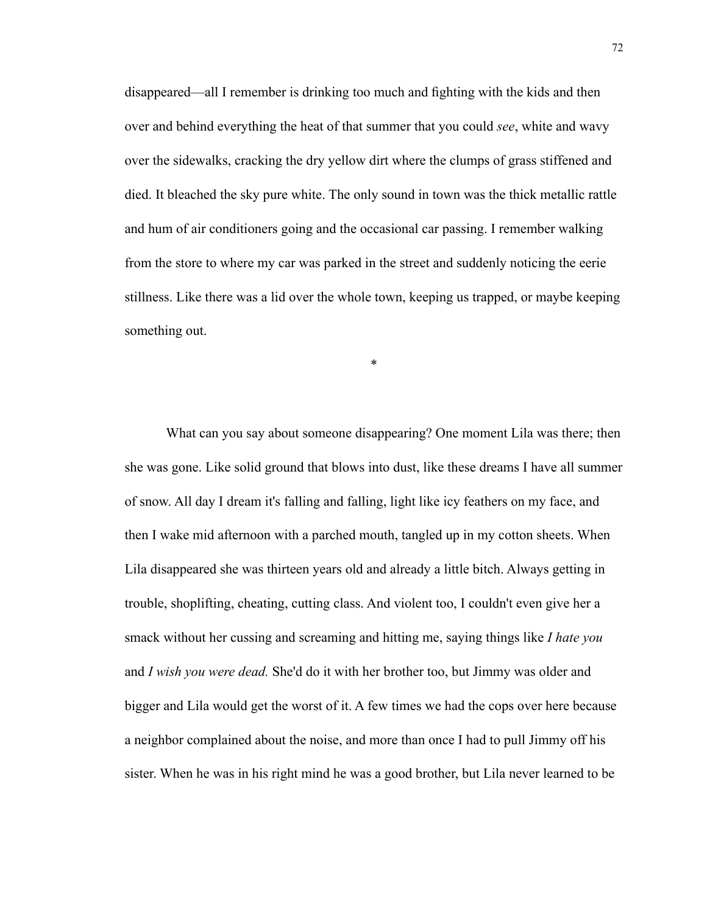disappeared—all I remember is drinking too much and fighting with the kids and then over and behind everything the heat of that summer that you could *see*, white and wavy over the sidewalks, cracking the dry yellow dirt where the clumps of grass stiffened and died. It bleached the sky pure white. The only sound in town was the thick metallic rattle and hum of air conditioners going and the occasional car passing. I remember walking from the store to where my car was parked in the street and suddenly noticing the eerie stillness. Like there was a lid over the whole town, keeping us trapped, or maybe keeping something out.

*

What can you say about someone disappearing? One moment Lila was there; then she was gone. Like solid ground that blows into dust, like these dreams I have all summer of snow. All day I dream it's falling and falling, light like icy feathers on my face, and then I wake mid afternoon with a parched mouth, tangled up in my cotton sheets. When Lila disappeared she was thirteen years old and already a little bitch. Always getting in trouble, shoplifting, cheating, cutting class. And violent too, I couldn't even give her a smack without her cussing and screaming and hitting me, saying things like *I hate you* and *I wish you were dead.* She'd do it with her brother too, but Jimmy was older and bigger and Lila would get the worst of it. A few times we had the cops over here because a neighbor complained about the noise, and more than once I had to pull Jimmy off his sister. When he was in his right mind he was a good brother, but Lila never learned to be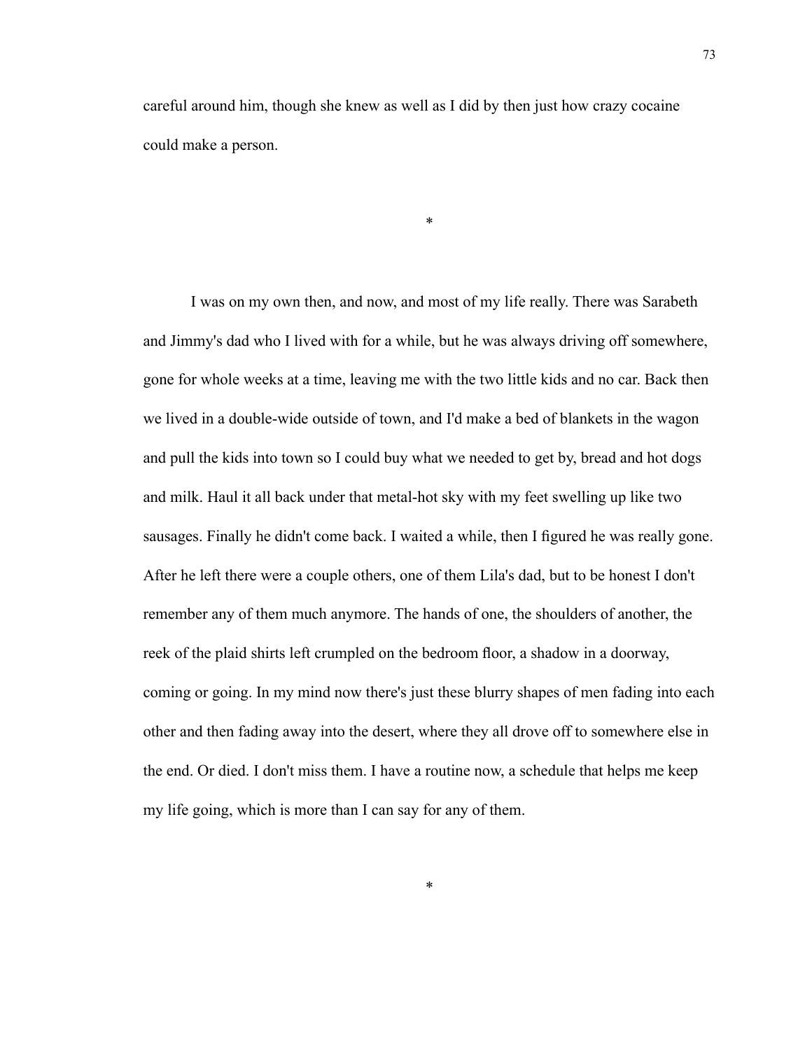careful around him, though she knew as well as I did by then just how crazy cocaine could make a person.

*

I was on my own then, and now, and most of my life really. There was Sarabeth and Jimmy's dad who I lived with for a while, but he was always driving off somewhere, gone for whole weeks at a time, leaving me with the two little kids and no car. Back then we lived in a double-wide outside of town, and I'd make a bed of blankets in the wagon and pull the kids into town so I could buy what we needed to get by, bread and hot dogs and milk. Haul it all back under that metal-hot sky with my feet swelling up like two sausages. Finally he didn't come back. I waited a while, then I figured he was really gone. After he left there were a couple others, one of them Lila's dad, but to be honest I don't remember any of them much anymore. The hands of one, the shoulders of another, the reek of the plaid shirts left crumpled on the bedroom floor, a shadow in a doorway, coming or going. In my mind now there's just these blurry shapes of men fading into each other and then fading away into the desert, where they all drove off to somewhere else in the end. Or died. I don't miss them. I have a routine now, a schedule that helps me keep my life going, which is more than I can say for any of them.

*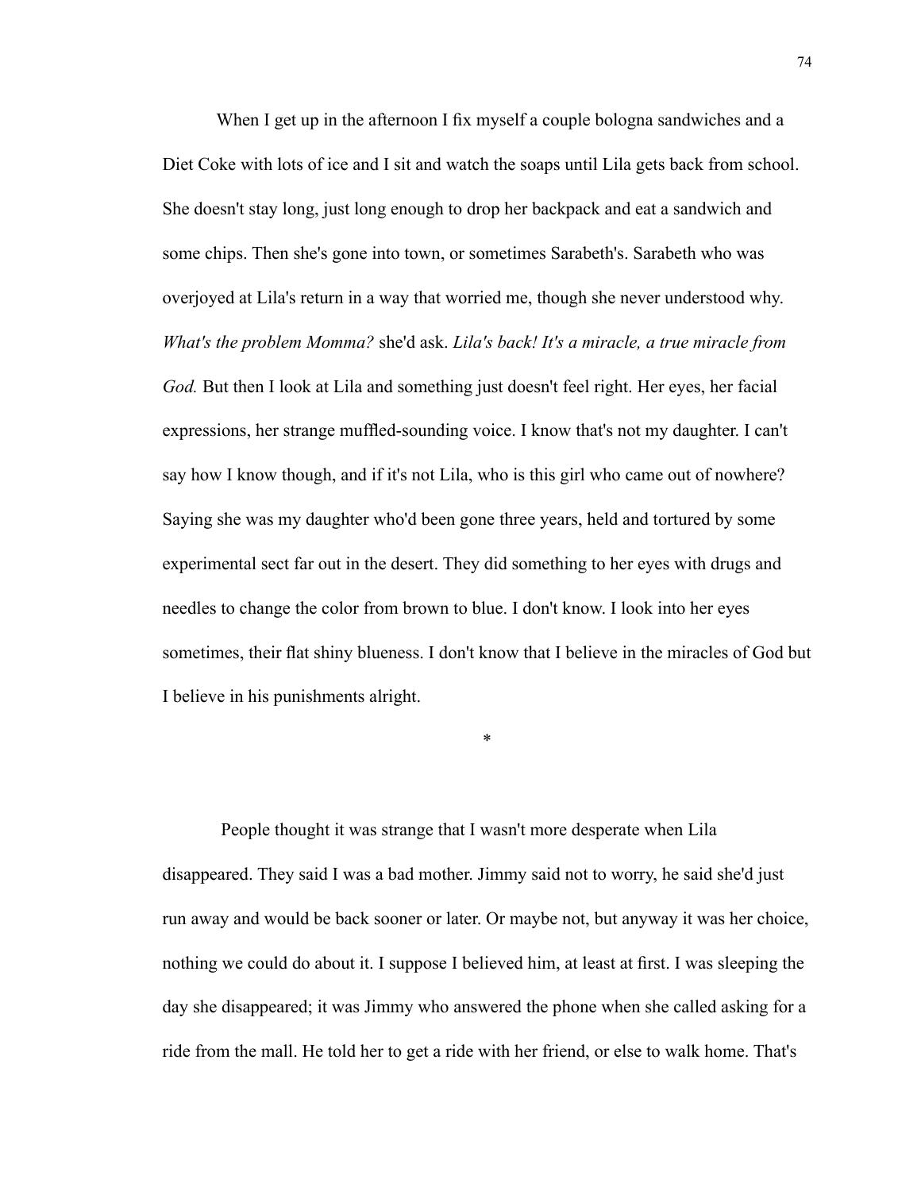When I get up in the afternoon I fix myself a couple bologna sandwiches and a Diet Coke with lots of ice and I sit and watch the soaps until Lila gets back from school. She doesn't stay long, just long enough to drop her backpack and eat a sandwich and some chips. Then she's gone into town, or sometimes Sarabeth's. Sarabeth who was overjoyed at Lila's return in a way that worried me, though she never understood why. *What's the problem Momma?* she'd ask. *Lila's back! It's a miracle, a true miracle from God.* But then I look at Lila and something just doesn't feel right. Her eyes, her facial expressions, her strange muffled-sounding voice. I know that's not my daughter. I can't say how I know though, and if it's not Lila, who is this girl who came out of nowhere? Saying she was my daughter who'd been gone three years, held and tortured by some experimental sect far out in the desert. They did something to her eyes with drugs and needles to change the color from brown to blue. I don't know. I look into her eyes sometimes, their flat shiny blueness. I don't know that I believe in the miracles of God but I believe in his punishments alright.

*

People thought it was strange that I wasn't more desperate when Lila disappeared. They said I was a bad mother. Jimmy said not to worry, he said she'd just run away and would be back sooner or later. Or maybe not, but anyway it was her choice, nothing we could do about it. I suppose I believed him, at least at first. I was sleeping the day she disappeared; it was Jimmy who answered the phone when she called asking for a ride from the mall. He told her to get a ride with her friend, or else to walk home. That's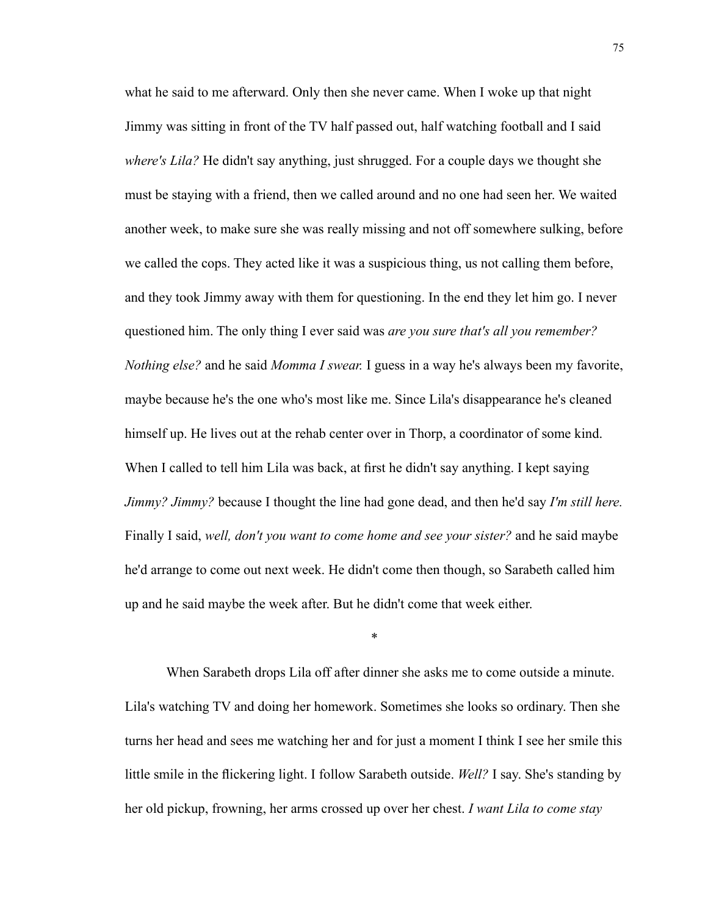what he said to me afterward. Only then she never came. When I woke up that night Jimmy was sitting in front of the TV half passed out, half watching football and I said *where's Lila?* He didn't say anything, just shrugged. For a couple days we thought she must be staying with a friend, then we called around and no one had seen her. We waited another week, to make sure she was really missing and not off somewhere sulking, before we called the cops. They acted like it was a suspicious thing, us not calling them before, and they took Jimmy away with them for questioning. In the end they let him go. I never questioned him. The only thing I ever said was *are you sure that's all you remember? Nothing else?* and he said *Momma I swear.* I guess in a way he's always been my favorite, maybe because he's the one who's most like me. Since Lila's disappearance he's cleaned himself up. He lives out at the rehab center over in Thorp, a coordinator of some kind. When I called to tell him Lila was back, at first he didn't say anything. I kept saying *Jimmy? Jimmy?* because I thought the line had gone dead, and then he'd say *I'm still here.* Finally I said, *well, don't you want to come home and see your sister?* and he said maybe he'd arrange to come out next week. He didn't come then though, so Sarabeth called him up and he said maybe the week after. But he didn't come that week either.

*

When Sarabeth drops Lila off after dinner she asks me to come outside a minute. Lila's watching TV and doing her homework. Sometimes she looks so ordinary. Then she turns her head and sees me watching her and for just a moment I think I see her smile this little smile in the flickering light. I follow Sarabeth outside. *Well?* I say. She's standing by her old pickup, frowning, her arms crossed up over her chest. *I want Lila to come stay*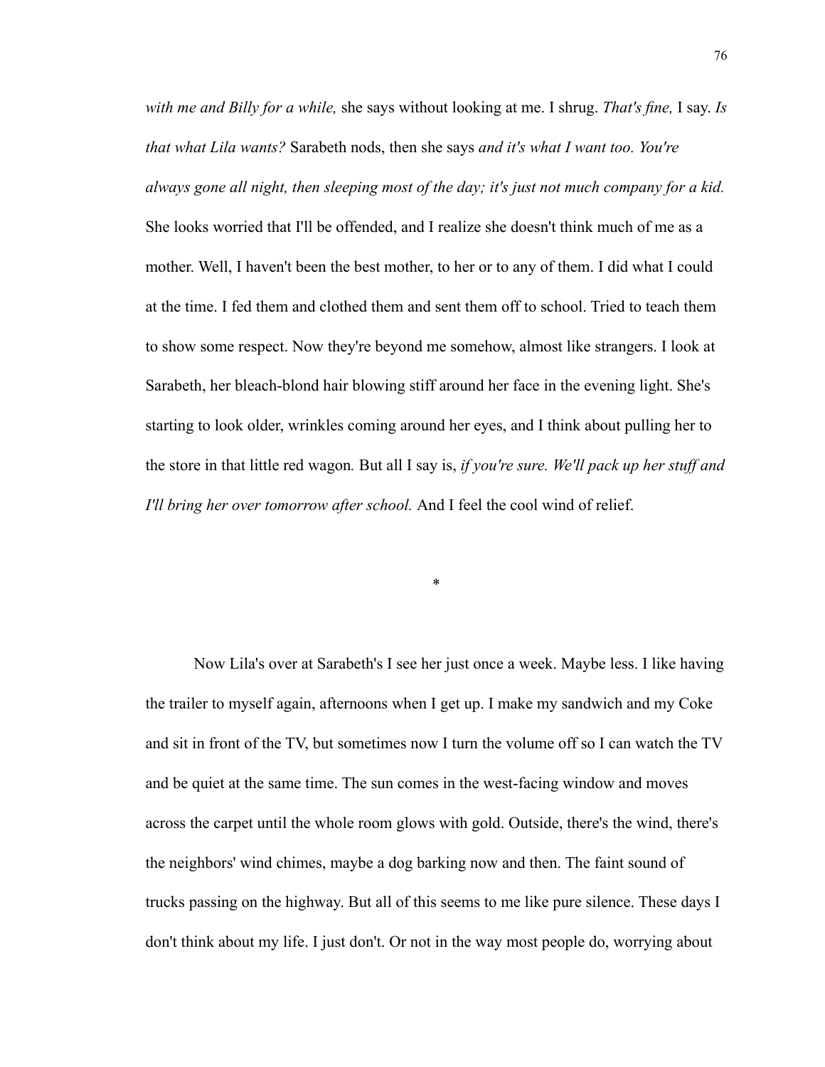*with me and Billy for a while,* she says without looking at me. I shrug. *That's fine,* I say. *Is that what Lila wants?* Sarabeth nods, then she says *and it's what I want too. You're always gone all night, then sleeping most of the day; it's just not much company for a kid.* She looks worried that I'll be offended, and I realize she doesn't think much of me as a mother. Well, I haven't been the best mother, to her or to any of them. I did what I could at the time. I fed them and clothed them and sent them off to school. Tried to teach them to show some respect. Now they're beyond me somehow, almost like strangers. I look at Sarabeth, her bleach-blond hair blowing stiff around her face in the evening light. She's starting to look older, wrinkles coming around her eyes, and I think about pulling her to the store in that little red wagon. But all I say is, *if you're sure. We'll pack up her stuff and I'll bring her over tomorrow after school.* And I feel the cool wind of relief.

*

Now Lila's over at Sarabeth's I see her just once a week. Maybe less. I like having the trailer to myself again, afternoons when I get up. I make my sandwich and my Coke and sit in front of the TV, but sometimes now I turn the volume off so I can watch the TV and be quiet at the same time. The sun comes in the west-facing window and moves across the carpet until the whole room glows with gold. Outside, there's the wind, there's the neighbors' wind chimes, maybe a dog barking now and then. The faint sound of trucks passing on the highway. But all of this seems to me like pure silence. These days I don't think about my life. I just don't. Or not in the way most people do, worrying about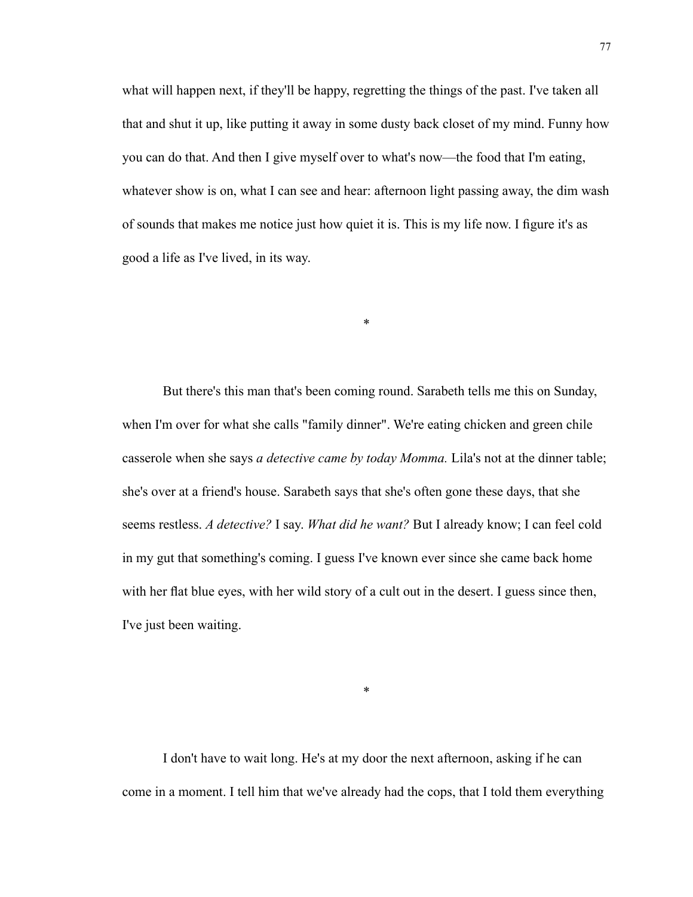what will happen next, if they'll be happy, regretting the things of the past. I've taken all that and shut it up, like putting it away in some dusty back closet of my mind. Funny how you can do that. And then I give myself over to what's now—the food that I'm eating, whatever show is on, what I can see and hear: afternoon light passing away, the dim wash of sounds that makes me notice just how quiet it is. This is my life now. I figure it's as good a life as I've lived, in its way.

*

But there's this man that's been coming round. Sarabeth tells me this on Sunday, when I'm over for what she calls "family dinner". We're eating chicken and green chile casserole when she says *a detective came by today Momma.* Lila's not at the dinner table; she's over at a friend's house. Sarabeth says that she's often gone these days, that she seems restless. *A detective?* I say. *What did he want?* But I already know; I can feel cold in my gut that something's coming. I guess I've known ever since she came back home with her flat blue eyes, with her wild story of a cult out in the desert. I guess since then, I've just been waiting.

*

I don't have to wait long. He's at my door the next afternoon, asking if he can come in a moment. I tell him that we've already had the cops, that I told them everything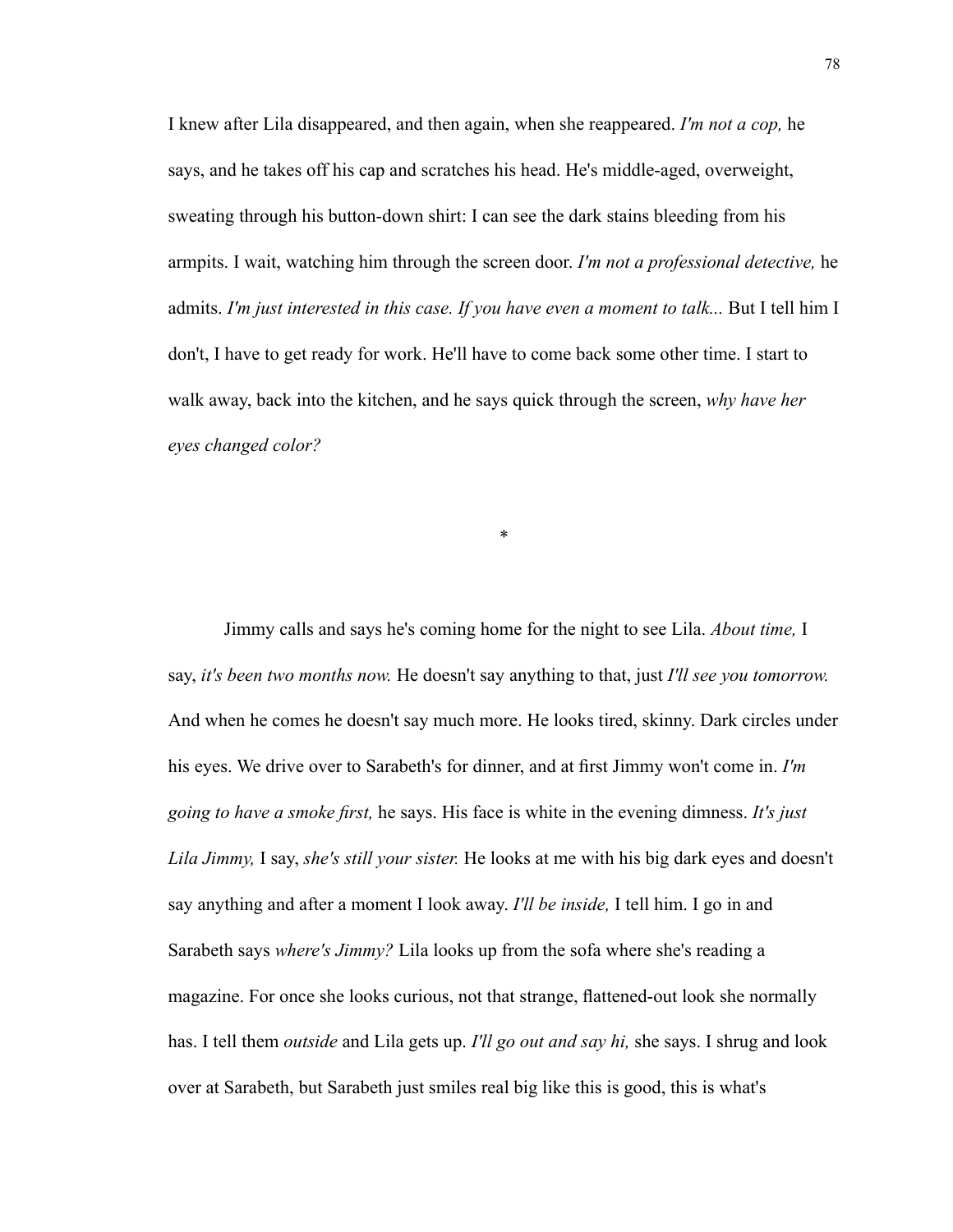I knew after Lila disappeared, and then again, when she reappeared. *I'm not a cop,* he says, and he takes off his cap and scratches his head. He's middle-aged, overweight, sweating through his button-down shirt: I can see the dark stains bleeding from his armpits. I wait, watching him through the screen door. *I'm not a professional detective,* he admits. *I'm just interested in this case. If you have even a moment to talk...* But I tell him I don't, I have to get ready for work. He'll have to come back some other time. I start to walk away, back into the kitchen, and he says quick through the screen, *why have her eyes changed color?*

*

Jimmy calls and says he's coming home for the night to see Lila. *About time,* I say, *it's been two months now.* He doesn't say anything to that, just *I'll see you tomorrow.* And when he comes he doesn't say much more. He looks tired, skinny. Dark circles under his eyes. We drive over to Sarabeth's for dinner, and at first Jimmy won't come in. *I'm going to have a smoke first,* he says. His face is white in the evening dimness. *It's just Lila Jimmy,* I say, *she's still your sister.* He looks at me with his big dark eyes and doesn't say anything and after a moment I look away. *I'll be inside,* I tell him. I go in and Sarabeth says *where's Jimmy?* Lila looks up from the sofa where she's reading a magazine. For once she looks curious, not that strange, flattened-out look she normally has. I tell them *outside* and Lila gets up. *I'll go out and say hi,* she says. I shrug and look over at Sarabeth, but Sarabeth just smiles real big like this is good, this is what's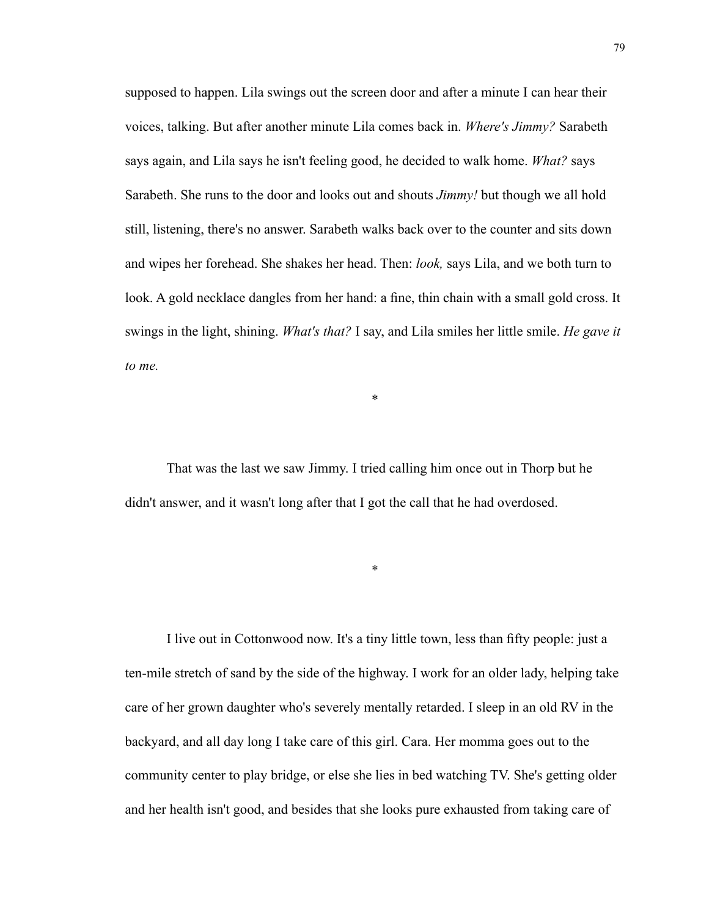supposed to happen. Lila swings out the screen door and after a minute I can hear their voices, talking. But after another minute Lila comes back in. *Where's Jimmy?* Sarabeth says again, and Lila says he isn't feeling good, he decided to walk home. *What?* says Sarabeth. She runs to the door and looks out and shouts *Jimmy!* but though we all hold still, listening, there's no answer. Sarabeth walks back over to the counter and sits down and wipes her forehead. She shakes her head. Then: *look,* says Lila, and we both turn to look. A gold necklace dangles from her hand: a fine, thin chain with a small gold cross. It swings in the light, shining. *What's that?* I say, and Lila smiles her little smile. *He gave it to me.*

*

That was the last we saw Jimmy. I tried calling him once out in Thorp but he didn't answer, and it wasn't long after that I got the call that he had overdosed.

*

I live out in Cottonwood now. It's a tiny little town, less than fifty people: just a ten-mile stretch of sand by the side of the highway. I work for an older lady, helping take care of her grown daughter who's severely mentally retarded. I sleep in an old RV in the backyard, and all day long I take care of this girl. Cara. Her momma goes out to the community center to play bridge, or else she lies in bed watching TV. She's getting older and her health isn't good, and besides that she looks pure exhausted from taking care of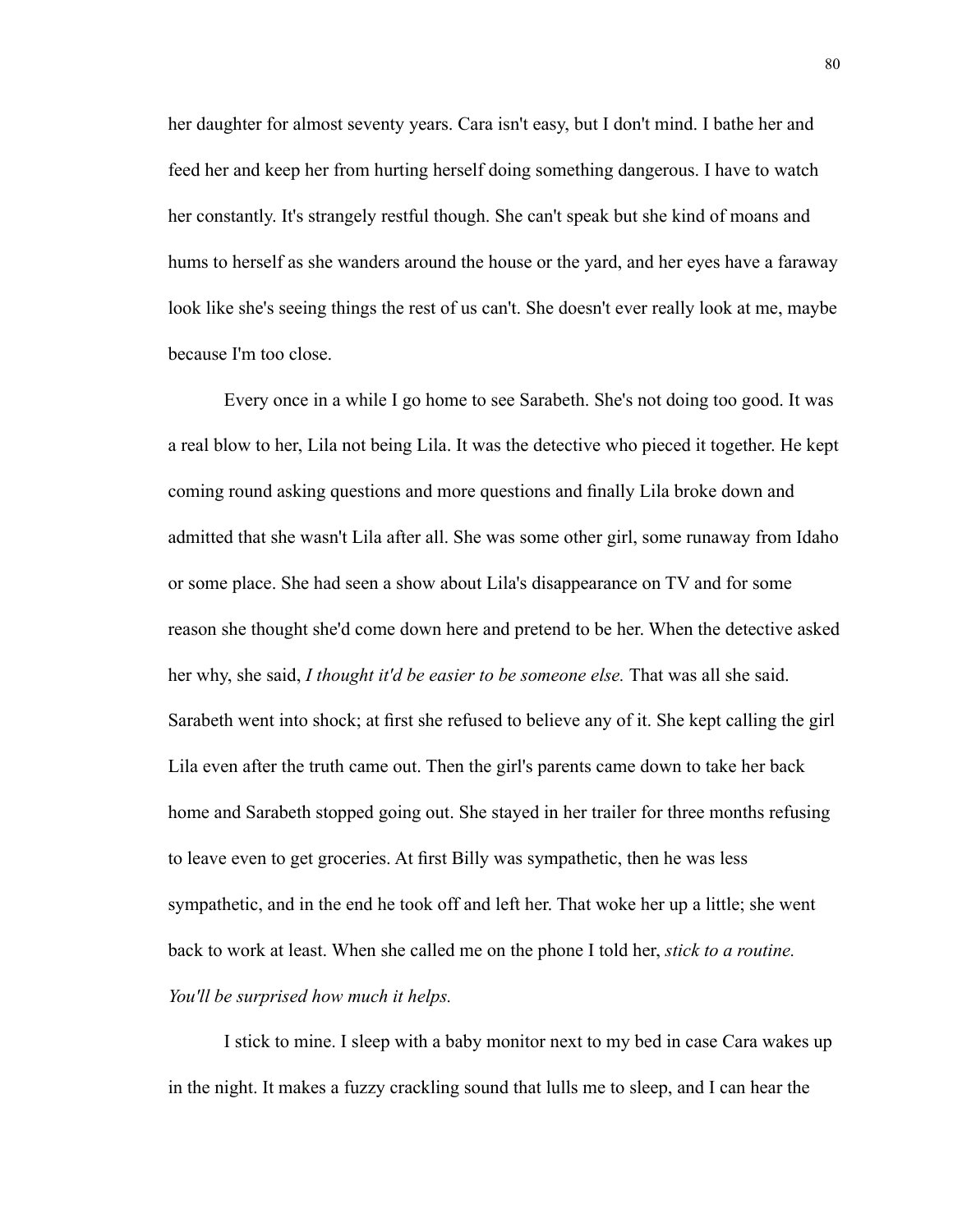her daughter for almost seventy years. Cara isn't easy, but I don't mind. I bathe her and feed her and keep her from hurting herself doing something dangerous. I have to watch her constantly. It's strangely restful though. She can't speak but she kind of moans and hums to herself as she wanders around the house or the yard, and her eyes have a faraway look like she's seeing things the rest of us can't. She doesn't ever really look at me, maybe because I'm too close.

Every once in a while I go home to see Sarabeth. She's not doing too good. It was a real blow to her, Lila not being Lila. It was the detective who pieced it together. He kept coming round asking questions and more questions and finally Lila broke down and admitted that she wasn't Lila after all. She was some other girl, some runaway from Idaho or some place. She had seen a show about Lila's disappearance on TV and for some reason she thought she'd come down here and pretend to be her. When the detective asked her why, she said, *I thought it'd be easier to be someone else.* That was all she said. Sarabeth went into shock; at first she refused to believe any of it. She kept calling the girl Lila even after the truth came out. Then the girl's parents came down to take her back home and Sarabeth stopped going out. She stayed in her trailer for three months refusing to leave even to get groceries. At first Billy was sympathetic, then he was less sympathetic, and in the end he took off and left her. That woke her up a little; she went back to work at least. When she called me on the phone I told her, *stick to a routine. You'll be surprised how much it helps.*

I stick to mine. I sleep with a baby monitor next to my bed in case Cara wakes up in the night. It makes a fuzzy crackling sound that lulls me to sleep, and I can hear the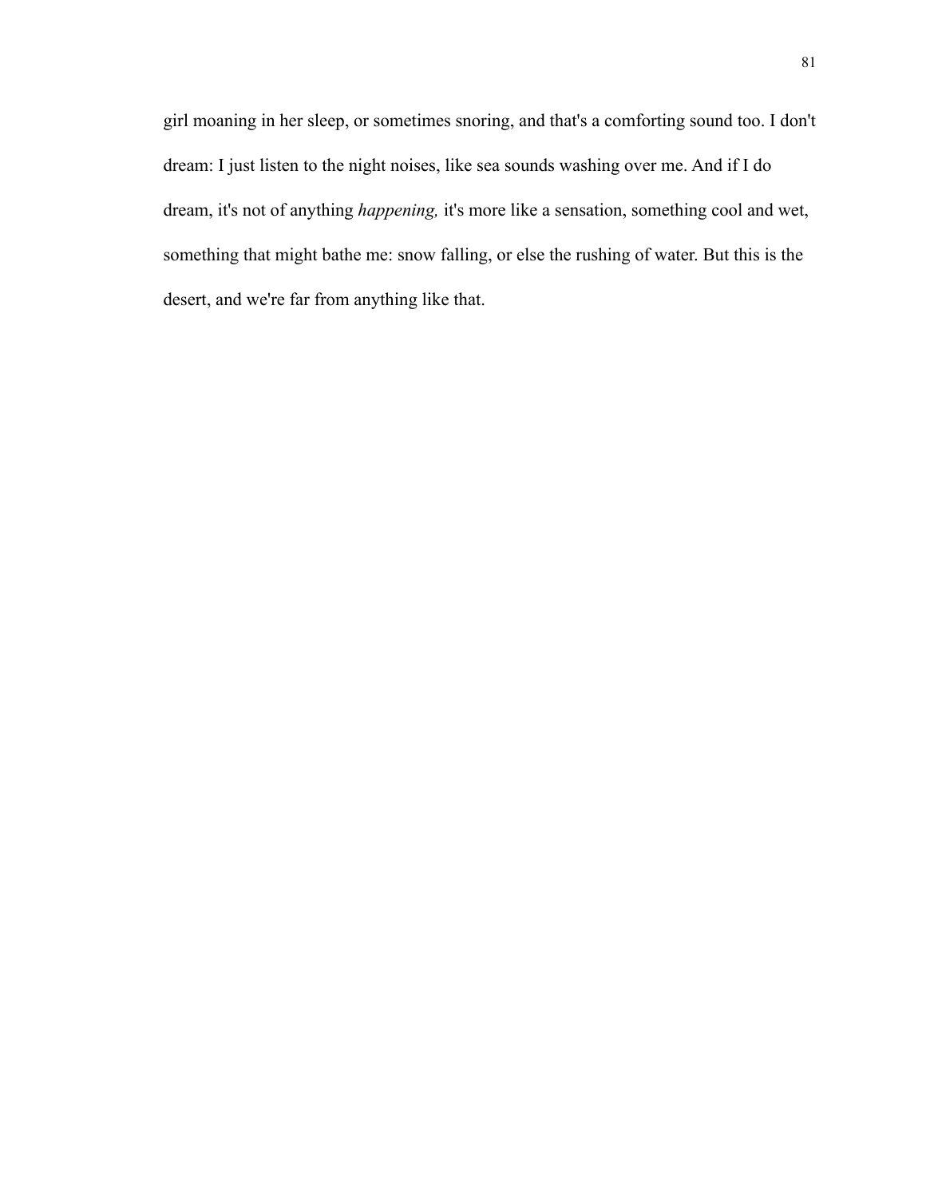girl moaning in her sleep, or sometimes snoring, and that's a comforting sound too. I don't dream: I just listen to the night noises, like sea sounds washing over me. And if I do dream, it's not of anything *happening,* it's more like a sensation, something cool and wet, something that might bathe me: snow falling, or else the rushing of water. But this is the desert, and we're far from anything like that.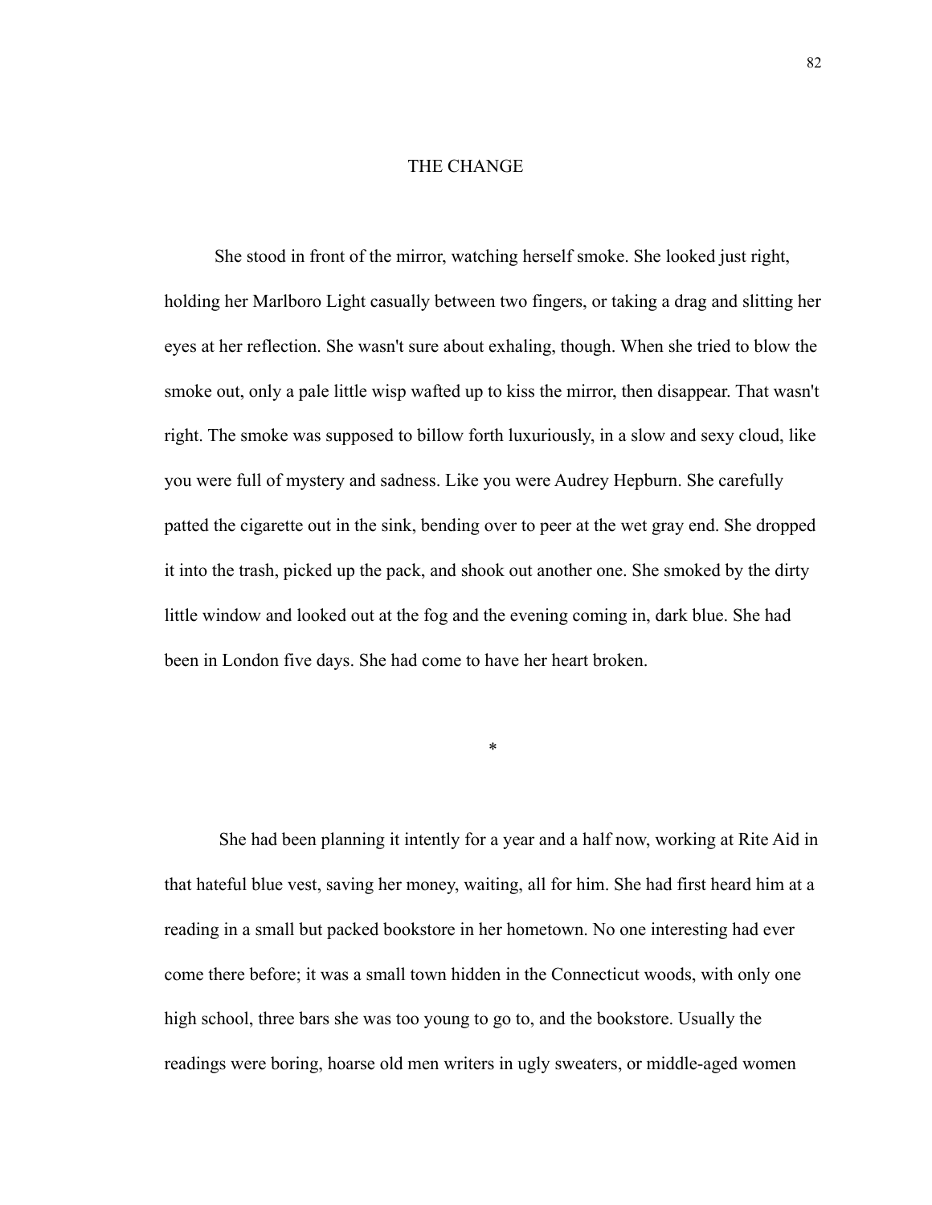# THE CHANGE

She stood in front of the mirror, watching herself smoke. She looked just right, holding her Marlboro Light casually between two fingers, or taking a drag and slitting her eyes at her reflection. She wasn't sure about exhaling, though. When she tried to blow the smoke out, only a pale little wisp wafted up to kiss the mirror, then disappear. That wasn't right. The smoke was supposed to billow forth luxuriously, in a slow and sexy cloud, like you were full of mystery and sadness. Like you were Audrey Hepburn. She carefully patted the cigarette out in the sink, bending over to peer at the wet gray end. She dropped it into the trash, picked up the pack, and shook out another one. She smoked by the dirty little window and looked out at the fog and the evening coming in, dark blue. She had been in London five days. She had come to have her heart broken.

*

She had been planning it intently for a year and a half now, working at Rite Aid in that hateful blue vest, saving her money, waiting, all for him. She had first heard him at a reading in a small but packed bookstore in her hometown. No one interesting had ever come there before; it was a small town hidden in the Connecticut woods, with only one high school, three bars she was too young to go to, and the bookstore. Usually the readings were boring, hoarse old men writers in ugly sweaters, or middle-aged women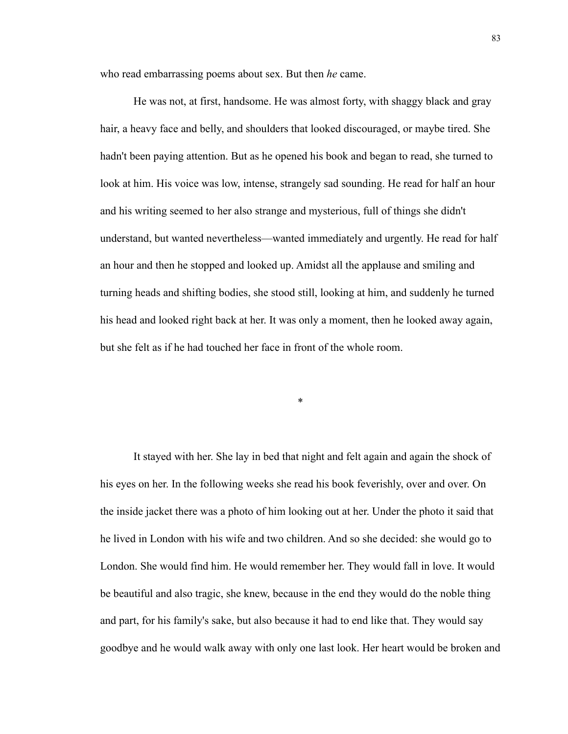who read embarrassing poems about sex. But then *he* came.

He was not, at first, handsome. He was almost forty, with shaggy black and gray hair, a heavy face and belly, and shoulders that looked discouraged, or maybe tired. She hadn't been paying attention. But as he opened his book and began to read, she turned to look at him. His voice was low, intense, strangely sad sounding. He read for half an hour and his writing seemed to her also strange and mysterious, full of things she didn't understand, but wanted nevertheless—wanted immediately and urgently. He read for half an hour and then he stopped and looked up. Amidst all the applause and smiling and turning heads and shifting bodies, she stood still, looking at him, and suddenly he turned his head and looked right back at her. It was only a moment, then he looked away again, but she felt as if he had touched her face in front of the whole room.

*

It stayed with her. She lay in bed that night and felt again and again the shock of his eyes on her. In the following weeks she read his book feverishly, over and over. On the inside jacket there was a photo of him looking out at her. Under the photo it said that he lived in London with his wife and two children. And so she decided: she would go to London. She would find him. He would remember her. They would fall in love. It would be beautiful and also tragic, she knew, because in the end they would do the noble thing and part, for his family's sake, but also because it had to end like that. They would say goodbye and he would walk away with only one last look. Her heart would be broken and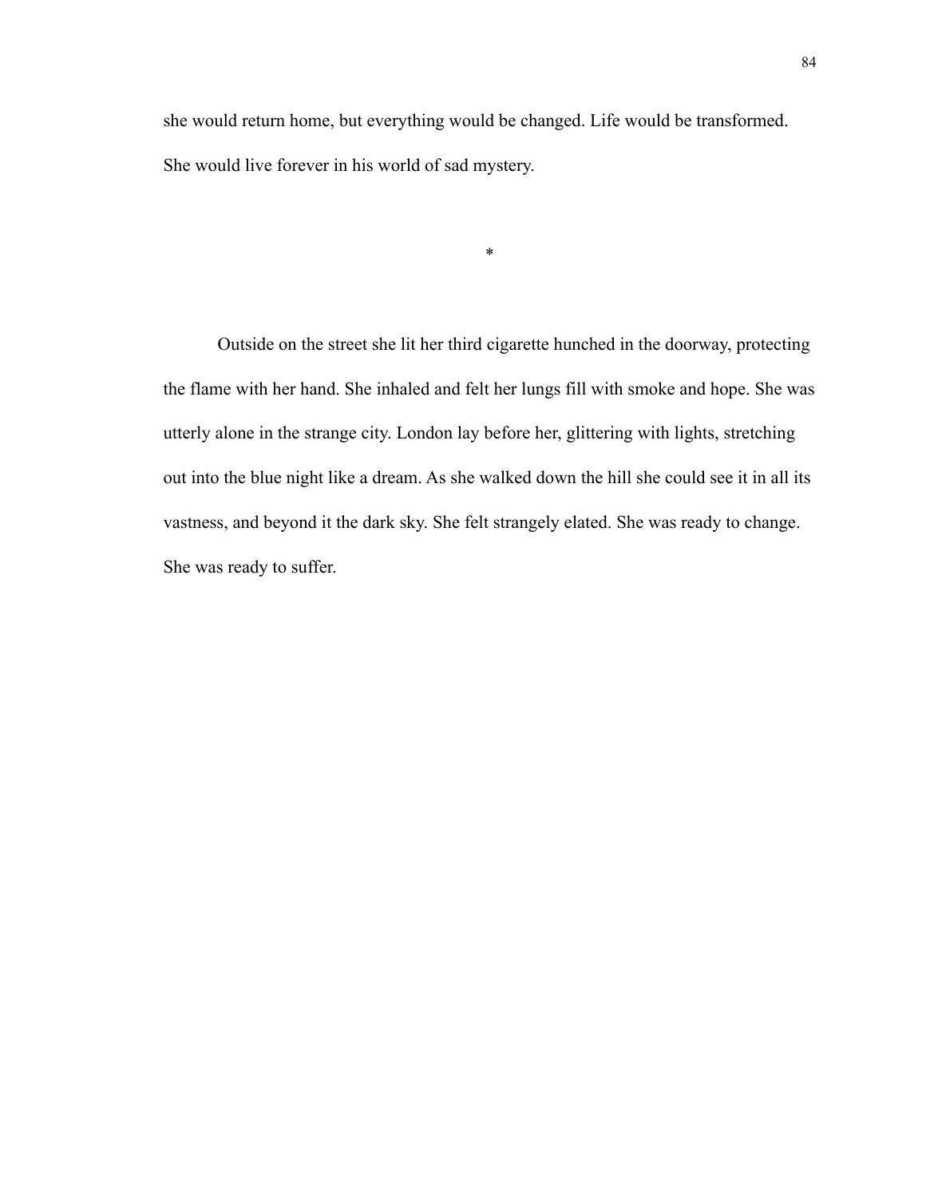she would return home, but everything would be changed. Life would be transformed. She would live forever in his world of sad mystery.

*

Outside on the street she lit her third cigarette hunched in the doorway, protecting the flame with her hand. She inhaled and felt her lungs fill with smoke and hope. She was utterly alone in the strange city. London lay before her, glittering with lights, stretching out into the blue night like a dream. As she walked down the hill she could see it in all its vastness, and beyond it the dark sky. She felt strangely elated. She was ready to change. She was ready to suffer.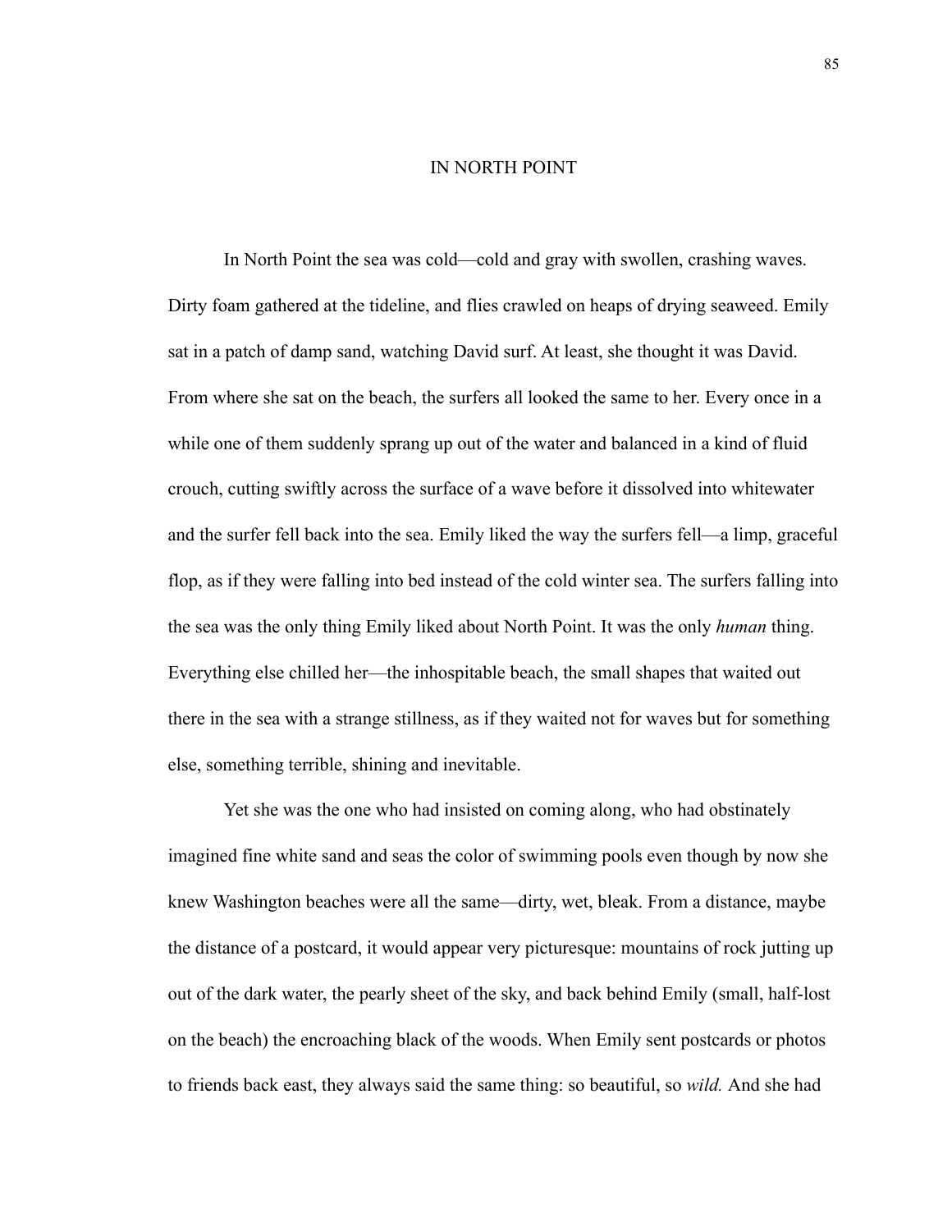# IN NORTH POINT

In North Point the sea was cold—cold and gray with swollen, crashing waves. Dirty foam gathered at the tideline, and flies crawled on heaps of drying seaweed. Emily sat in a patch of damp sand, watching David surf. At least, she thought it was David. From where she sat on the beach, the surfers all looked the same to her. Every once in a while one of them suddenly sprang up out of the water and balanced in a kind of fluid crouch, cutting swiftly across the surface of a wave before it dissolved into whitewater and the surfer fell back into the sea. Emily liked the way the surfers fell—a limp, graceful flop, as if they were falling into bed instead of the cold winter sea. The surfers falling into the sea was the only thing Emily liked about North Point. It was the only *human* thing. Everything else chilled her—the inhospitable beach, the small shapes that waited out there in the sea with a strange stillness, as if they waited not for waves but for something else, something terrible, shining and inevitable.

Yet she was the one who had insisted on coming along, who had obstinately imagined fine white sand and seas the color of swimming pools even though by now she knew Washington beaches were all the same—dirty, wet, bleak. From a distance, maybe the distance of a postcard, it would appear very picturesque: mountains of rock jutting up out of the dark water, the pearly sheet of the sky, and back behind Emily (small, half-lost on the beach) the encroaching black of the woods. When Emily sent postcards or photos to friends back east, they always said the same thing: so beautiful, so *wild.* And she had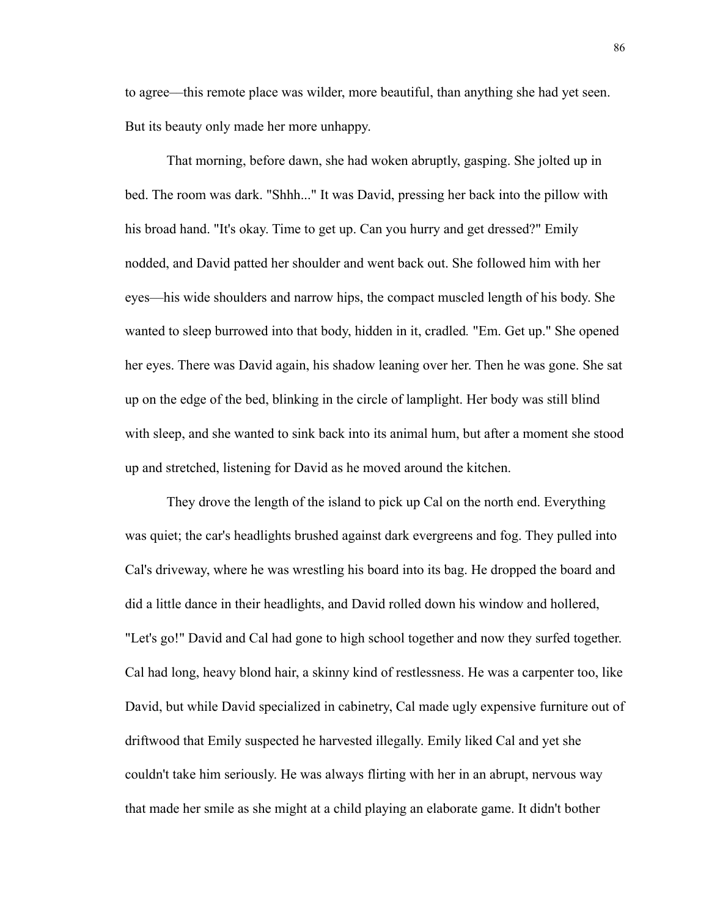to agree—this remote place was wilder, more beautiful, than anything she had yet seen. But its beauty only made her more unhappy.

That morning, before dawn, she had woken abruptly, gasping. She jolted up in bed. The room was dark. "Shhh..." It was David, pressing her back into the pillow with his broad hand. "It's okay. Time to get up. Can you hurry and get dressed?" Emily nodded, and David patted her shoulder and went back out. She followed him with her eyes—his wide shoulders and narrow hips, the compact muscled length of his body. She wanted to sleep burrowed into that body, hidden in it, cradled. "Em. Get up." She opened her eyes. There was David again, his shadow leaning over her. Then he was gone. She sat up on the edge of the bed, blinking in the circle of lamplight. Her body was still blind with sleep, and she wanted to sink back into its animal hum, but after a moment she stood up and stretched, listening for David as he moved around the kitchen.

They drove the length of the island to pick up Cal on the north end. Everything was quiet; the car's headlights brushed against dark evergreens and fog. They pulled into Cal's driveway, where he was wrestling his board into its bag. He dropped the board and did a little dance in their headlights, and David rolled down his window and hollered, "Let's go!" David and Cal had gone to high school together and now they surfed together. Cal had long, heavy blond hair, a skinny kind of restlessness. He was a carpenter too, like David, but while David specialized in cabinetry, Cal made ugly expensive furniture out of driftwood that Emily suspected he harvested illegally. Emily liked Cal and yet she couldn't take him seriously. He was always flirting with her in an abrupt, nervous way that made her smile as she might at a child playing an elaborate game. It didn't bother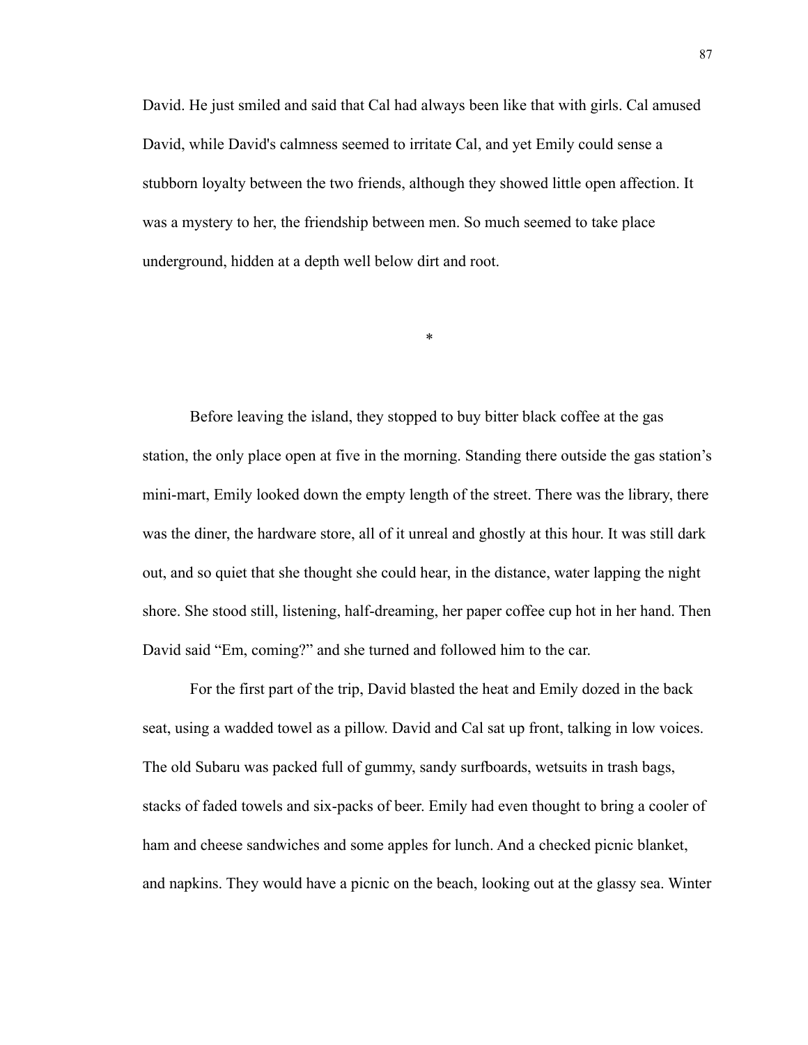David. He just smiled and said that Cal had always been like that with girls. Cal amused David, while David's calmness seemed to irritate Cal, and yet Emily could sense a stubborn loyalty between the two friends, although they showed little open affection. It was a mystery to her, the friendship between men. So much seemed to take place underground, hidden at a depth well below dirt and root.

*

Before leaving the island, they stopped to buy bitter black coffee at the gas station, the only place open at five in the morning. Standing there outside the gas station's mini-mart, Emily looked down the empty length of the street. There was the library, there was the diner, the hardware store, all of it unreal and ghostly at this hour. It was still dark out, and so quiet that she thought she could hear, in the distance, water lapping the night shore. She stood still, listening, half-dreaming, her paper coffee cup hot in her hand. Then David said "Em, coming?" and she turned and followed him to the car.

For the first part of the trip, David blasted the heat and Emily dozed in the back seat, using a wadded towel as a pillow. David and Cal sat up front, talking in low voices. The old Subaru was packed full of gummy, sandy surfboards, wetsuits in trash bags, stacks of faded towels and six-packs of beer. Emily had even thought to bring a cooler of ham and cheese sandwiches and some apples for lunch. And a checked picnic blanket, and napkins. They would have a picnic on the beach, looking out at the glassy sea. Winter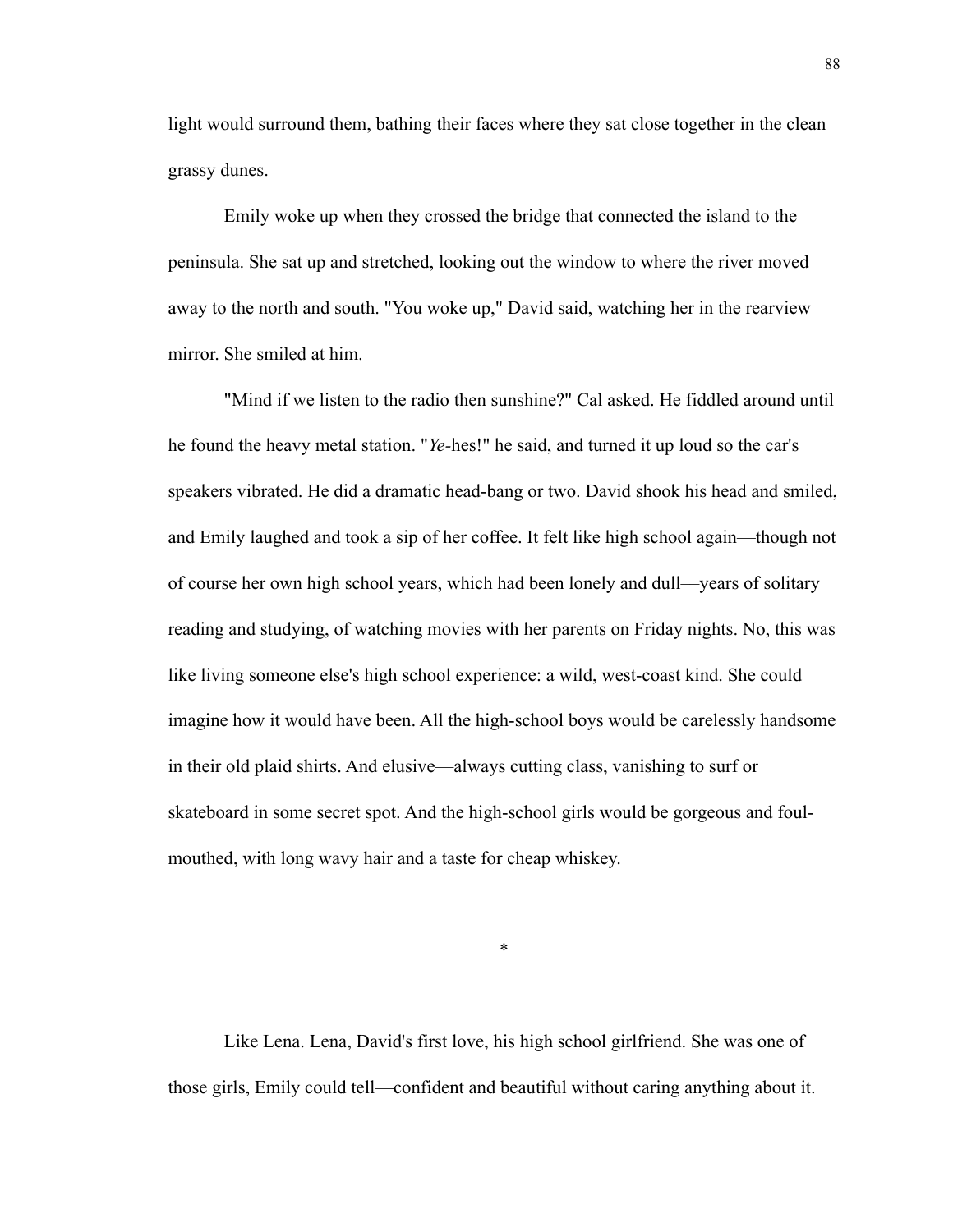light would surround them, bathing their faces where they sat close together in the clean grassy dunes.

Emily woke up when they crossed the bridge that connected the island to the peninsula. She sat up and stretched, looking out the window to where the river moved away to the north and south. "You woke up," David said, watching her in the rearview mirror. She smiled at him.

"Mind if we listen to the radio then sunshine?" Cal asked. He fiddled around until he found the heavy metal station. "*Ye*-hes!" he said, and turned it up loud so the car's speakers vibrated. He did a dramatic head-bang or two. David shook his head and smiled, and Emily laughed and took a sip of her coffee. It felt like high school again—though not of course her own high school years, which had been lonely and dull—years of solitary reading and studying, of watching movies with her parents on Friday nights. No, this was like living someone else's high school experience: a wild, west-coast kind. She could imagine how it would have been. All the high-school boys would be carelessly handsome in their old plaid shirts. And elusive—always cutting class, vanishing to surf or skateboard in some secret spot. And the high-school girls would be gorgeous and foul-mouthed, with long wavy hair and a taste for cheap whiskey.

*

Like Lena. Lena, David's first love, his high school girlfriend. She was one of those girls, Emily could tell—confident and beautiful without caring anything about it.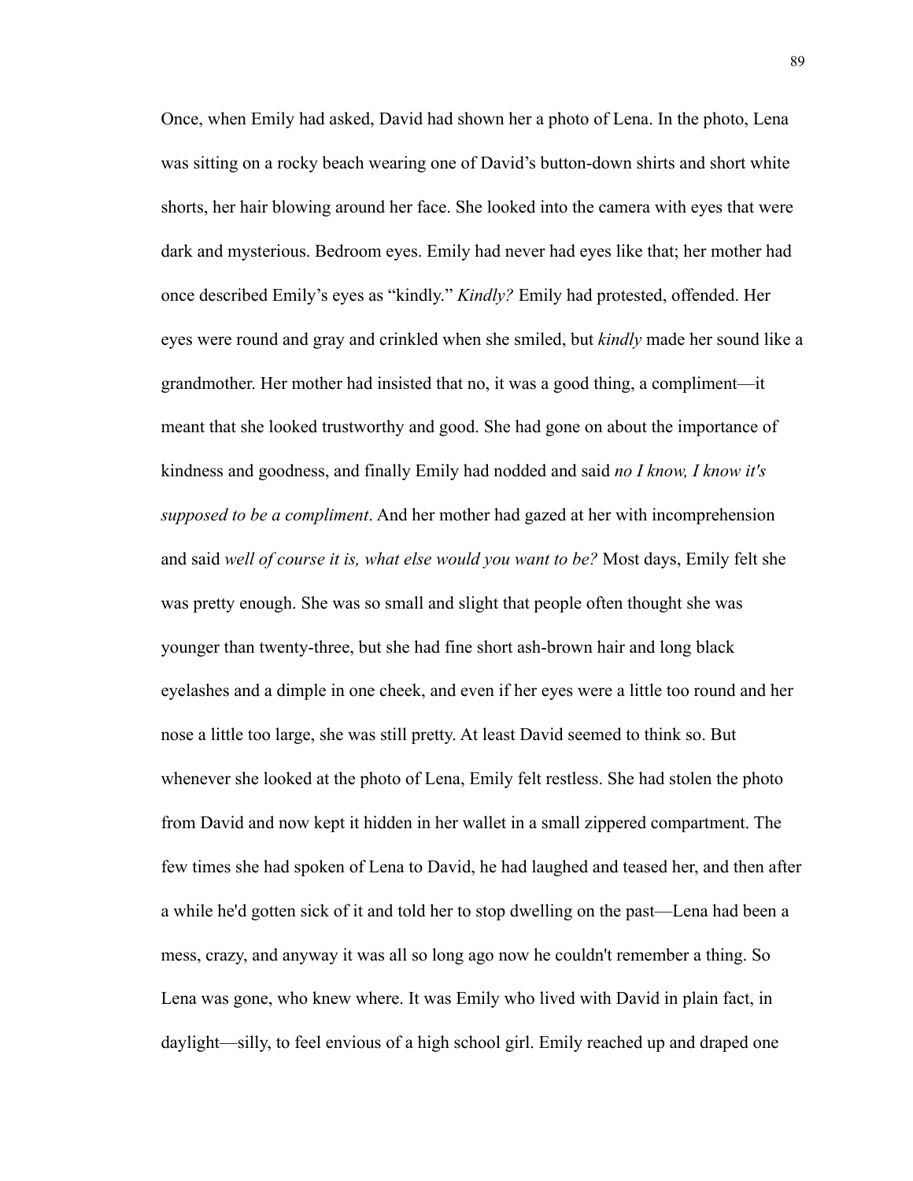Once, when Emily had asked, David had shown her a photo of Lena. In the photo, Lena was sitting on a rocky beach wearing one of David's button-down shirts and short white shorts, her hair blowing around her face. She looked into the camera with eyes that were dark and mysterious. Bedroom eyes. Emily had never had eyes like that; her mother had once described Emily's eyes as "kindly." *Kindly?* Emily had protested, offended. Her eyes were round and gray and crinkled when she smiled, but *kindly* made her sound like a grandmother. Her mother had insisted that no, it was a good thing, a compliment—it meant that she looked trustworthy and good. She had gone on about the importance of kindness and goodness, and finally Emily had nodded and said *no I know, I know it's supposed to be a compliment*. And her mother had gazed at her with incomprehension and said *well of course it is, what else would you want to be?* Most days, Emily felt she was pretty enough. She was so small and slight that people often thought she was younger than twenty-three, but she had fine short ash-brown hair and long black eyelashes and a dimple in one cheek, and even if her eyes were a little too round and her nose a little too large, she was still pretty. At least David seemed to think so. But whenever she looked at the photo of Lena, Emily felt restless. She had stolen the photo from David and now kept it hidden in her wallet in a small zippered compartment. The few times she had spoken of Lena to David, he had laughed and teased her, and then after a while he'd gotten sick of it and told her to stop dwelling on the past—Lena had been a mess, crazy, and anyway it was all so long ago now he couldn't remember a thing. So Lena was gone, who knew where. It was Emily who lived with David in plain fact, in daylight—silly, to feel envious of a high school girl. Emily reached up and draped one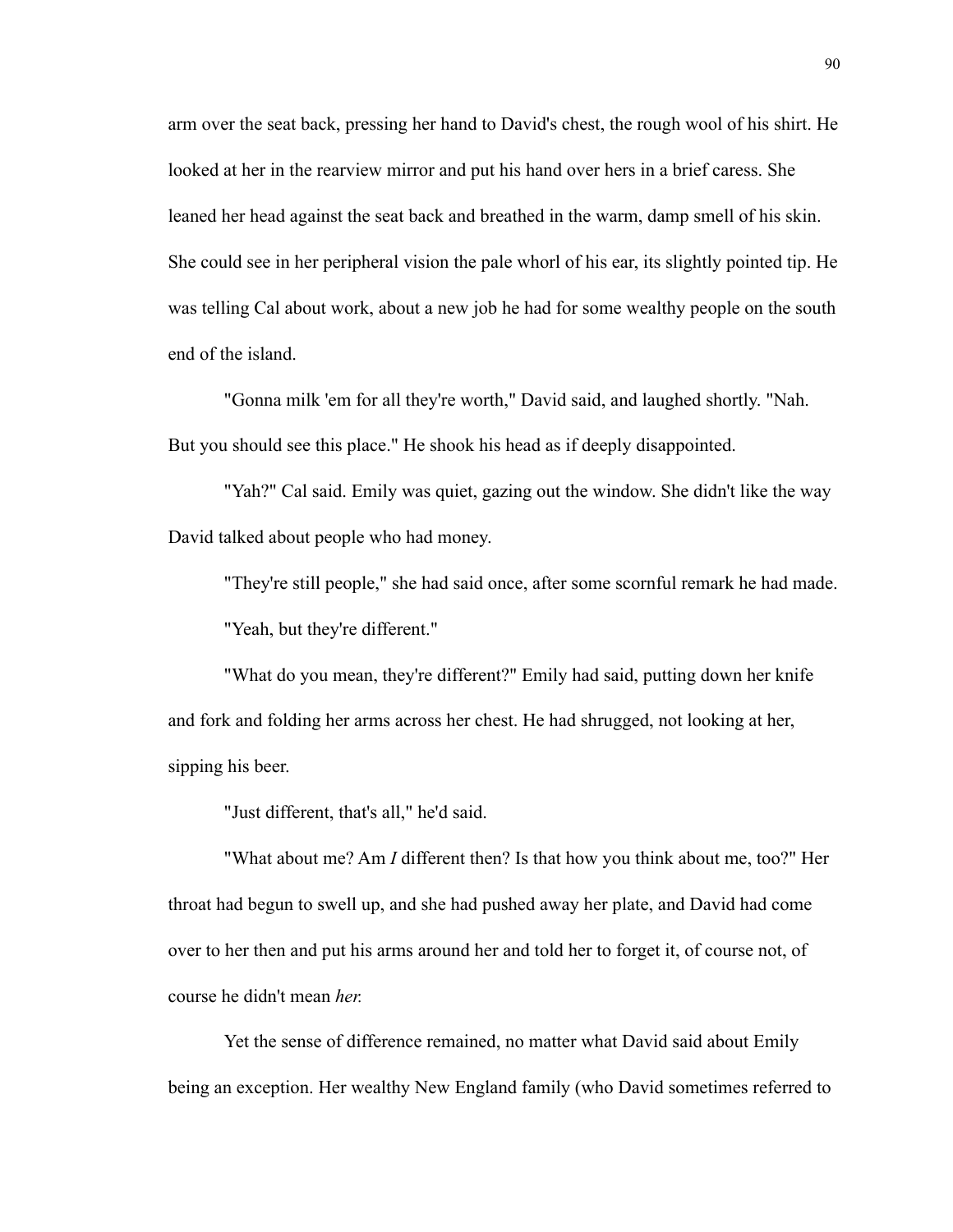arm over the seat back, pressing her hand to David's chest, the rough wool of his shirt. He looked at her in the rearview mirror and put his hand over hers in a brief caress. She leaned her head against the seat back and breathed in the warm, damp smell of his skin. She could see in her peripheral vision the pale whorl of his ear, its slightly pointed tip. He was telling Cal about work, about a new job he had for some wealthy people on the south end of the island.

"Gonna milk 'em for all they're worth," David said, and laughed shortly. "Nah. But you should see this place." He shook his head as if deeply disappointed.

"Yah?" Cal said. Emily was quiet, gazing out the window. She didn't like the way David talked about people who had money.

"They're still people," she had said once, after some scornful remark he had made.

"Yeah, but they're different."

"What do you mean, they're different?" Emily had said, putting down her knife and fork and folding her arms across her chest. He had shrugged, not looking at her, sipping his beer.

"Just different, that's all," he'd said.

"What about me? Am *I* different then? Is that how you think about me, too?" Her throat had begun to swell up, and she had pushed away her plate, and David had come over to her then and put his arms around her and told her to forget it, of course not, of course he didn't mean *her.*

Yet the sense of difference remained, no matter what David said about Emily being an exception. Her wealthy New England family (who David sometimes referred to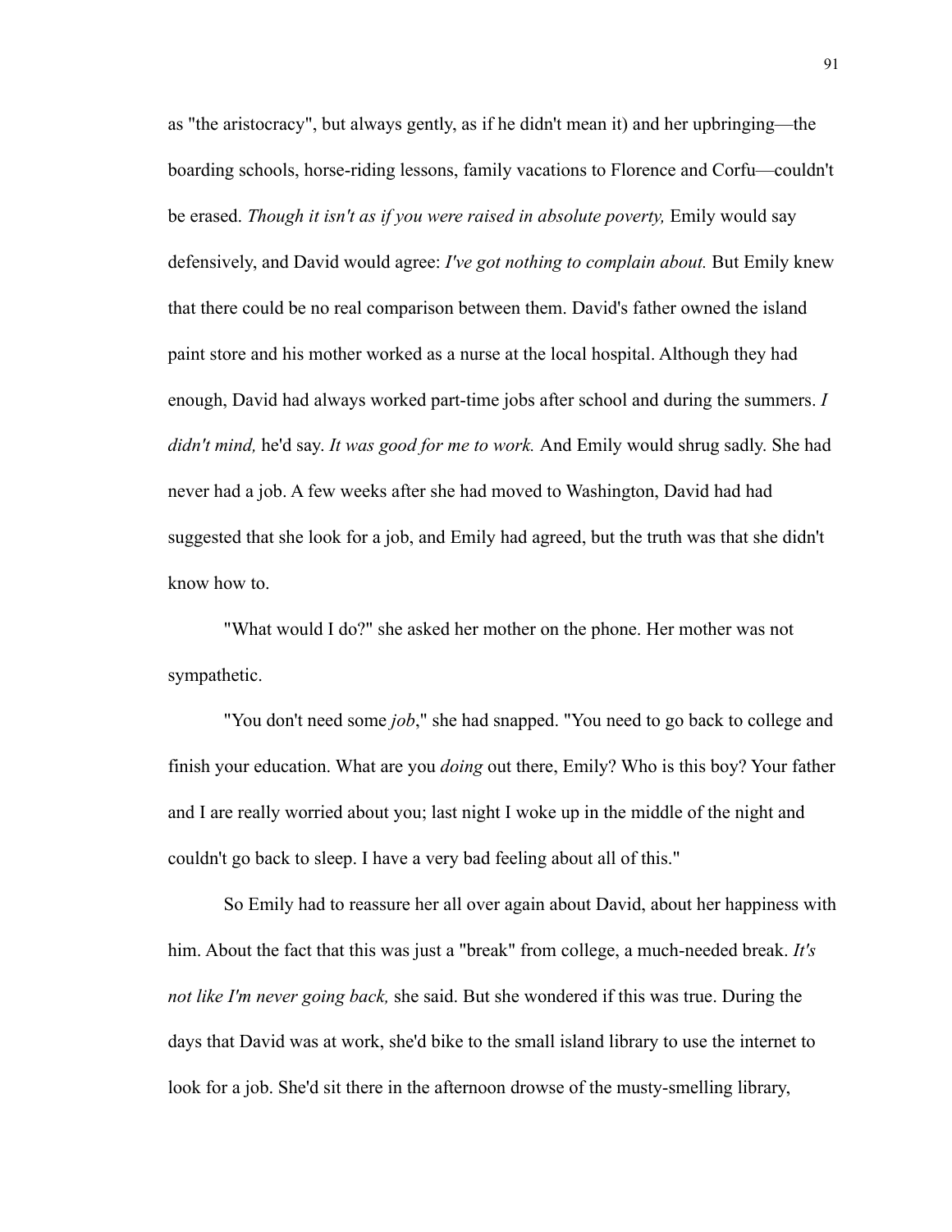as "the aristocracy", but always gently, as if he didn't mean it) and her upbringing—the boarding schools, horse-riding lessons, family vacations to Florence and Corfu—couldn't be erased. *Though it isn't as if you were raised in absolute poverty,* Emily would say defensively, and David would agree: *I've got nothing to complain about.* But Emily knew that there could be no real comparison between them. David's father owned the island paint store and his mother worked as a nurse at the local hospital. Although they had enough, David had always worked part-time jobs after school and during the summers. *I didn't mind,* he'd say. *It was good for me to work.* And Emily would shrug sadly. She had never had a job. A few weeks after she had moved to Washington, David had had suggested that she look for a job, and Emily had agreed, but the truth was that she didn't know how to.

"What would I do?" she asked her mother on the phone. Her mother was not sympathetic.

"You don't need some *job*," she had snapped. "You need to go back to college and finish your education. What are you *doing* out there, Emily? Who is this boy? Your father and I are really worried about you; last night I woke up in the middle of the night and couldn't go back to sleep. I have a very bad feeling about all of this."

So Emily had to reassure her all over again about David, about her happiness with him. About the fact that this was just a "break" from college, a much-needed break. *It's not like I'm never going back,* she said. But she wondered if this was true. During the days that David was at work, she'd bike to the small island library to use the internet to look for a job. She'd sit there in the afternoon drowse of the musty-smelling library,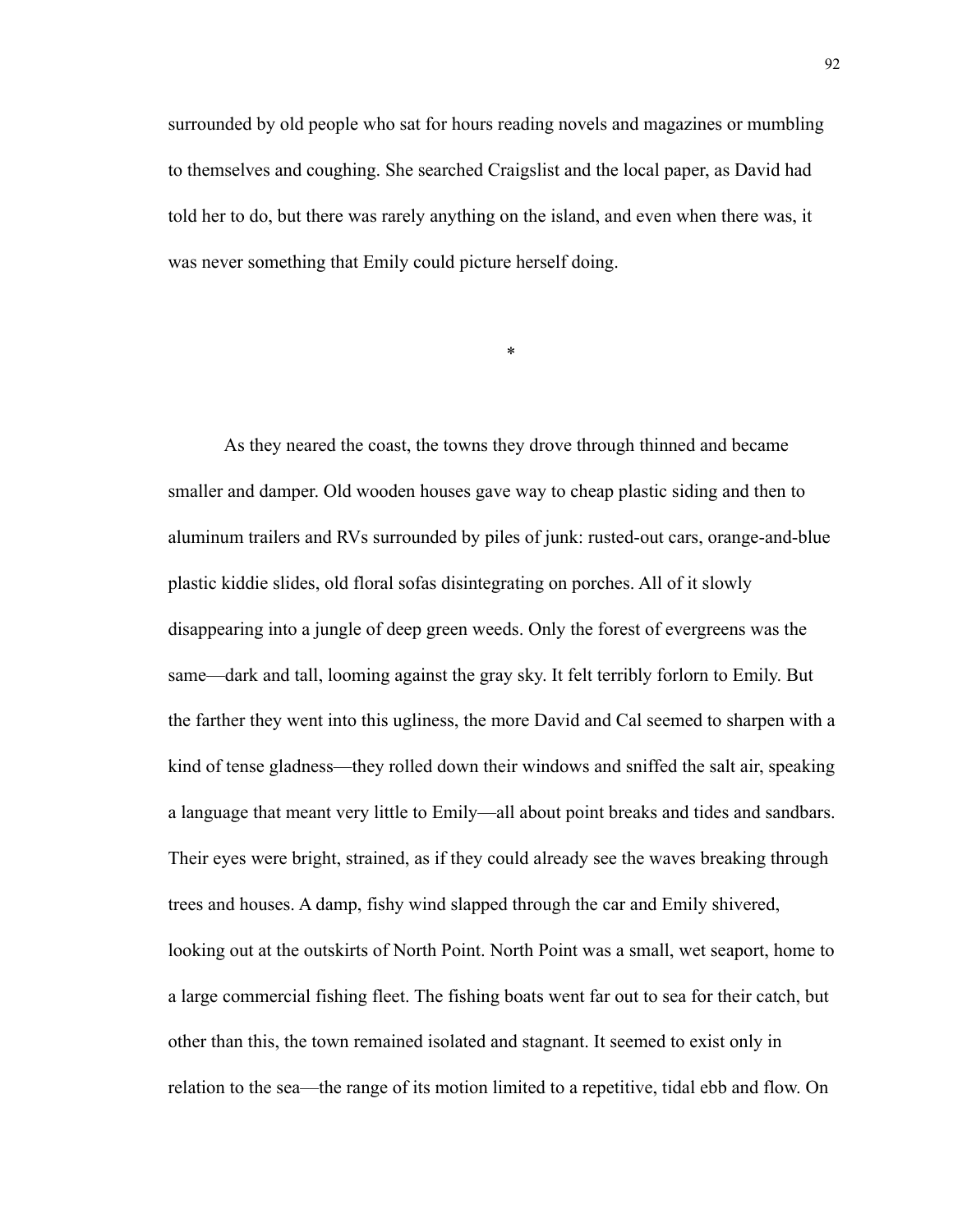surrounded by old people who sat for hours reading novels and magazines or mumbling to themselves and coughing. She searched Craigslist and the local paper, as David had told her to do, but there was rarely anything on the island, and even when there was, it was never something that Emily could picture herself doing.

*

As they neared the coast, the towns they drove through thinned and became smaller and damper. Old wooden houses gave way to cheap plastic siding and then to aluminum trailers and RVs surrounded by piles of junk: rusted-out cars, orange-and-blue plastic kiddie slides, old floral sofas disintegrating on porches. All of it slowly disappearing into a jungle of deep green weeds. Only the forest of evergreens was the same—dark and tall, looming against the gray sky. It felt terribly forlorn to Emily. But the farther they went into this ugliness, the more David and Cal seemed to sharpen with a kind of tense gladness—they rolled down their windows and sniffed the salt air, speaking a language that meant very little to Emily—all about point breaks and tides and sandbars. Their eyes were bright, strained, as if they could already see the waves breaking through trees and houses. A damp, fishy wind slapped through the car and Emily shivered, looking out at the outskirts of North Point. North Point was a small, wet seaport, home to a large commercial fishing fleet. The fishing boats went far out to sea for their catch, but other than this, the town remained isolated and stagnant. It seemed to exist only in relation to the sea—the range of its motion limited to a repetitive, tidal ebb and flow. On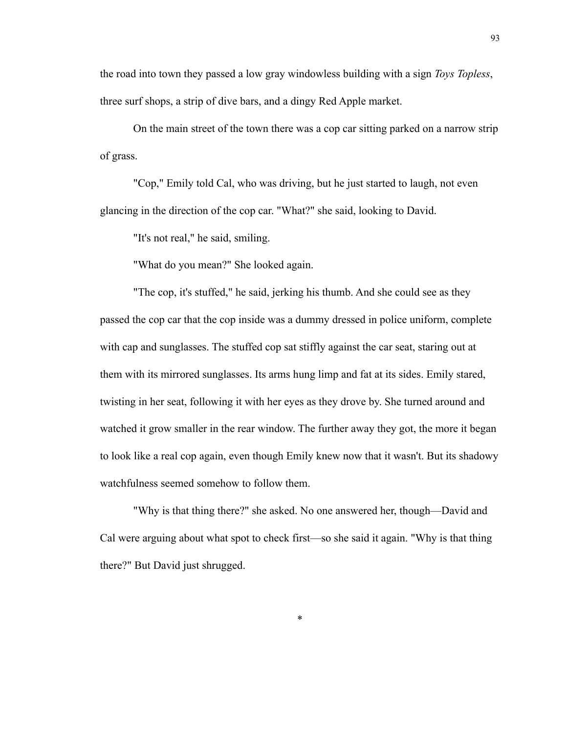the road into town they passed a low gray windowless building with a sign *Toys Topless*, three surf shops, a strip of dive bars, and a dingy Red Apple market.

On the main street of the town there was a cop car sitting parked on a narrow strip of grass.

"Cop," Emily told Cal, who was driving, but he just started to laugh, not even glancing in the direction of the cop car. "What?" she said, looking to David.

"It's not real," he said, smiling.

"What do you mean?" She looked again.

"The cop, it's stuffed," he said, jerking his thumb. And she could see as they passed the cop car that the cop inside was a dummy dressed in police uniform, complete with cap and sunglasses. The stuffed cop sat stiffly against the car seat, staring out at them with its mirrored sunglasses. Its arms hung limp and fat at its sides. Emily stared, twisting in her seat, following it with her eyes as they drove by. She turned around and watched it grow smaller in the rear window. The further away they got, the more it began to look like a real cop again, even though Emily knew now that it wasn't. But its shadowy watchfulness seemed somehow to follow them.

"Why is that thing there?" she asked. No one answered her, though—David and Cal were arguing about what spot to check first—so she said it again. "Why is that thing there?" But David just shrugged.

*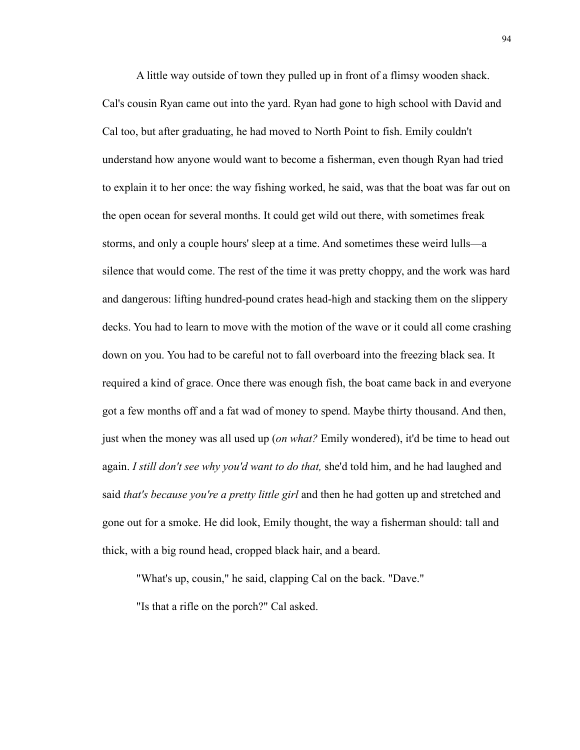A little way outside of town they pulled up in front of a flimsy wooden shack. Cal's cousin Ryan came out into the yard. Ryan had gone to high school with David and Cal too, but after graduating, he had moved to North Point to fish. Emily couldn't understand how anyone would want to become a fisherman, even though Ryan had tried to explain it to her once: the way fishing worked, he said, was that the boat was far out on the open ocean for several months. It could get wild out there, with sometimes freak storms, and only a couple hours' sleep at a time. And sometimes these weird lulls—a silence that would come. The rest of the time it was pretty choppy, and the work was hard and dangerous: lifting hundred-pound crates head-high and stacking them on the slippery decks. You had to learn to move with the motion of the wave or it could all come crashing down on you. You had to be careful not to fall overboard into the freezing black sea. It required a kind of grace. Once there was enough fish, the boat came back in and everyone got a few months off and a fat wad of money to spend. Maybe thirty thousand. And then, just when the money was all used up (*on what?* Emily wondered), it'd be time to head out again. *I still don't see why you'd want to do that,* she'd told him, and he had laughed and said *that's because you're a pretty little girl* and then he had gotten up and stretched and gone out for a smoke. He did look, Emily thought, the way a fisherman should: tall and thick, with a big round head, cropped black hair, and a beard.

"What's up, cousin," he said, clapping Cal on the back. "Dave."

"Is that a rifle on the porch?" Cal asked.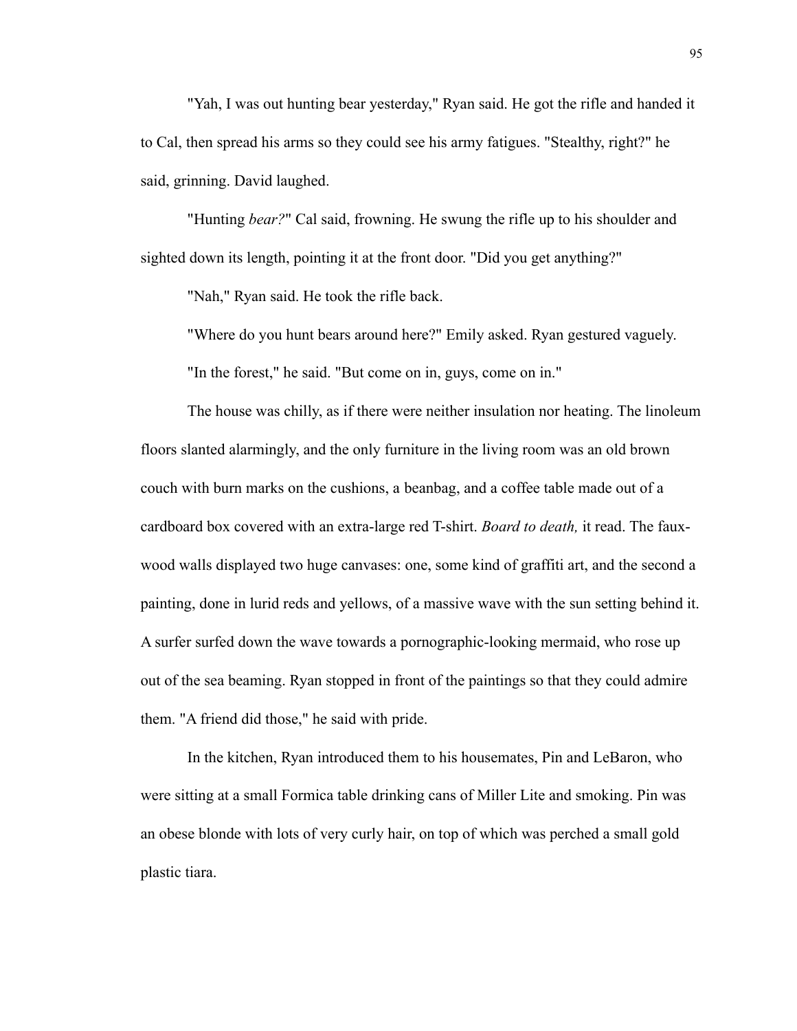"Yah, I was out hunting bear yesterday," Ryan said. He got the rifle and handed it to Cal, then spread his arms so they could see his army fatigues. "Stealthy, right?" he said, grinning. David laughed.

"Hunting *bear?*" Cal said, frowning. He swung the rifle up to his shoulder and sighted down its length, pointing it at the front door. "Did you get anything?"

"Nah," Ryan said. He took the rifle back.

"Where do you hunt bears around here?" Emily asked. Ryan gestured vaguely.

"In the forest," he said. "But come on in, guys, come on in."

The house was chilly, as if there were neither insulation nor heating. The linoleum floors slanted alarmingly, and the only furniture in the living room was an old brown couch with burn marks on the cushions, a beanbag, and a coffee table made out of a cardboard box covered with an extra-large red T-shirt. *Board to death,* it read. The faux-wood walls displayed two huge canvases: one, some kind of graffiti art, and the second a painting, done in lurid reds and yellows, of a massive wave with the sun setting behind it. A surfer surfed down the wave towards a pornographic-looking mermaid, who rose up out of the sea beaming. Ryan stopped in front of the paintings so that they could admire them. "A friend did those," he said with pride.

In the kitchen, Ryan introduced them to his housemates, Pin and LeBaron, who were sitting at a small Formica table drinking cans of Miller Lite and smoking. Pin was an obese blonde with lots of very curly hair, on top of which was perched a small gold plastic tiara.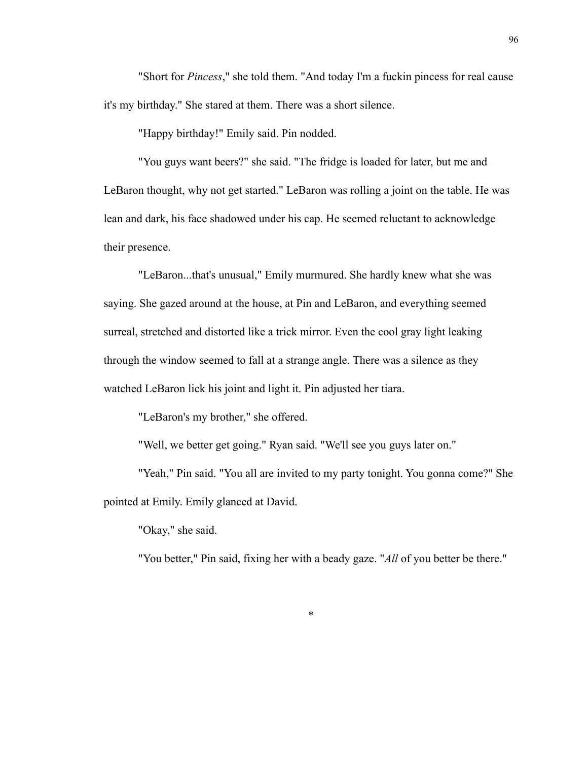"Short for *Pincess*," she told them. "And today I'm a fuckin pincess for real cause it's my birthday." She stared at them. There was a short silence.

"Happy birthday!" Emily said. Pin nodded.

"You guys want beers?" she said. "The fridge is loaded for later, but me and LeBaron thought, why not get started." LeBaron was rolling a joint on the table. He was lean and dark, his face shadowed under his cap. He seemed reluctant to acknowledge their presence.

"LeBaron...that's unusual," Emily murmured. She hardly knew what she was saying. She gazed around at the house, at Pin and LeBaron, and everything seemed surreal, stretched and distorted like a trick mirror. Even the cool gray light leaking through the window seemed to fall at a strange angle. There was a silence as they watched LeBaron lick his joint and light it. Pin adjusted her tiara.

"LeBaron's my brother," she offered.

"Well, we better get going." Ryan said. "We'll see you guys later on."

"Yeah," Pin said. "You all are invited to my party tonight. You gonna come?" She pointed at Emily. Emily glanced at David.

"Okay," she said.

"You better," Pin said, fixing her with a beady gaze. "*All* of you better be there."

*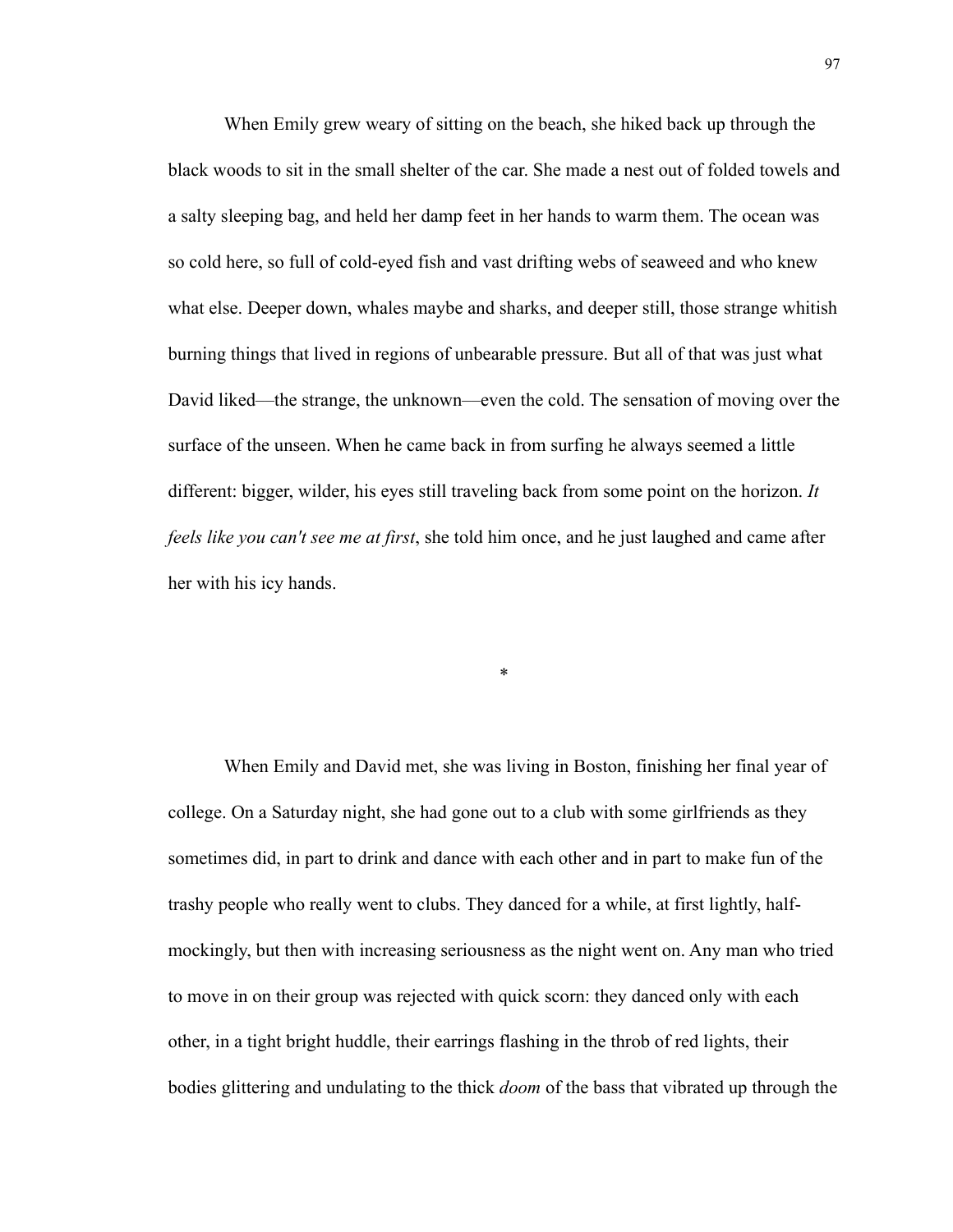When Emily grew weary of sitting on the beach, she hiked back up through the black woods to sit in the small shelter of the car. She made a nest out of folded towels and a salty sleeping bag, and held her damp feet in her hands to warm them. The ocean was so cold here, so full of cold-eyed fish and vast drifting webs of seaweed and who knew what else. Deeper down, whales maybe and sharks, and deeper still, those strange whitish burning things that lived in regions of unbearable pressure. But all of that was just what David liked—the strange, the unknown—even the cold. The sensation of moving over the surface of the unseen. When he came back in from surfing he always seemed a little different: bigger, wilder, his eyes still traveling back from some point on the horizon. *It feels like you can't see me at first*, she told him once, and he just laughed and came after her with his icy hands.

*

When Emily and David met, she was living in Boston, finishing her final year of college. On a Saturday night, she had gone out to a club with some girlfriends as they sometimes did, in part to drink and dance with each other and in part to make fun of the trashy people who really went to clubs. They danced for a while, at first lightly, half-mockingly, but then with increasing seriousness as the night went on. Any man who tried to move in on their group was rejected with quick scorn: they danced only with each other, in a tight bright huddle, their earrings flashing in the throb of red lights, their bodies glittering and undulating to the thick *doom* of the bass that vibrated up through the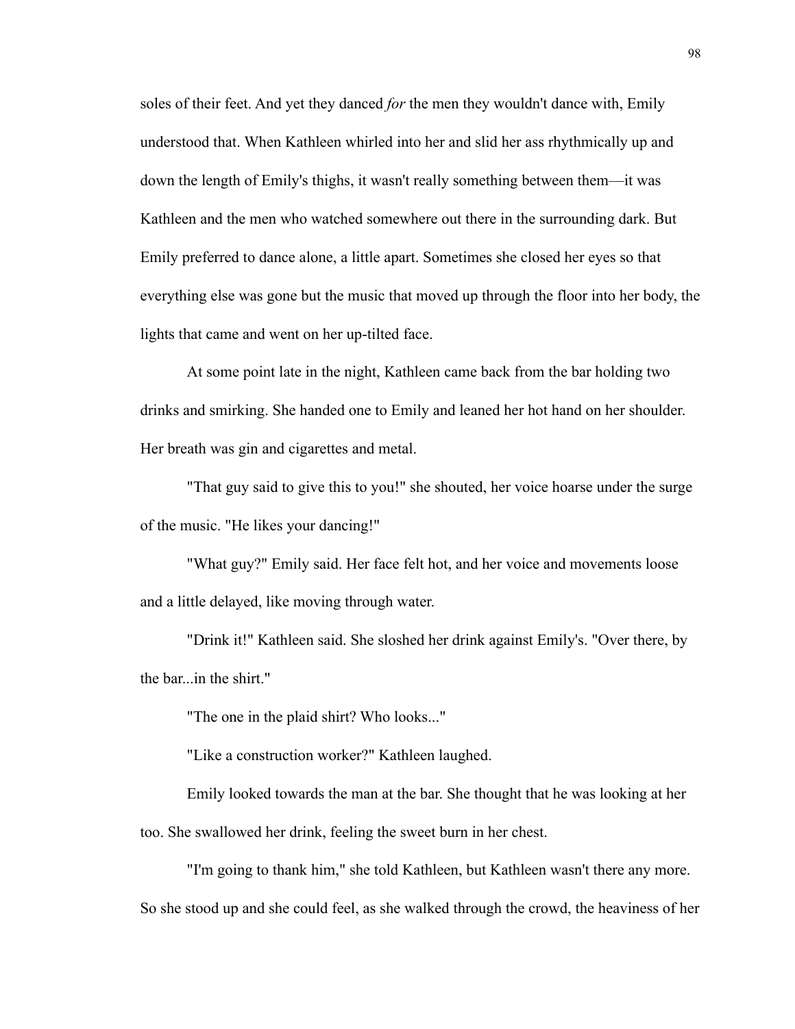soles of their feet. And yet they danced *for* the men they wouldn't dance with, Emily understood that. When Kathleen whirled into her and slid her ass rhythmically up and down the length of Emily's thighs, it wasn't really something between them—it was Kathleen and the men who watched somewhere out there in the surrounding dark. But Emily preferred to dance alone, a little apart. Sometimes she closed her eyes so that everything else was gone but the music that moved up through the floor into her body, the lights that came and went on her up-tilted face.

At some point late in the night, Kathleen came back from the bar holding two drinks and smirking. She handed one to Emily and leaned her hot hand on her shoulder. Her breath was gin and cigarettes and metal.

"That guy said to give this to you!" she shouted, her voice hoarse under the surge of the music. "He likes your dancing!"

"What guy?" Emily said. Her face felt hot, and her voice and movements loose and a little delayed, like moving through water.

"Drink it!" Kathleen said. She sloshed her drink against Emily's. "Over there, by the bar...in the shirt."

"The one in the plaid shirt? Who looks..."

"Like a construction worker?" Kathleen laughed.

Emily looked towards the man at the bar. She thought that he was looking at her too. She swallowed her drink, feeling the sweet burn in her chest.

"I'm going to thank him," she told Kathleen, but Kathleen wasn't there any more. So she stood up and she could feel, as she walked through the crowd, the heaviness of her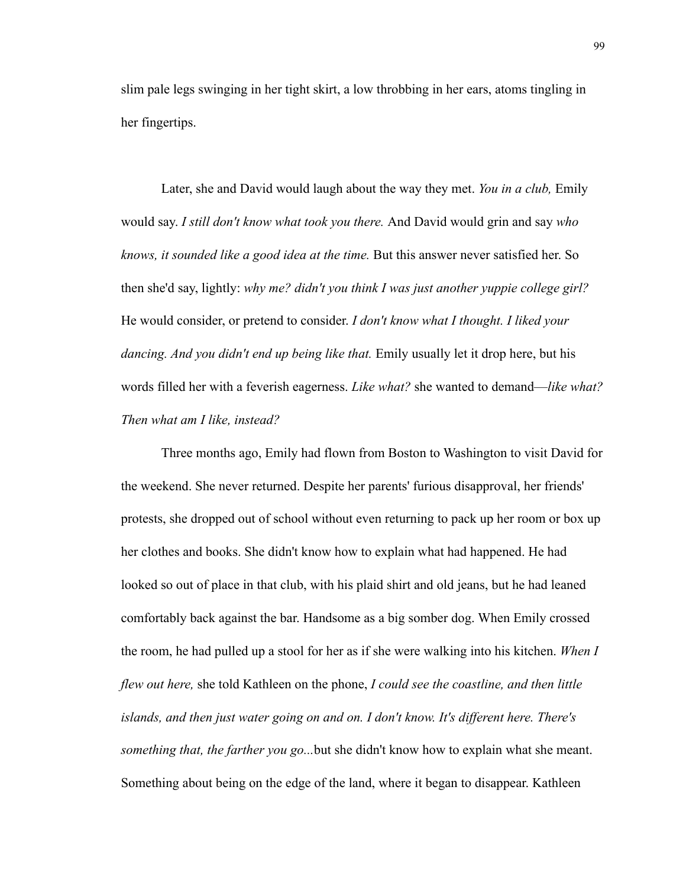slim pale legs swinging in her tight skirt, a low throbbing in her ears, atoms tingling in her fingertips.

Later, she and David would laugh about the way they met. *You in a club,* Emily would say. *I still don't know what took you there.* And David would grin and say *who knows, it sounded like a good idea at the time.* But this answer never satisfied her. So then she'd say, lightly: *why me? didn't you think I was just another yuppie college girl?* He would consider, or pretend to consider. *I don't know what I thought. I liked your dancing. And you didn't end up being like that.* Emily usually let it drop here, but his words filled her with a feverish eagerness. *Like what?* she wanted to demand—*like what? Then what am I like, instead?*

Three months ago, Emily had flown from Boston to Washington to visit David for the weekend. She never returned. Despite her parents' furious disapproval, her friends' protests, she dropped out of school without even returning to pack up her room or box up her clothes and books. She didn't know how to explain what had happened. He had looked so out of place in that club, with his plaid shirt and old jeans, but he had leaned comfortably back against the bar. Handsome as a big somber dog. When Emily crossed the room, he had pulled up a stool for her as if she were walking into his kitchen. *When I flew out here,* she told Kathleen on the phone, *I could see the coastline, and then little islands, and then just water going on and on. I don't know. It's different here. There's something that, the farther you go...*but she didn't know how to explain what she meant. Something about being on the edge of the land, where it began to disappear. Kathleen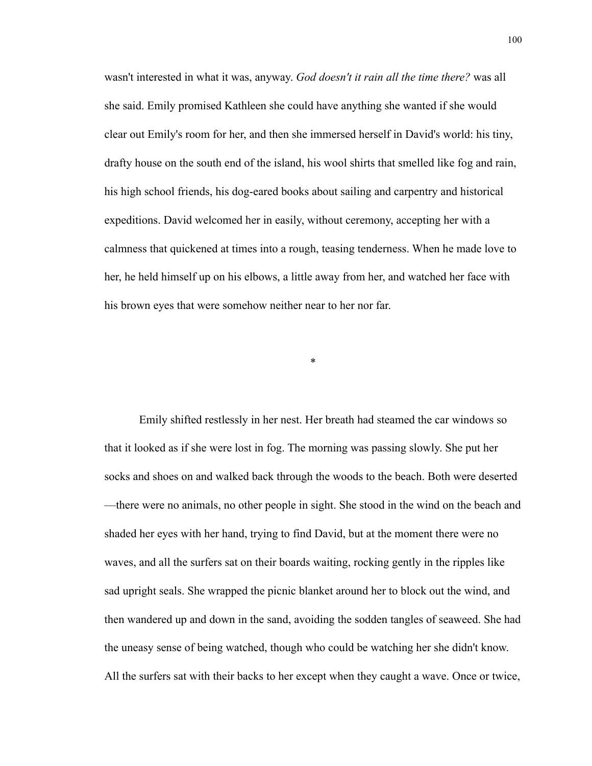wasn't interested in what it was, anyway. *God doesn't it rain all the time there?* was all she said. Emily promised Kathleen she could have anything she wanted if she would clear out Emily's room for her, and then she immersed herself in David's world: his tiny, drafty house on the south end of the island, his wool shirts that smelled like fog and rain, his high school friends, his dog-eared books about sailing and carpentry and historical expeditions. David welcomed her in easily, without ceremony, accepting her with a calmness that quickened at times into a rough, teasing tenderness. When he made love to her, he held himself up on his elbows, a little away from her, and watched her face with his brown eyes that were somehow neither near to her nor far.

*

Emily shifted restlessly in her nest. Her breath had steamed the car windows so that it looked as if she were lost in fog. The morning was passing slowly. She put her socks and shoes on and walked back through the woods to the beach. Both were deserted—there were no animals, no other people in sight. She stood in the wind on the beach and shaded her eyes with her hand, trying to find David, but at the moment there were no waves, and all the surfers sat on their boards waiting, rocking gently in the ripples like sad upright seals. She wrapped the picnic blanket around her to block out the wind, and then wandered up and down in the sand, avoiding the sodden tangles of seaweed. She had the uneasy sense of being watched, though who could be watching her she didn't know. All the surfers sat with their backs to her except when they caught a wave. Once or twice,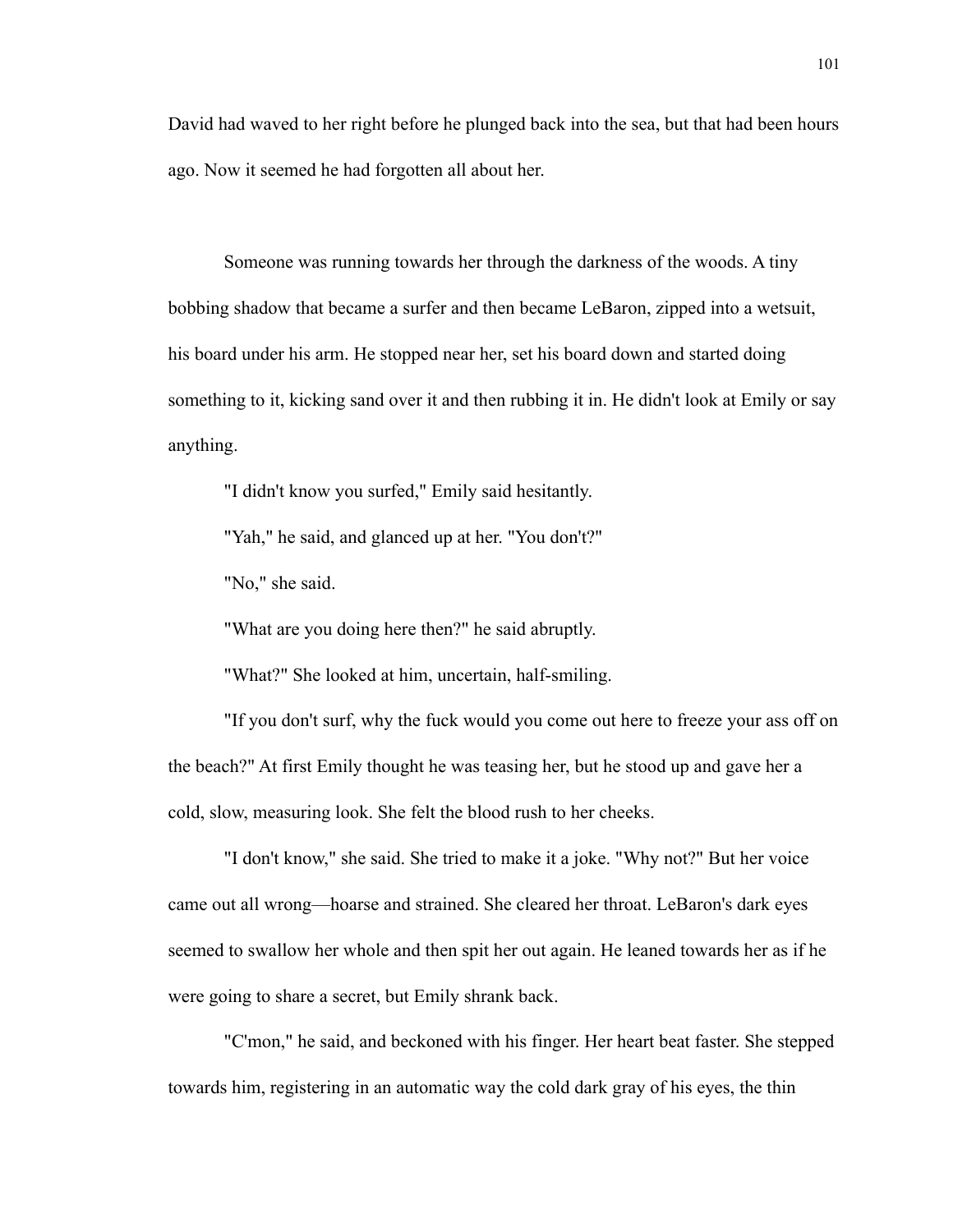David had waved to her right before he plunged back into the sea, but that had been hours ago. Now it seemed he had forgotten all about her.

Someone was running towards her through the darkness of the woods. A tiny bobbing shadow that became a surfer and then became LeBaron, zipped into a wetsuit, his board under his arm. He stopped near her, set his board down and started doing something to it, kicking sand over it and then rubbing it in. He didn't look at Emily or say anything.

"I didn't know you surfed," Emily said hesitantly.

"Yah," he said, and glanced up at her. "You don't?"

"No," she said.

"What are you doing here then?" he said abruptly.

"What?" She looked at him, uncertain, half-smiling.

"If you don't surf, why the fuck would you come out here to freeze your ass off on the beach?" At first Emily thought he was teasing her, but he stood up and gave her a cold, slow, measuring look. She felt the blood rush to her cheeks.

"I don't know," she said. She tried to make it a joke. "Why not?" But her voice came out all wrong—hoarse and strained. She cleared her throat. LeBaron's dark eyes seemed to swallow her whole and then spit her out again. He leaned towards her as if he were going to share a secret, but Emily shrank back.

"C'mon," he said, and beckoned with his finger. Her heart beat faster. She stepped towards him, registering in an automatic way the cold dark gray of his eyes, the thin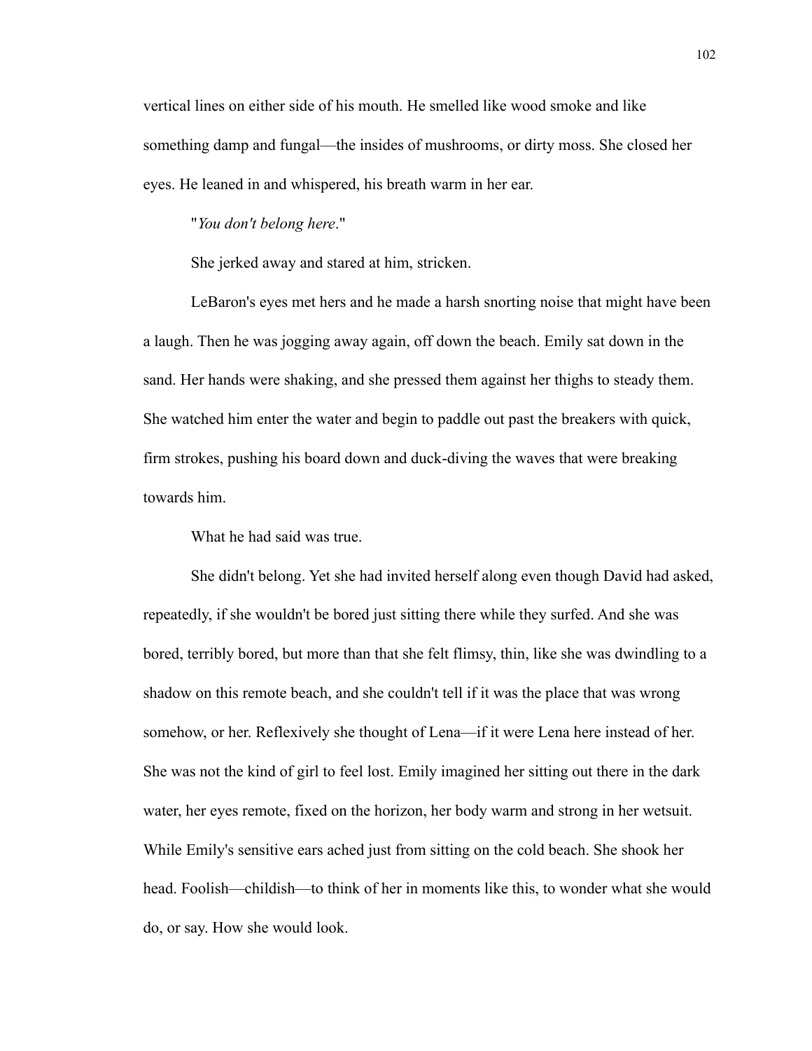vertical lines on either side of his mouth. He smelled like wood smoke and like something damp and fungal—the insides of mushrooms, or dirty moss. She closed her eyes. He leaned in and whispered, his breath warm in her ear.

"*You don't belong here*."

She jerked away and stared at him, stricken.

LeBaron's eyes met hers and he made a harsh snorting noise that might have been a laugh. Then he was jogging away again, off down the beach. Emily sat down in the sand. Her hands were shaking, and she pressed them against her thighs to steady them. She watched him enter the water and begin to paddle out past the breakers with quick, firm strokes, pushing his board down and duck-diving the waves that were breaking towards him.

What he had said was true.

She didn't belong. Yet she had invited herself along even though David had asked, repeatedly, if she wouldn't be bored just sitting there while they surfed. And she was bored, terribly bored, but more than that she felt flimsy, thin, like she was dwindling to a shadow on this remote beach, and she couldn't tell if it was the place that was wrong somehow, or her. Reflexively she thought of Lena—if it were Lena here instead of her. She was not the kind of girl to feel lost. Emily imagined her sitting out there in the dark water, her eyes remote, fixed on the horizon, her body warm and strong in her wetsuit. While Emily's sensitive ears ached just from sitting on the cold beach. She shook her head. Foolish—childish—to think of her in moments like this, to wonder what she would do, or say. How she would look.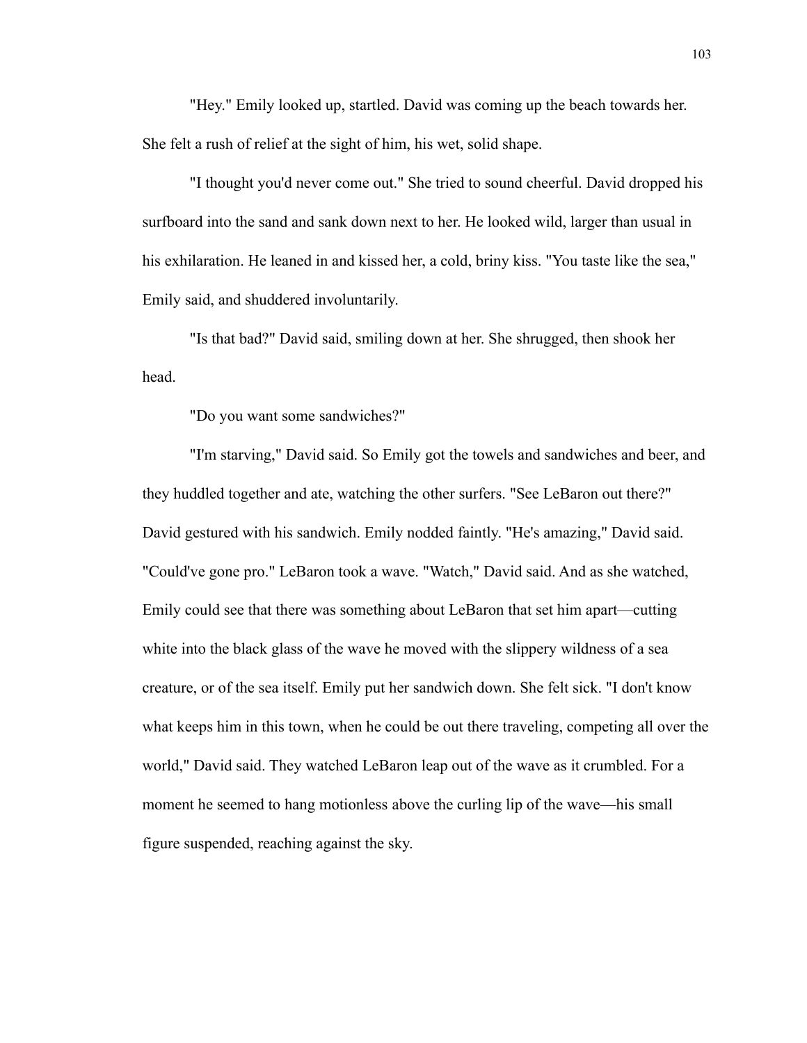"Hey." Emily looked up, startled. David was coming up the beach towards her. She felt a rush of relief at the sight of him, his wet, solid shape.

"I thought you'd never come out." She tried to sound cheerful. David dropped his surfboard into the sand and sank down next to her. He looked wild, larger than usual in his exhilaration. He leaned in and kissed her, a cold, briny kiss. "You taste like the sea," Emily said, and shuddered involuntarily.

"Is that bad?" David said, smiling down at her. She shrugged, then shook her head.

"Do you want some sandwiches?"

"I'm starving," David said. So Emily got the towels and sandwiches and beer, and they huddled together and ate, watching the other surfers. "See LeBaron out there?" David gestured with his sandwich. Emily nodded faintly. "He's amazing," David said. "Could've gone pro." LeBaron took a wave. "Watch," David said. And as she watched, Emily could see that there was something about LeBaron that set him apart—cutting white into the black glass of the wave he moved with the slippery wildness of a sea creature, or of the sea itself. Emily put her sandwich down. She felt sick. "I don't know what keeps him in this town, when he could be out there traveling, competing all over the world," David said. They watched LeBaron leap out of the wave as it crumbled. For a moment he seemed to hang motionless above the curling lip of the wave—his small figure suspended, reaching against the sky.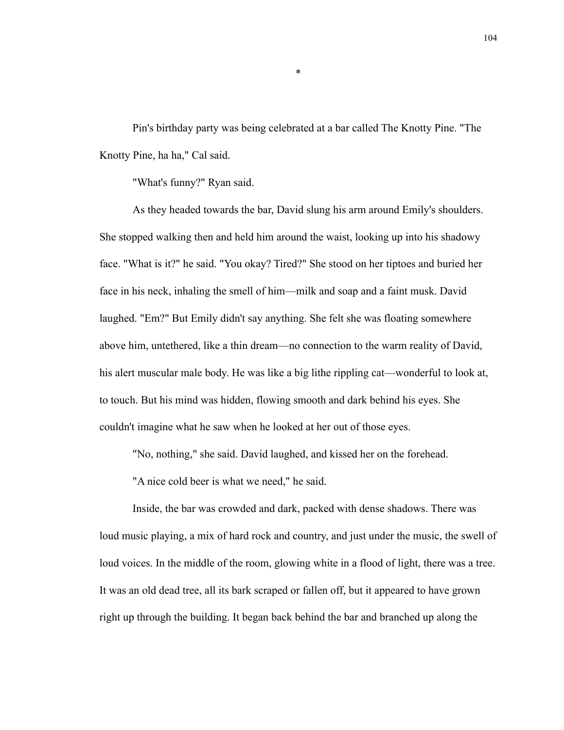*

Pin's birthday party was being celebrated at a bar called The Knotty Pine. "The Knotty Pine, ha ha," Cal said.

"What's funny?" Ryan said.

As they headed towards the bar, David slung his arm around Emily's shoulders. She stopped walking then and held him around the waist, looking up into his shadowy face. "What is it?" he said. "You okay? Tired?" She stood on her tiptoes and buried her face in his neck, inhaling the smell of him—milk and soap and a faint musk. David laughed. "Em?" But Emily didn't say anything. She felt she was floating somewhere above him, untethered, like a thin dream—no connection to the warm reality of David, his alert muscular male body. He was like a big lithe rippling cat—wonderful to look at, to touch. But his mind was hidden, flowing smooth and dark behind his eyes. She couldn't imagine what he saw when he looked at her out of those eyes.

"No, nothing," she said. David laughed, and kissed her on the forehead.

"A nice cold beer is what we need," he said.

Inside, the bar was crowded and dark, packed with dense shadows. There was loud music playing, a mix of hard rock and country, and just under the music, the swell of loud voices. In the middle of the room, glowing white in a flood of light, there was a tree. It was an old dead tree, all its bark scraped or fallen off, but it appeared to have grown right up through the building. It began back behind the bar and branched up along the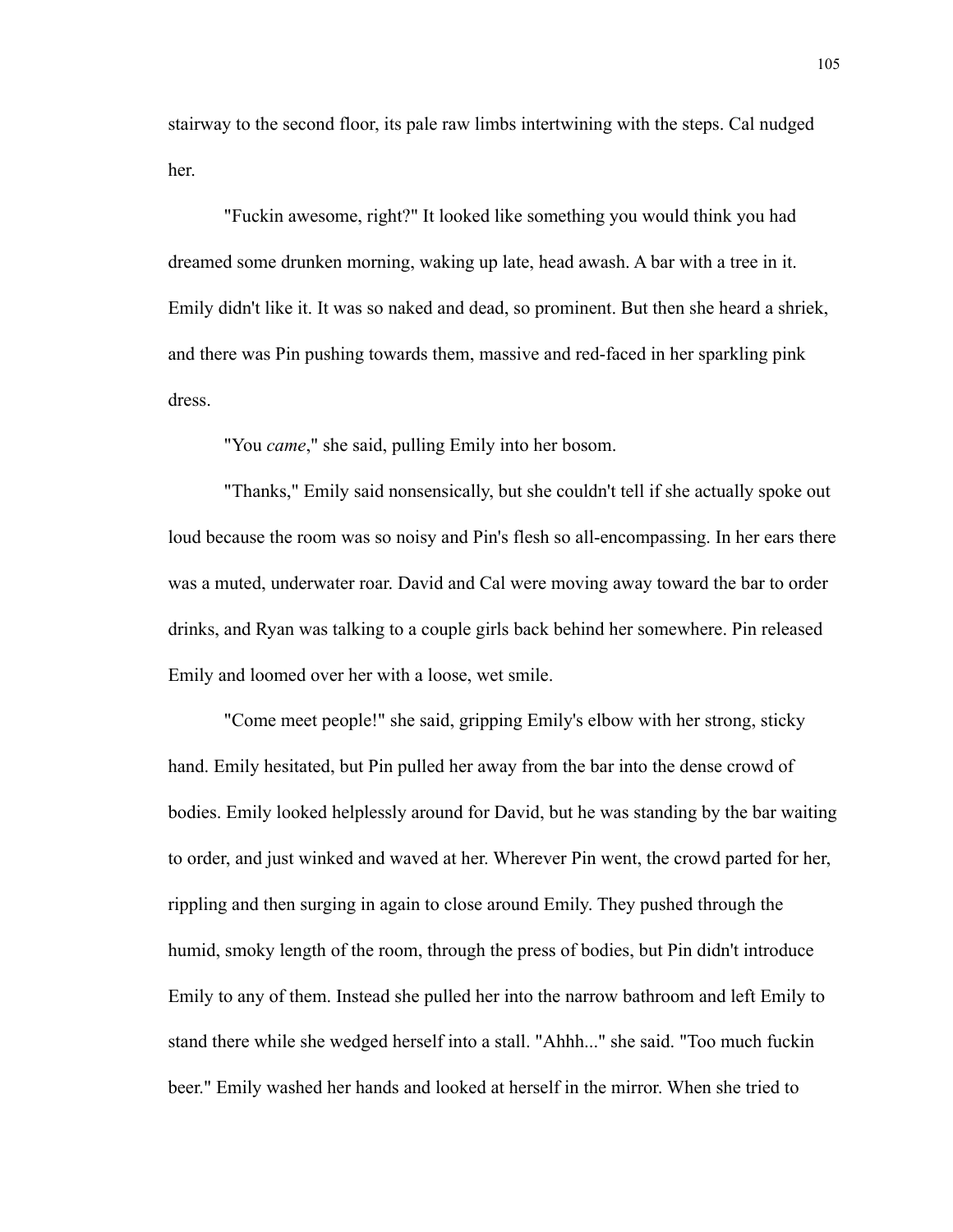stairway to the second floor, its pale raw limbs intertwining with the steps. Cal nudged her.

"Fuckin awesome, right?" It looked like something you would think you had dreamed some drunken morning, waking up late, head awash. A bar with a tree in it. Emily didn't like it. It was so naked and dead, so prominent. But then she heard a shriek, and there was Pin pushing towards them, massive and red-faced in her sparkling pink dress.

"You *came*," she said, pulling Emily into her bosom.

"Thanks," Emily said nonsensically, but she couldn't tell if she actually spoke out loud because the room was so noisy and Pin's flesh so all-encompassing. In her ears there was a muted, underwater roar. David and Cal were moving away toward the bar to order drinks, and Ryan was talking to a couple girls back behind her somewhere. Pin released Emily and loomed over her with a loose, wet smile.

"Come meet people!" she said, gripping Emily's elbow with her strong, sticky hand. Emily hesitated, but Pin pulled her away from the bar into the dense crowd of bodies. Emily looked helplessly around for David, but he was standing by the bar waiting to order, and just winked and waved at her. Wherever Pin went, the crowd parted for her, rippling and then surging in again to close around Emily. They pushed through the humid, smoky length of the room, through the press of bodies, but Pin didn't introduce Emily to any of them. Instead she pulled her into the narrow bathroom and left Emily to stand there while she wedged herself into a stall. "Ahhh..." she said. "Too much fuckin beer." Emily washed her hands and looked at herself in the mirror. When she tried to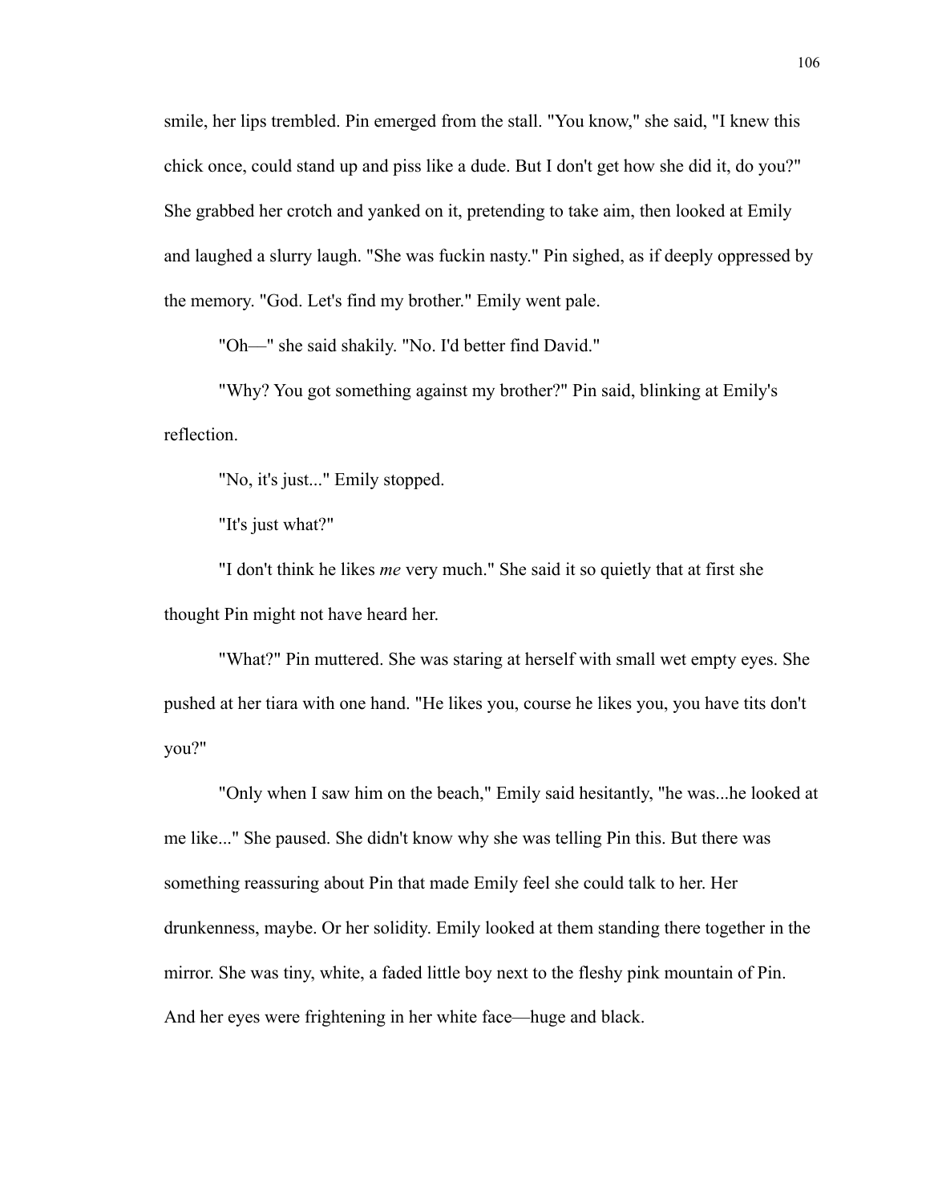smile, her lips trembled. Pin emerged from the stall. "You know," she said, "I knew this chick once, could stand up and piss like a dude. But I don't get how she did it, do you?" She grabbed her crotch and yanked on it, pretending to take aim, then looked at Emily and laughed a slurry laugh. "She was fuckin nasty." Pin sighed, as if deeply oppressed by the memory. "God. Let's find my brother." Emily went pale.

"Oh—" she said shakily. "No. I'd better find David."

"Why? You got something against my brother?" Pin said, blinking at Emily's reflection.

"No, it's just..." Emily stopped.

"It's just what?"

"I don't think he likes *me* very much." She said it so quietly that at first she thought Pin might not have heard her.

"What?" Pin muttered. She was staring at herself with small wet empty eyes. She pushed at her tiara with one hand. "He likes you, course he likes you, you have tits don't you?"

"Only when I saw him on the beach," Emily said hesitantly, "he was...he looked at me like..." She paused. She didn't know why she was telling Pin this. But there was something reassuring about Pin that made Emily feel she could talk to her. Her drunkenness, maybe. Or her solidity. Emily looked at them standing there together in the mirror. She was tiny, white, a faded little boy next to the fleshy pink mountain of Pin. And her eyes were frightening in her white face—huge and black.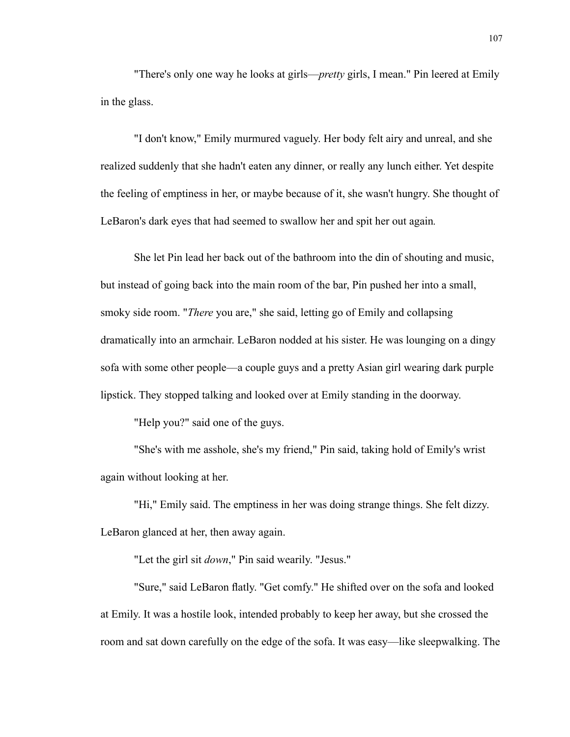"There's only one way he looks at girls—*pretty* girls, I mean." Pin leered at Emily in the glass.

"I don't know," Emily murmured vaguely. Her body felt airy and unreal, and she realized suddenly that she hadn't eaten any dinner, or really any lunch either. Yet despite the feeling of emptiness in her, or maybe because of it, she wasn't hungry. She thought of LeBaron's dark eyes that had seemed to swallow her and spit her out again.

She let Pin lead her back out of the bathroom into the din of shouting and music, but instead of going back into the main room of the bar, Pin pushed her into a small, smoky side room. "*There* you are," she said, letting go of Emily and collapsing dramatically into an armchair. LeBaron nodded at his sister. He was lounging on a dingy sofa with some other people—a couple guys and a pretty Asian girl wearing dark purple lipstick. They stopped talking and looked over at Emily standing in the doorway.

"Help you?" said one of the guys.

"She's with me asshole, she's my friend," Pin said, taking hold of Emily's wrist again without looking at her.

"Hi," Emily said. The emptiness in her was doing strange things. She felt dizzy. LeBaron glanced at her, then away again.

"Let the girl sit *down*," Pin said wearily. "Jesus."

"Sure," said LeBaron flatly. "Get comfy." He shifted over on the sofa and looked at Emily. It was a hostile look, intended probably to keep her away, but she crossed the room and sat down carefully on the edge of the sofa. It was easy—like sleepwalking. The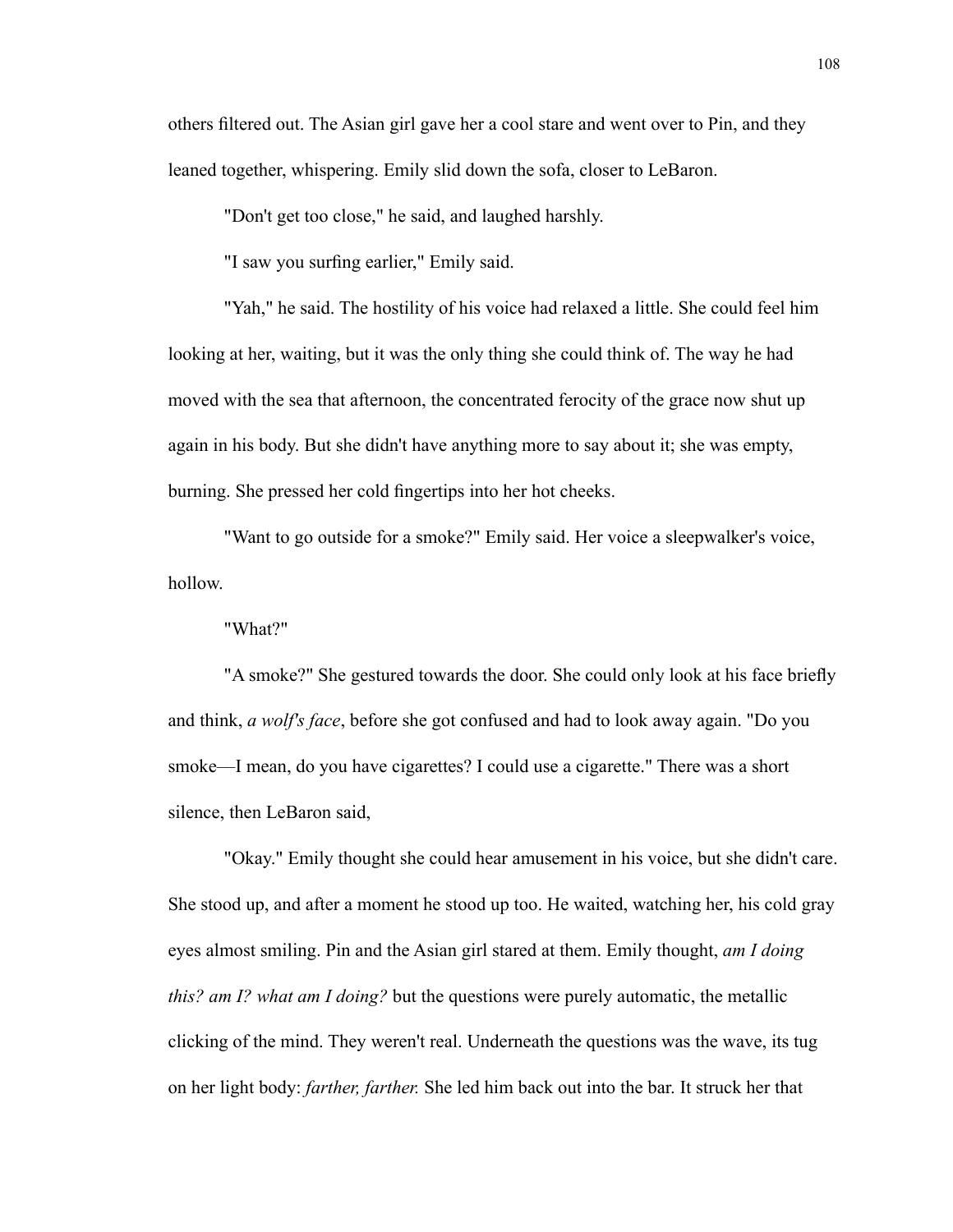others filtered out. The Asian girl gave her a cool stare and went over to Pin, and they leaned together, whispering. Emily slid down the sofa, closer to LeBaron.

"Don't get too close," he said, and laughed harshly.

"I saw you surfing earlier," Emily said.

"Yah," he said. The hostility of his voice had relaxed a little. She could feel him looking at her, waiting, but it was the only thing she could think of. The way he had moved with the sea that afternoon, the concentrated ferocity of the grace now shut up again in his body. But she didn't have anything more to say about it; she was empty, burning. She pressed her cold fingertips into her hot cheeks.

"Want to go outside for a smoke?" Emily said. Her voice a sleepwalker's voice, hollow.

"What?"

"A smoke?" She gestured towards the door. She could only look at his face briefly and think, *a wolf's face*, before she got confused and had to look away again. "Do you smoke—I mean, do you have cigarettes? I could use a cigarette." There was a short silence, then LeBaron said,

"Okay." Emily thought she could hear amusement in his voice, but she didn't care. She stood up, and after a moment he stood up too. He waited, watching her, his cold gray eyes almost smiling. Pin and the Asian girl stared at them. Emily thought, *am I doing this? am I? what am I doing?* but the questions were purely automatic, the metallic clicking of the mind. They weren't real. Underneath the questions was the wave, its tug on her light body: *farther, farther.* She led him back out into the bar. It struck her that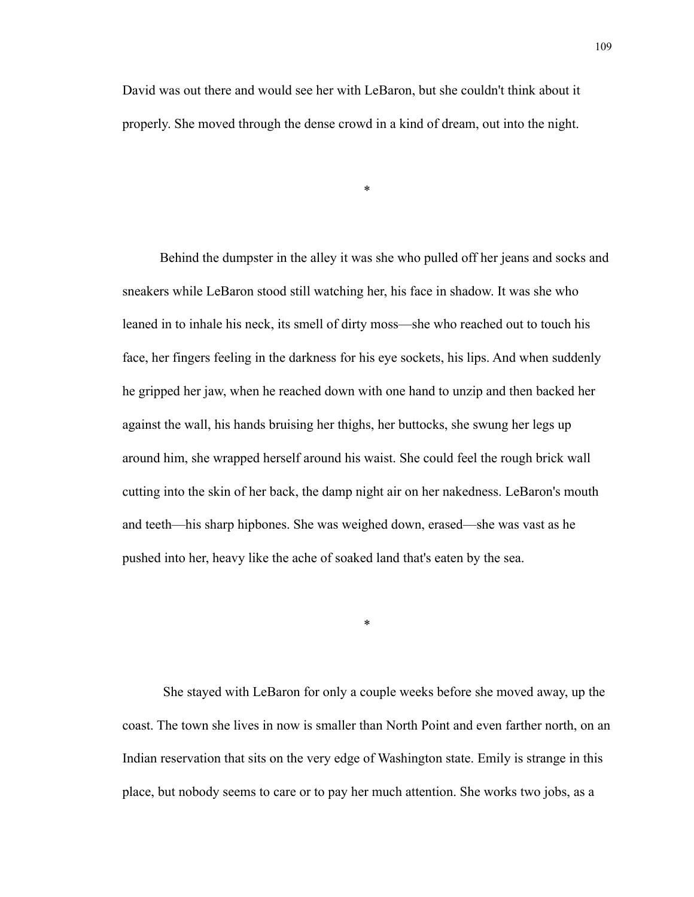David was out there and would see her with LeBaron, but she couldn't think about it properly. She moved through the dense crowd in a kind of dream, out into the night.

*

Behind the dumpster in the alley it was she who pulled off her jeans and socks and sneakers while LeBaron stood still watching her, his face in shadow. It was she who leaned in to inhale his neck, its smell of dirty moss—she who reached out to touch his face, her fingers feeling in the darkness for his eye sockets, his lips. And when suddenly he gripped her jaw, when he reached down with one hand to unzip and then backed her against the wall, his hands bruising her thighs, her buttocks, she swung her legs up around him, she wrapped herself around his waist. She could feel the rough brick wall cutting into the skin of her back, the damp night air on her nakedness. LeBaron's mouth and teeth—his sharp hipbones. She was weighed down, erased—she was vast as he pushed into her, heavy like the ache of soaked land that's eaten by the sea.

*

She stayed with LeBaron for only a couple weeks before she moved away, up the coast. The town she lives in now is smaller than North Point and even farther north, on an Indian reservation that sits on the very edge of Washington state. Emily is strange in this place, but nobody seems to care or to pay her much attention. She works two jobs, as a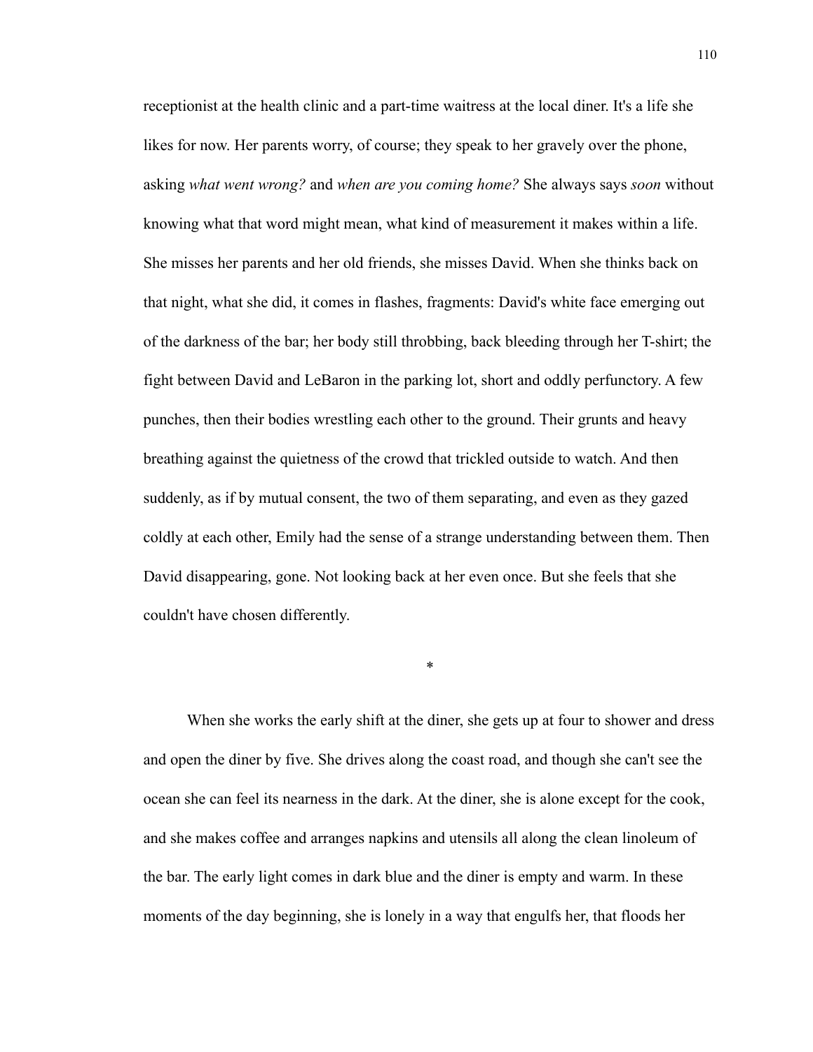receptionist at the health clinic and a part-time waitress at the local diner. It's a life she likes for now. Her parents worry, of course; they speak to her gravely over the phone, asking *what went wrong?* and *when are you coming home?* She always says *soon* without knowing what that word might mean, what kind of measurement it makes within a life. She misses her parents and her old friends, she misses David. When she thinks back on that night, what she did, it comes in flashes, fragments: David's white face emerging out of the darkness of the bar; her body still throbbing, back bleeding through her T-shirt; the fight between David and LeBaron in the parking lot, short and oddly perfunctory. A few punches, then their bodies wrestling each other to the ground. Their grunts and heavy breathing against the quietness of the crowd that trickled outside to watch. And then suddenly, as if by mutual consent, the two of them separating, and even as they gazed coldly at each other, Emily had the sense of a strange understanding between them. Then David disappearing, gone. Not looking back at her even once. But she feels that she couldn't have chosen differently.

*

When she works the early shift at the diner, she gets up at four to shower and dress and open the diner by five. She drives along the coast road, and though she can't see the ocean she can feel its nearness in the dark. At the diner, she is alone except for the cook, and she makes coffee and arranges napkins and utensils all along the clean linoleum of the bar. The early light comes in dark blue and the diner is empty and warm. In these moments of the day beginning, she is lonely in a way that engulfs her, that floods her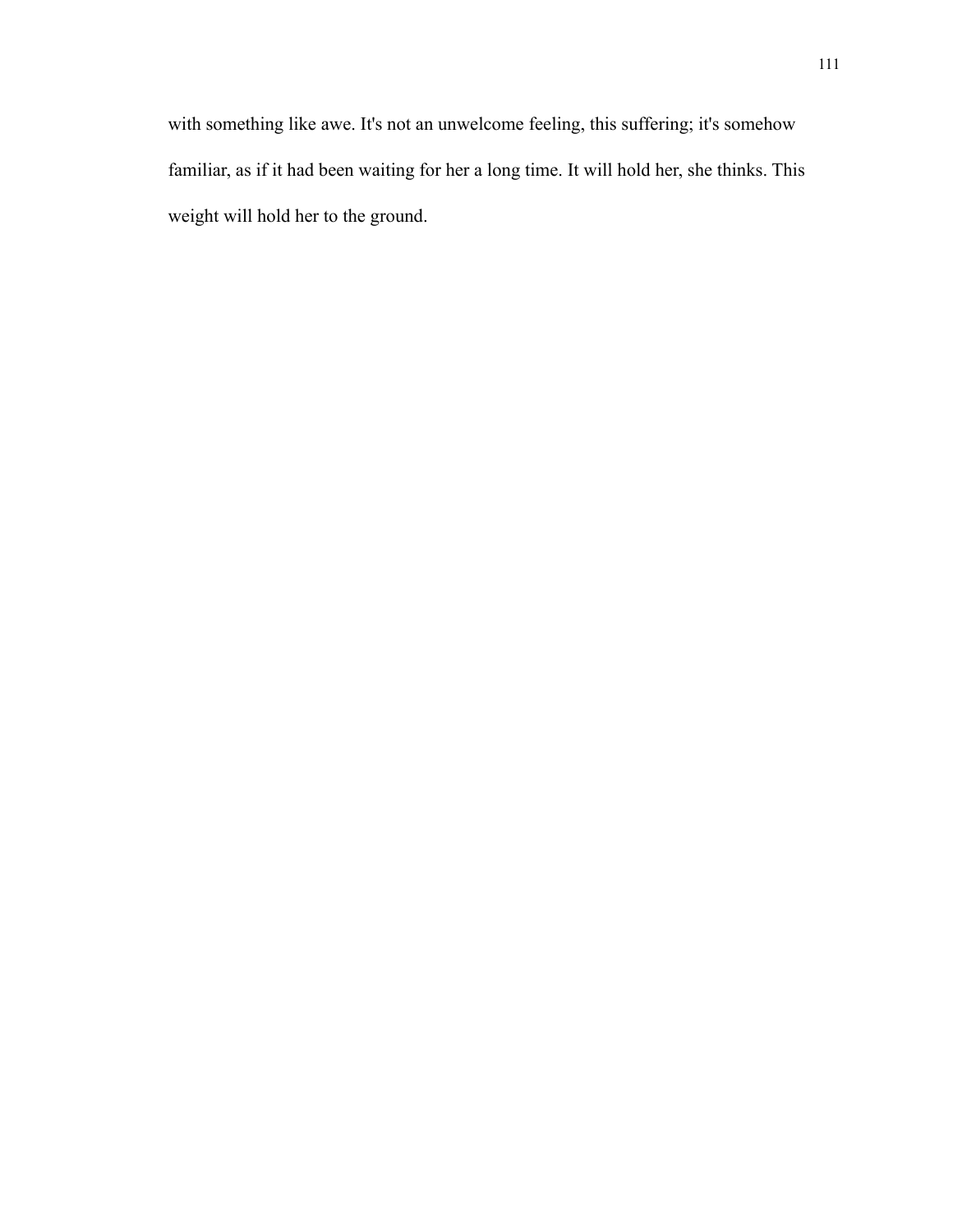with something like awe. It's not an unwelcome feeling, this suffering; it's somehow familiar, as if it had been waiting for her a long time. It will hold her, she thinks. This weight will hold her to the ground.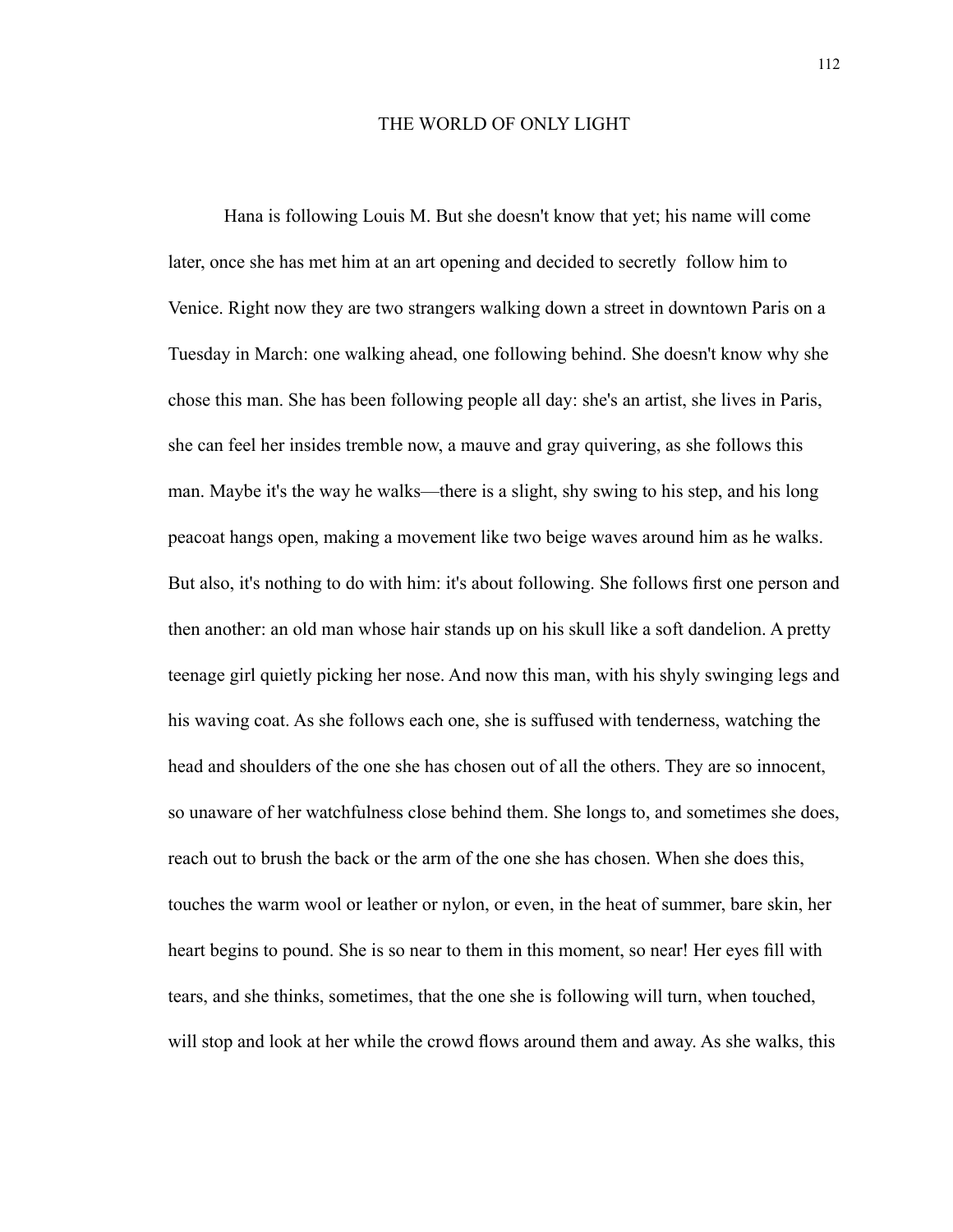# THE WORLD OF ONLY LIGHT

Hana is following Louis M. But she doesn't know that yet; his name will come later, once she has met him at an art opening and decided to secretly follow him to Venice. Right now they are two strangers walking down a street in downtown Paris on a Tuesday in March: one walking ahead, one following behind. She doesn't know why she chose this man. She has been following people all day: she's an artist, she lives in Paris, she can feel her insides tremble now, a mauve and gray quivering, as she follows this man. Maybe it's the way he walks—there is a slight, shy swing to his step, and his long peacoat hangs open, making a movement like two beige waves around him as he walks. But also, it's nothing to do with him: it's about following. She follows first one person and then another: an old man whose hair stands up on his skull like a soft dandelion. A pretty teenage girl quietly picking her nose. And now this man, with his shyly swinging legs and his waving coat. As she follows each one, she is suffused with tenderness, watching the head and shoulders of the one she has chosen out of all the others. They are so innocent, so unaware of her watchfulness close behind them. She longs to, and sometimes she does, reach out to brush the back or the arm of the one she has chosen. When she does this, touches the warm wool or leather or nylon, or even, in the heat of summer, bare skin, her heart begins to pound. She is so near to them in this moment, so near! Her eyes fill with tears, and she thinks, sometimes, that the one she is following will turn, when touched, will stop and look at her while the crowd flows around them and away. As she walks, this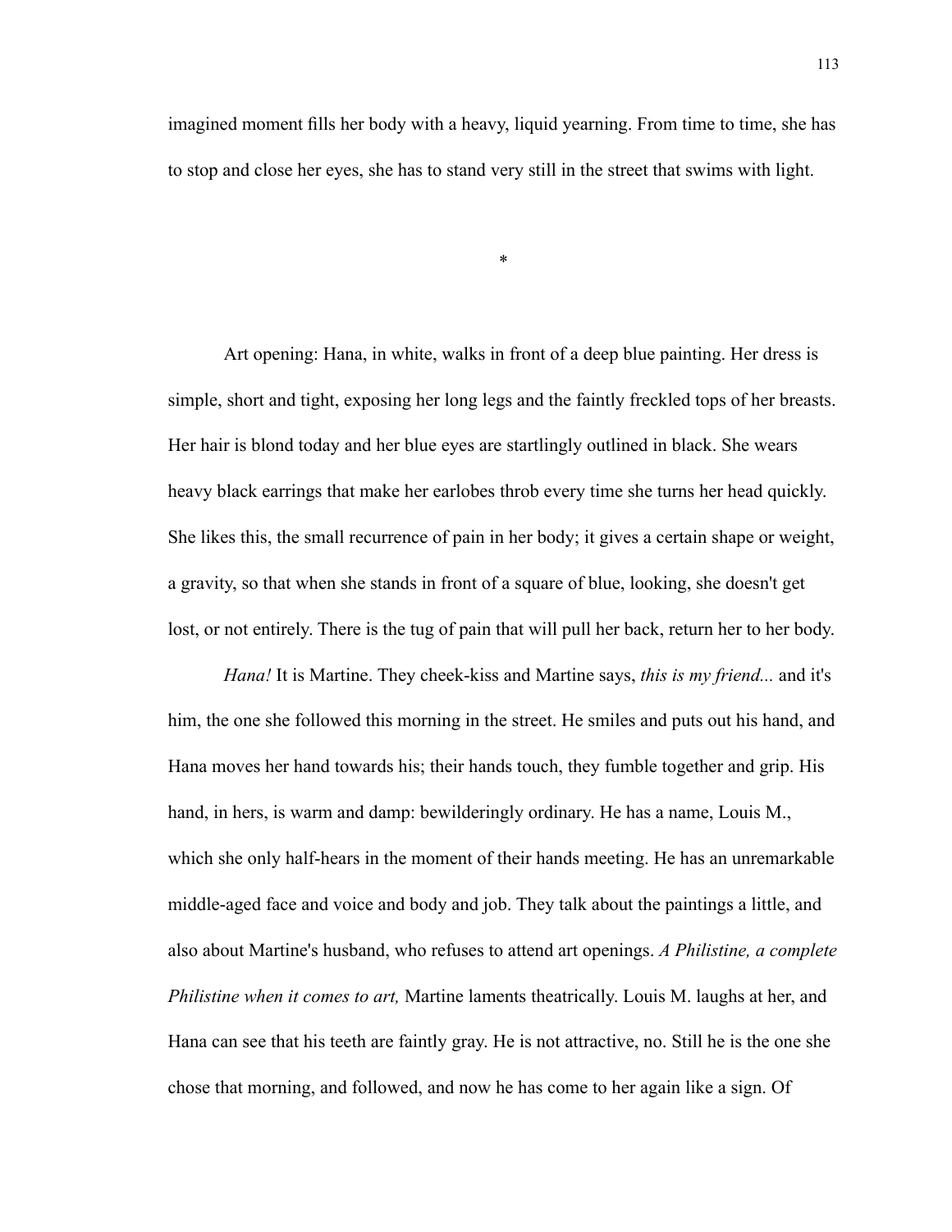imagined moment fills her body with a heavy, liquid yearning. From time to time, she has to stop and close her eyes, she has to stand very still in the street that swims with light.

*

Art opening: Hana, in white, walks in front of a deep blue painting. Her dress is simple, short and tight, exposing her long legs and the faintly freckled tops of her breasts. Her hair is blond today and her blue eyes are startlingly outlined in black. She wears heavy black earrings that make her earlobes throb every time she turns her head quickly. She likes this, the small recurrence of pain in her body; it gives a certain shape or weight, a gravity, so that when she stands in front of a square of blue, looking, she doesn't get lost, or not entirely. There is the tug of pain that will pull her back, return her to her body.

*Hana!* It is Martine. They cheek-kiss and Martine says, *this is my friend...* and it's him, the one she followed this morning in the street. He smiles and puts out his hand, and Hana moves her hand towards his; their hands touch, they fumble together and grip. His hand, in hers, is warm and damp: bewilderingly ordinary. He has a name, Louis M., which she only half-hears in the moment of their hands meeting. He has an unremarkable middle-aged face and voice and body and job. They talk about the paintings a little, and also about Martine's husband, who refuses to attend art openings. *A Philistine, a complete Philistine when it comes to art,* Martine laments theatrically. Louis M. laughs at her, and Hana can see that his teeth are faintly gray. He is not attractive, no. Still he is the one she chose that morning, and followed, and now he has come to her again like a sign. Of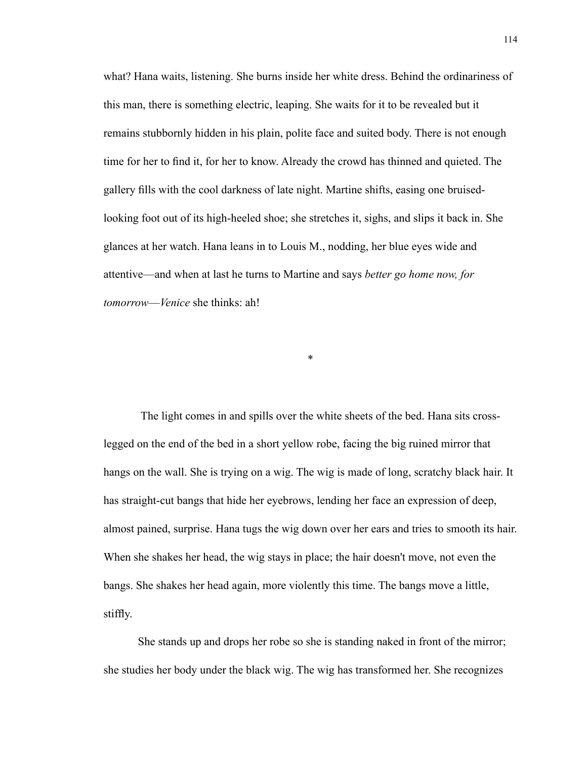what? Hana waits, listening. She burns inside her white dress. Behind the ordinariness of this man, there is something electric, leaping. She waits for it to be revealed but it remains stubbornly hidden in his plain, polite face and suited body. There is not enough time for her to find it, for her to know. Already the crowd has thinned and quieted. The gallery fills with the cool darkness of late night. Martine shifts, easing one bruised-looking foot out of its high-heeled shoe; she stretches it, sighs, and slips it back in. She glances at her watch. Hana leans in to Louis M., nodding, her blue eyes wide and attentive—and when at last he turns to Martine and says *better go home now, for tomorrow—Venice* she thinks: ah!

*

The light comes in and spills over the white sheets of the bed. Hana sits cross-legged on the end of the bed in a short yellow robe, facing the big ruined mirror that hangs on the wall. She is trying on a wig. The wig is made of long, scratchy black hair. It has straight-cut bangs that hide her eyebrows, lending her face an expression of deep, almost pained, surprise. Hana tugs the wig down over her ears and tries to smooth its hair. When she shakes her head, the wig stays in place; the hair doesn't move, not even the bangs. She shakes her head again, more violently this time. The bangs move a little, stiffly.

She stands up and drops her robe so she is standing naked in front of the mirror; she studies her body under the black wig. The wig has transformed her. She recognizes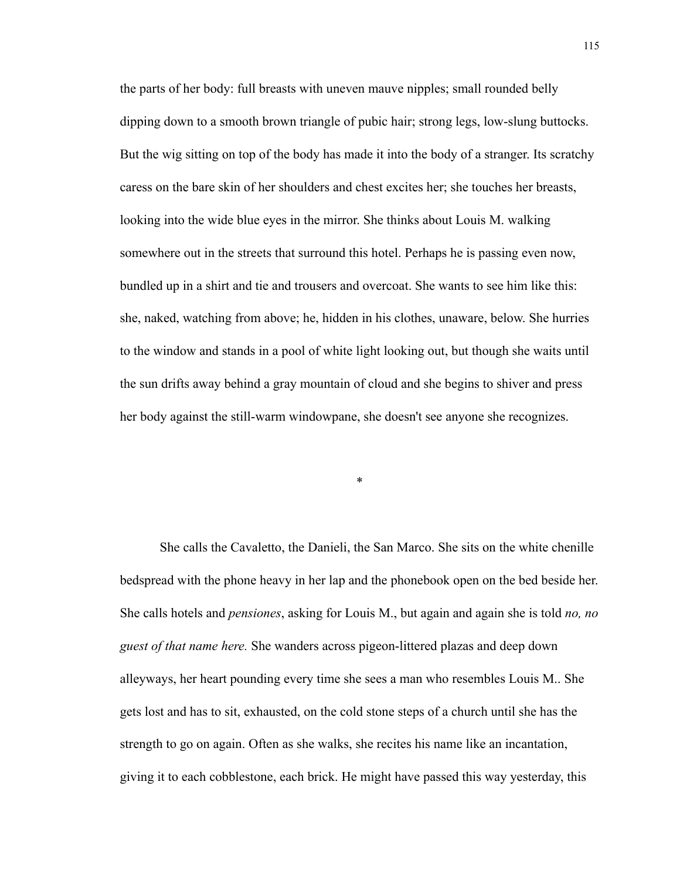the parts of her body: full breasts with uneven mauve nipples; small rounded belly dipping down to a smooth brown triangle of pubic hair; strong legs, low-slung buttocks. But the wig sitting on top of the body has made it into the body of a stranger. Its scratchy caress on the bare skin of her shoulders and chest excites her; she touches her breasts, looking into the wide blue eyes in the mirror. She thinks about Louis M. walking somewhere out in the streets that surround this hotel. Perhaps he is passing even now, bundled up in a shirt and tie and trousers and overcoat. She wants to see him like this: she, naked, watching from above; he, hidden in his clothes, unaware, below. She hurries to the window and stands in a pool of white light looking out, but though she waits until the sun drifts away behind a gray mountain of cloud and she begins to shiver and press her body against the still-warm windowpane, she doesn't see anyone she recognizes.

*

She calls the Cavaletto, the Danieli, the San Marco. She sits on the white chenille bedspread with the phone heavy in her lap and the phonebook open on the bed beside her. She calls hotels and *pensiones*, asking for Louis M., but again and again she is told *no, no guest of that name here.* She wanders across pigeon-littered plazas and deep down alleyways, her heart pounding every time she sees a man who resembles Louis M.. She gets lost and has to sit, exhausted, on the cold stone steps of a church until she has the strength to go on again. Often as she walks, she recites his name like an incantation, giving it to each cobblestone, each brick. He might have passed this way yesterday, this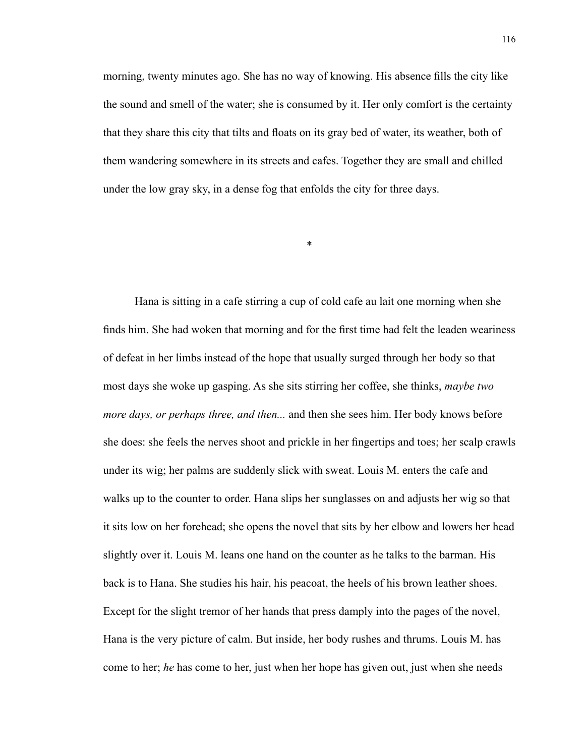morning, twenty minutes ago. She has no way of knowing. His absence fills the city like the sound and smell of the water; she is consumed by it. Her only comfort is the certainty that they share this city that tilts and floats on its gray bed of water, its weather, both of them wandering somewhere in its streets and cafes. Together they are small and chilled under the low gray sky, in a dense fog that enfolds the city for three days.

*

Hana is sitting in a cafe stirring a cup of cold cafe au lait one morning when she finds him. She had woken that morning and for the first time had felt the leaden weariness of defeat in her limbs instead of the hope that usually surged through her body so that most days she woke up gasping. As she sits stirring her coffee, she thinks, *maybe two more days, or perhaps three, and then...* and then she sees him. Her body knows before she does: she feels the nerves shoot and prickle in her fingertips and toes; her scalp crawls under its wig; her palms are suddenly slick with sweat. Louis M. enters the cafe and walks up to the counter to order. Hana slips her sunglasses on and adjusts her wig so that it sits low on her forehead; she opens the novel that sits by her elbow and lowers her head slightly over it. Louis M. leans one hand on the counter as he talks to the barman. His back is to Hana. She studies his hair, his peacoat, the heels of his brown leather shoes. Except for the slight tremor of her hands that press damply into the pages of the novel, Hana is the very picture of calm. But inside, her body rushes and thrums. Louis M. has come to her; *he* has come to her, just when her hope has given out, just when she needs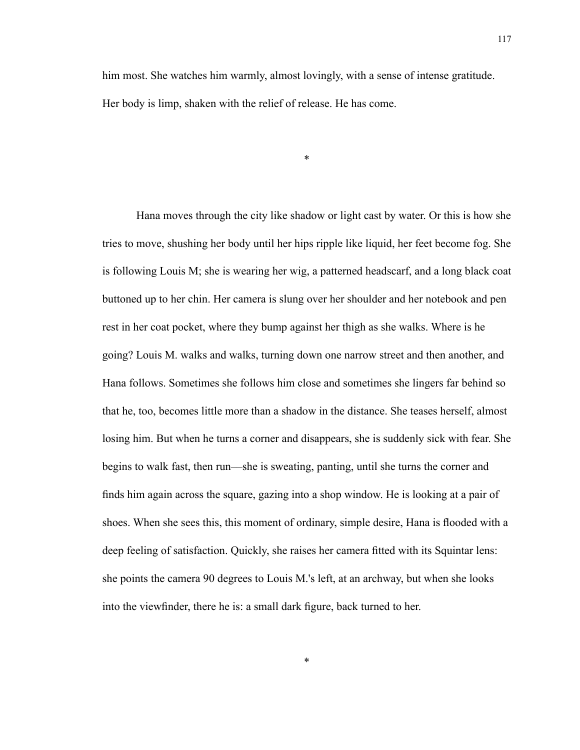him most. She watches him warmly, almost lovingly, with a sense of intense gratitude. Her body is limp, shaken with the relief of release. He has come.

*

Hana moves through the city like shadow or light cast by water. Or this is how she tries to move, shushing her body until her hips ripple like liquid, her feet become fog. She is following Louis M; she is wearing her wig, a patterned headscarf, and a long black coat buttoned up to her chin. Her camera is slung over her shoulder and her notebook and pen rest in her coat pocket, where they bump against her thigh as she walks. Where is he going? Louis M. walks and walks, turning down one narrow street and then another, and Hana follows. Sometimes she follows him close and sometimes she lingers far behind so that he, too, becomes little more than a shadow in the distance. She teases herself, almost losing him. But when he turns a corner and disappears, she is suddenly sick with fear. She begins to walk fast, then run—she is sweating, panting, until she turns the corner and finds him again across the square, gazing into a shop window. He is looking at a pair of shoes. When she sees this, this moment of ordinary, simple desire, Hana is flooded with a deep feeling of satisfaction. Quickly, she raises her camera fitted with its Squintar lens: she points the camera 90 degrees to Louis M.'s left, at an archway, but when she looks into the viewfinder, there he is: a small dark figure, back turned to her.

*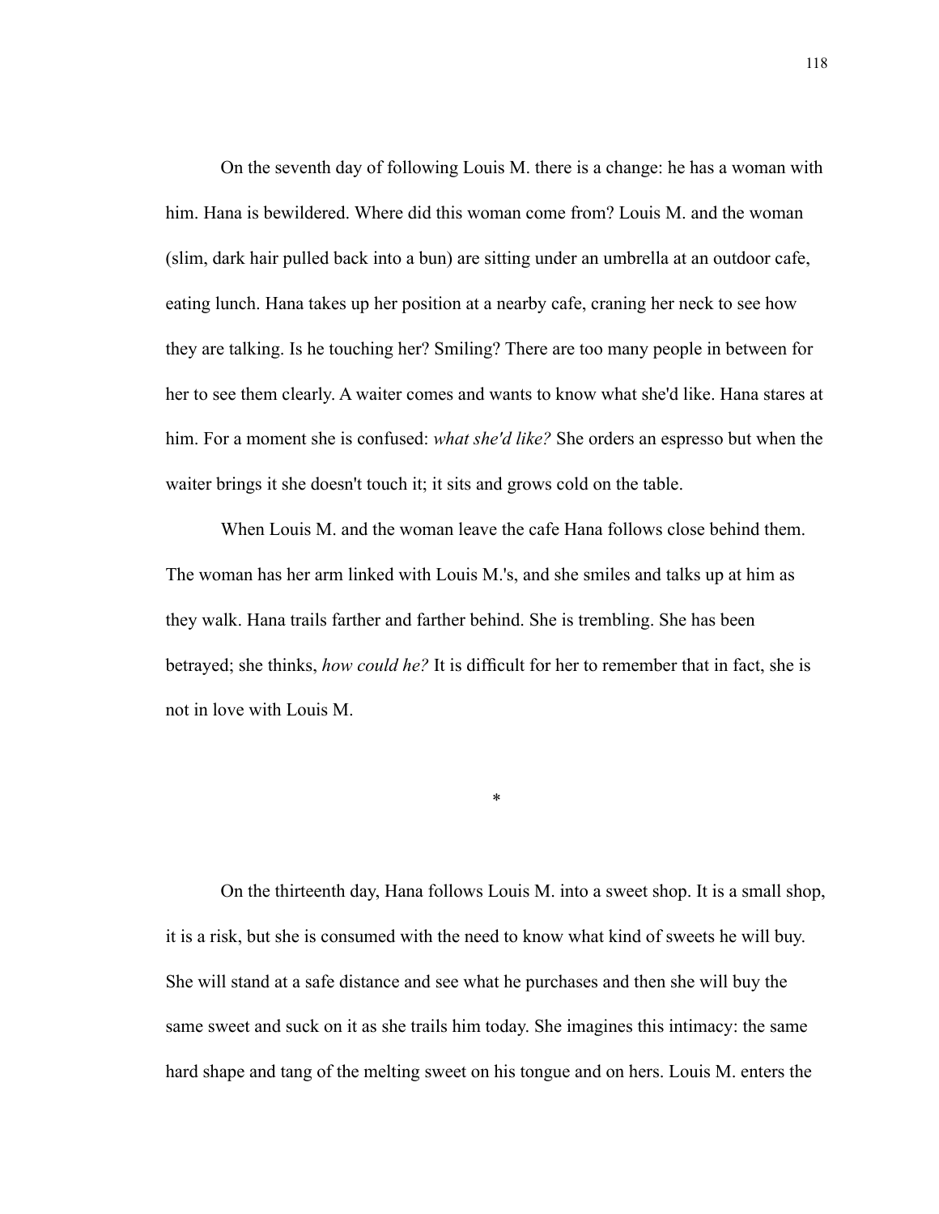On the seventh day of following Louis M. there is a change: he has a woman with him. Hana is bewildered. Where did this woman come from? Louis M. and the woman (slim, dark hair pulled back into a bun) are sitting under an umbrella at an outdoor cafe, eating lunch. Hana takes up her position at a nearby cafe, craning her neck to see how they are talking. Is he touching her? Smiling? There are too many people in between for her to see them clearly. A waiter comes and wants to know what she'd like. Hana stares at him. For a moment she is confused: *what she'd like?* She orders an espresso but when the waiter brings it she doesn't touch it; it sits and grows cold on the table.

When Louis M. and the woman leave the cafe Hana follows close behind them. The woman has her arm linked with Louis M.'s, and she smiles and talks up at him as they walk. Hana trails farther and farther behind. She is trembling. She has been betrayed; she thinks, *how could he?* It is difficult for her to remember that in fact, she is not in love with Louis M.

*

On the thirteenth day, Hana follows Louis M. into a sweet shop. It is a small shop, it is a risk, but she is consumed with the need to know what kind of sweets he will buy. She will stand at a safe distance and see what he purchases and then she will buy the same sweet and suck on it as she trails him today. She imagines this intimacy: the same hard shape and tang of the melting sweet on his tongue and on hers. Louis M. enters the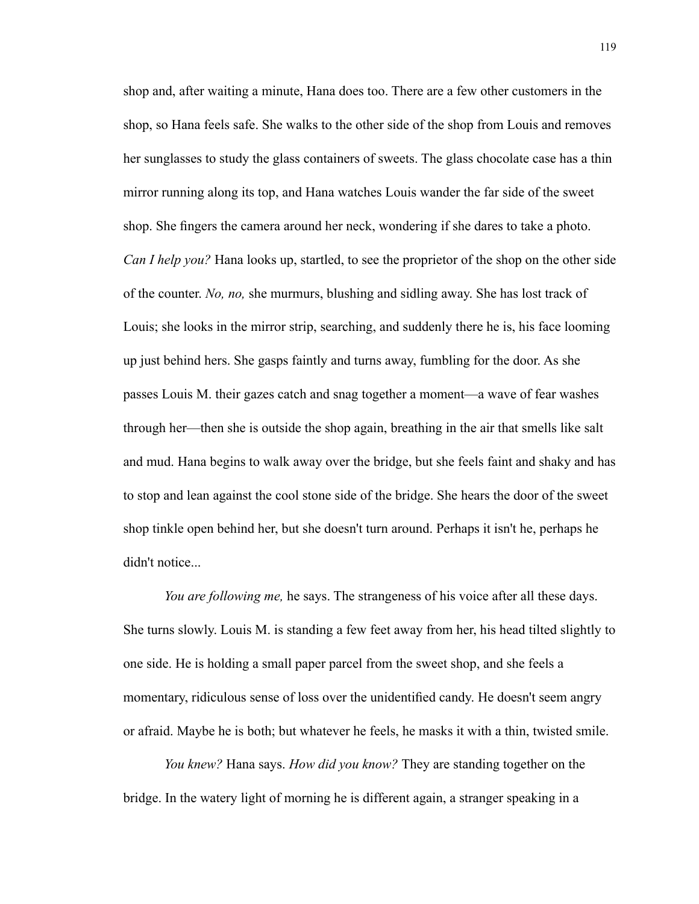shop and, after waiting a minute, Hana does too. There are a few other customers in the shop, so Hana feels safe. She walks to the other side of the shop from Louis and removes her sunglasses to study the glass containers of sweets. The glass chocolate case has a thin mirror running along its top, and Hana watches Louis wander the far side of the sweet shop. She fingers the camera around her neck, wondering if she dares to take a photo. *Can I help you?* Hana looks up, startled, to see the proprietor of the shop on the other side of the counter. *No, no,* she murmurs, blushing and sidling away. She has lost track of Louis; she looks in the mirror strip, searching, and suddenly there he is, his face looming up just behind hers. She gasps faintly and turns away, fumbling for the door. As she passes Louis M. their gazes catch and snag together a moment—a wave of fear washes through her—then she is outside the shop again, breathing in the air that smells like salt and mud. Hana begins to walk away over the bridge, but she feels faint and shaky and has to stop and lean against the cool stone side of the bridge. She hears the door of the sweet shop tinkle open behind her, but she doesn't turn around. Perhaps it isn't he, perhaps he didn't notice...

*You are following me,* he says. The strangeness of his voice after all these days. She turns slowly. Louis M. is standing a few feet away from her, his head tilted slightly to one side. He is holding a small paper parcel from the sweet shop, and she feels a momentary, ridiculous sense of loss over the unidentified candy. He doesn't seem angry or afraid. Maybe he is both; but whatever he feels, he masks it with a thin, twisted smile.

*You knew?* Hana says. *How did you know?* They are standing together on the bridge. In the watery light of morning he is different again, a stranger speaking in a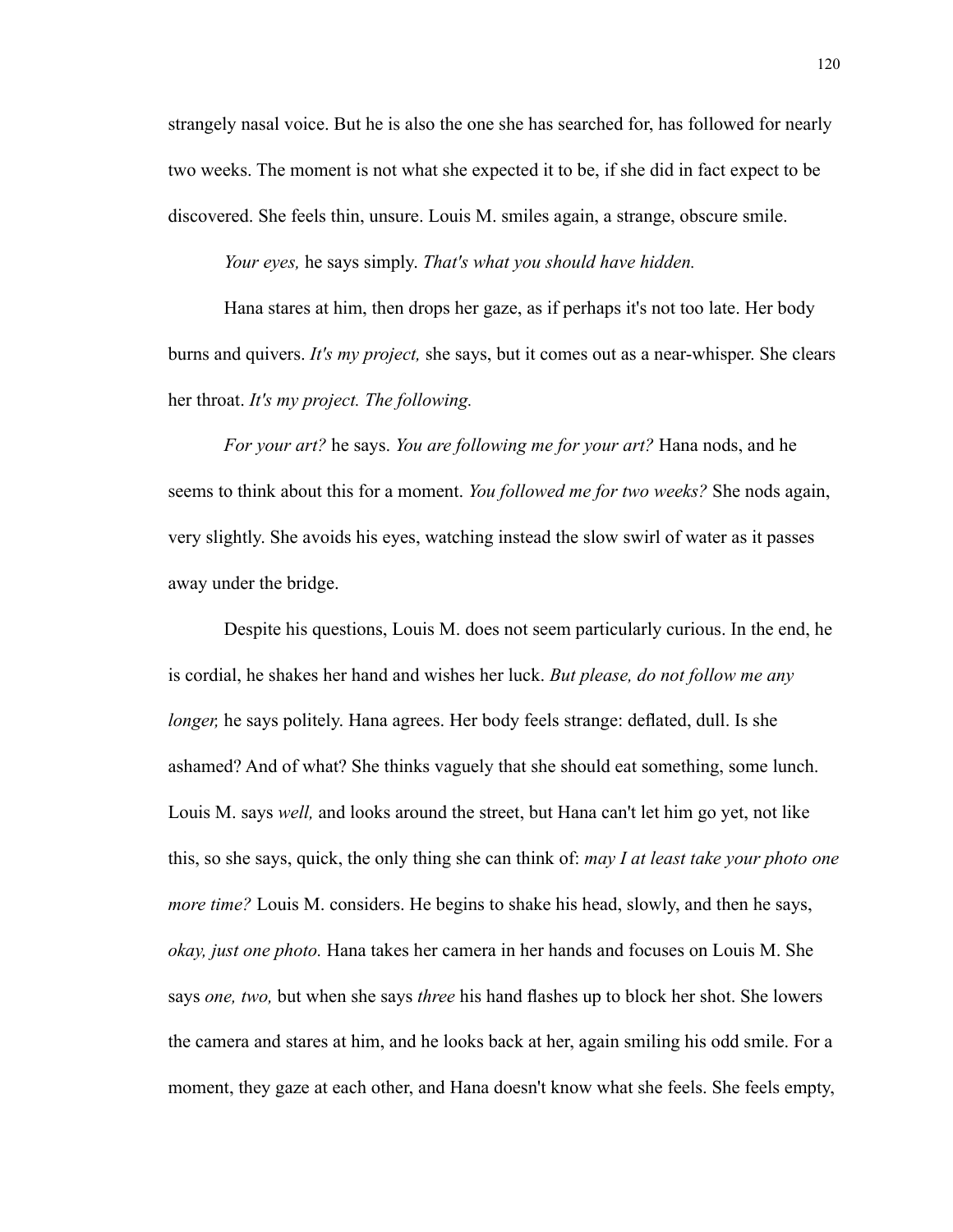strangely nasal voice. But he is also the one she has searched for, has followed for nearly two weeks. The moment is not what she expected it to be, if she did in fact expect to be discovered. She feels thin, unsure. Louis M. smiles again, a strange, obscure smile.

*Your eyes,* he says simply. *That's what you should have hidden.*

Hana stares at him, then drops her gaze, as if perhaps it's not too late. Her body burns and quivers. *It's my project,* she says, but it comes out as a near-whisper. She clears her throat. *It's my project. The following.*

*For your art?* he says. *You are following me for your art?* Hana nods, and he seems to think about this for a moment. *You followed me for two weeks?* She nods again, very slightly. She avoids his eyes, watching instead the slow swirl of water as it passes away under the bridge.

Despite his questions, Louis M. does not seem particularly curious. In the end, he is cordial, he shakes her hand and wishes her luck. *But please, do not follow me any longer,* he says politely. Hana agrees. Her body feels strange: deflated, dull. Is she ashamed? And of what? She thinks vaguely that she should eat something, some lunch. Louis M. says *well,* and looks around the street, but Hana can't let him go yet, not like this, so she says, quick, the only thing she can think of: *may I at least take your photo one more time?* Louis M. considers. He begins to shake his head, slowly, and then he says, *okay, just one photo.* Hana takes her camera in her hands and focuses on Louis M. She says *one, two,* but when she says *three* his hand flashes up to block her shot. She lowers the camera and stares at him, and he looks back at her, again smiling his odd smile. For a moment, they gaze at each other, and Hana doesn't know what she feels. She feels empty,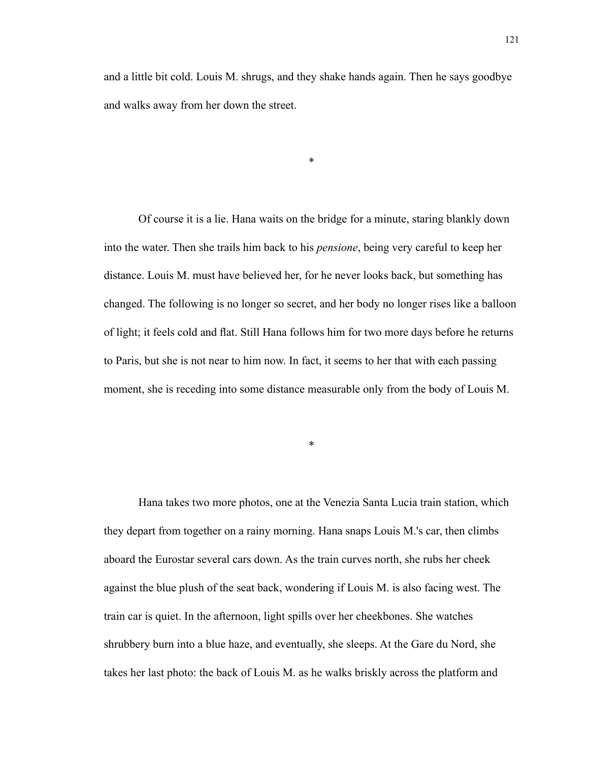and a little bit cold. Louis M. shrugs, and they shake hands again. Then he says goodbye and walks away from her down the street.

*

Of course it is a lie. Hana waits on the bridge for a minute, staring blankly down into the water. Then she trails him back to his *pensione*, being very careful to keep her distance. Louis M. must have believed her, for he never looks back, but something has changed. The following is no longer so secret, and her body no longer rises like a balloon of light; it feels cold and flat. Still Hana follows him for two more days before he returns to Paris, but she is not near to him now. In fact, it seems to her that with each passing moment, she is receding into some distance measurable only from the body of Louis M.

*

Hana takes two more photos, one at the Venezia Santa Lucia train station, which they depart from together on a rainy morning. Hana snaps Louis M.'s car, then climbs aboard the Eurostar several cars down. As the train curves north, she rubs her cheek against the blue plush of the seat back, wondering if Louis M. is also facing west. The train car is quiet. In the afternoon, light spills over her cheekbones. She watches shrubbery burn into a blue haze, and eventually, she sleeps. At the Gare du Nord, she takes her last photo: the back of Louis M. as he walks briskly across the platform and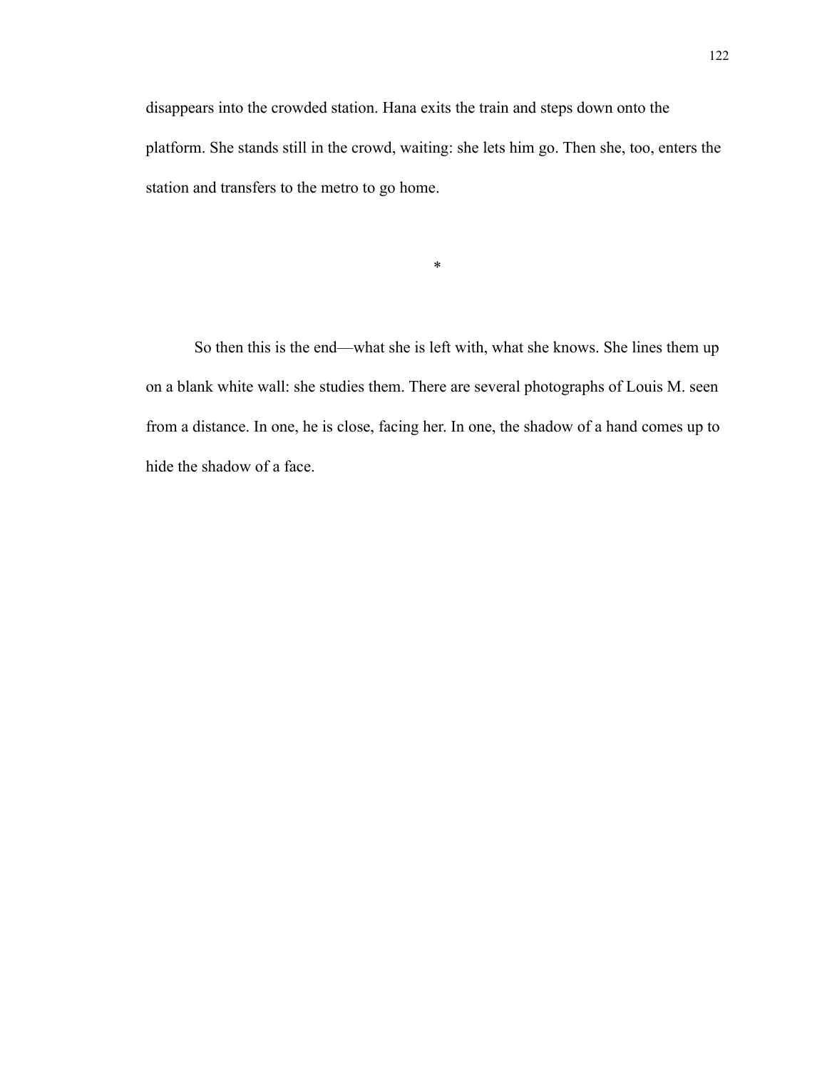disappears into the crowded station. Hana exits the train and steps down onto the platform. She stands still in the crowd, waiting: she lets him go. Then she, too, enters the station and transfers to the metro to go home.

*

So then this is the end—what she is left with, what she knows. She lines them up on a blank white wall: she studies them. There are several photographs of Louis M. seen from a distance. In one, he is close, facing her. In one, the shadow of a hand comes up to hide the shadow of a face.